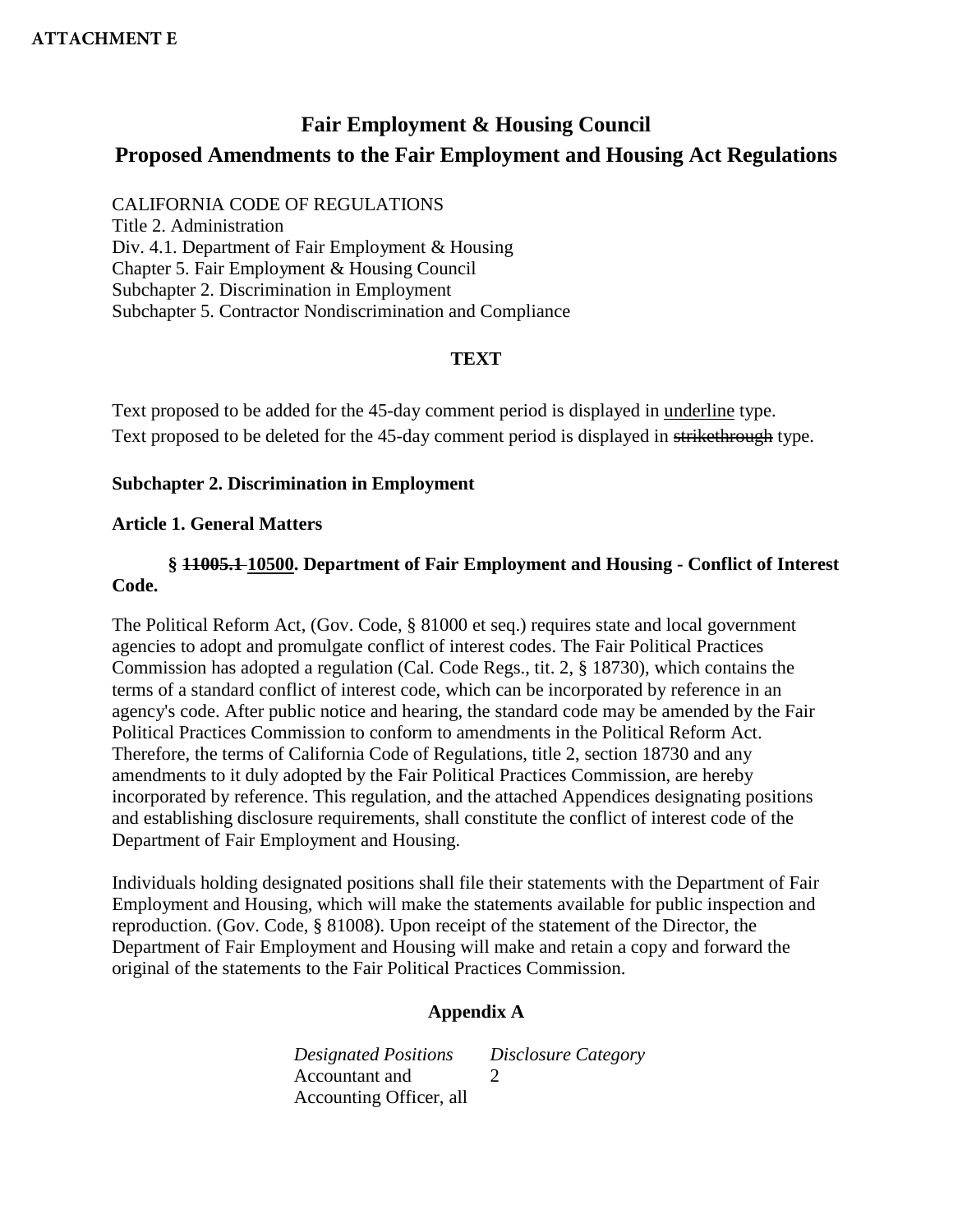**ATTACHMENT E**

# Fair Employment & Housing Council
## Proposed Amendments to the Fair Employment and Housing Act Regulations

CALIFORNIA CODE OF REGULATIONS
Title 2. Administration
Div. 4.1. Department of Fair Employment & Housing
Chapter 5. Fair Employment & Housing Council
Subchapter 2. Discrimination in Employment
Subchapter 5. Contractor Nondiscrimination and Compliance

**TEXT**

Text proposed to be added for the 45-day comment period is displayed in <u>underline</u> type.
Text proposed to be deleted for the 45-day comment period is displayed in ~~strikethrough~~ type.

**Subchapter 2. Discrimination in Employment**

**Article 1. General Matters**

**§ ~~11005.1~~ <u>10500</u>. Department of Fair Employment and Housing - Conflict of Interest Code.**

The Political Reform Act, (Gov. Code, § 81000 et seq.) requires state and local government agencies to adopt and promulgate conflict of interest codes. The Fair Political Practices Commission has adopted a regulation (Cal. Code Regs., tit. 2, § 18730), which contains the terms of a standard conflict of interest code, which can be incorporated by reference in an agency's code. After public notice and hearing, the standard code may be amended by the Fair Political Practices Commission to conform to amendments in the Political Reform Act. Therefore, the terms of California Code of Regulations, title 2, section 18730 and any amendments to it duly adopted by the Fair Political Practices Commission, are hereby incorporated by reference. This regulation, and the attached Appendices designating positions and establishing disclosure requirements, shall constitute the conflict of interest code of the Department of Fair Employment and Housing.

Individuals holding designated positions shall file their statements with the Department of Fair Employment and Housing, which will make the statements available for public inspection and reproduction. (Gov. Code, § 81008). Upon receipt of the statement of the Director, the Department of Fair Employment and Housing will make and retain a copy and forward the original of the statements to the Fair Political Practices Commission.

**Appendix A**

| *Designated Positions* | *Disclosure Category* |
| --- | --- |
| Accountant and Accounting Officer, all | 2 |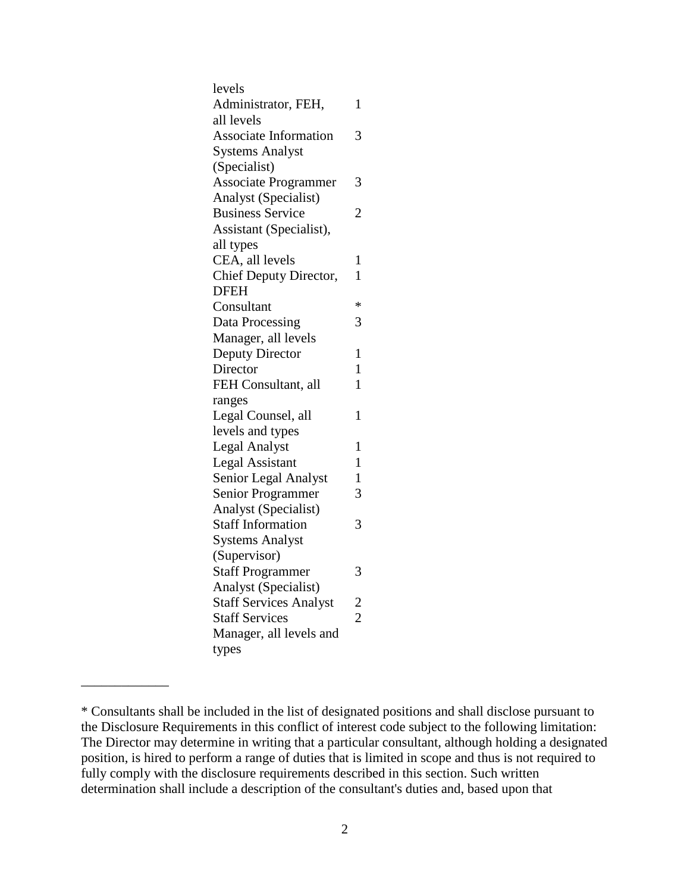| | |
|---|---|
| levels | |
| Administrator, FEH, all levels | 1 |
| Associate Information Systems Analyst (Specialist) | 3 |
| Associate Programmer Analyst (Specialist) | 3 |
| Business Service Assistant (Specialist), all types | 2 |
| CEA, all levels | 1 |
| Chief Deputy Director, DFEH | 1 |
| Consultant | * |
| Data Processing Manager, all levels | 3 |
| Deputy Director | 1 |
| Director | 1 |
| FEH Consultant, all ranges | 1 |
| Legal Counsel, all levels and types | 1 |
| Legal Analyst | 1 |
| Legal Assistant | 1 |
| Senior Legal Analyst | 1 |
| Senior Programmer Analyst (Specialist) | 3 |
| Staff Information Systems Analyst (Supervisor) | 3 |
| Staff Programmer Analyst (Specialist) | 3 |
| Staff Services Analyst | 2 |
| Staff Services Manager, all levels and types | 2 |

---

* Consultants shall be included in the list of designated positions and shall disclose pursuant to the Disclosure Requirements in this conflict of interest code subject to the following limitation: The Director may determine in writing that a particular consultant, although holding a designated position, is hired to perform a range of duties that is limited in scope and thus is not required to fully comply with the disclosure requirements described in this section. Such written determination shall include a description of the consultant's duties and, based upon that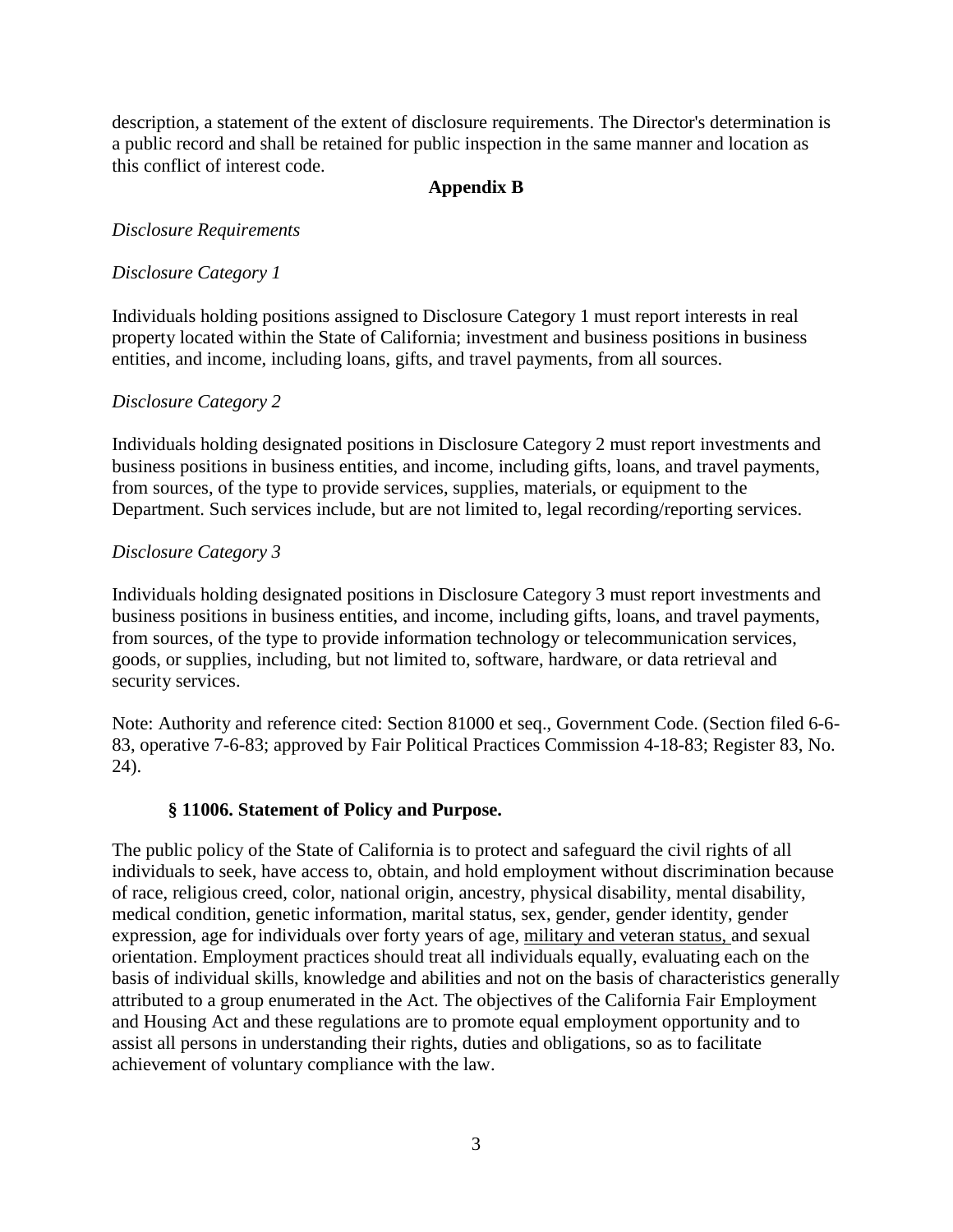description, a statement of the extent of disclosure requirements. The Director's determination is a public record and shall be retained for public inspection in the same manner and location as this conflict of interest code.

## Appendix B

*Disclosure Requirements*

*Disclosure Category 1*

Individuals holding positions assigned to Disclosure Category 1 must report interests in real property located within the State of California; investment and business positions in business entities, and income, including loans, gifts, and travel payments, from all sources.

*Disclosure Category 2*

Individuals holding designated positions in Disclosure Category 2 must report investments and business positions in business entities, and income, including gifts, loans, and travel payments, from sources, of the type to provide services, supplies, materials, or equipment to the Department. Such services include, but are not limited to, legal recording/reporting services.

*Disclosure Category 3*

Individuals holding designated positions in Disclosure Category 3 must report investments and business positions in business entities, and income, including gifts, loans, and travel payments, from sources, of the type to provide information technology or telecommunication services, goods, or supplies, including, but not limited to, software, hardware, or data retrieval and security services.

Note: Authority and reference cited: Section 81000 et seq., Government Code. (Section filed 6-6-83, operative 7-6-83; approved by Fair Political Practices Commission 4-18-83; Register 83, No. 24).

### § 11006. Statement of Policy and Purpose.

The public policy of the State of California is to protect and safeguard the civil rights of all individuals to seek, have access to, obtain, and hold employment without discrimination because of race, religious creed, color, national origin, ancestry, physical disability, mental disability, medical condition, genetic information, marital status, sex, gender, gender identity, gender expression, age for individuals over forty years of age, <u>military and veteran status,</u> and sexual orientation. Employment practices should treat all individuals equally, evaluating each on the basis of individual skills, knowledge and abilities and not on the basis of characteristics generally attributed to a group enumerated in the Act. The objectives of the California Fair Employment and Housing Act and these regulations are to promote equal employment opportunity and to assist all persons in understanding their rights, duties and obligations, so as to facilitate achievement of voluntary compliance with the law.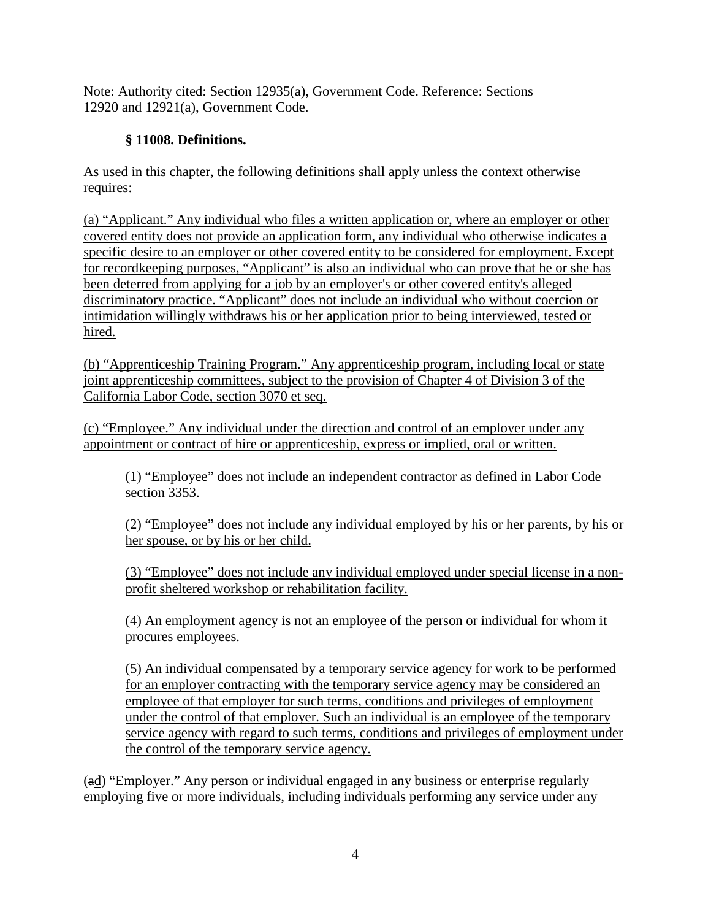Note: Authority cited: Section 12935(a), Government Code. Reference: Sections 12920 and 12921(a), Government Code.

### § 11008. Definitions.

As used in this chapter, the following definitions shall apply unless the context otherwise requires:

<u>(a) "Applicant." Any individual who files a written application or, where an employer or other covered entity does not provide an application form, any individual who otherwise indicates a specific desire to an employer or other covered entity to be considered for employment. Except for recordkeeping purposes, "Applicant" is also an individual who can prove that he or she has been deterred from applying for a job by an employer's or other covered entity's alleged discriminatory practice. "Applicant" does not include an individual who without coercion or intimidation willingly withdraws his or her application prior to being interviewed, tested or hired.</u>

<u>(b) "Apprenticeship Training Program." Any apprenticeship program, including local or state joint apprenticeship committees, subject to the provision of Chapter 4 of Division 3 of the California Labor Code, section 3070 et seq.</u>

<u>(c) "Employee." Any individual under the direction and control of an employer under any appointment or contract of hire or apprenticeship, express or implied, oral or written.</u>

> <u>(1) "Employee" does not include an independent contractor as defined in Labor Code section 3353.</u>
>
> <u>(2) "Employee" does not include any individual employed by his or her parents, by his or her spouse, or by his or her child.</u>
>
> <u>(3) "Employee" does not include any individual employed under special license in a non-profit sheltered workshop or rehabilitation facility.</u>
>
> <u>(4) An employment agency is not an employee of the person or individual for whom it procures employees.</u>
>
> <u>(5) An individual compensated by a temporary service agency for work to be performed for an employer contracting with the temporary service agency may be considered an employee of that employer for such terms, conditions and privileges of employment under the control of that employer. Such an individual is an employee of the temporary service agency with regard to such terms, conditions and privileges of employment under the control of the temporary service agency.</u>

(~~a~~<u>d</u>) "Employer." Any person or individual engaged in any business or enterprise regularly employing five or more individuals, including individuals performing any service under any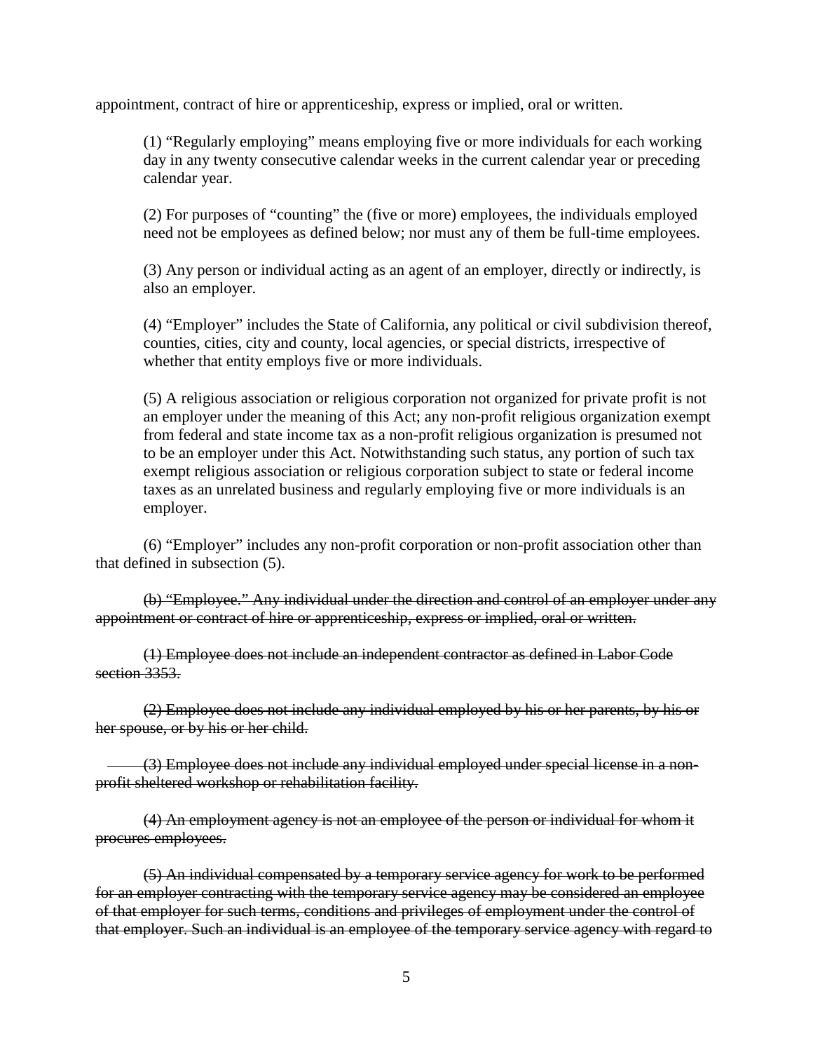appointment, contract of hire or apprenticeship, express or implied, oral or written.

> (1) "Regularly employing" means employing five or more individuals for each working day in any twenty consecutive calendar weeks in the current calendar year or preceding calendar year.
>
> (2) For purposes of "counting" the (five or more) employees, the individuals employed need not be employees as defined below; nor must any of them be full-time employees.
>
> (3) Any person or individual acting as an agent of an employer, directly or indirectly, is also an employer.
>
> (4) "Employer" includes the State of California, any political or civil subdivision thereof, counties, cities, city and county, local agencies, or special districts, irrespective of whether that entity employs five or more individuals.
>
> (5) A religious association or religious corporation not organized for private profit is not an employer under the meaning of this Act; any non-profit religious organization exempt from federal and state income tax as a non-profit religious organization is presumed not to be an employer under this Act. Notwithstanding such status, any portion of such tax exempt religious association or religious corporation subject to state or federal income taxes as an unrelated business and regularly employing five or more individuals is an employer.

(6) "Employer" includes any non-profit corporation or non-profit association other than that defined in subsection (5).

~~(b) "Employee." Any individual under the direction and control of an employer under any appointment or contract of hire or apprenticeship, express or implied, oral or written.~~

~~(1) Employee does not include an independent contractor as defined in Labor Code section 3353.~~

~~(2) Employee does not include any individual employed by his or her parents, by his or her spouse, or by his or her child.~~

~~(3) Employee does not include any individual employed under special license in a non-profit sheltered workshop or rehabilitation facility.~~

~~(4) An employment agency is not an employee of the person or individual for whom it procures employees.~~

~~(5) An individual compensated by a temporary service agency for work to be performed for an employer contracting with the temporary service agency may be considered an employee of that employer for such terms, conditions and privileges of employment under the control of that employer. Such an individual is an employee of the temporary service agency with regard to~~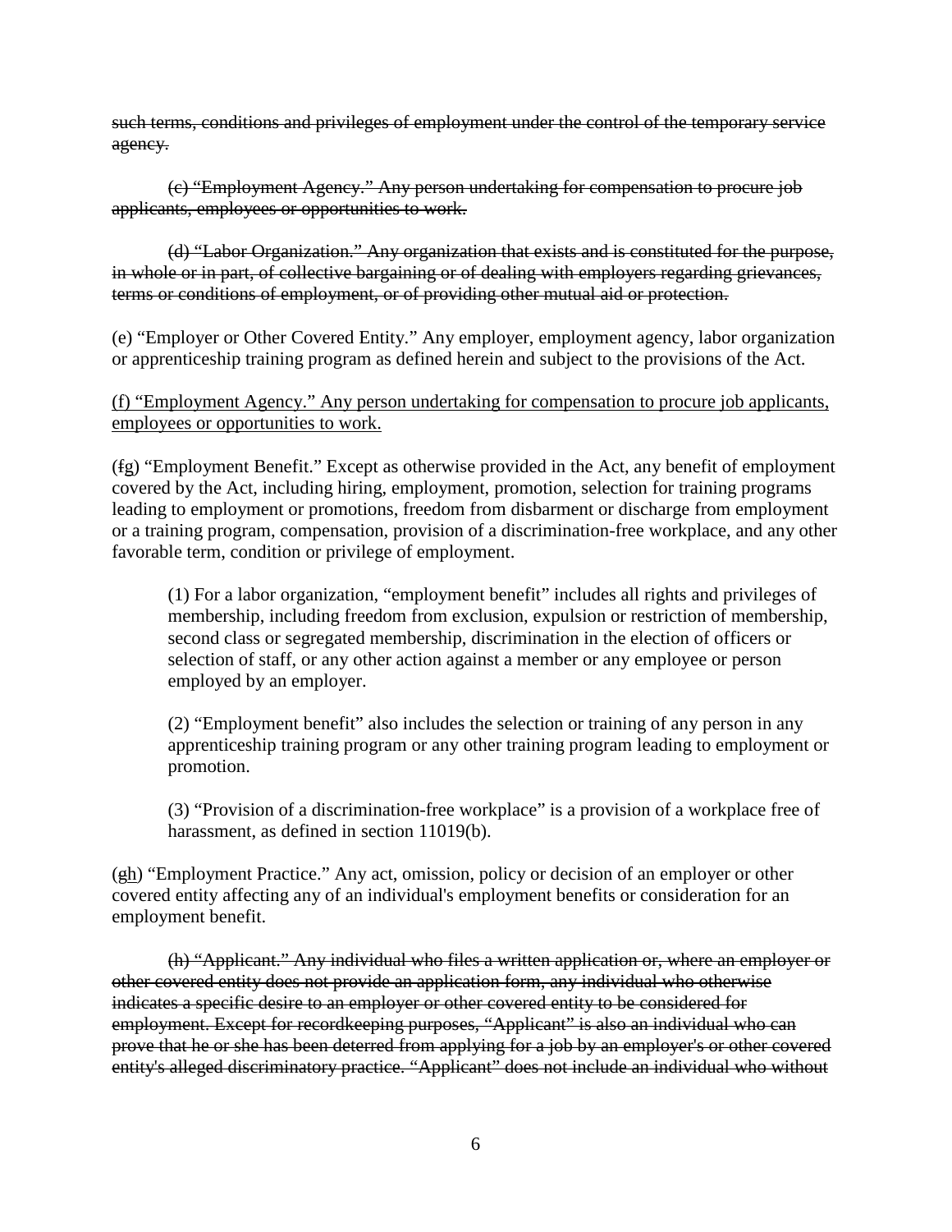~~such terms, conditions and privileges of employment under the control of the temporary service agency.~~

~~(c) "Employment Agency." Any person undertaking for compensation to procure job applicants, employees or opportunities to work.~~

~~(d) "Labor Organization." Any organization that exists and is constituted for the purpose, in whole or in part, of collective bargaining or of dealing with employers regarding grievances, terms or conditions of employment, or of providing other mutual aid or protection.~~

(e) "Employer or Other Covered Entity." Any employer, employment agency, labor organization or apprenticeship training program as defined herein and subject to the provisions of the Act.

<u>(f) "Employment Agency." Any person undertaking for compensation to procure job applicants, employees or opportunities to work.</u>

(~~f~~<u>g</u>) "Employment Benefit." Except as otherwise provided in the Act, any benefit of employment covered by the Act, including hiring, employment, promotion, selection for training programs leading to employment or promotions, freedom from disbarment or discharge from employment or a training program, compensation, provision of a discrimination-free workplace, and any other favorable term, condition or privilege of employment.

> (1) For a labor organization, "employment benefit" includes all rights and privileges of membership, including freedom from exclusion, expulsion or restriction of membership, second class or segregated membership, discrimination in the election of officers or selection of staff, or any other action against a member or any employee or person employed by an employer.
>
> (2) "Employment benefit" also includes the selection or training of any person in any apprenticeship training program or any other training program leading to employment or promotion.
>
> (3) "Provision of a discrimination-free workplace" is a provision of a workplace free of harassment, as defined in section 11019(b).

(~~g~~<u>h</u>) "Employment Practice." Any act, omission, policy or decision of an employer or other covered entity affecting any of an individual's employment benefits or consideration for an employment benefit.

~~(h) "Applicant." Any individual who files a written application or, where an employer or other covered entity does not provide an application form, any individual who otherwise indicates a specific desire to an employer or other covered entity to be considered for employment. Except for recordkeeping purposes, "Applicant" is also an individual who can prove that he or she has been deterred from applying for a job by an employer's or other covered entity's alleged discriminatory practice. "Applicant" does not include an individual who without~~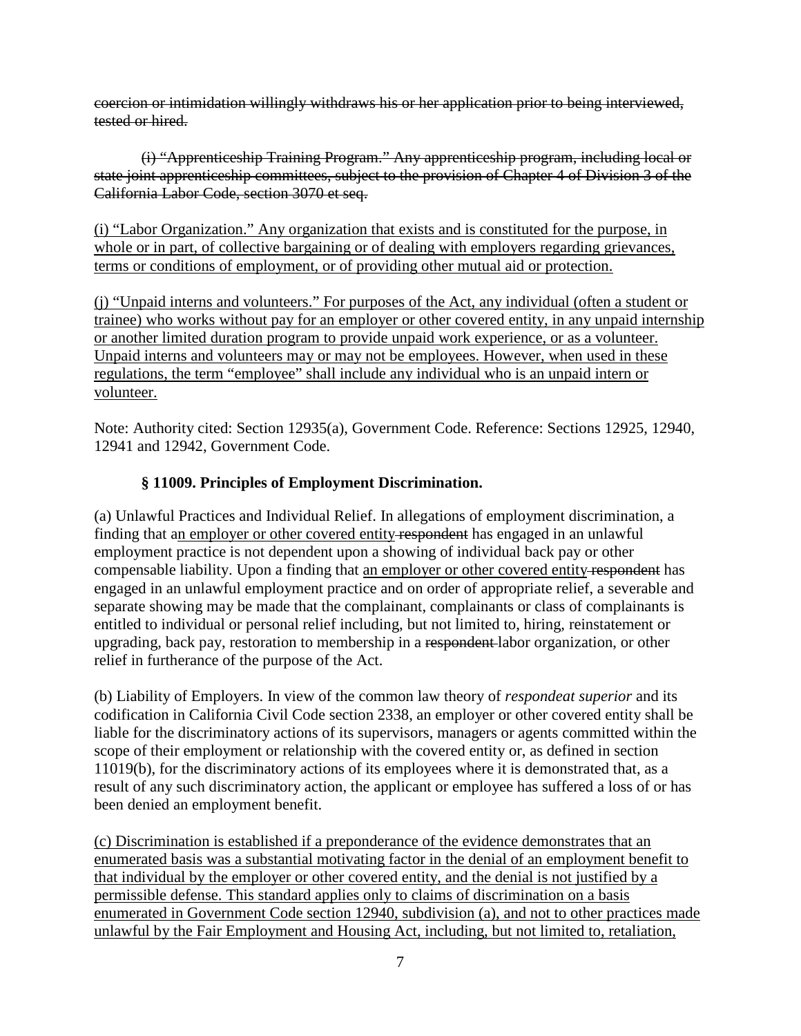~~coercion or intimidation willingly withdraws his or her application prior to being interviewed, tested or hired.~~

~~(i) "Apprenticeship Training Program." Any apprenticeship program, including local or state joint apprenticeship committees, subject to the provision of Chapter 4 of Division 3 of the California Labor Code, section 3070 et seq.~~

<u>(i) "Labor Organization." Any organization that exists and is constituted for the purpose, in whole or in part, of collective bargaining or of dealing with employers regarding grievances, terms or conditions of employment, or of providing other mutual aid or protection.</u>

<u>(j) "Unpaid interns and volunteers." For purposes of the Act, any individual (often a student or trainee) who works without pay for an employer or other covered entity, in any unpaid internship or another limited duration program to provide unpaid work experience, or as a volunteer. Unpaid interns and volunteers may or may not be employees. However, when used in these regulations, the term "employee" shall include any individual who is an unpaid intern or volunteer.</u>

Note: Authority cited: Section 12935(a), Government Code. Reference: Sections 12925, 12940, 12941 and 12942, Government Code.

### § 11009. Principles of Employment Discrimination.

(a) Unlawful Practices and Individual Relief. In allegations of employment discrimination, a finding that a<u>n employer or other covered entity</u> ~~respondent~~ has engaged in an unlawful employment practice is not dependent upon a showing of individual back pay or other compensable liability. Upon a finding that <u>an employer or other covered entity</u> ~~respondent~~ has engaged in an unlawful employment practice and on order of appropriate relief, a severable and separate showing may be made that the complainant, complainants or class of complainants is entitled to individual or personal relief including, but not limited to, hiring, reinstatement or upgrading, back pay, restoration to membership in a ~~respondent~~ labor organization, or other relief in furtherance of the purpose of the Act.

(b) Liability of Employers. In view of the common law theory of *respondeat superior* and its codification in California Civil Code section 2338, an employer or other covered entity shall be liable for the discriminatory actions of its supervisors, managers or agents committed within the scope of their employment or relationship with the covered entity or, as defined in section 11019(b), for the discriminatory actions of its employees where it is demonstrated that, as a result of any such discriminatory action, the applicant or employee has suffered a loss of or has been denied an employment benefit.

<u>(c) Discrimination is established if a preponderance of the evidence demonstrates that an enumerated basis was a substantial motivating factor in the denial of an employment benefit to that individual by the employer or other covered entity, and the denial is not justified by a permissible defense. This standard applies only to claims of discrimination on a basis enumerated in Government Code section 12940, subdivision (a), and not to other practices made unlawful by the Fair Employment and Housing Act, including, but not limited to, retaliation,</u>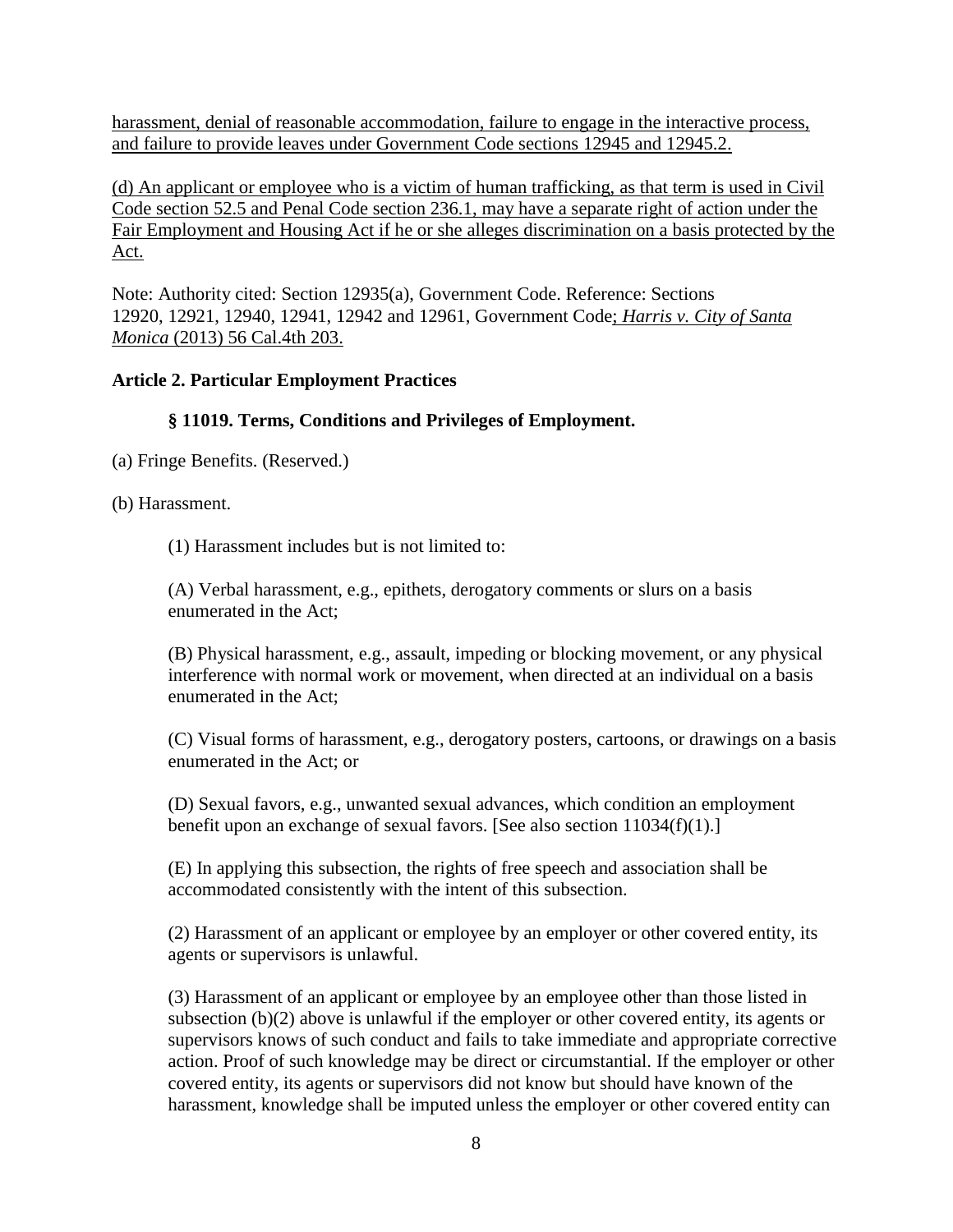harassment, denial of reasonable accommodation, failure to engage in the interactive process, and failure to provide leaves under Government Code sections 12945 and 12945.2.

(d) An applicant or employee who is a victim of human trafficking, as that term is used in Civil Code section 52.5 and Penal Code section 236.1, may have a separate right of action under the Fair Employment and Housing Act if he or she alleges discrimination on a basis protected by the Act.

Note: Authority cited: Section 12935(a), Government Code. Reference: Sections 12920, 12921, 12940, 12941, 12942 and 12961, Government Code; *Harris v. City of Santa Monica* (2013) 56 Cal.4th 203.

**Article 2. Particular Employment Practices**

**§ 11019. Terms, Conditions and Privileges of Employment.**

(a) Fringe Benefits. (Reserved.)

(b) Harassment.

(1) Harassment includes but is not limited to:

(A) Verbal harassment, e.g., epithets, derogatory comments or slurs on a basis enumerated in the Act;

(B) Physical harassment, e.g., assault, impeding or blocking movement, or any physical interference with normal work or movement, when directed at an individual on a basis enumerated in the Act;

(C) Visual forms of harassment, e.g., derogatory posters, cartoons, or drawings on a basis enumerated in the Act; or

(D) Sexual favors, e.g., unwanted sexual advances, which condition an employment benefit upon an exchange of sexual favors. [See also section 11034(f)(1).]

(E) In applying this subsection, the rights of free speech and association shall be accommodated consistently with the intent of this subsection.

(2) Harassment of an applicant or employee by an employer or other covered entity, its agents or supervisors is unlawful.

(3) Harassment of an applicant or employee by an employee other than those listed in subsection (b)(2) above is unlawful if the employer or other covered entity, its agents or supervisors knows of such conduct and fails to take immediate and appropriate corrective action. Proof of such knowledge may be direct or circumstantial. If the employer or other covered entity, its agents or supervisors did not know but should have known of the harassment, knowledge shall be imputed unless the employer or other covered entity can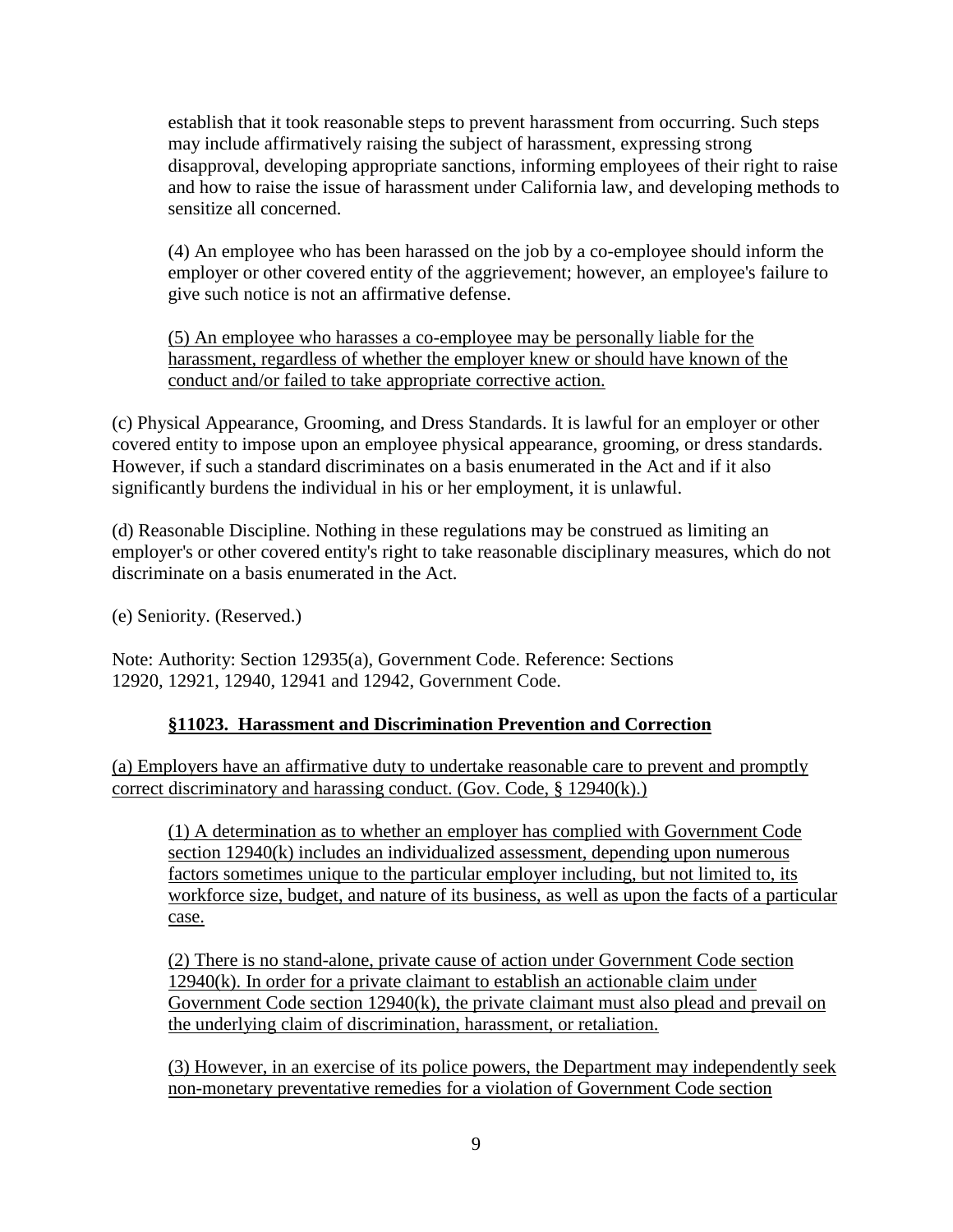establish that it took reasonable steps to prevent harassment from occurring. Such steps may include affirmatively raising the subject of harassment, expressing strong disapproval, developing appropriate sanctions, informing employees of their right to raise and how to raise the issue of harassment under California law, and developing methods to sensitize all concerned.

(4) An employee who has been harassed on the job by a co-employee should inform the employer or other covered entity of the aggrievement; however, an employee's failure to give such notice is not an affirmative defense.

(5) An employee who harasses a co-employee may be personally liable for the harassment, regardless of whether the employer knew or should have known of the conduct and/or failed to take appropriate corrective action.

(c) Physical Appearance, Grooming, and Dress Standards. It is lawful for an employer or other covered entity to impose upon an employee physical appearance, grooming, or dress standards. However, if such a standard discriminates on a basis enumerated in the Act and if it also significantly burdens the individual in his or her employment, it is unlawful.

(d) Reasonable Discipline. Nothing in these regulations may be construed as limiting an employer's or other covered entity's right to take reasonable disciplinary measures, which do not discriminate on a basis enumerated in the Act.

(e) Seniority. (Reserved.)

Note: Authority: Section 12935(a), Government Code. Reference: Sections 12920, 12921, 12940, 12941 and 12942, Government Code.

### §11023. Harassment and Discrimination Prevention and Correction

(a) Employers have an affirmative duty to undertake reasonable care to prevent and promptly correct discriminatory and harassing conduct. (Gov. Code, § 12940(k).)

(1) A determination as to whether an employer has complied with Government Code section 12940(k) includes an individualized assessment, depending upon numerous factors sometimes unique to the particular employer including, but not limited to, its workforce size, budget, and nature of its business, as well as upon the facts of a particular case.

(2) There is no stand-alone, private cause of action under Government Code section 12940(k). In order for a private claimant to establish an actionable claim under Government Code section 12940(k), the private claimant must also plead and prevail on the underlying claim of discrimination, harassment, or retaliation.

(3) However, in an exercise of its police powers, the Department may independently seek non-monetary preventative remedies for a violation of Government Code section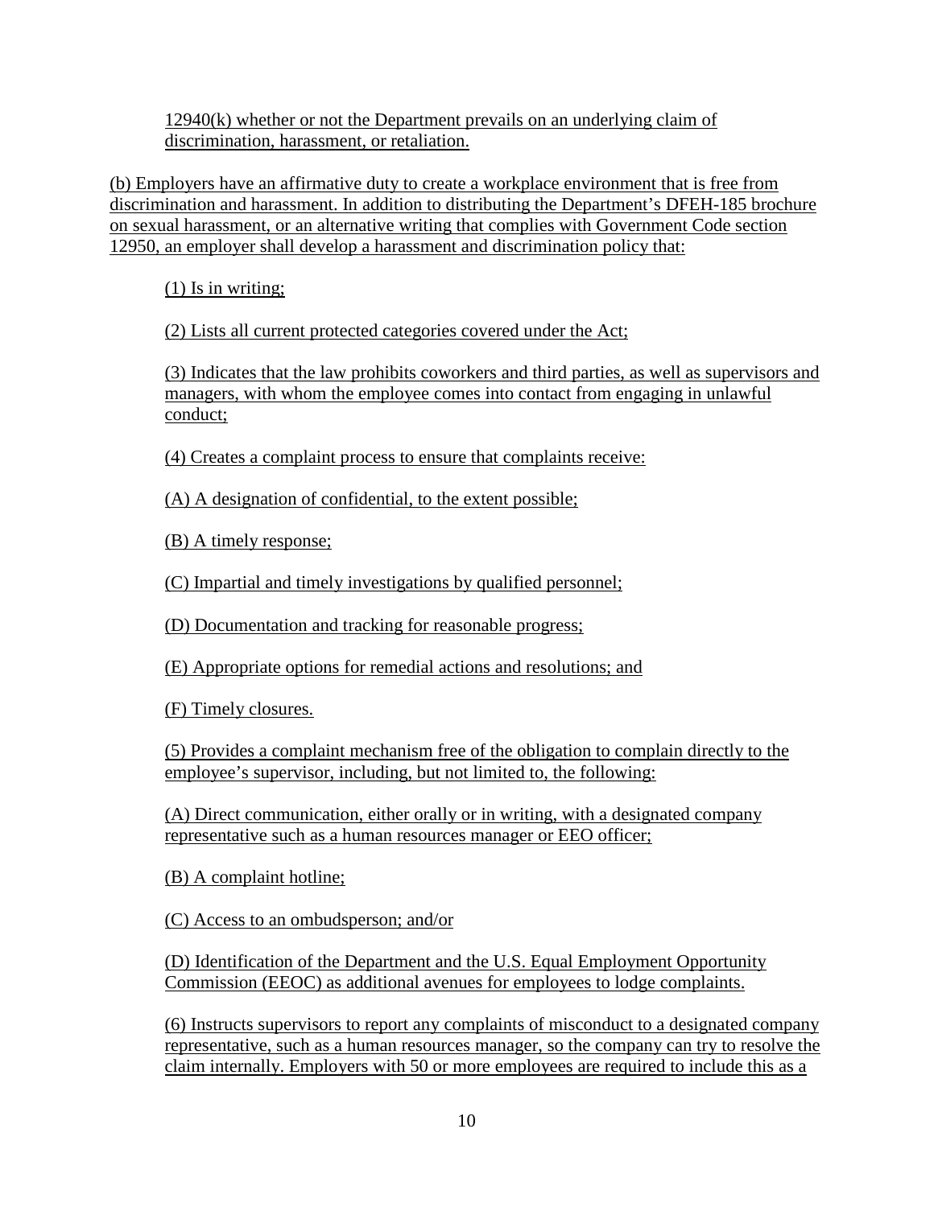12940(k) whether or not the Department prevails on an underlying claim of discrimination, harassment, or retaliation.

(b) Employers have an affirmative duty to create a workplace environment that is free from discrimination and harassment. In addition to distributing the Department's DFEH-185 brochure on sexual harassment, or an alternative writing that complies with Government Code section 12950, an employer shall develop a harassment and discrimination policy that:

(1) Is in writing;

(2) Lists all current protected categories covered under the Act;

(3) Indicates that the law prohibits coworkers and third parties, as well as supervisors and managers, with whom the employee comes into contact from engaging in unlawful conduct;

(4) Creates a complaint process to ensure that complaints receive:

(A) A designation of confidential, to the extent possible;

(B) A timely response;

(C) Impartial and timely investigations by qualified personnel;

(D) Documentation and tracking for reasonable progress;

(E) Appropriate options for remedial actions and resolutions; and

(F) Timely closures.

(5) Provides a complaint mechanism free of the obligation to complain directly to the employee's supervisor, including, but not limited to, the following:

(A) Direct communication, either orally or in writing, with a designated company representative such as a human resources manager or EEO officer;

(B) A complaint hotline;

(C) Access to an ombudsperson; and/or

(D) Identification of the Department and the U.S. Equal Employment Opportunity Commission (EEOC) as additional avenues for employees to lodge complaints.

(6) Instructs supervisors to report any complaints of misconduct to a designated company representative, such as a human resources manager, so the company can try to resolve the claim internally. Employers with 50 or more employees are required to include this as a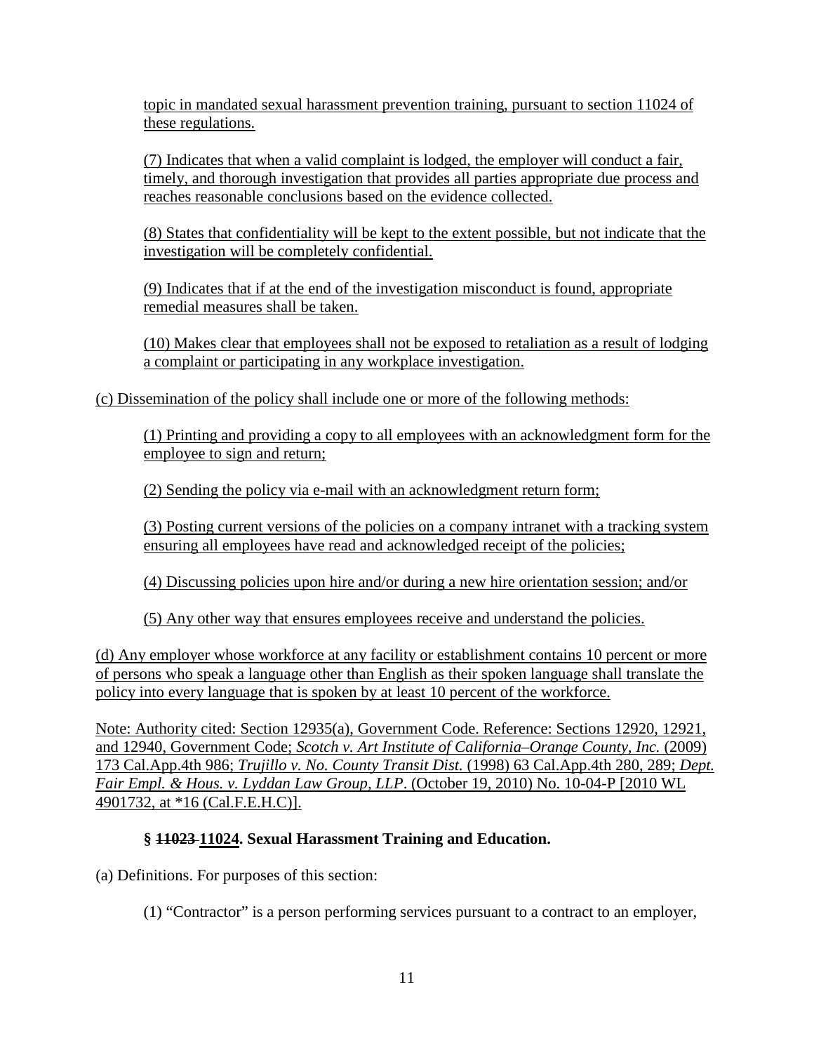topic in mandated sexual harassment prevention training, pursuant to section 11024 of these regulations.

(7) Indicates that when a valid complaint is lodged, the employer will conduct a fair, timely, and thorough investigation that provides all parties appropriate due process and reaches reasonable conclusions based on the evidence collected.

(8) States that confidentiality will be kept to the extent possible, but not indicate that the investigation will be completely confidential.

(9) Indicates that if at the end of the investigation misconduct is found, appropriate remedial measures shall be taken.

(10) Makes clear that employees shall not be exposed to retaliation as a result of lodging a complaint or participating in any workplace investigation.

(c) Dissemination of the policy shall include one or more of the following methods:

(1) Printing and providing a copy to all employees with an acknowledgment form for the employee to sign and return;

(2) Sending the policy via e-mail with an acknowledgment return form;

(3) Posting current versions of the policies on a company intranet with a tracking system ensuring all employees have read and acknowledged receipt of the policies;

(4) Discussing policies upon hire and/or during a new hire orientation session; and/or

(5) Any other way that ensures employees receive and understand the policies.

(d) Any employer whose workforce at any facility or establishment contains 10 percent or more of persons who speak a language other than English as their spoken language shall translate the policy into every language that is spoken by at least 10 percent of the workforce.

Note: Authority cited: Section 12935(a), Government Code. Reference: Sections 12920, 12921, and 12940, Government Code; *Scotch v. Art Institute of California–Orange County, Inc.* (2009) 173 Cal.App.4th 986; *Trujillo v. No. County Transit Dist.* (1998) 63 Cal.App.4th 280, 289; *Dept. Fair Empl. & Hous. v. Lyddan Law Group, LLP*. (October 19, 2010) No. 10-04-P [2010 WL 4901732, at *16 (Cal.F.E.H.C)].

### § ~~11023~~ 11024. Sexual Harassment Training and Education.

(a) Definitions. For purposes of this section:

(1) "Contractor" is a person performing services pursuant to a contract to an employer,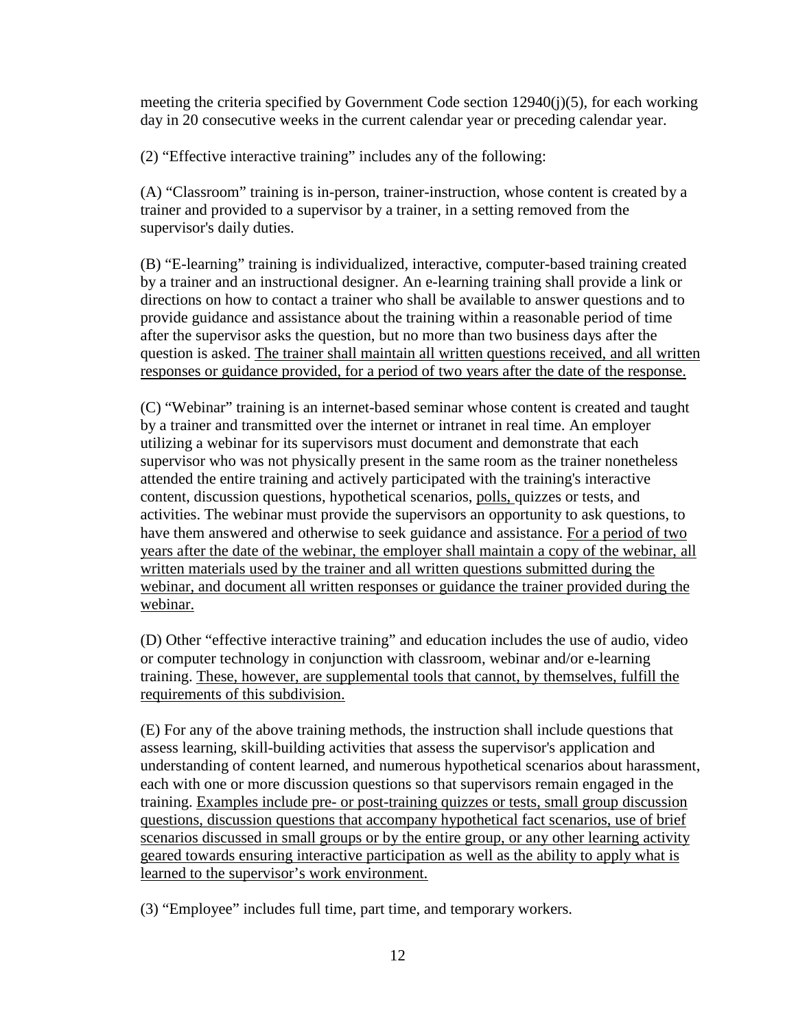meeting the criteria specified by Government Code section 12940(j)(5), for each working day in 20 consecutive weeks in the current calendar year or preceding calendar year.

(2) "Effective interactive training" includes any of the following:

(A) "Classroom" training is in-person, trainer-instruction, whose content is created by a trainer and provided to a supervisor by a trainer, in a setting removed from the supervisor's daily duties.

(B) "E-learning" training is individualized, interactive, computer-based training created by a trainer and an instructional designer. An e-learning training shall provide a link or directions on how to contact a trainer who shall be available to answer questions and to provide guidance and assistance about the training within a reasonable period of time after the supervisor asks the question, but no more than two business days after the question is asked. <u>The trainer shall maintain all written questions received, and all written responses or guidance provided, for a period of two years after the date of the response.</u>

(C) "Webinar" training is an internet-based seminar whose content is created and taught by a trainer and transmitted over the internet or intranet in real time. An employer utilizing a webinar for its supervisors must document and demonstrate that each supervisor who was not physically present in the same room as the trainer nonetheless attended the entire training and actively participated with the training's interactive content, discussion questions, hypothetical scenarios, <u>polls,</u> quizzes or tests, and activities. The webinar must provide the supervisors an opportunity to ask questions, to have them answered and otherwise to seek guidance and assistance. <u>For a period of two years after the date of the webinar, the employer shall maintain a copy of the webinar, all written materials used by the trainer and all written questions submitted during the webinar, and document all written responses or guidance the trainer provided during the webinar.</u>

(D) Other "effective interactive training" and education includes the use of audio, video or computer technology in conjunction with classroom, webinar and/or e-learning training. <u>These, however, are supplemental tools that cannot, by themselves, fulfill the requirements of this subdivision.</u>

(E) For any of the above training methods, the instruction shall include questions that assess learning, skill-building activities that assess the supervisor's application and understanding of content learned, and numerous hypothetical scenarios about harassment, each with one or more discussion questions so that supervisors remain engaged in the training. <u>Examples include pre- or post-training quizzes or tests, small group discussion questions, discussion questions that accompany hypothetical fact scenarios, use of brief scenarios discussed in small groups or by the entire group, or any other learning activity geared towards ensuring interactive participation as well as the ability to apply what is learned to the supervisor's work environment.</u>

(3) "Employee" includes full time, part time, and temporary workers.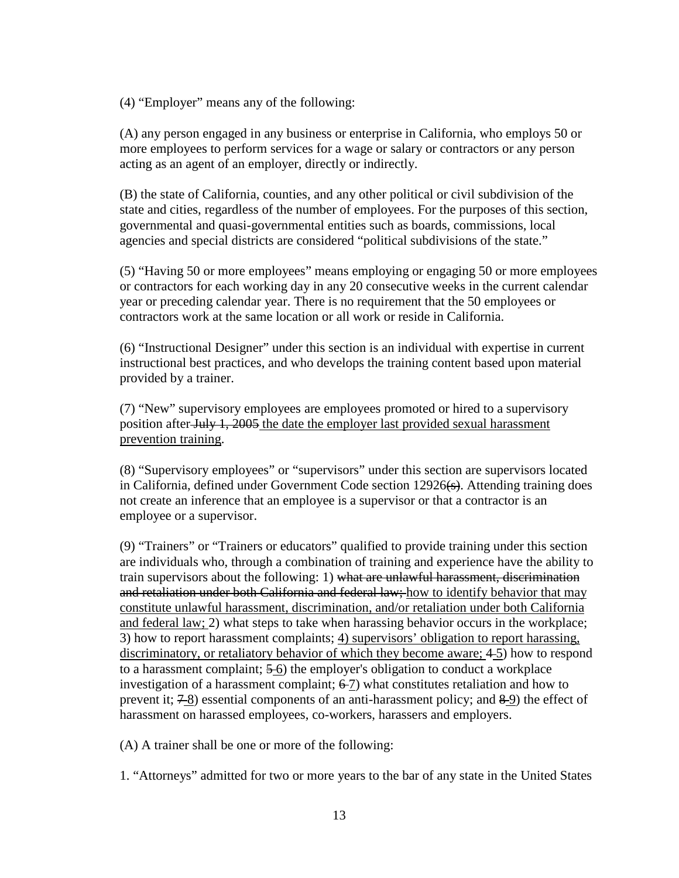(4) "Employer" means any of the following:

(A) any person engaged in any business or enterprise in California, who employs 50 or more employees to perform services for a wage or salary or contractors or any person acting as an agent of an employer, directly or indirectly.

(B) the state of California, counties, and any other political or civil subdivision of the state and cities, regardless of the number of employees. For the purposes of this section, governmental and quasi-governmental entities such as boards, commissions, local agencies and special districts are considered "political subdivisions of the state."

(5) "Having 50 or more employees" means employing or engaging 50 or more employees or contractors for each working day in any 20 consecutive weeks in the current calendar year or preceding calendar year. There is no requirement that the 50 employees or contractors work at the same location or all work or reside in California.

(6) "Instructional Designer" under this section is an individual with expertise in current instructional best practices, and who develops the training content based upon material provided by a trainer.

(7) "New" supervisory employees are employees promoted or hired to a supervisory position after ~~July 1, 2005~~ <u>the date the employer last provided sexual harassment prevention training</u>.

(8) "Supervisory employees" or "supervisors" under this section are supervisors located in California, defined under Government Code section 12926~~(s)~~. Attending training does not create an inference that an employee is a supervisor or that a contractor is an employee or a supervisor.

(9) "Trainers" or "Trainers or educators" qualified to provide training under this section are individuals who, through a combination of training and experience have the ability to train supervisors about the following: 1) ~~what are unlawful harassment, discrimination and retaliation under both California and federal law;~~ <u>how to identify behavior that may constitute unlawful harassment, discrimination, and/or retaliation under both California and federal law;</u> 2) what steps to take when harassing behavior occurs in the workplace; 3) how to report harassment complaints; <u>4) supervisors' obligation to report harassing, discriminatory, or retaliatory behavior of which they become aware;</u> ~~4~~ <u>5</u>) how to respond to a harassment complaint; ~~5~~ <u>6</u>) the employer's obligation to conduct a workplace investigation of a harassment complaint; ~~6~~ <u>7</u>) what constitutes retaliation and how to prevent it; ~~7~~ <u>8</u>) essential components of an anti-harassment policy; and ~~8~~ <u>9</u>) the effect of harassment on harassed employees, co-workers, harassers and employers.

(A) A trainer shall be one or more of the following:

1. "Attorneys" admitted for two or more years to the bar of any state in the United States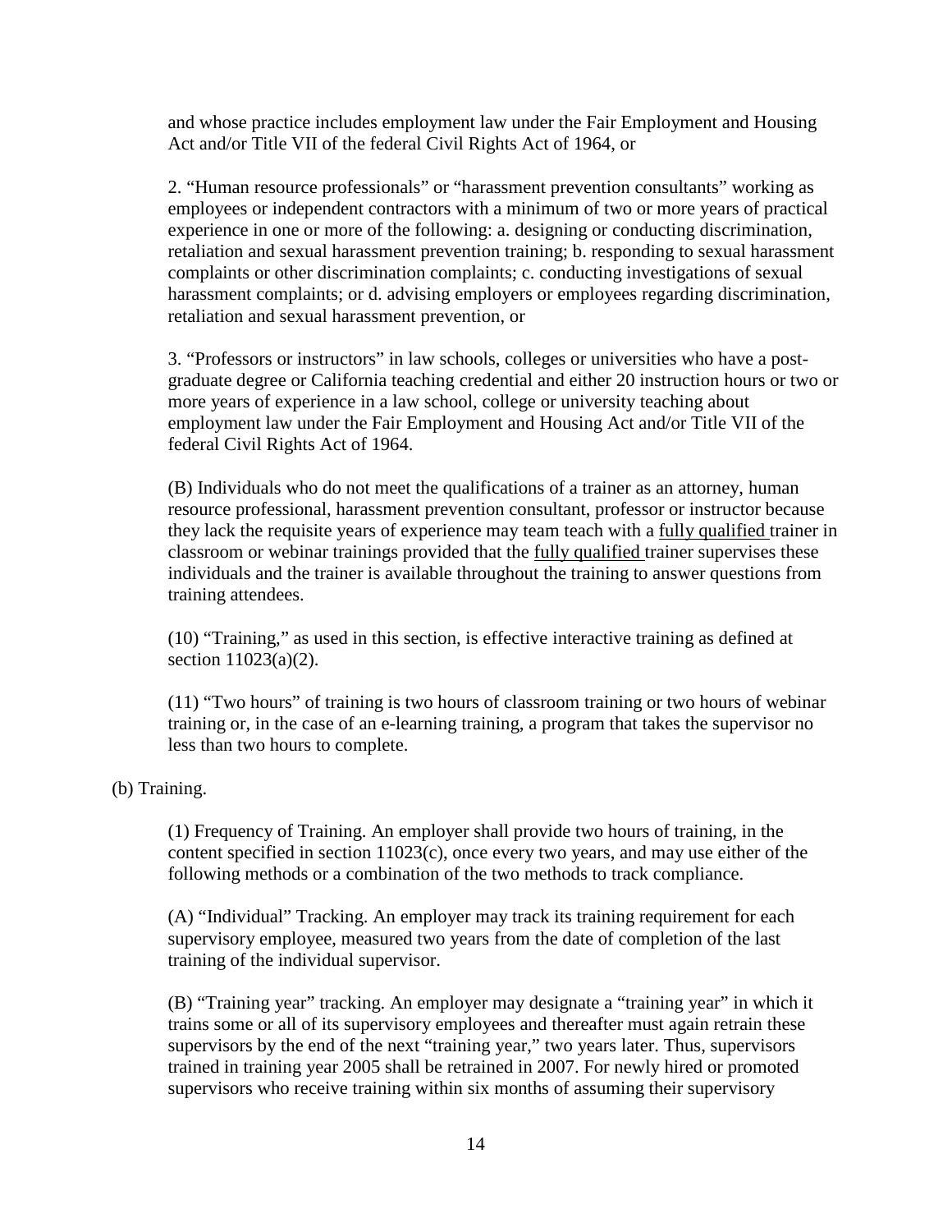and whose practice includes employment law under the Fair Employment and Housing Act and/or Title VII of the federal Civil Rights Act of 1964, or

2. "Human resource professionals" or "harassment prevention consultants" working as employees or independent contractors with a minimum of two or more years of practical experience in one or more of the following: a. designing or conducting discrimination, retaliation and sexual harassment prevention training; b. responding to sexual harassment complaints or other discrimination complaints; c. conducting investigations of sexual harassment complaints; or d. advising employers or employees regarding discrimination, retaliation and sexual harassment prevention, or

3. "Professors or instructors" in law schools, colleges or universities who have a post-graduate degree or California teaching credential and either 20 instruction hours or two or more years of experience in a law school, college or university teaching about employment law under the Fair Employment and Housing Act and/or Title VII of the federal Civil Rights Act of 1964.

(B) Individuals who do not meet the qualifications of a trainer as an attorney, human resource professional, harassment prevention consultant, professor or instructor because they lack the requisite years of experience may team teach with a <u>fully qualified</u> trainer in classroom or webinar trainings provided that the <u>fully qualified</u> trainer supervises these individuals and the trainer is available throughout the training to answer questions from training attendees.

(10) "Training," as used in this section, is effective interactive training as defined at section 11023(a)(2).

(11) "Two hours" of training is two hours of classroom training or two hours of webinar training or, in the case of an e-learning training, a program that takes the supervisor no less than two hours to complete.

(b) Training.

(1) Frequency of Training. An employer shall provide two hours of training, in the content specified in section 11023(c), once every two years, and may use either of the following methods or a combination of the two methods to track compliance.

(A) "Individual" Tracking. An employer may track its training requirement for each supervisory employee, measured two years from the date of completion of the last training of the individual supervisor.

(B) "Training year" tracking. An employer may designate a "training year" in which it trains some or all of its supervisory employees and thereafter must again retrain these supervisors by the end of the next "training year," two years later. Thus, supervisors trained in training year 2005 shall be retrained in 2007. For newly hired or promoted supervisors who receive training within six months of assuming their supervisory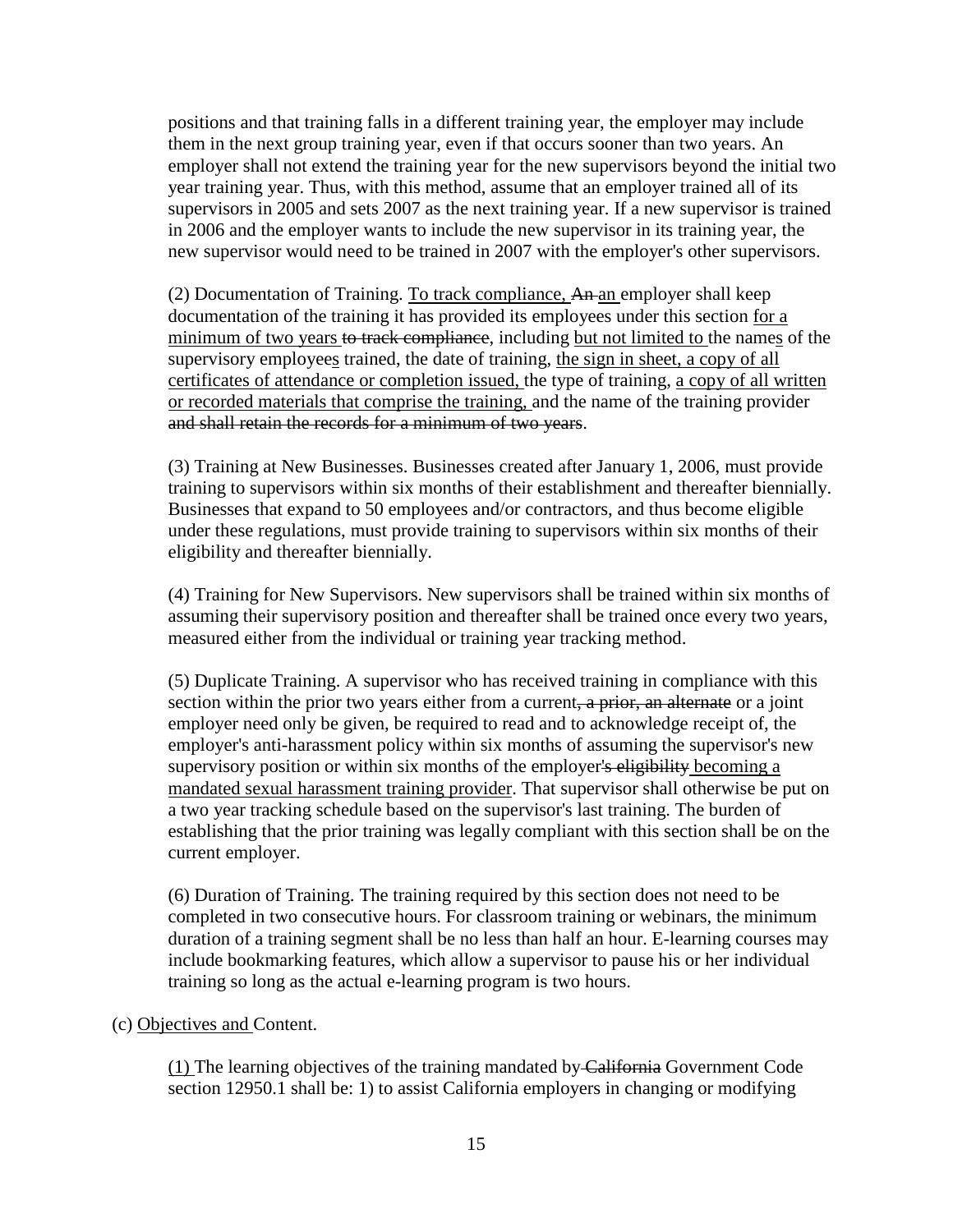positions and that training falls in a different training year, the employer may include them in the next group training year, even if that occurs sooner than two years. An employer shall not extend the training year for the new supervisors beyond the initial two year training year. Thus, with this method, assume that an employer trained all of its supervisors in 2005 and sets 2007 as the next training year. If a new supervisor is trained in 2006 and the employer wants to include the new supervisor in its training year, the new supervisor would need to be trained in 2007 with the employer's other supervisors.

(2) Documentation of Training. <u>To track compliance,</u> ~~An~~ <u>an</u> employer shall keep documentation of the training it has provided its employees under this section <u>for a minimum of two years</u> ~~to track compliance~~, including <u>but not limited to</u> the name<u>s</u> of the supervisory employee<u>s</u> trained, the date of training, <u>the sign in sheet, a copy of all certificates of attendance or completion issued,</u> the type of training, <u>a copy of all written or recorded materials that comprise the training,</u> and the name of the training provider ~~and shall retain the records for a minimum of two years~~.

(3) Training at New Businesses. Businesses created after January 1, 2006, must provide training to supervisors within six months of their establishment and thereafter biennially. Businesses that expand to 50 employees and/or contractors, and thus become eligible under these regulations, must provide training to supervisors within six months of their eligibility and thereafter biennially.

(4) Training for New Supervisors. New supervisors shall be trained within six months of assuming their supervisory position and thereafter shall be trained once every two years, measured either from the individual or training year tracking method.

(5) Duplicate Training. A supervisor who has received training in compliance with this section within the prior two years either from a current~~, a prior, an alternate~~ or a joint employer need only be given, be required to read and to acknowledge receipt of, the employer's anti-harassment policy within six months of assuming the supervisor's new supervisory position or within six months of the employer~~'s eligibility~~ <u>becoming a mandated sexual harassment training provider</u>. That supervisor shall otherwise be put on a two year tracking schedule based on the supervisor's last training. The burden of establishing that the prior training was legally compliant with this section shall be on the current employer.

(6) Duration of Training. The training required by this section does not need to be completed in two consecutive hours. For classroom training or webinars, the minimum duration of a training segment shall be no less than half an hour. E-learning courses may include bookmarking features, which allow a supervisor to pause his or her individual training so long as the actual e-learning program is two hours.

(c) <u>Objectives and</u> Content.

<u>(1)</u> The learning objectives of the training mandated by ~~California~~ Government Code section 12950.1 shall be: 1) to assist California employers in changing or modifying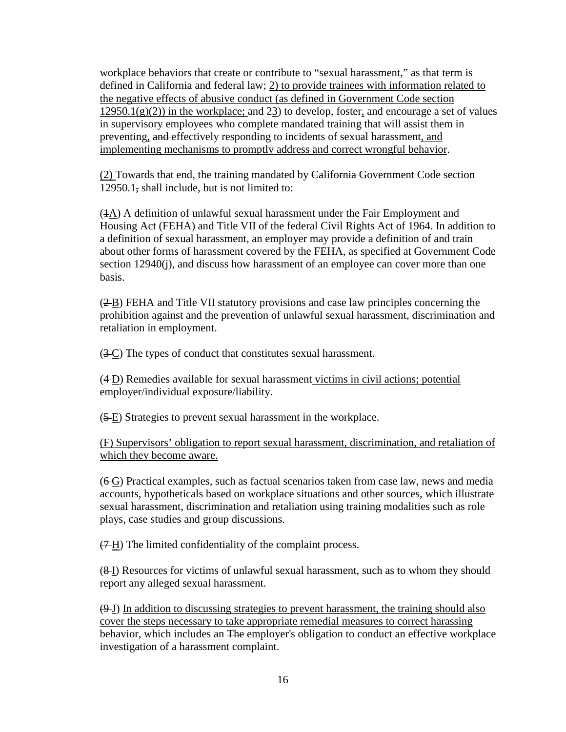workplace behaviors that create or contribute to "sexual harassment," as that term is defined in California and federal law; 2) to provide trainees with information related to the negative effects of abusive conduct (as defined in Government Code section 12950.1(g)(2)) in the workplace; and 23) to develop, foster, and encourage a set of values in supervisory employees who complete mandated training that will assist them in preventing, and effectively responding to incidents of sexual harassment, and implementing mechanisms to promptly address and correct wrongful behavior.

(2) Towards that end, the training mandated by California Government Code section 12950.1, shall include, but is not limited to:

(1A) A definition of unlawful sexual harassment under the Fair Employment and Housing Act (FEHA) and Title VII of the federal Civil Rights Act of 1964. In addition to a definition of sexual harassment, an employer may provide a definition of and train about other forms of harassment covered by the FEHA, as specified at Government Code section 12940(j), and discuss how harassment of an employee can cover more than one basis.

(2 B) FEHA and Title VII statutory provisions and case law principles concerning the prohibition against and the prevention of unlawful sexual harassment, discrimination and retaliation in employment.

(3 C) The types of conduct that constitutes sexual harassment.

(4 D) Remedies available for sexual harassment victims in civil actions; potential employer/individual exposure/liability.

(5 E) Strategies to prevent sexual harassment in the workplace.

(F) Supervisors' obligation to report sexual harassment, discrimination, and retaliation of which they become aware.

(6 G) Practical examples, such as factual scenarios taken from case law, news and media accounts, hypotheticals based on workplace situations and other sources, which illustrate sexual harassment, discrimination and retaliation using training modalities such as role plays, case studies and group discussions.

(7 H) The limited confidentiality of the complaint process.

(8 I) Resources for victims of unlawful sexual harassment, such as to whom they should report any alleged sexual harassment.

(9 J) In addition to discussing strategies to prevent harassment, the training should also cover the steps necessary to take appropriate remedial measures to correct harassing behavior, which includes an The employer's obligation to conduct an effective workplace investigation of a harassment complaint.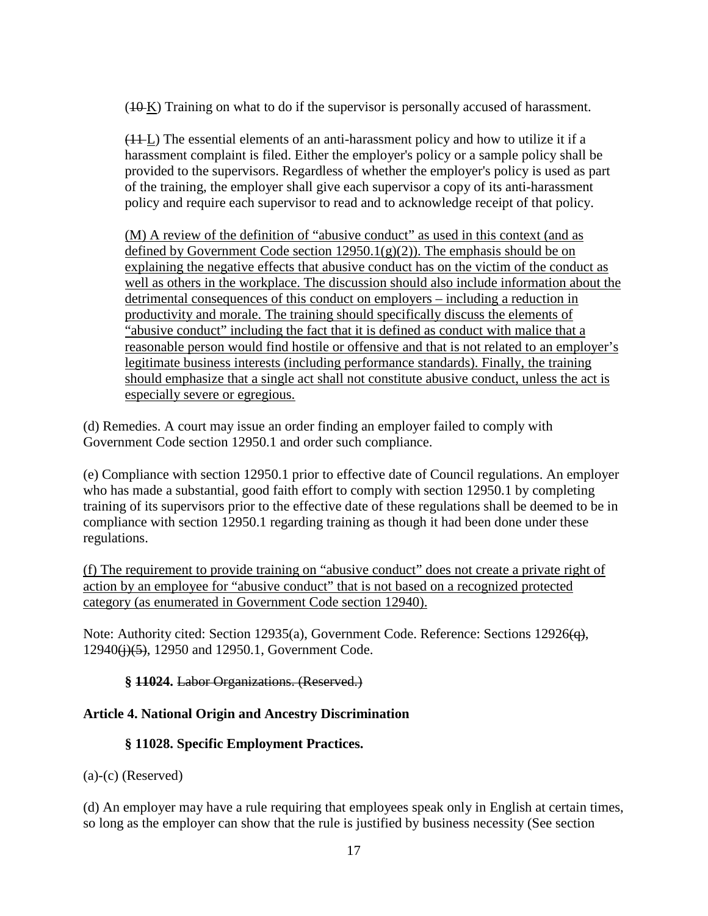(~~10~~ K) Training on what to do if the supervisor is personally accused of harassment.

(~~11~~ L) The essential elements of an anti-harassment policy and how to utilize it if a harassment complaint is filed. Either the employer's policy or a sample policy shall be provided to the supervisors. Regardless of whether the employer's policy is used as part of the training, the employer shall give each supervisor a copy of its anti-harassment policy and require each supervisor to read and to acknowledge receipt of that policy.

<u>(M) A review of the definition of "abusive conduct" as used in this context (and as defined by Government Code section 12950.1(g)(2)). The emphasis should be on explaining the negative effects that abusive conduct has on the victim of the conduct as well as others in the workplace. The discussion should also include information about the detrimental consequences of this conduct on employers – including a reduction in productivity and morale. The training should specifically discuss the elements of "abusive conduct" including the fact that it is defined as conduct with malice that a reasonable person would find hostile or offensive and that is not related to an employer's legitimate business interests (including performance standards). Finally, the training should emphasize that a single act shall not constitute abusive conduct, unless the act is especially severe or egregious.</u>

(d) Remedies. A court may issue an order finding an employer failed to comply with Government Code section 12950.1 and order such compliance.

(e) Compliance with section 12950.1 prior to effective date of Council regulations. An employer who has made a substantial, good faith effort to comply with section 12950.1 by completing training of its supervisors prior to the effective date of these regulations shall be deemed to be in compliance with section 12950.1 regarding training as though it had been done under these regulations.

<u>(f) The requirement to provide training on "abusive conduct" does not create a private right of action by an employee for "abusive conduct" that is not based on a recognized protected category (as enumerated in Government Code section 12940).</u>

Note: Authority cited: Section 12935(a), Government Code. Reference: Sections 12926~~(q)~~, 12940~~(j)(5)~~, 12950 and 12950.1, Government Code.

**§ ~~11024.~~** ~~Labor Organizations. (Reserved.)~~

**Article 4. National Origin and Ancestry Discrimination**

**§ 11028. Specific Employment Practices.**

(a)-(c) (Reserved)

(d) An employer may have a rule requiring that employees speak only in English at certain times, so long as the employer can show that the rule is justified by business necessity (See section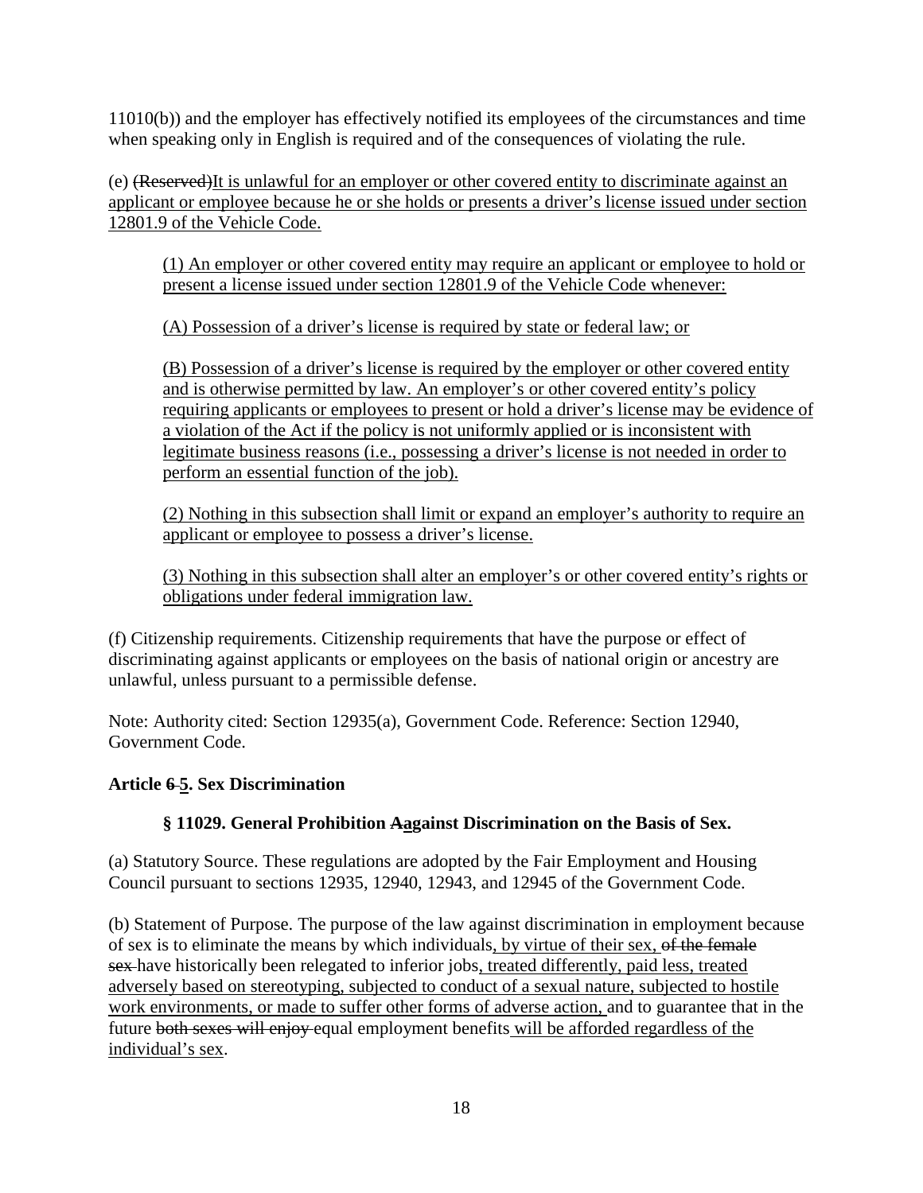11010(b)) and the employer has effectively notified its employees of the circumstances and time when speaking only in English is required and of the consequences of violating the rule.

(e) ~~(Reserved)~~<u>It is unlawful for an employer or other covered entity to discriminate against an applicant or employee because he or she holds or presents a driver's license issued under section 12801.9 of the Vehicle Code.</u>

> <u>(1) An employer or other covered entity may require an applicant or employee to hold or present a license issued under section 12801.9 of the Vehicle Code whenever:</u>
>
> <u>(A) Possession of a driver's license is required by state or federal law; or</u>
>
> <u>(B) Possession of a driver's license is required by the employer or other covered entity and is otherwise permitted by law. An employer's or other covered entity's policy requiring applicants or employees to present or hold a driver's license may be evidence of a violation of the Act if the policy is not uniformly applied or is inconsistent with legitimate business reasons (i.e., possessing a driver's license is not needed in order to perform an essential function of the job).</u>
>
> <u>(2) Nothing in this subsection shall limit or expand an employer's authority to require an applicant or employee to possess a driver's license.</u>
>
> <u>(3) Nothing in this subsection shall alter an employer's or other covered entity's rights or obligations under federal immigration law.</u>

(f) Citizenship requirements. Citizenship requirements that have the purpose or effect of discriminating against applicants or employees on the basis of national origin or ancestry are unlawful, unless pursuant to a permissible defense.

Note: Authority cited: Section 12935(a), Government Code. Reference: Section 12940, Government Code.

### Article ~~6~~ <u>5</u>. Sex Discrimination

#### § 11029. General Prohibition ~~A~~<u>a</u>gainst Discrimination on the Basis of Sex.

(a) Statutory Source. These regulations are adopted by the Fair Employment and Housing Council pursuant to sections 12935, 12940, 12943, and 12945 of the Government Code.

(b) Statement of Purpose. The purpose of the law against discrimination in employment because of sex is to eliminate the means by which individuals<u>, by virtue of their sex,</u> ~~of the female sex~~ have historically been relegated to inferior jobs<u>, treated differently, paid less, treated adversely based on stereotyping, subjected to conduct of a sexual nature, subjected to hostile work environments, or made to suffer other forms of adverse action,</u> and to guarantee that in the future ~~both sexes will enjoy~~ equal employment benefits <u>will be afforded regardless of the individual's sex</u>.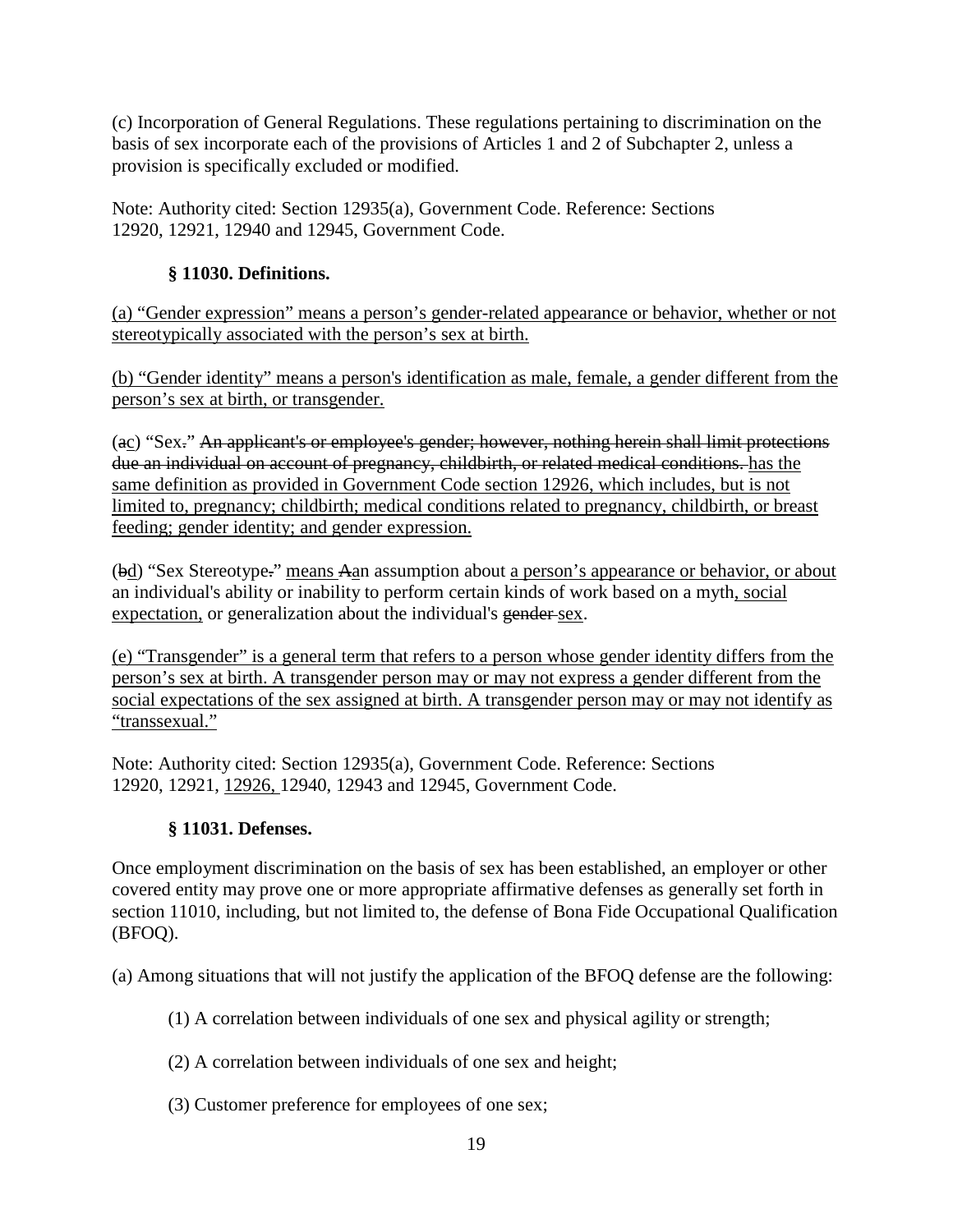(c) Incorporation of General Regulations. These regulations pertaining to discrimination on the basis of sex incorporate each of the provisions of Articles 1 and 2 of Subchapter 2, unless a provision is specifically excluded or modified.

Note: Authority cited: Section 12935(a), Government Code. Reference: Sections 12920, 12921, 12940 and 12945, Government Code.

### § 11030. Definitions.

<u>(a) “Gender expression” means a person’s gender-related appearance or behavior, whether or not stereotypically associated with the person’s sex at birth.</u>

<u>(b) “Gender identity” means a person's identification as male, female, a gender different from the person’s sex at birth, or transgender.</u>

(~~a~~<u>c</u>) “Sex~~.~~” ~~An applicant's or employee's gender; however, nothing herein shall limit protections due an individual on account of pregnancy, childbirth, or related medical conditions.~~ <u>has the same definition as provided in Government Code section 12926, which includes, but is not limited to, pregnancy; childbirth; medical conditions related to pregnancy, childbirth, or breast feeding; gender identity; and gender expression.</u>

(~~b~~<u>d</u>) “Sex Stereotype~~.~~” <u>means</u> ~~A~~<u>a</u>n assumption about <u>a person’s appearance or behavior, or about</u> an individual's ability or inability to perform certain kinds of work based on a myth<u>, social expectation,</u> or generalization about the individual's ~~gender~~ <u>sex</u>.

<u>(e) “Transgender” is a general term that refers to a person whose gender identity differs from the person’s sex at birth. A transgender person may or may not express a gender different from the social expectations of the sex assigned at birth. A transgender person may or may not identify as “transsexual.”</u>

Note: Authority cited: Section 12935(a), Government Code. Reference: Sections 12920, 12921, <u>12926,</u> 12940, 12943 and 12945, Government Code.

### § 11031. Defenses.

Once employment discrimination on the basis of sex has been established, an employer or other covered entity may prove one or more appropriate affirmative defenses as generally set forth in section 11010, including, but not limited to, the defense of Bona Fide Occupational Qualification (BFOQ).

(a) Among situations that will not justify the application of the BFOQ defense are the following:

(1) A correlation between individuals of one sex and physical agility or strength;

(2) A correlation between individuals of one sex and height;

(3) Customer preference for employees of one sex;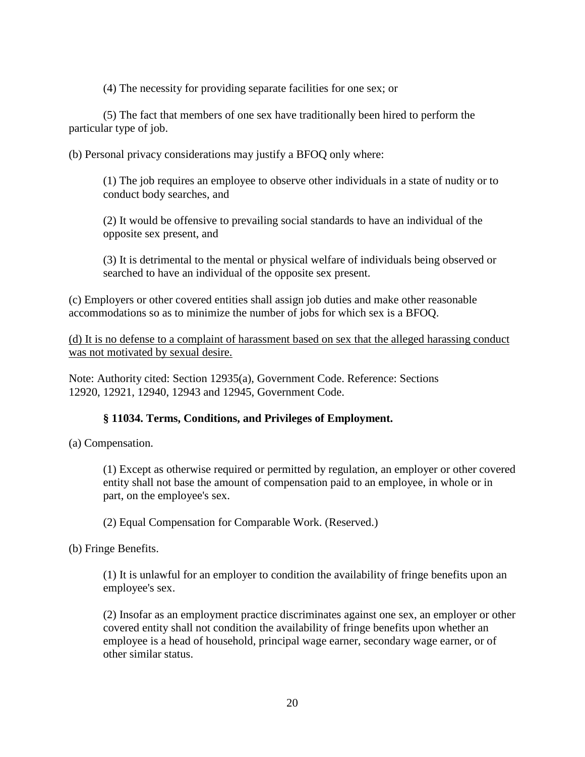(4) The necessity for providing separate facilities for one sex; or

(5) The fact that members of one sex have traditionally been hired to perform the particular type of job.

(b) Personal privacy considerations may justify a BFOQ only where:

(1) The job requires an employee to observe other individuals in a state of nudity or to conduct body searches, and

(2) It would be offensive to prevailing social standards to have an individual of the opposite sex present, and

(3) It is detrimental to the mental or physical welfare of individuals being observed or searched to have an individual of the opposite sex present.

(c) Employers or other covered entities shall assign job duties and make other reasonable accommodations so as to minimize the number of jobs for which sex is a BFOQ.

<u>(d) It is no defense to a complaint of harassment based on sex that the alleged harassing conduct was not motivated by sexual desire.</u>

Note: Authority cited: Section 12935(a), Government Code. Reference: Sections 12920, 12921, 12940, 12943 and 12945, Government Code.

### § 11034. Terms, Conditions, and Privileges of Employment.

(a) Compensation.

(1) Except as otherwise required or permitted by regulation, an employer or other covered entity shall not base the amount of compensation paid to an employee, in whole or in part, on the employee's sex.

(2) Equal Compensation for Comparable Work. (Reserved.)

(b) Fringe Benefits.

(1) It is unlawful for an employer to condition the availability of fringe benefits upon an employee's sex.

(2) Insofar as an employment practice discriminates against one sex, an employer or other covered entity shall not condition the availability of fringe benefits upon whether an employee is a head of household, principal wage earner, secondary wage earner, or of other similar status.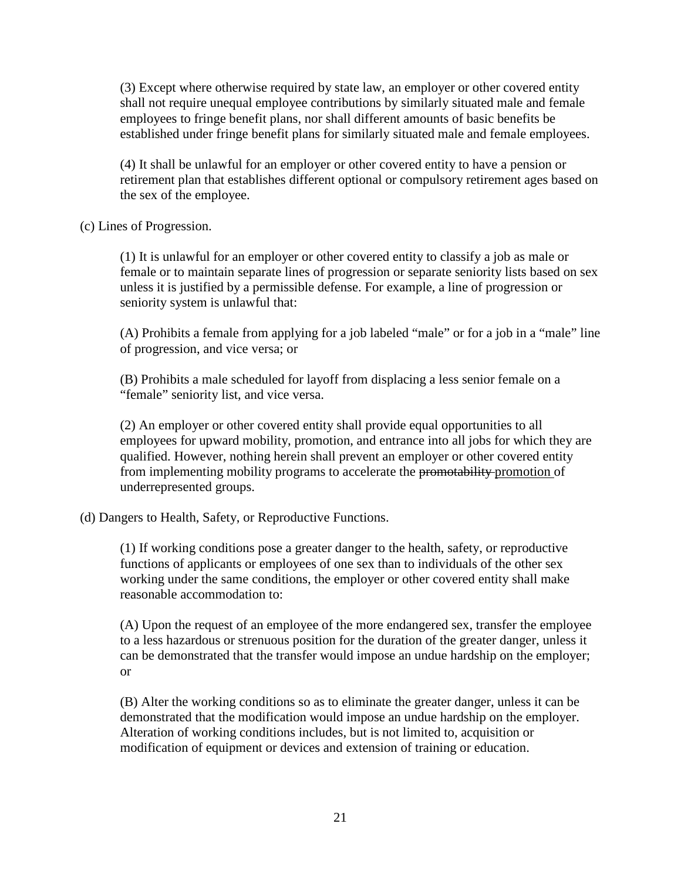(3) Except where otherwise required by state law, an employer or other covered entity shall not require unequal employee contributions by similarly situated male and female employees to fringe benefit plans, nor shall different amounts of basic benefits be established under fringe benefit plans for similarly situated male and female employees.

(4) It shall be unlawful for an employer or other covered entity to have a pension or retirement plan that establishes different optional or compulsory retirement ages based on the sex of the employee.

(c) Lines of Progression.

(1) It is unlawful for an employer or other covered entity to classify a job as male or female or to maintain separate lines of progression or separate seniority lists based on sex unless it is justified by a permissible defense. For example, a line of progression or seniority system is unlawful that:

(A) Prohibits a female from applying for a job labeled "male" or for a job in a "male" line of progression, and vice versa; or

(B) Prohibits a male scheduled for layoff from displacing a less senior female on a "female" seniority list, and vice versa.

(2) An employer or other covered entity shall provide equal opportunities to all employees for upward mobility, promotion, and entrance into all jobs for which they are qualified. However, nothing herein shall prevent an employer or other covered entity from implementing mobility programs to accelerate the ~~promotability~~ <u>promotion</u> of underrepresented groups.

(d) Dangers to Health, Safety, or Reproductive Functions.

(1) If working conditions pose a greater danger to the health, safety, or reproductive functions of applicants or employees of one sex than to individuals of the other sex working under the same conditions, the employer or other covered entity shall make reasonable accommodation to:

(A) Upon the request of an employee of the more endangered sex, transfer the employee to a less hazardous or strenuous position for the duration of the greater danger, unless it can be demonstrated that the transfer would impose an undue hardship on the employer; or

(B) Alter the working conditions so as to eliminate the greater danger, unless it can be demonstrated that the modification would impose an undue hardship on the employer. Alteration of working conditions includes, but is not limited to, acquisition or modification of equipment or devices and extension of training or education.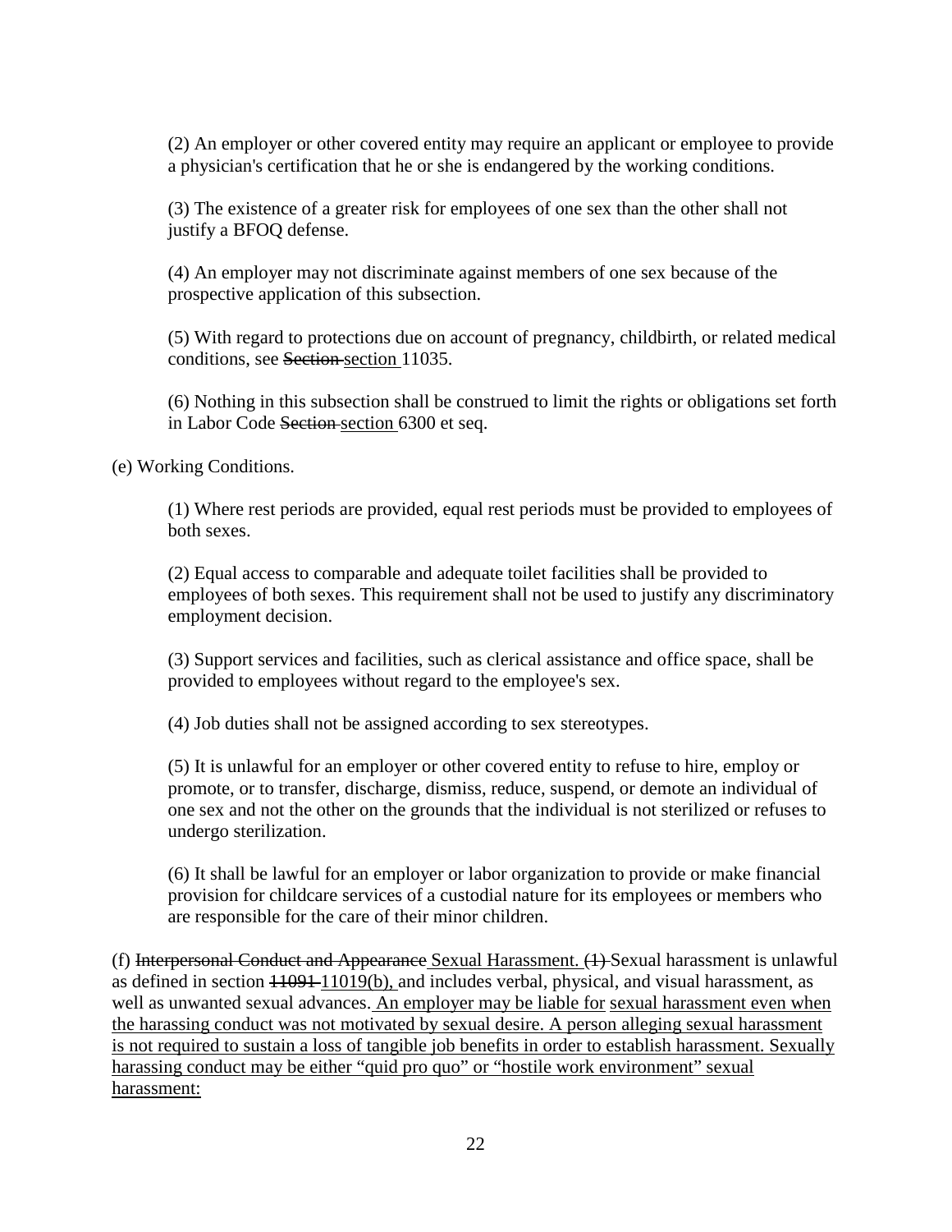(2) An employer or other covered entity may require an applicant or employee to provide a physician's certification that he or she is endangered by the working conditions.

(3) The existence of a greater risk for employees of one sex than the other shall not justify a BFOQ defense.

(4) An employer may not discriminate against members of one sex because of the prospective application of this subsection.

(5) With regard to protections due on account of pregnancy, childbirth, or related medical conditions, see ~~Section~~ <u>section</u> 11035.

(6) Nothing in this subsection shall be construed to limit the rights or obligations set forth in Labor Code ~~Section~~ <u>section</u> 6300 et seq.

(e) Working Conditions.

(1) Where rest periods are provided, equal rest periods must be provided to employees of both sexes.

(2) Equal access to comparable and adequate toilet facilities shall be provided to employees of both sexes. This requirement shall not be used to justify any discriminatory employment decision.

(3) Support services and facilities, such as clerical assistance and office space, shall be provided to employees without regard to the employee's sex.

(4) Job duties shall not be assigned according to sex stereotypes.

(5) It is unlawful for an employer or other covered entity to refuse to hire, employ or promote, or to transfer, discharge, dismiss, reduce, suspend, or demote an individual of one sex and not the other on the grounds that the individual is not sterilized or refuses to undergo sterilization.

(6) It shall be lawful for an employer or labor organization to provide or make financial provision for childcare services of a custodial nature for its employees or members who are responsible for the care of their minor children.

(f) ~~Interpersonal Conduct and Appearance~~ <u>Sexual Harassment.</u> ~~(1)~~ Sexual harassment is unlawful as defined in section ~~11091~~ <u>11019(b),</u> and includes verbal, physical, and visual harassment, as well as unwanted sexual advances. <u>An employer may be liable for sexual harassment even when the harassing conduct was not motivated by sexual desire. A person alleging sexual harassment is not required to sustain a loss of tangible job benefits in order to establish harassment. Sexually harassing conduct may be either "quid pro quo" or "hostile work environment" sexual harassment:</u>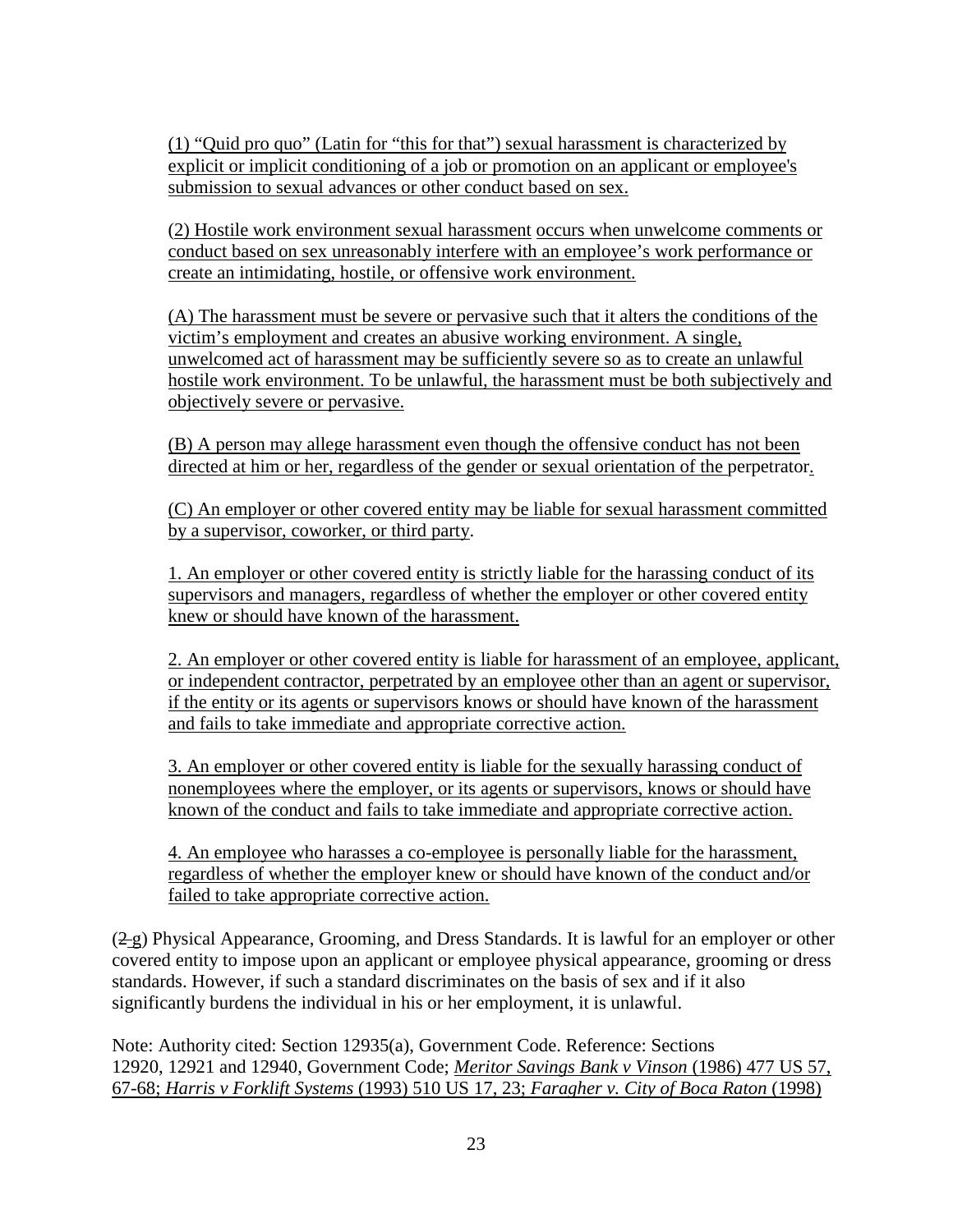(1) "Quid pro quo" (Latin for "this for that") sexual harassment is characterized by explicit or implicit conditioning of a job or promotion on an applicant or employee's submission to sexual advances or other conduct based on sex.

(2) Hostile work environment sexual harassment occurs when unwelcome comments or conduct based on sex unreasonably interfere with an employee's work performance or create an intimidating, hostile, or offensive work environment.

(A) The harassment must be severe or pervasive such that it alters the conditions of the victim's employment and creates an abusive working environment. A single, unwelcomed act of harassment may be sufficiently severe so as to create an unlawful hostile work environment. To be unlawful, the harassment must be both subjectively and objectively severe or pervasive.

(B) A person may allege harassment even though the offensive conduct has not been directed at him or her, regardless of the gender or sexual orientation of the perpetrator.

(C) An employer or other covered entity may be liable for sexual harassment committed by a supervisor, coworker, or third party.

1. An employer or other covered entity is strictly liable for the harassing conduct of its supervisors and managers, regardless of whether the employer or other covered entity knew or should have known of the harassment.

2. An employer or other covered entity is liable for harassment of an employee, applicant, or independent contractor, perpetrated by an employee other than an agent or supervisor, if the entity or its agents or supervisors knows or should have known of the harassment and fails to take immediate and appropriate corrective action.

3. An employer or other covered entity is liable for the sexually harassing conduct of nonemployees where the employer, or its agents or supervisors, knows or should have known of the conduct and fails to take immediate and appropriate corrective action.

4. An employee who harasses a co-employee is personally liable for the harassment, regardless of whether the employer knew or should have known of the conduct and/or failed to take appropriate corrective action.

(~~2~~ g) Physical Appearance, Grooming, and Dress Standards. It is lawful for an employer or other covered entity to impose upon an applicant or employee physical appearance, grooming or dress standards. However, if such a standard discriminates on the basis of sex and if it also significantly burdens the individual in his or her employment, it is unlawful.

Note: Authority cited: Section 12935(a), Government Code. Reference: Sections 12920, 12921 and 12940, Government Code; *Meritor Savings Bank v Vinson* (1986) 477 US 57, 67-68; *Harris v Forklift Systems* (1993) 510 US 17, 23; *Faragher v. City of Boca Raton* (1998)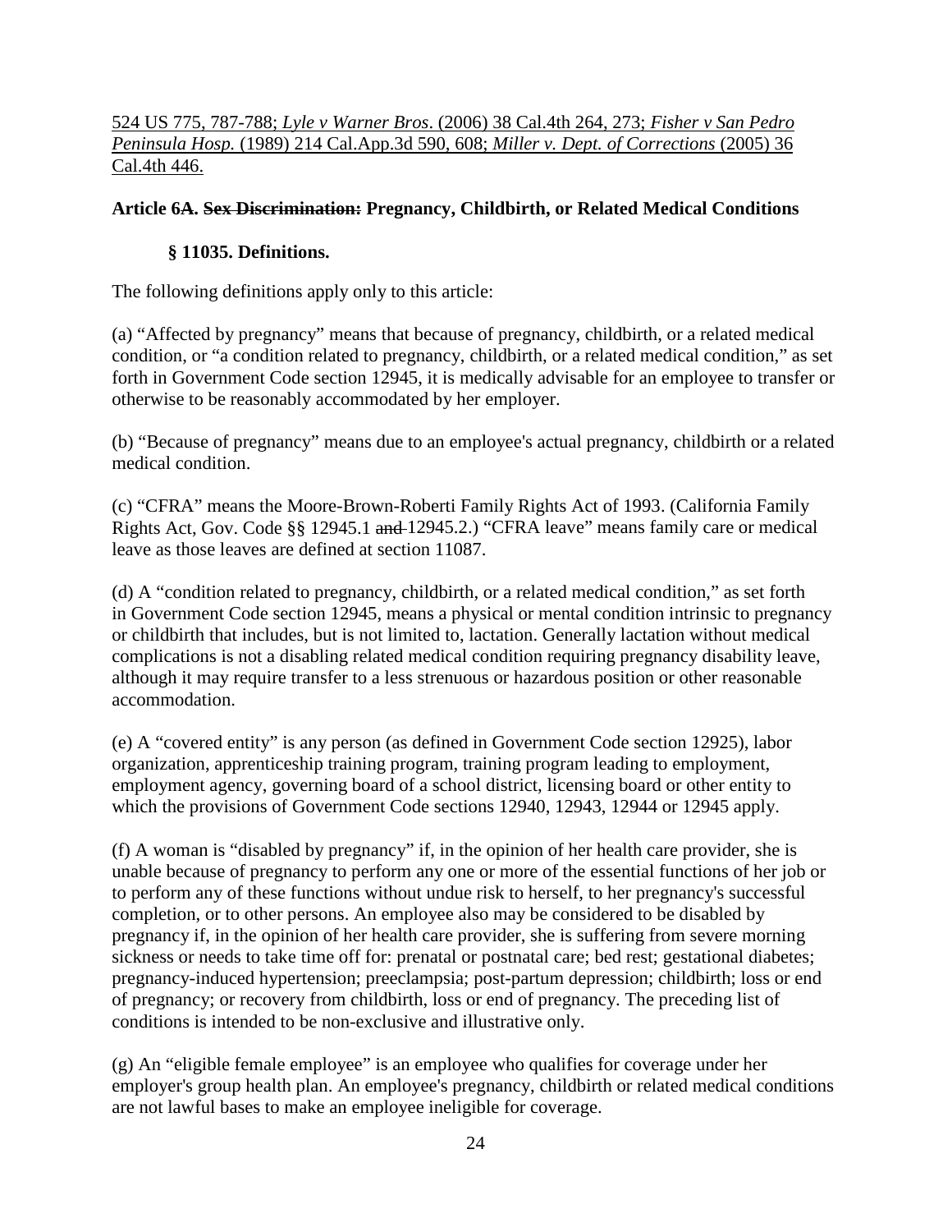<u>524 US 775, 787-788; *Lyle v Warner Bros*. (2006) 38 Cal.4th 264, 273; *Fisher v San Pedro Peninsula Hosp.* (1989) 214 Cal.App.3d 590, 608; *Miller v. Dept. of Corrections* (2005) 36 Cal.4th 446.</u>

**Article 6A. ~~Sex Discrimination:~~ Pregnancy, Childbirth, or Related Medical Conditions**

**§ 11035. Definitions.**

The following definitions apply only to this article:

(a) "Affected by pregnancy" means that because of pregnancy, childbirth, or a related medical condition, or "a condition related to pregnancy, childbirth, or a related medical condition," as set forth in Government Code section 12945, it is medically advisable for an employee to transfer or otherwise to be reasonably accommodated by her employer.

(b) "Because of pregnancy" means due to an employee's actual pregnancy, childbirth or a related medical condition.

(c) "CFRA" means the Moore-Brown-Roberti Family Rights Act of 1993. (California Family Rights Act, Gov. Code §§ 12945.1 ~~and~~ 12945.2.) "CFRA leave" means family care or medical leave as those leaves are defined at section 11087.

(d) A "condition related to pregnancy, childbirth, or a related medical condition," as set forth in Government Code section 12945, means a physical or mental condition intrinsic to pregnancy or childbirth that includes, but is not limited to, lactation. Generally lactation without medical complications is not a disabling related medical condition requiring pregnancy disability leave, although it may require transfer to a less strenuous or hazardous position or other reasonable accommodation.

(e) A "covered entity" is any person (as defined in Government Code section 12925), labor organization, apprenticeship training program, training program leading to employment, employment agency, governing board of a school district, licensing board or other entity to which the provisions of Government Code sections 12940, 12943, 12944 or 12945 apply.

(f) A woman is "disabled by pregnancy" if, in the opinion of her health care provider, she is unable because of pregnancy to perform any one or more of the essential functions of her job or to perform any of these functions without undue risk to herself, to her pregnancy's successful completion, or to other persons. An employee also may be considered to be disabled by pregnancy if, in the opinion of her health care provider, she is suffering from severe morning sickness or needs to take time off for: prenatal or postnatal care; bed rest; gestational diabetes; pregnancy-induced hypertension; preeclampsia; post-partum depression; childbirth; loss or end of pregnancy; or recovery from childbirth, loss or end of pregnancy. The preceding list of conditions is intended to be non-exclusive and illustrative only.

(g) An "eligible female employee" is an employee who qualifies for coverage under her employer's group health plan. An employee's pregnancy, childbirth or related medical conditions are not lawful bases to make an employee ineligible for coverage.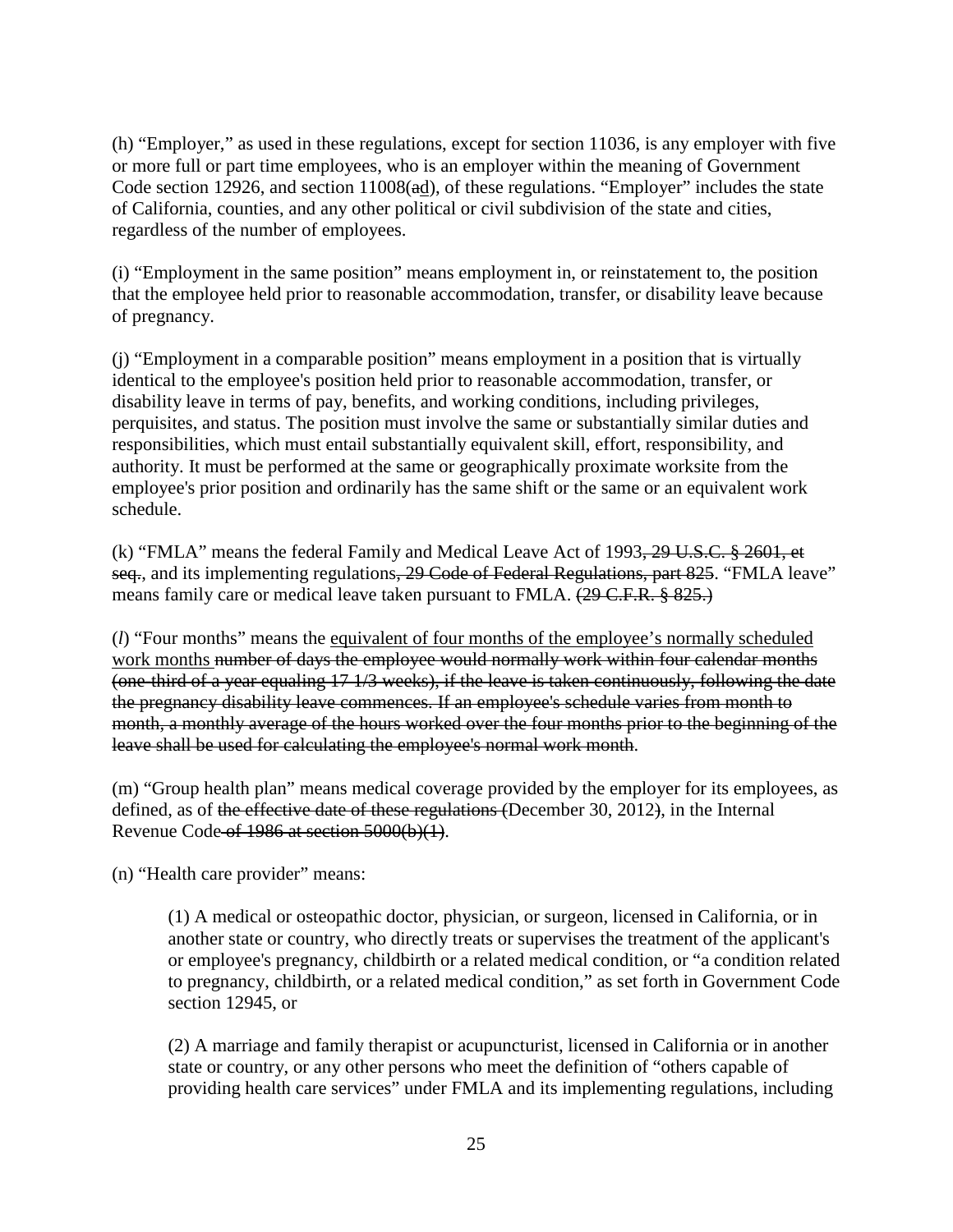(h) "Employer," as used in these regulations, except for section 11036, is any employer with five or more full or part time employees, who is an employer within the meaning of Government Code section 12926, and section 11008(~~a~~<u>d</u>), of these regulations. "Employer" includes the state of California, counties, and any other political or civil subdivision of the state and cities, regardless of the number of employees.

(i) "Employment in the same position" means employment in, or reinstatement to, the position that the employee held prior to reasonable accommodation, transfer, or disability leave because of pregnancy.

(j) "Employment in a comparable position" means employment in a position that is virtually identical to the employee's position held prior to reasonable accommodation, transfer, or disability leave in terms of pay, benefits, and working conditions, including privileges, perquisites, and status. The position must involve the same or substantially similar duties and responsibilities, which must entail substantially equivalent skill, effort, responsibility, and authority. It must be performed at the same or geographically proximate worksite from the employee's prior position and ordinarily has the same shift or the same or an equivalent work schedule.

(k) "FMLA" means the federal Family and Medical Leave Act of 1993~~, 29 U.S.C. § 2601, et seq.~~, and its implementing regulations~~, 29 Code of Federal Regulations, part 825~~. "FMLA leave" means family care or medical leave taken pursuant to FMLA. ~~(29 C.F.R. § 825.)~~

(*l*) "Four months" means the <u>equivalent of four months of the employee's normally scheduled work months</u> ~~number of days the employee would normally work within four calendar months (one-third of a year equaling 17 1/3 weeks), if the leave is taken continuously, following the date the pregnancy disability leave commences. If an employee's schedule varies from month to month, a monthly average of the hours worked over the four months prior to the beginning of the leave shall be used for calculating the employee's normal work month~~.

(m) "Group health plan" means medical coverage provided by the employer for its employees, as defined, as of ~~the effective date of these regulations (~~December 30, 2012~~)~~, in the Internal Revenue Code~~ of 1986 at section 5000(b)(1)~~.

(n) "Health care provider" means:

(1) A medical or osteopathic doctor, physician, or surgeon, licensed in California, or in another state or country, who directly treats or supervises the treatment of the applicant's or employee's pregnancy, childbirth or a related medical condition, or "a condition related to pregnancy, childbirth, or a related medical condition," as set forth in Government Code section 12945, or

(2) A marriage and family therapist or acupuncturist, licensed in California or in another state or country, or any other persons who meet the definition of "others capable of providing health care services" under FMLA and its implementing regulations, including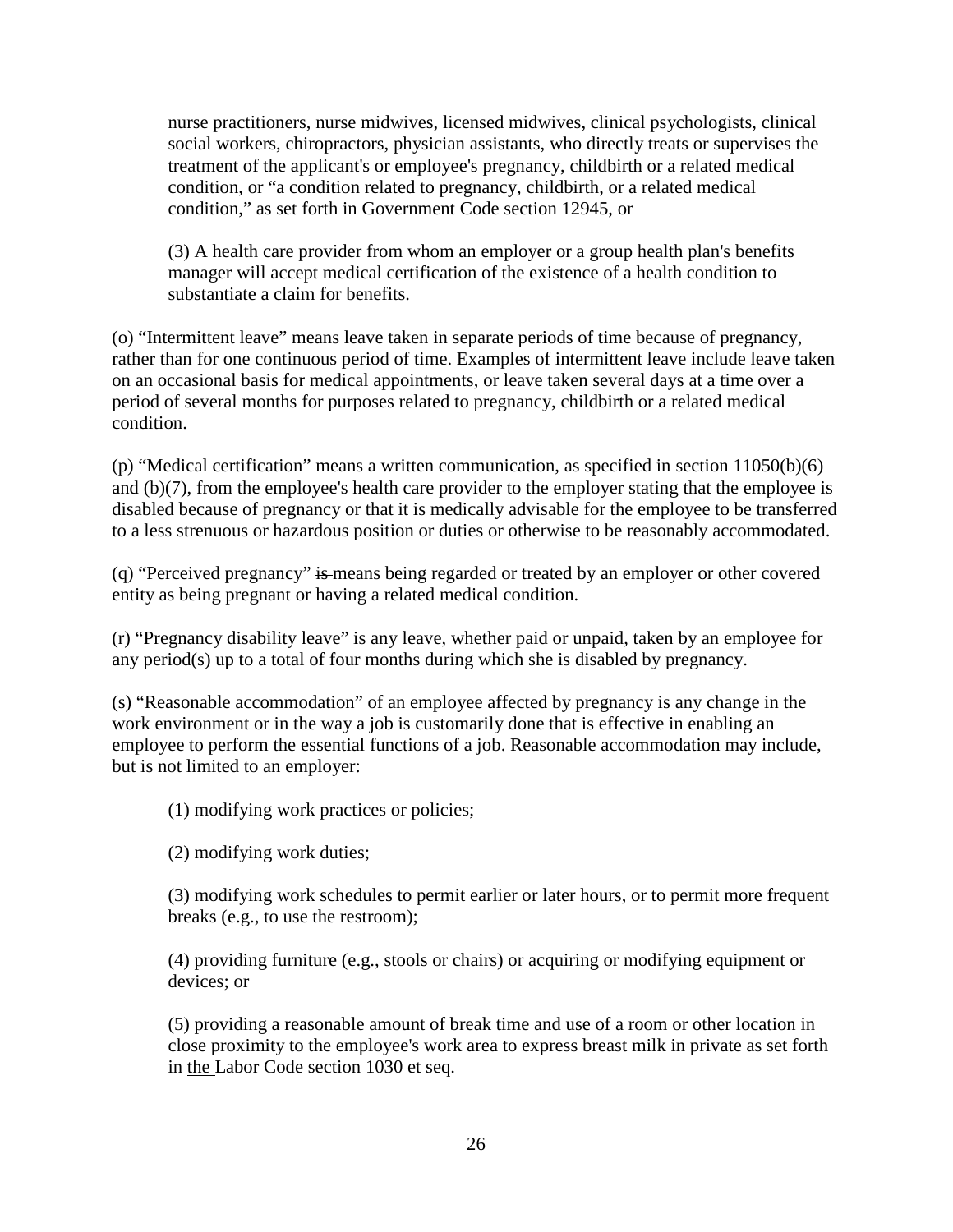nurse practitioners, nurse midwives, licensed midwives, clinical psychologists, clinical social workers, chiropractors, physician assistants, who directly treats or supervises the treatment of the applicant's or employee's pregnancy, childbirth or a related medical condition, or "a condition related to pregnancy, childbirth, or a related medical condition," as set forth in Government Code section 12945, or

(3) A health care provider from whom an employer or a group health plan's benefits manager will accept medical certification of the existence of a health condition to substantiate a claim for benefits.

(o) "Intermittent leave" means leave taken in separate periods of time because of pregnancy, rather than for one continuous period of time. Examples of intermittent leave include leave taken on an occasional basis for medical appointments, or leave taken several days at a time over a period of several months for purposes related to pregnancy, childbirth or a related medical condition.

(p) "Medical certification" means a written communication, as specified in section 11050(b)(6) and (b)(7), from the employee's health care provider to the employer stating that the employee is disabled because of pregnancy or that it is medically advisable for the employee to be transferred to a less strenuous or hazardous position or duties or otherwise to be reasonably accommodated.

(q) "Perceived pregnancy" ~~is~~ <u>means</u> being regarded or treated by an employer or other covered entity as being pregnant or having a related medical condition.

(r) "Pregnancy disability leave" is any leave, whether paid or unpaid, taken by an employee for any period(s) up to a total of four months during which she is disabled by pregnancy.

(s) "Reasonable accommodation" of an employee affected by pregnancy is any change in the work environment or in the way a job is customarily done that is effective in enabling an employee to perform the essential functions of a job. Reasonable accommodation may include, but is not limited to an employer:

(1) modifying work practices or policies;

(2) modifying work duties;

(3) modifying work schedules to permit earlier or later hours, or to permit more frequent breaks (e.g., to use the restroom);

(4) providing furniture (e.g., stools or chairs) or acquiring or modifying equipment or devices; or

(5) providing a reasonable amount of break time and use of a room or other location in close proximity to the employee's work area to express breast milk in private as set forth in <u>the</u> Labor Code ~~section 1030 et seq~~.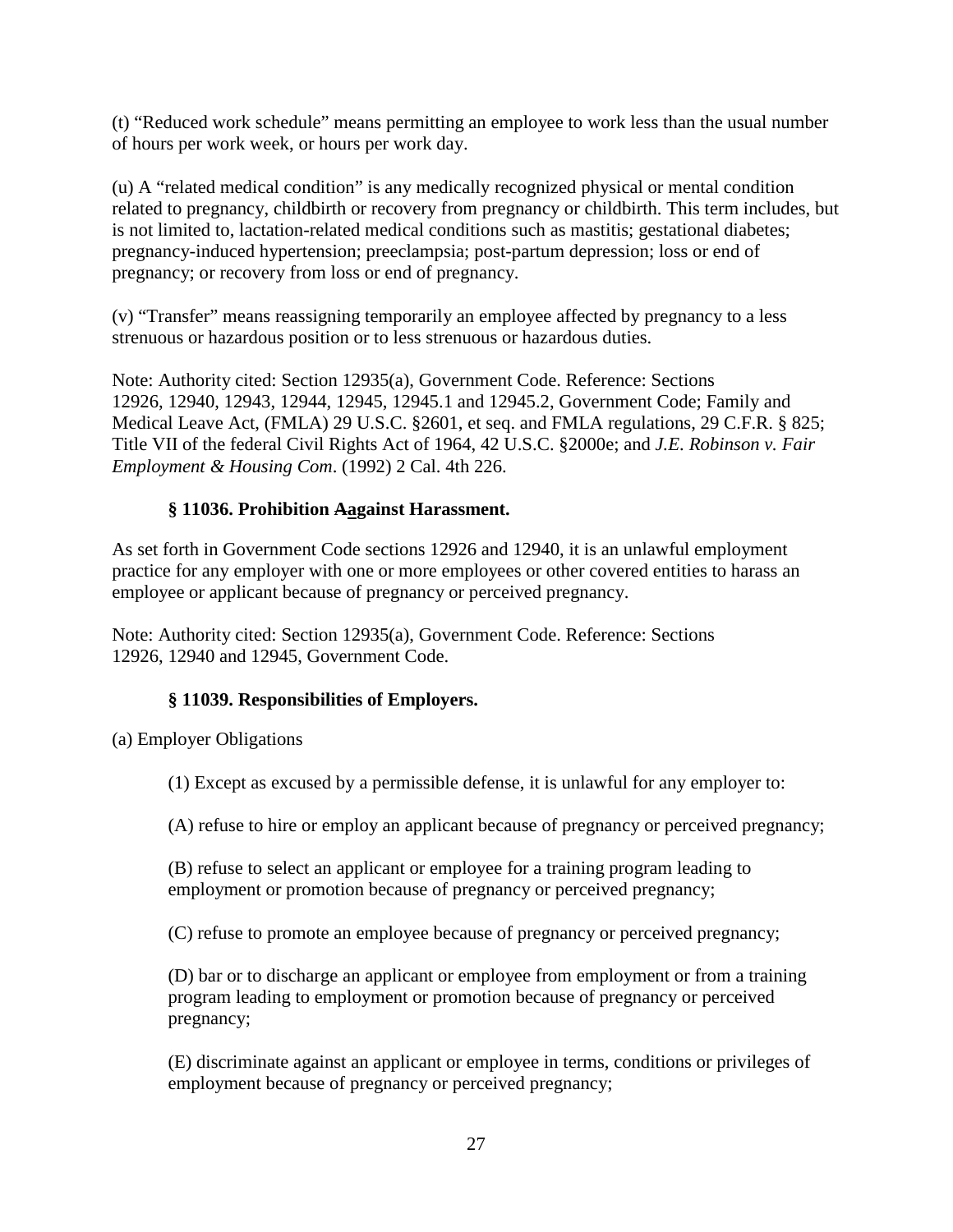(t) “Reduced work schedule” means permitting an employee to work less than the usual number of hours per work week, or hours per work day.

(u) A “related medical condition” is any medically recognized physical or mental condition related to pregnancy, childbirth or recovery from pregnancy or childbirth. This term includes, but is not limited to, lactation-related medical conditions such as mastitis; gestational diabetes; pregnancy-induced hypertension; preeclampsia; post-partum depression; loss or end of pregnancy; or recovery from loss or end of pregnancy.

(v) “Transfer” means reassigning temporarily an employee affected by pregnancy to a less strenuous or hazardous position or to less strenuous or hazardous duties.

Note: Authority cited: Section 12935(a), Government Code. Reference: Sections 12926, 12940, 12943, 12944, 12945, 12945.1 and 12945.2, Government Code; Family and Medical Leave Act, (FMLA) 29 U.S.C. §2601, et seq. and FMLA regulations, 29 C.F.R. § 825; Title VII of the federal Civil Rights Act of 1964, 42 U.S.C. §2000e; and *J.E. Robinson v. Fair Employment & Housing Com*. (1992) 2 Cal. 4th 226.

### § 11036. Prohibition ~~A~~against Harassment.

As set forth in Government Code sections 12926 and 12940, it is an unlawful employment practice for any employer with one or more employees or other covered entities to harass an employee or applicant because of pregnancy or perceived pregnancy.

Note: Authority cited: Section 12935(a), Government Code. Reference: Sections 12926, 12940 and 12945, Government Code.

### § 11039. Responsibilities of Employers.

(a) Employer Obligations

(1) Except as excused by a permissible defense, it is unlawful for any employer to:

(A) refuse to hire or employ an applicant because of pregnancy or perceived pregnancy;

(B) refuse to select an applicant or employee for a training program leading to employment or promotion because of pregnancy or perceived pregnancy;

(C) refuse to promote an employee because of pregnancy or perceived pregnancy;

(D) bar or to discharge an applicant or employee from employment or from a training program leading to employment or promotion because of pregnancy or perceived pregnancy;

(E) discriminate against an applicant or employee in terms, conditions or privileges of employment because of pregnancy or perceived pregnancy;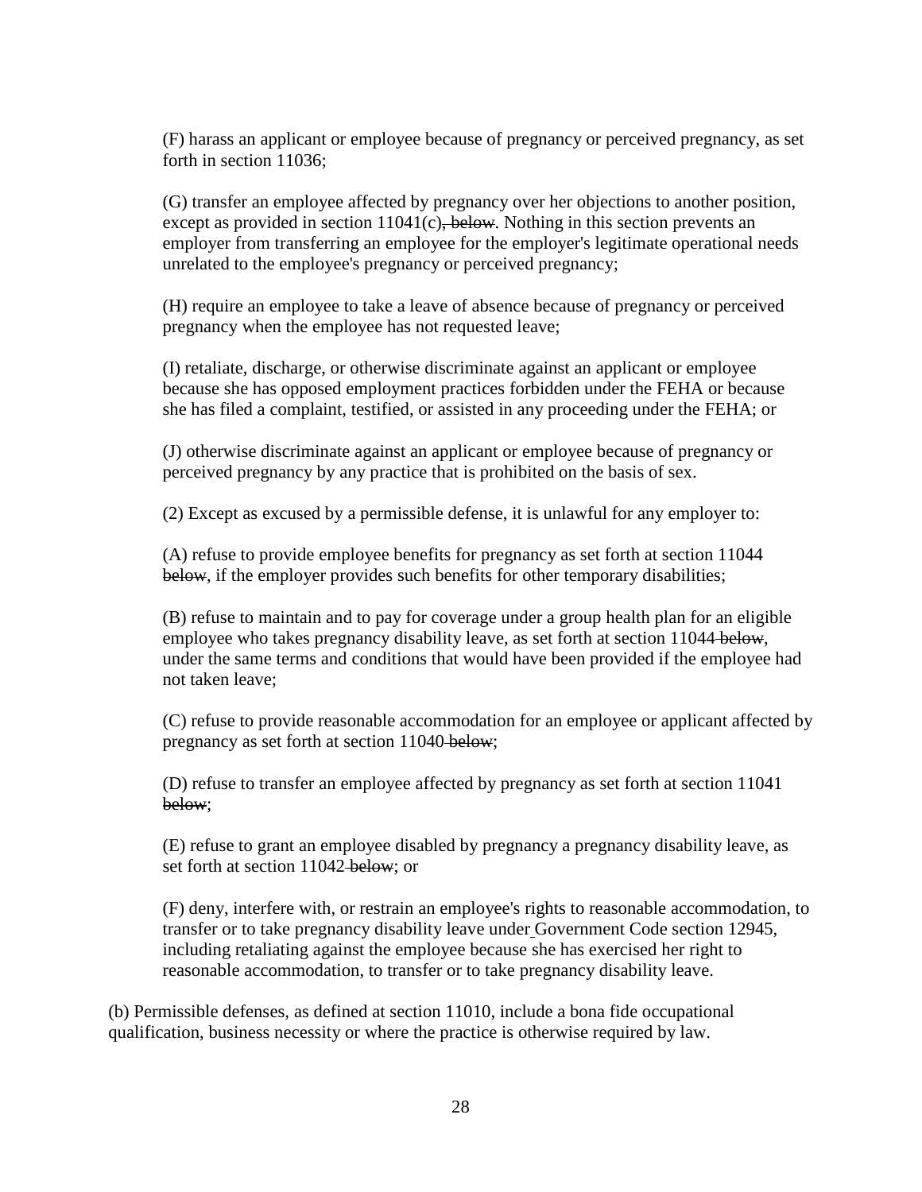(F) harass an applicant or employee because of pregnancy or perceived pregnancy, as set forth in section 11036;

(G) transfer an employee affected by pregnancy over her objections to another position, except as provided in section 11041(c)~~, below~~. Nothing in this section prevents an employer from transferring an employee for the employer's legitimate operational needs unrelated to the employee's pregnancy or perceived pregnancy;

(H) require an employee to take a leave of absence because of pregnancy or perceived pregnancy when the employee has not requested leave;

(I) retaliate, discharge, or otherwise discriminate against an applicant or employee because she has opposed employment practices forbidden under the FEHA or because she has filed a complaint, testified, or assisted in any proceeding under the FEHA; or

(J) otherwise discriminate against an applicant or employee because of pregnancy or perceived pregnancy by any practice that is prohibited on the basis of sex.

(2) Except as excused by a permissible defense, it is unlawful for any employer to:

(A) refuse to provide employee benefits for pregnancy as set forth at section 11044 ~~below~~, if the employer provides such benefits for other temporary disabilities;

(B) refuse to maintain and to pay for coverage under a group health plan for an eligible employee who takes pregnancy disability leave, as set forth at section 11044 ~~below~~, under the same terms and conditions that would have been provided if the employee had not taken leave;

(C) refuse to provide reasonable accommodation for an employee or applicant affected by pregnancy as set forth at section 11040 ~~below~~;

(D) refuse to transfer an employee affected by pregnancy as set forth at section 11041 ~~below~~;

(E) refuse to grant an employee disabled by pregnancy a pregnancy disability leave, as set forth at section 11042 ~~below~~; or

(F) deny, interfere with, or restrain an employee's rights to reasonable accommodation, to transfer or to take pregnancy disability leave under Government Code section 12945, including retaliating against the employee because she has exercised her right to reasonable accommodation, to transfer or to take pregnancy disability leave.

(b) Permissible defenses, as defined at section 11010, include a bona fide occupational qualification, business necessity or where the practice is otherwise required by law.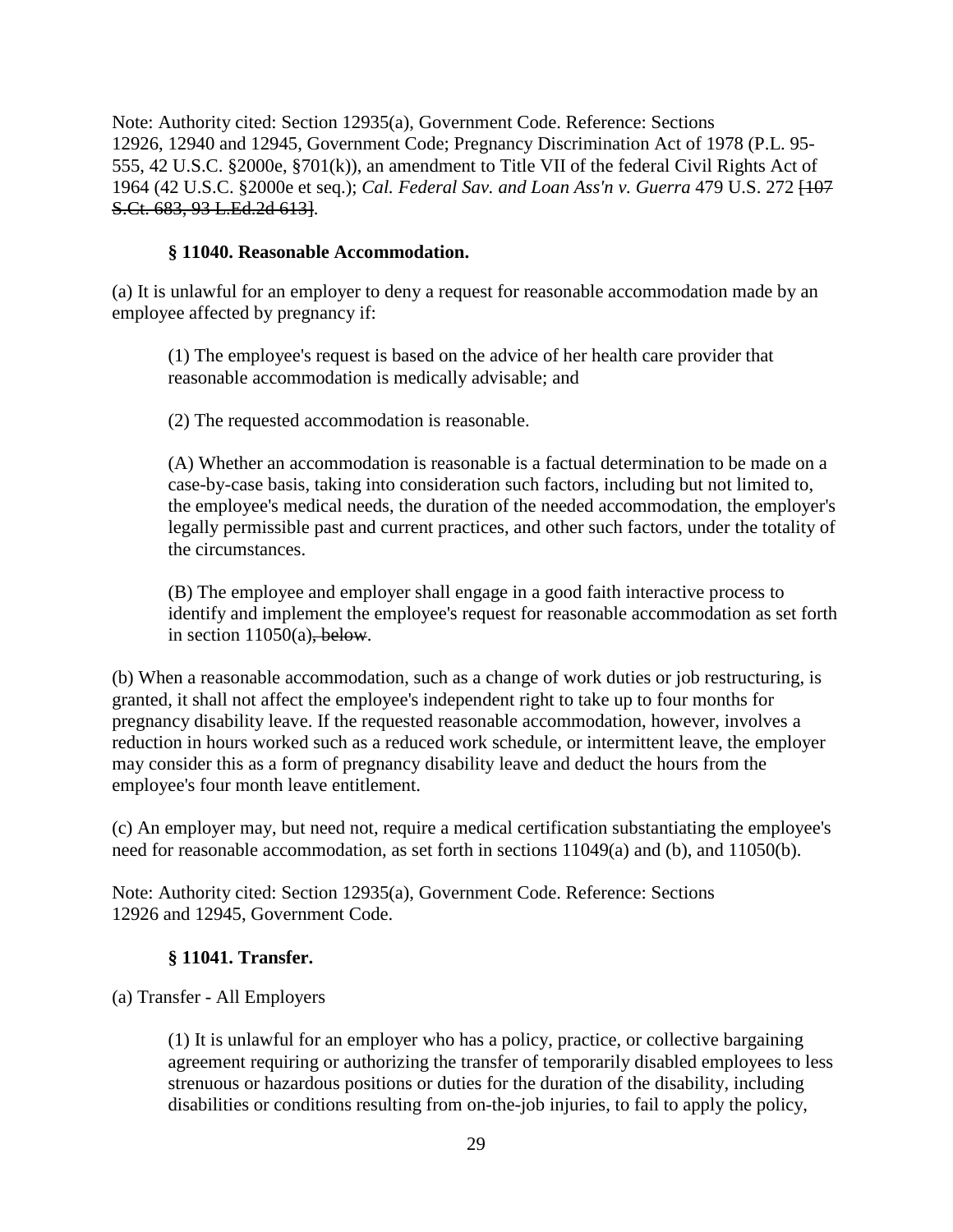Note: Authority cited: Section 12935(a), Government Code. Reference: Sections 12926, 12940 and 12945, Government Code; Pregnancy Discrimination Act of 1978 (P.L. 95-555, 42 U.S.C. §2000e, §701(k)), an amendment to Title VII of the federal Civil Rights Act of 1964 (42 U.S.C. §2000e et seq.); *Cal. Federal Sav. and Loan Ass'n v. Guerra* 479 U.S. 272 ~~[107 S.Ct. 683, 93 L.Ed.2d 613]~~.

### § 11040. Reasonable Accommodation.

(a) It is unlawful for an employer to deny a request for reasonable accommodation made by an employee affected by pregnancy if:

(1) The employee's request is based on the advice of her health care provider that reasonable accommodation is medically advisable; and

(2) The requested accommodation is reasonable.

(A) Whether an accommodation is reasonable is a factual determination to be made on a case-by-case basis, taking into consideration such factors, including but not limited to, the employee's medical needs, the duration of the needed accommodation, the employer's legally permissible past and current practices, and other such factors, under the totality of the circumstances.

(B) The employee and employer shall engage in a good faith interactive process to identify and implement the employee's request for reasonable accommodation as set forth in section 11050(a)~~, below~~.

(b) When a reasonable accommodation, such as a change of work duties or job restructuring, is granted, it shall not affect the employee's independent right to take up to four months for pregnancy disability leave. If the requested reasonable accommodation, however, involves a reduction in hours worked such as a reduced work schedule, or intermittent leave, the employer may consider this as a form of pregnancy disability leave and deduct the hours from the employee's four month leave entitlement.

(c) An employer may, but need not, require a medical certification substantiating the employee's need for reasonable accommodation, as set forth in sections 11049(a) and (b), and 11050(b).

Note: Authority cited: Section 12935(a), Government Code. Reference: Sections 12926 and 12945, Government Code.

### § 11041. Transfer.

(a) Transfer - All Employers

(1) It is unlawful for an employer who has a policy, practice, or collective bargaining agreement requiring or authorizing the transfer of temporarily disabled employees to less strenuous or hazardous positions or duties for the duration of the disability, including disabilities or conditions resulting from on-the-job injuries, to fail to apply the policy,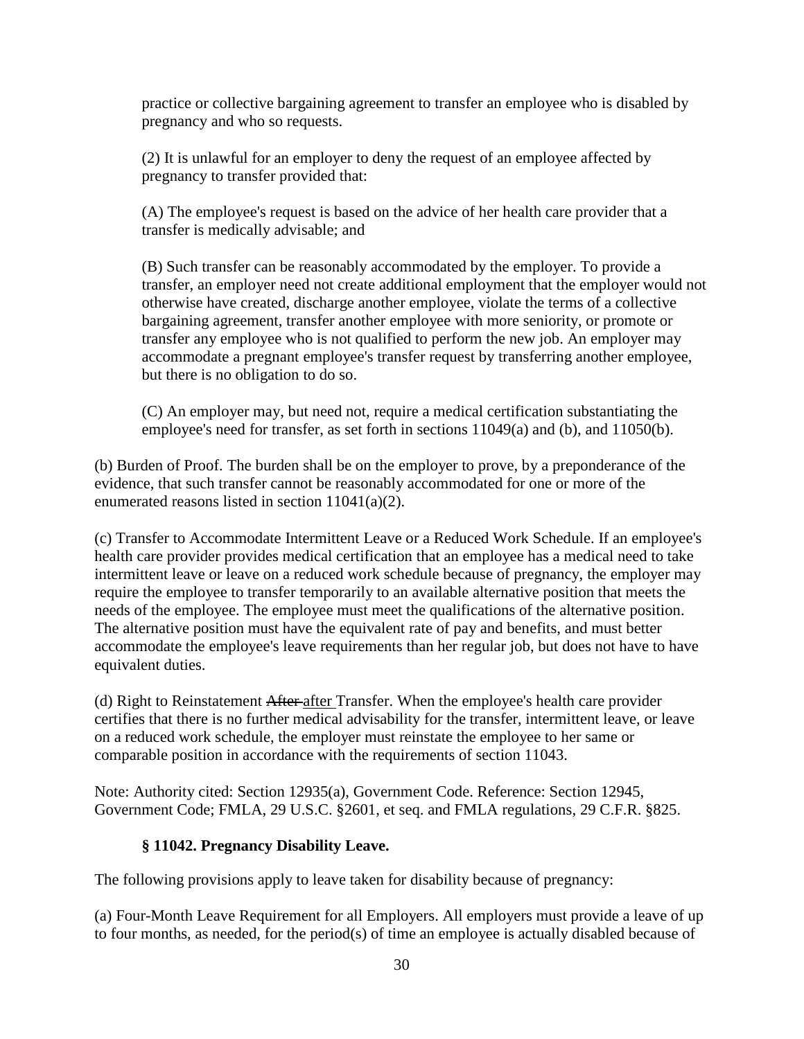practice or collective bargaining agreement to transfer an employee who is disabled by pregnancy and who so requests.

(2) It is unlawful for an employer to deny the request of an employee affected by pregnancy to transfer provided that:

(A) The employee's request is based on the advice of her health care provider that a transfer is medically advisable; and

(B) Such transfer can be reasonably accommodated by the employer. To provide a transfer, an employer need not create additional employment that the employer would not otherwise have created, discharge another employee, violate the terms of a collective bargaining agreement, transfer another employee with more seniority, or promote or transfer any employee who is not qualified to perform the new job. An employer may accommodate a pregnant employee's transfer request by transferring another employee, but there is no obligation to do so.

(C) An employer may, but need not, require a medical certification substantiating the employee's need for transfer, as set forth in sections 11049(a) and (b), and 11050(b).

(b) Burden of Proof. The burden shall be on the employer to prove, by a preponderance of the evidence, that such transfer cannot be reasonably accommodated for one or more of the enumerated reasons listed in section 11041(a)(2).

(c) Transfer to Accommodate Intermittent Leave or a Reduced Work Schedule. If an employee's health care provider provides medical certification that an employee has a medical need to take intermittent leave or leave on a reduced work schedule because of pregnancy, the employer may require the employee to transfer temporarily to an available alternative position that meets the needs of the employee. The employee must meet the qualifications of the alternative position. The alternative position must have the equivalent rate of pay and benefits, and must better accommodate the employee's leave requirements than her regular job, but does not have to have equivalent duties.

(d) Right to Reinstatement ~~After~~ after Transfer. When the employee's health care provider certifies that there is no further medical advisability for the transfer, intermittent leave, or leave on a reduced work schedule, the employer must reinstate the employee to her same or comparable position in accordance with the requirements of section 11043.

Note: Authority cited: Section 12935(a), Government Code. Reference: Section 12945, Government Code; FMLA, 29 U.S.C. §2601, et seq. and FMLA regulations, 29 C.F.R. §825.

### § 11042. Pregnancy Disability Leave.

The following provisions apply to leave taken for disability because of pregnancy:

(a) Four-Month Leave Requirement for all Employers. All employers must provide a leave of up to four months, as needed, for the period(s) of time an employee is actually disabled because of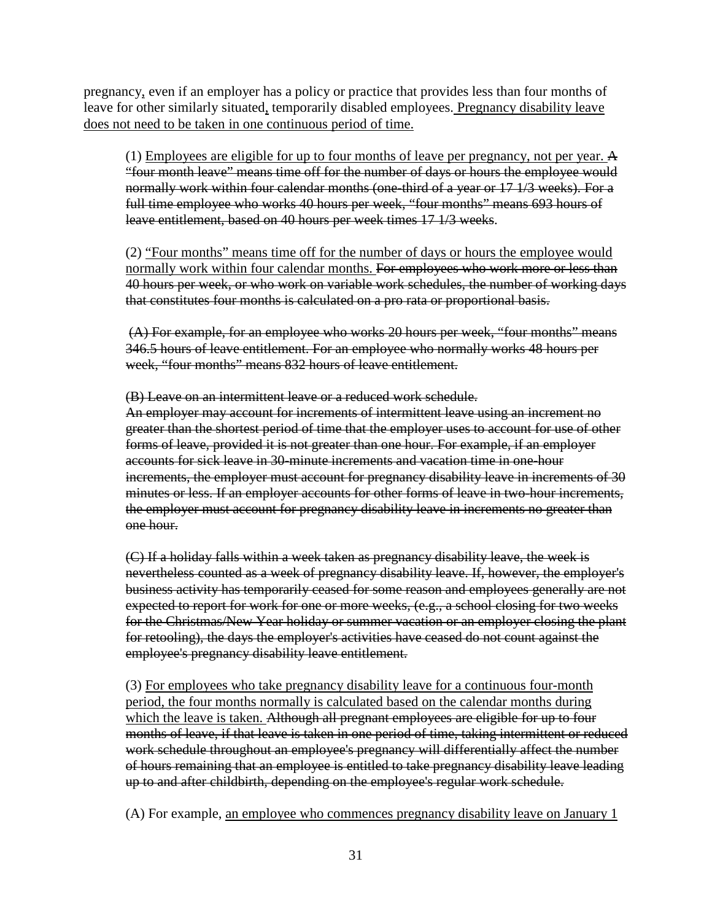pregnancy, even if an employer has a policy or practice that provides less than four months of leave for other similarly situated, temporarily disabled employees. <u>Pregnancy disability leave does not need to be taken in one continuous period of time.</u>

(1) <u>Employees are eligible for up to four months of leave per pregnancy, not per year.</u> ~~A "four month leave" means time off for the number of days or hours the employee would normally work within four calendar months (one-third of a year or 17 1/3 weeks). For a full time employee who works 40 hours per week, "four months" means 693 hours of leave entitlement, based on 40 hours per week times 17 1/3 weeks~~.

(2) <u>"Four months" means time off for the number of days or hours the employee would normally work within four calendar months.</u> ~~For employees who work more or less than 40 hours per week, or who work on variable work schedules, the number of working days that constitutes four months is calculated on a pro rata or proportional basis.~~

~~(A) For example, for an employee who works 20 hours per week, "four months" means 346.5 hours of leave entitlement. For an employee who normally works 48 hours per week, "four months" means 832 hours of leave entitlement.~~

~~(B) Leave on an intermittent leave or a reduced work schedule.~~
~~An employer may account for increments of intermittent leave using an increment no greater than the shortest period of time that the employer uses to account for use of other forms of leave, provided it is not greater than one hour. For example, if an employer accounts for sick leave in 30-minute increments and vacation time in one-hour increments, the employer must account for pregnancy disability leave in increments of 30 minutes or less. If an employer accounts for other forms of leave in two-hour increments, the employer must account for pregnancy disability leave in increments no greater than one hour.~~

~~(C) If a holiday falls within a week taken as pregnancy disability leave, the week is nevertheless counted as a week of pregnancy disability leave. If, however, the employer's business activity has temporarily ceased for some reason and employees generally are not expected to report for work for one or more weeks, (e.g., a school closing for two weeks for the Christmas/New Year holiday or summer vacation or an employer closing the plant for retooling), the days the employer's activities have ceased do not count against the employee's pregnancy disability leave entitlement.~~

(3) <u>For employees who take pregnancy disability leave for a continuous four-month period, the four months normally is calculated based on the calendar months during which the leave is taken.</u> ~~Although all pregnant employees are eligible for up to four months of leave, if that leave is taken in one period of time, taking intermittent or reduced work schedule throughout an employee's pregnancy will differentially affect the number of hours remaining that an employee is entitled to take pregnancy disability leave leading up to and after childbirth, depending on the employee's regular work schedule.~~

(A) For example, <u>an employee who commences pregnancy disability leave on January 1</u>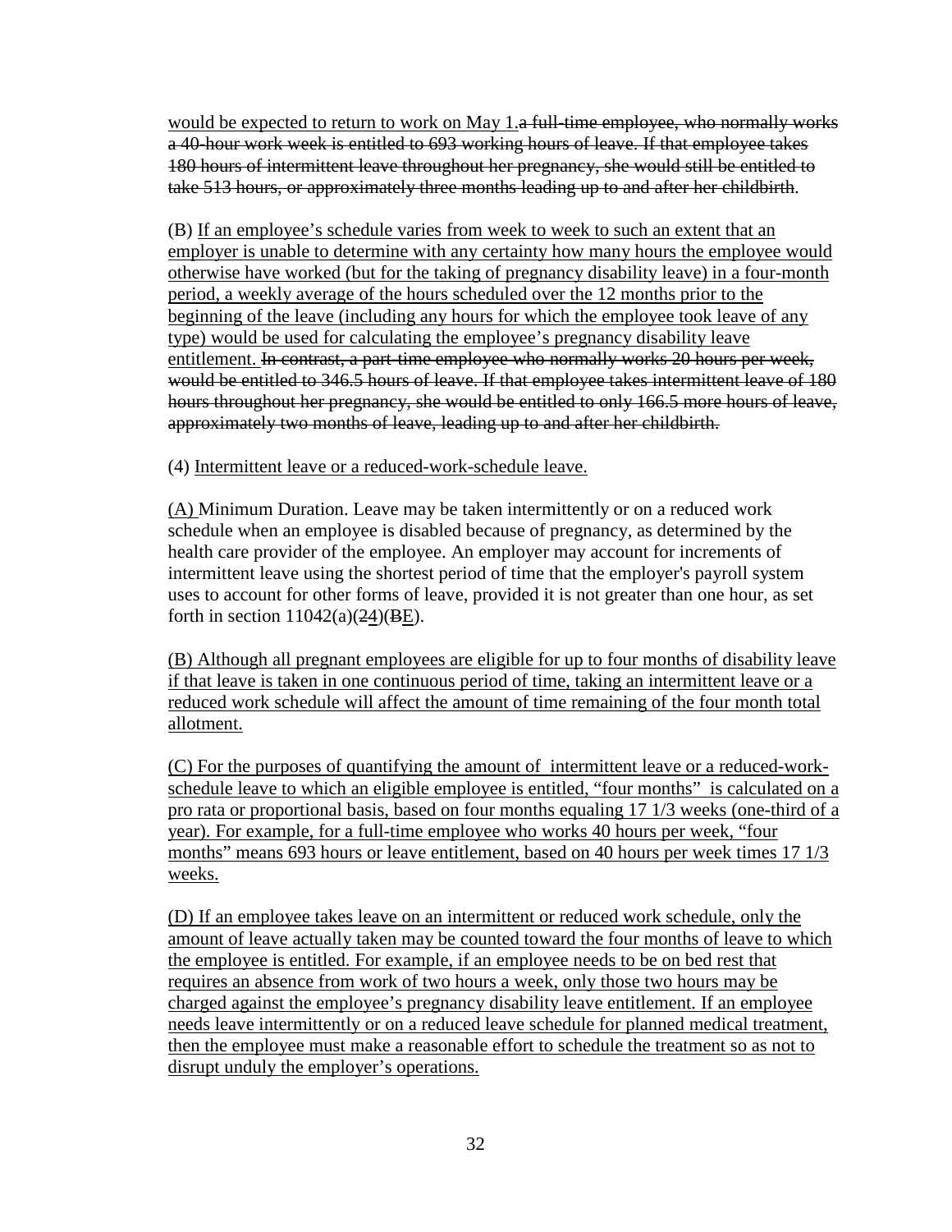would be expected to return to work on May 1.~~a full-time employee, who normally works a 40-hour work week is entitled to 693 working hours of leave. If that employee takes 180 hours of intermittent leave throughout her pregnancy, she would still be entitled to take 513 hours, or approximately three months leading up to and after her childbirth~~.

(B) If an employee's schedule varies from week to week to such an extent that an employer is unable to determine with any certainty how many hours the employee would otherwise have worked (but for the taking of pregnancy disability leave) in a four-month period, a weekly average of the hours scheduled over the 12 months prior to the beginning of the leave (including any hours for which the employee took leave of any type) would be used for calculating the employee's pregnancy disability leave entitlement. ~~In contrast, a part-time employee who normally works 20 hours per week, would be entitled to 346.5 hours of leave. If that employee takes intermittent leave of 180 hours throughout her pregnancy, she would be entitled to only 166.5 more hours of leave, approximately two months of leave, leading up to and after her childbirth.~~

(4) Intermittent leave or a reduced-work-schedule leave.

(A) Minimum Duration. Leave may be taken intermittently or on a reduced work schedule when an employee is disabled because of pregnancy, as determined by the health care provider of the employee. An employer may account for increments of intermittent leave using the shortest period of time that the employer's payroll system uses to account for other forms of leave, provided it is not greater than one hour, as set forth in section 11042(a)(~~2~~4)(~~B~~E).

(B) Although all pregnant employees are eligible for up to four months of disability leave if that leave is taken in one continuous period of time, taking an intermittent leave or a reduced work schedule will affect the amount of time remaining of the four month total allotment.

(C) For the purposes of quantifying the amount of intermittent leave or a reduced-work-schedule leave to which an eligible employee is entitled, "four months" is calculated on a pro rata or proportional basis, based on four months equaling 17 1/3 weeks (one-third of a year). For example, for a full-time employee who works 40 hours per week, "four months" means 693 hours or leave entitlement, based on 40 hours per week times 17 1/3 weeks.

(D) If an employee takes leave on an intermittent or reduced work schedule, only the amount of leave actually taken may be counted toward the four months of leave to which the employee is entitled. For example, if an employee needs to be on bed rest that requires an absence from work of two hours a week, only those two hours may be charged against the employee's pregnancy disability leave entitlement. If an employee needs leave intermittently or on a reduced leave schedule for planned medical treatment, then the employee must make a reasonable effort to schedule the treatment so as not to disrupt unduly the employer's operations.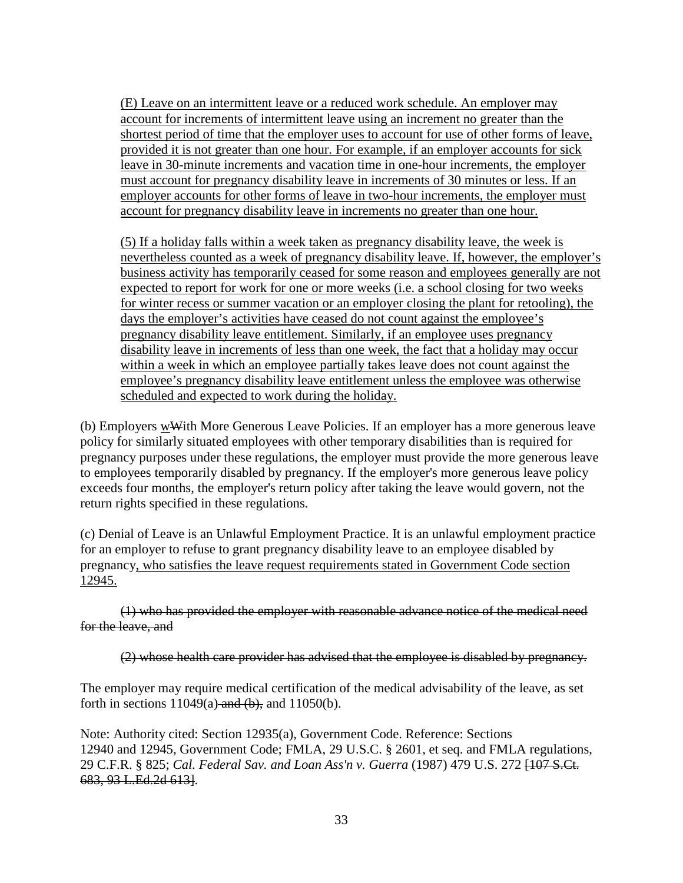<u>(E) Leave on an intermittent leave or a reduced work schedule. An employer may account for increments of intermittent leave using an increment no greater than the shortest period of time that the employer uses to account for use of other forms of leave, provided it is not greater than one hour. For example, if an employer accounts for sick leave in 30-minute increments and vacation time in one-hour increments, the employer must account for pregnancy disability leave in increments of 30 minutes or less. If an employer accounts for other forms of leave in two-hour increments, the employer must account for pregnancy disability leave in increments no greater than one hour.</u>

<u>(5) If a holiday falls within a week taken as pregnancy disability leave, the week is nevertheless counted as a week of pregnancy disability leave. If, however, the employer's business activity has temporarily ceased for some reason and employees generally are not expected to report for work for one or more weeks (i.e. a school closing for two weeks for winter recess or summer vacation or an employer closing the plant for retooling), the days the employer's activities have ceased do not count against the employee's pregnancy disability leave entitlement. Similarly, if an employee uses pregnancy disability leave in increments of less than one week, the fact that a holiday may occur within a week in which an employee partially takes leave does not count against the employee's pregnancy disability leave entitlement unless the employee was otherwise scheduled and expected to work during the holiday.</u>

(b) Employers <u>w</u>~~W~~ith More Generous Leave Policies. If an employer has a more generous leave policy for similarly situated employees with other temporary disabilities than is required for pregnancy purposes under these regulations, the employer must provide the more generous leave to employees temporarily disabled by pregnancy. If the employer's more generous leave policy exceeds four months, the employer's return policy after taking the leave would govern, not the return rights specified in these regulations.

(c) Denial of Leave is an Unlawful Employment Practice. It is an unlawful employment practice for an employer to refuse to grant pregnancy disability leave to an employee disabled by pregnancy<u>, who satisfies the leave request requirements stated in Government Code section 12945.</u>

~~(1) who has provided the employer with reasonable advance notice of the medical need for the leave, and~~

~~(2) whose health care provider has advised that the employee is disabled by pregnancy.~~

The employer may require medical certification of the medical advisability of the leave, as set forth in sections 11049(a)~~ and (b),~~ and 11050(b).

Note: Authority cited: Section 12935(a), Government Code. Reference: Sections 12940 and 12945, Government Code; FMLA, 29 U.S.C. § 2601, et seq. and FMLA regulations, 29 C.F.R. § 825; *Cal. Federal Sav. and Loan Ass'n v. Guerra* (1987) 479 U.S. 272 ~~[107 S.Ct. 683, 93 L.Ed.2d 613]~~.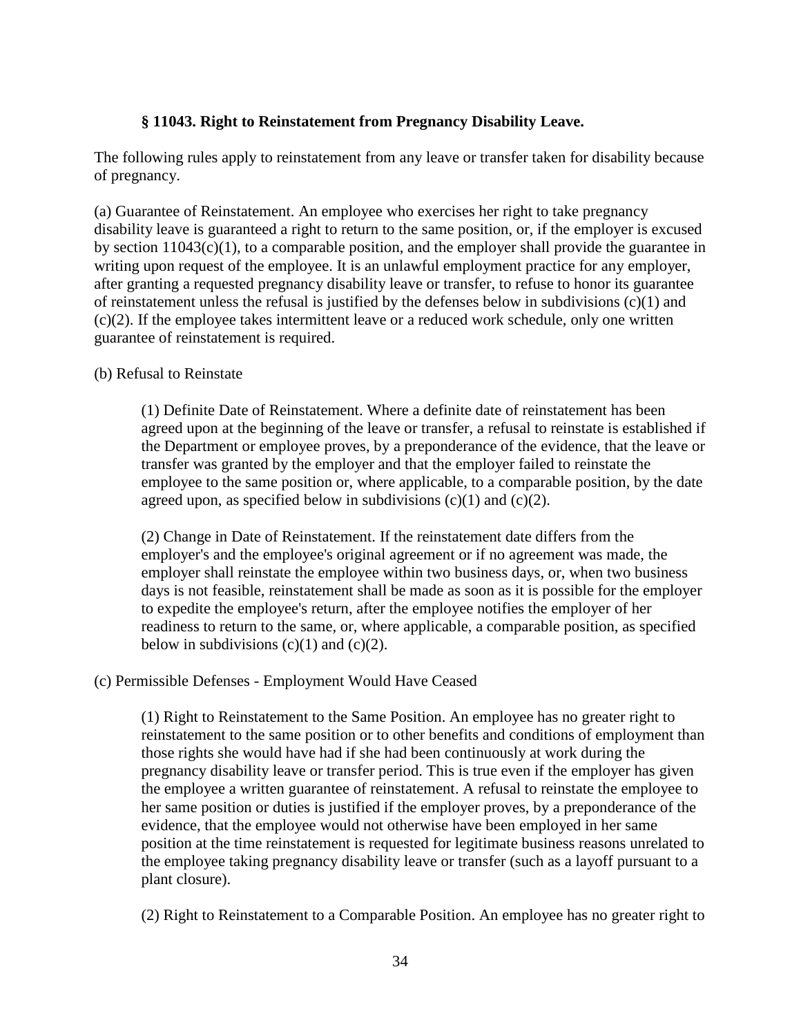### § 11043. Right to Reinstatement from Pregnancy Disability Leave.

The following rules apply to reinstatement from any leave or transfer taken for disability because of pregnancy.

(a) Guarantee of Reinstatement. An employee who exercises her right to take pregnancy disability leave is guaranteed a right to return to the same position, or, if the employer is excused by section 11043(c)(1), to a comparable position, and the employer shall provide the guarantee in writing upon request of the employee. It is an unlawful employment practice for any employer, after granting a requested pregnancy disability leave or transfer, to refuse to honor its guarantee of reinstatement unless the refusal is justified by the defenses below in subdivisions (c)(1) and (c)(2). If the employee takes intermittent leave or a reduced work schedule, only one written guarantee of reinstatement is required.

(b) Refusal to Reinstate

> (1) Definite Date of Reinstatement. Where a definite date of reinstatement has been agreed upon at the beginning of the leave or transfer, a refusal to reinstate is established if the Department or employee proves, by a preponderance of the evidence, that the leave or transfer was granted by the employer and that the employer failed to reinstate the employee to the same position or, where applicable, to a comparable position, by the date agreed upon, as specified below in subdivisions (c)(1) and (c)(2).
>
> (2) Change in Date of Reinstatement. If the reinstatement date differs from the employer's and the employee's original agreement or if no agreement was made, the employer shall reinstate the employee within two business days, or, when two business days is not feasible, reinstatement shall be made as soon as it is possible for the employer to expedite the employee's return, after the employee notifies the employer of her readiness to return to the same, or, where applicable, a comparable position, as specified below in subdivisions (c)(1) and (c)(2).

(c) Permissible Defenses - Employment Would Have Ceased

> (1) Right to Reinstatement to the Same Position. An employee has no greater right to reinstatement to the same position or to other benefits and conditions of employment than those rights she would have had if she had been continuously at work during the pregnancy disability leave or transfer period. This is true even if the employer has given the employee a written guarantee of reinstatement. A refusal to reinstate the employee to her same position or duties is justified if the employer proves, by a preponderance of the evidence, that the employee would not otherwise have been employed in her same position at the time reinstatement is requested for legitimate business reasons unrelated to the employee taking pregnancy disability leave or transfer (such as a layoff pursuant to a plant closure).
>
> (2) Right to Reinstatement to a Comparable Position. An employee has no greater right to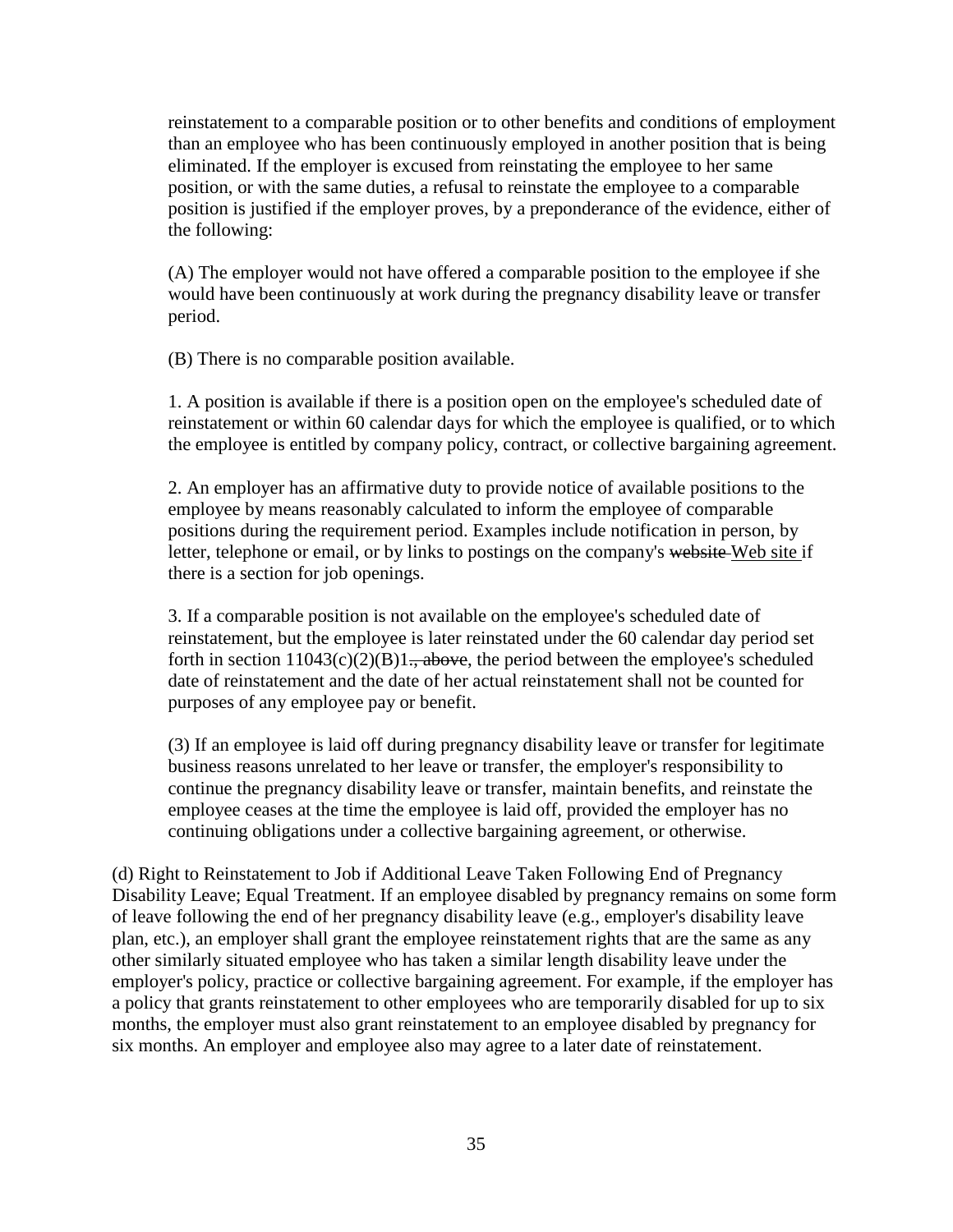reinstatement to a comparable position or to other benefits and conditions of employment than an employee who has been continuously employed in another position that is being eliminated. If the employer is excused from reinstating the employee to her same position, or with the same duties, a refusal to reinstate the employee to a comparable position is justified if the employer proves, by a preponderance of the evidence, either of the following:

(A) The employer would not have offered a comparable position to the employee if she would have been continuously at work during the pregnancy disability leave or transfer period.

(B) There is no comparable position available.

1. A position is available if there is a position open on the employee's scheduled date of reinstatement or within 60 calendar days for which the employee is qualified, or to which the employee is entitled by company policy, contract, or collective bargaining agreement.

2. An employer has an affirmative duty to provide notice of available positions to the employee by means reasonably calculated to inform the employee of comparable positions during the requirement period. Examples include notification in person, by letter, telephone or email, or by links to postings on the company's ~~website~~ <u>Web site</u> if there is a section for job openings.

3. If a comparable position is not available on the employee's scheduled date of reinstatement, but the employee is later reinstated under the 60 calendar day period set forth in section 11043(c)(2)(B)1~~., above~~, the period between the employee's scheduled date of reinstatement and the date of her actual reinstatement shall not be counted for purposes of any employee pay or benefit.

(3) If an employee is laid off during pregnancy disability leave or transfer for legitimate business reasons unrelated to her leave or transfer, the employer's responsibility to continue the pregnancy disability leave or transfer, maintain benefits, and reinstate the employee ceases at the time the employee is laid off, provided the employer has no continuing obligations under a collective bargaining agreement, or otherwise.

(d) Right to Reinstatement to Job if Additional Leave Taken Following End of Pregnancy Disability Leave; Equal Treatment. If an employee disabled by pregnancy remains on some form of leave following the end of her pregnancy disability leave (e.g., employer's disability leave plan, etc.), an employer shall grant the employee reinstatement rights that are the same as any other similarly situated employee who has taken a similar length disability leave under the employer's policy, practice or collective bargaining agreement. For example, if the employer has a policy that grants reinstatement to other employees who are temporarily disabled for up to six months, the employer must also grant reinstatement to an employee disabled by pregnancy for six months. An employer and employee also may agree to a later date of reinstatement.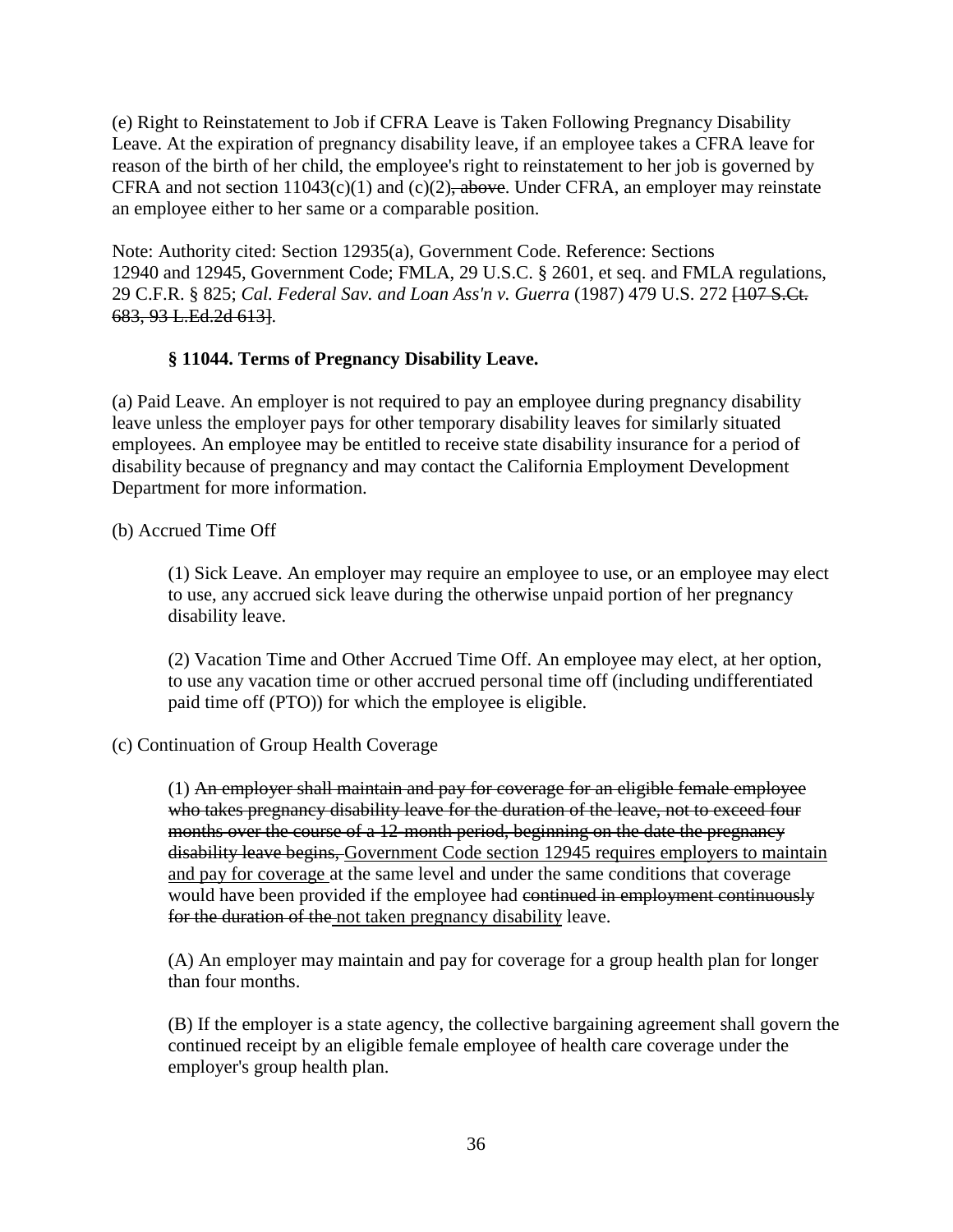(e) Right to Reinstatement to Job if CFRA Leave is Taken Following Pregnancy Disability Leave. At the expiration of pregnancy disability leave, if an employee takes a CFRA leave for reason of the birth of her child, the employee's right to reinstatement to her job is governed by CFRA and not section 11043(c)(1) and (c)(2)~~, above~~. Under CFRA, an employer may reinstate an employee either to her same or a comparable position.

Note: Authority cited: Section 12935(a), Government Code. Reference: Sections 12940 and 12945, Government Code; FMLA, 29 U.S.C. § 2601, et seq. and FMLA regulations, 29 C.F.R. § 825; *Cal. Federal Sav. and Loan Ass'n v. Guerra* (1987) 479 U.S. 272 ~~[107 S.Ct. 683, 93 L.Ed.2d 613]~~.

### § 11044. Terms of Pregnancy Disability Leave.

(a) Paid Leave. An employer is not required to pay an employee during pregnancy disability leave unless the employer pays for other temporary disability leaves for similarly situated employees. An employee may be entitled to receive state disability insurance for a period of disability because of pregnancy and may contact the California Employment Development Department for more information.

(b) Accrued Time Off

(1) Sick Leave. An employer may require an employee to use, or an employee may elect to use, any accrued sick leave during the otherwise unpaid portion of her pregnancy disability leave.

(2) Vacation Time and Other Accrued Time Off. An employee may elect, at her option, to use any vacation time or other accrued personal time off (including undifferentiated paid time off (PTO)) for which the employee is eligible.

(c) Continuation of Group Health Coverage

(1) ~~An employer shall maintain and pay for coverage for an eligible female employee who takes pregnancy disability leave for the duration of the leave, not to exceed four months over the course of a 12-month period, beginning on the date the pregnancy disability leave begins,~~ <u>Government Code section 12945 requires employers to maintain and pay for coverage</u> at the same level and under the same conditions that coverage would have been provided if the employee had ~~continued in employment continuously for the duration of the~~ <u>not taken pregnancy disability</u> leave.

(A) An employer may maintain and pay for coverage for a group health plan for longer than four months.

(B) If the employer is a state agency, the collective bargaining agreement shall govern the continued receipt by an eligible female employee of health care coverage under the employer's group health plan.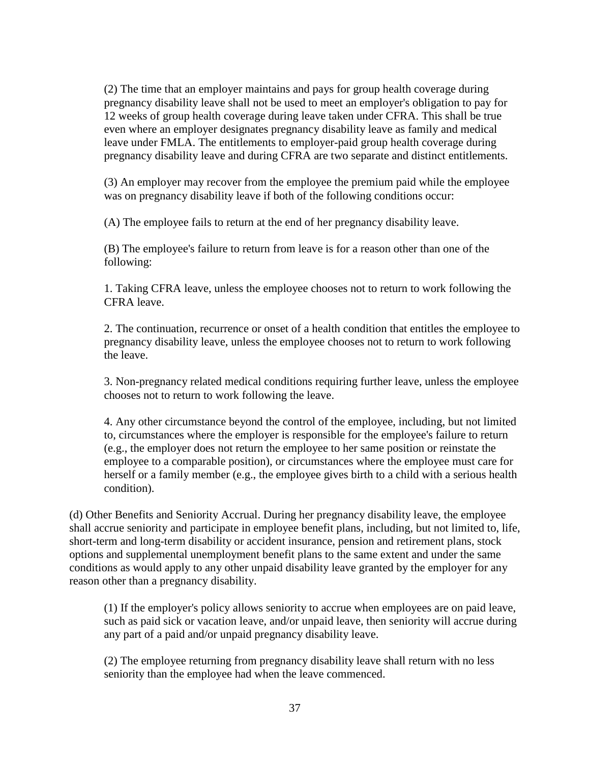(2) The time that an employer maintains and pays for group health coverage during pregnancy disability leave shall not be used to meet an employer's obligation to pay for 12 weeks of group health coverage during leave taken under CFRA. This shall be true even where an employer designates pregnancy disability leave as family and medical leave under FMLA. The entitlements to employer-paid group health coverage during pregnancy disability leave and during CFRA are two separate and distinct entitlements.

(3) An employer may recover from the employee the premium paid while the employee was on pregnancy disability leave if both of the following conditions occur:

(A) The employee fails to return at the end of her pregnancy disability leave.

(B) The employee's failure to return from leave is for a reason other than one of the following:

1. Taking CFRA leave, unless the employee chooses not to return to work following the CFRA leave.

2. The continuation, recurrence or onset of a health condition that entitles the employee to pregnancy disability leave, unless the employee chooses not to return to work following the leave.

3. Non-pregnancy related medical conditions requiring further leave, unless the employee chooses not to return to work following the leave.

4. Any other circumstance beyond the control of the employee, including, but not limited to, circumstances where the employer is responsible for the employee's failure to return (e.g., the employer does not return the employee to her same position or reinstate the employee to a comparable position), or circumstances where the employee must care for herself or a family member (e.g., the employee gives birth to a child with a serious health condition).

(d) Other Benefits and Seniority Accrual. During her pregnancy disability leave, the employee shall accrue seniority and participate in employee benefit plans, including, but not limited to, life, short-term and long-term disability or accident insurance, pension and retirement plans, stock options and supplemental unemployment benefit plans to the same extent and under the same conditions as would apply to any other unpaid disability leave granted by the employer for any reason other than a pregnancy disability.

(1) If the employer's policy allows seniority to accrue when employees are on paid leave, such as paid sick or vacation leave, and/or unpaid leave, then seniority will accrue during any part of a paid and/or unpaid pregnancy disability leave.

(2) The employee returning from pregnancy disability leave shall return with no less seniority than the employee had when the leave commenced.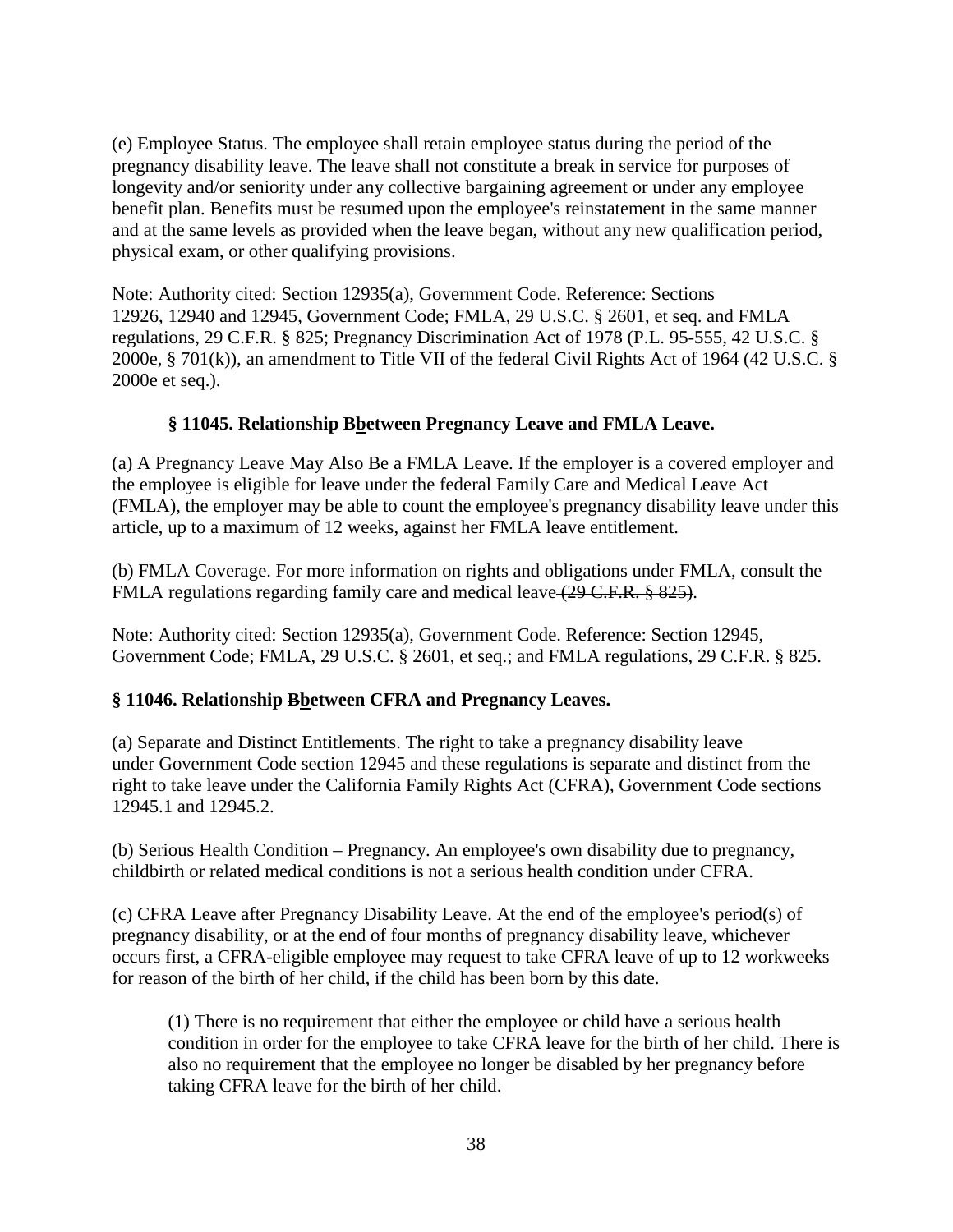(e) Employee Status. The employee shall retain employee status during the period of the pregnancy disability leave. The leave shall not constitute a break in service for purposes of longevity and/or seniority under any collective bargaining agreement or under any employee benefit plan. Benefits must be resumed upon the employee's reinstatement in the same manner and at the same levels as provided when the leave began, without any new qualification period, physical exam, or other qualifying provisions.

Note: Authority cited: Section 12935(a), Government Code. Reference: Sections 12926, 12940 and 12945, Government Code; FMLA, 29 U.S.C. § 2601, et seq. and FMLA regulations, 29 C.F.R. § 825; Pregnancy Discrimination Act of 1978 (P.L. 95-555, 42 U.S.C. § 2000e, § 701(k)), an amendment to Title VII of the federal Civil Rights Act of 1964 (42 U.S.C. § 2000e et seq.).

### § 11045. Relationship ~~B~~between Pregnancy Leave and FMLA Leave.

(a) A Pregnancy Leave May Also Be a FMLA Leave. If the employer is a covered employer and the employee is eligible for leave under the federal Family Care and Medical Leave Act (FMLA), the employer may be able to count the employee's pregnancy disability leave under this article, up to a maximum of 12 weeks, against her FMLA leave entitlement.

(b) FMLA Coverage. For more information on rights and obligations under FMLA, consult the FMLA regulations regarding family care and medical leave ~~(29 C.F.R. § 825)~~.

Note: Authority cited: Section 12935(a), Government Code. Reference: Section 12945, Government Code; FMLA, 29 U.S.C. § 2601, et seq.; and FMLA regulations, 29 C.F.R. § 825.

### § 11046. Relationship ~~B~~between CFRA and Pregnancy Leaves.

(a) Separate and Distinct Entitlements. The right to take a pregnancy disability leave under Government Code section 12945 and these regulations is separate and distinct from the right to take leave under the California Family Rights Act (CFRA), Government Code sections 12945.1 and 12945.2.

(b) Serious Health Condition – Pregnancy. An employee's own disability due to pregnancy, childbirth or related medical conditions is not a serious health condition under CFRA.

(c) CFRA Leave after Pregnancy Disability Leave. At the end of the employee's period(s) of pregnancy disability, or at the end of four months of pregnancy disability leave, whichever occurs first, a CFRA-eligible employee may request to take CFRA leave of up to 12 workweeks for reason of the birth of her child, if the child has been born by this date.

> (1) There is no requirement that either the employee or child have a serious health condition in order for the employee to take CFRA leave for the birth of her child. There is also no requirement that the employee no longer be disabled by her pregnancy before taking CFRA leave for the birth of her child.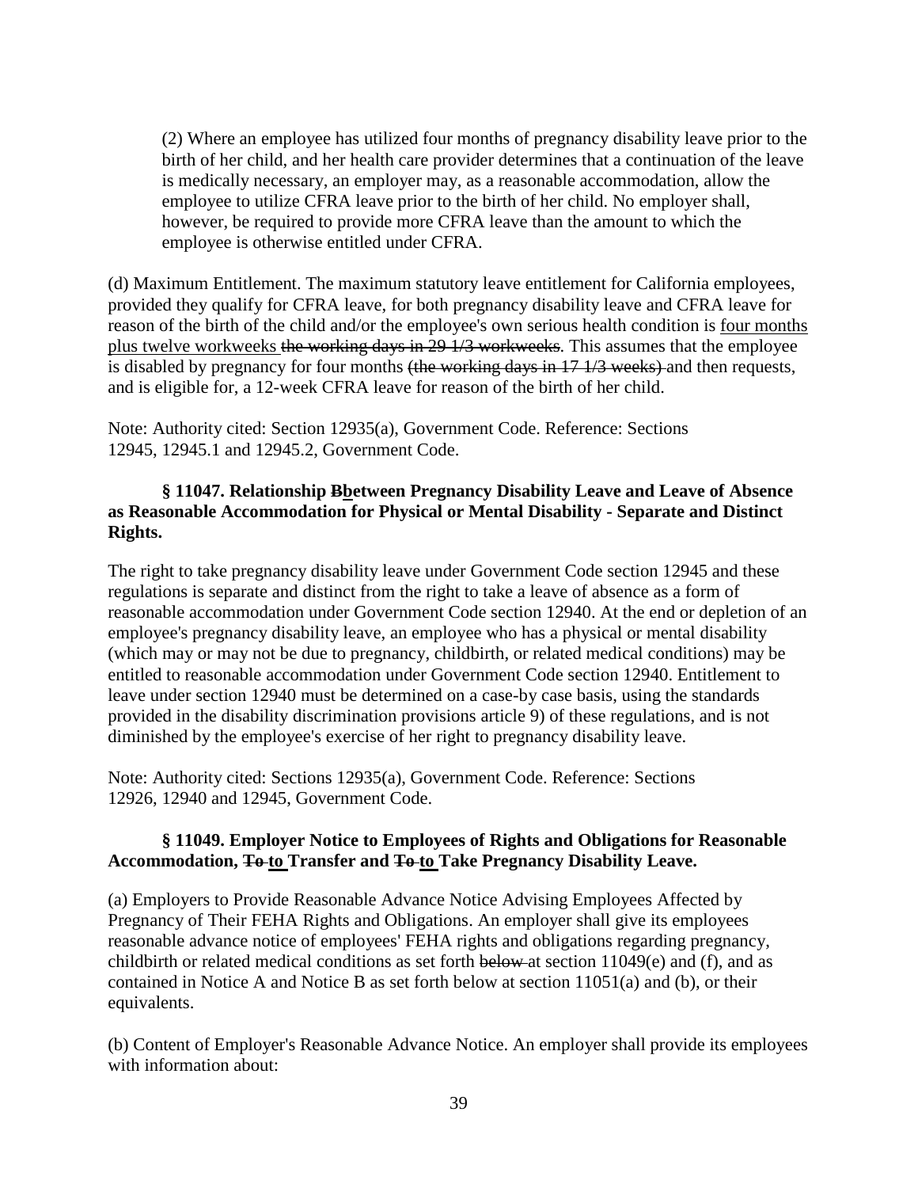(2) Where an employee has utilized four months of pregnancy disability leave prior to the birth of her child, and her health care provider determines that a continuation of the leave is medically necessary, an employer may, as a reasonable accommodation, allow the employee to utilize CFRA leave prior to the birth of her child. No employer shall, however, be required to provide more CFRA leave than the amount to which the employee is otherwise entitled under CFRA.

(d) Maximum Entitlement. The maximum statutory leave entitlement for California employees, provided they qualify for CFRA leave, for both pregnancy disability leave and CFRA leave for reason of the birth of the child and/or the employee's own serious health condition is <u>four months plus twelve workweeks</u> ~~the working days in 29 1/3 workweeks~~. This assumes that the employee is disabled by pregnancy for four months ~~(the working days in 17 1/3 weeks)~~ and then requests, and is eligible for, a 12-week CFRA leave for reason of the birth of her child.

Note: Authority cited: Section 12935(a), Government Code. Reference: Sections 12945, 12945.1 and 12945.2, Government Code.

### § 11047. Relationship ~~B~~<u>b</u>etween Pregnancy Disability Leave and Leave of Absence as Reasonable Accommodation for Physical or Mental Disability - Separate and Distinct Rights.

The right to take pregnancy disability leave under Government Code section 12945 and these regulations is separate and distinct from the right to take a leave of absence as a form of reasonable accommodation under Government Code section 12940. At the end or depletion of an employee's pregnancy disability leave, an employee who has a physical or mental disability (which may or may not be due to pregnancy, childbirth, or related medical conditions) may be entitled to reasonable accommodation under Government Code section 12940. Entitlement to leave under section 12940 must be determined on a case-by case basis, using the standards provided in the disability discrimination provisions article 9) of these regulations, and is not diminished by the employee's exercise of her right to pregnancy disability leave.

Note: Authority cited: Sections 12935(a), Government Code. Reference: Sections 12926, 12940 and 12945, Government Code.

### § 11049. Employer Notice to Employees of Rights and Obligations for Reasonable Accommodation, ~~To~~ <u>to</u> Transfer and ~~To~~ <u>to</u> Take Pregnancy Disability Leave.

(a) Employers to Provide Reasonable Advance Notice Advising Employees Affected by Pregnancy of Their FEHA Rights and Obligations. An employer shall give its employees reasonable advance notice of employees' FEHA rights and obligations regarding pregnancy, childbirth or related medical conditions as set forth ~~below~~ at section 11049(e) and (f), and as contained in Notice A and Notice B as set forth below at section 11051(a) and (b), or their equivalents.

(b) Content of Employer's Reasonable Advance Notice. An employer shall provide its employees with information about: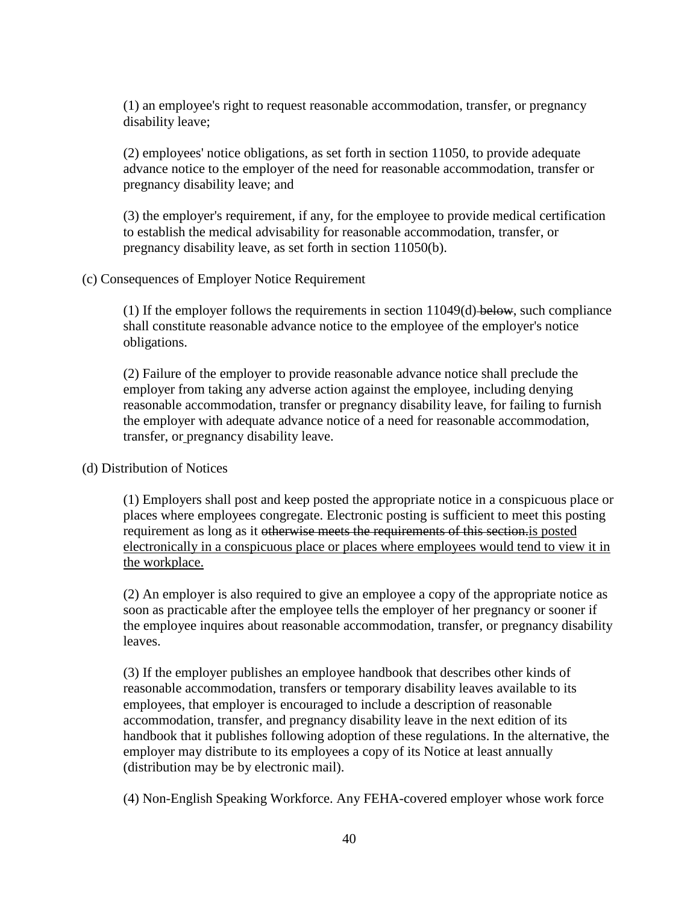(1) an employee's right to request reasonable accommodation, transfer, or pregnancy disability leave;

(2) employees' notice obligations, as set forth in section 11050, to provide adequate advance notice to the employer of the need for reasonable accommodation, transfer or pregnancy disability leave; and

(3) the employer's requirement, if any, for the employee to provide medical certification to establish the medical advisability for reasonable accommodation, transfer, or pregnancy disability leave, as set forth in section 11050(b).

(c) Consequences of Employer Notice Requirement

(1) If the employer follows the requirements in section 11049(d) ~~below~~, such compliance shall constitute reasonable advance notice to the employee of the employer's notice obligations.

(2) Failure of the employer to provide reasonable advance notice shall preclude the employer from taking any adverse action against the employee, including denying reasonable accommodation, transfer or pregnancy disability leave, for failing to furnish the employer with adequate advance notice of a need for reasonable accommodation, transfer, or pregnancy disability leave.

(d) Distribution of Notices

(1) Employers shall post and keep posted the appropriate notice in a conspicuous place or places where employees congregate. Electronic posting is sufficient to meet this posting requirement as long as it ~~otherwise meets the requirements of this section.~~<u>is posted electronically in a conspicuous place or places where employees would tend to view it in the workplace.</u>

(2) An employer is also required to give an employee a copy of the appropriate notice as soon as practicable after the employee tells the employer of her pregnancy or sooner if the employee inquires about reasonable accommodation, transfer, or pregnancy disability leaves.

(3) If the employer publishes an employee handbook that describes other kinds of reasonable accommodation, transfers or temporary disability leaves available to its employees, that employer is encouraged to include a description of reasonable accommodation, transfer, and pregnancy disability leave in the next edition of its handbook that it publishes following adoption of these regulations. In the alternative, the employer may distribute to its employees a copy of its Notice at least annually (distribution may be by electronic mail).

(4) Non-English Speaking Workforce. Any FEHA-covered employer whose work force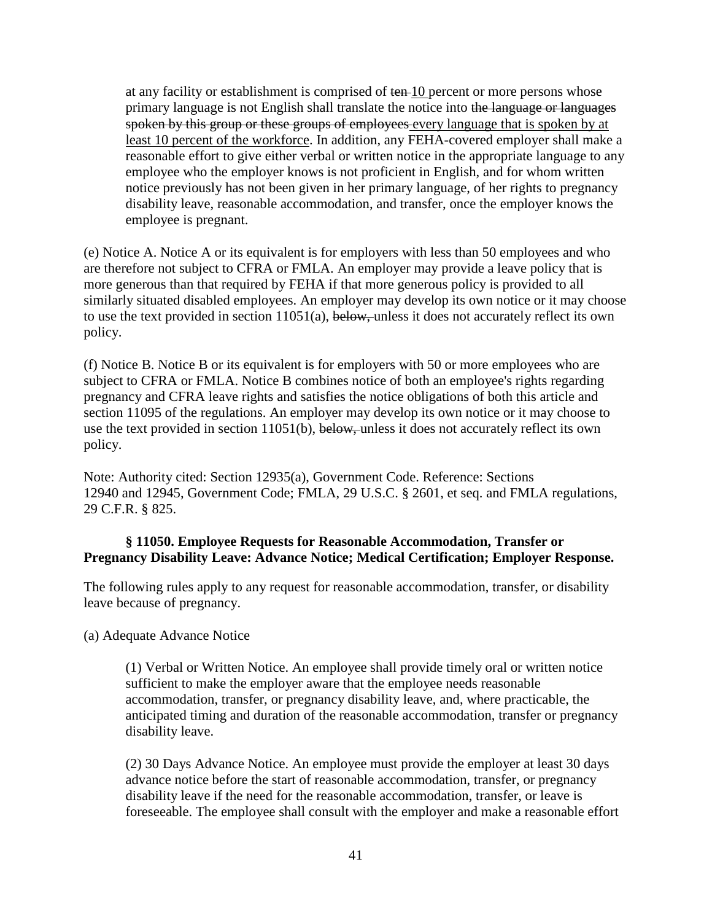at any facility or establishment is comprised of ~~ten~~ 10 percent or more persons whose primary language is not English shall translate the notice into ~~the language or languages spoken by this group or these groups of employees~~ every language that is spoken by at least 10 percent of the workforce. In addition, any FEHA-covered employer shall make a reasonable effort to give either verbal or written notice in the appropriate language to any employee who the employer knows is not proficient in English, and for whom written notice previously has not been given in her primary language, of her rights to pregnancy disability leave, reasonable accommodation, and transfer, once the employer knows the employee is pregnant.

(e) Notice A. Notice A or its equivalent is for employers with less than 50 employees and who are therefore not subject to CFRA or FMLA. An employer may provide a leave policy that is more generous than that required by FEHA if that more generous policy is provided to all similarly situated disabled employees. An employer may develop its own notice or it may choose to use the text provided in section 11051(a), ~~below,~~ unless it does not accurately reflect its own policy.

(f) Notice B. Notice B or its equivalent is for employers with 50 or more employees who are subject to CFRA or FMLA. Notice B combines notice of both an employee's rights regarding pregnancy and CFRA leave rights and satisfies the notice obligations of both this article and section 11095 of the regulations. An employer may develop its own notice or it may choose to use the text provided in section 11051(b), ~~below,~~ unless it does not accurately reflect its own policy.

Note: Authority cited: Section 12935(a), Government Code. Reference: Sections 12940 and 12945, Government Code; FMLA, 29 U.S.C. § 2601, et seq. and FMLA regulations, 29 C.F.R. § 825.

### § 11050. Employee Requests for Reasonable Accommodation, Transfer or Pregnancy Disability Leave: Advance Notice; Medical Certification; Employer Response.

The following rules apply to any request for reasonable accommodation, transfer, or disability leave because of pregnancy.

(a) Adequate Advance Notice

(1) Verbal or Written Notice. An employee shall provide timely oral or written notice sufficient to make the employer aware that the employee needs reasonable accommodation, transfer, or pregnancy disability leave, and, where practicable, the anticipated timing and duration of the reasonable accommodation, transfer or pregnancy disability leave.

(2) 30 Days Advance Notice. An employee must provide the employer at least 30 days advance notice before the start of reasonable accommodation, transfer, or pregnancy disability leave if the need for the reasonable accommodation, transfer, or leave is foreseeable. The employee shall consult with the employer and make a reasonable effort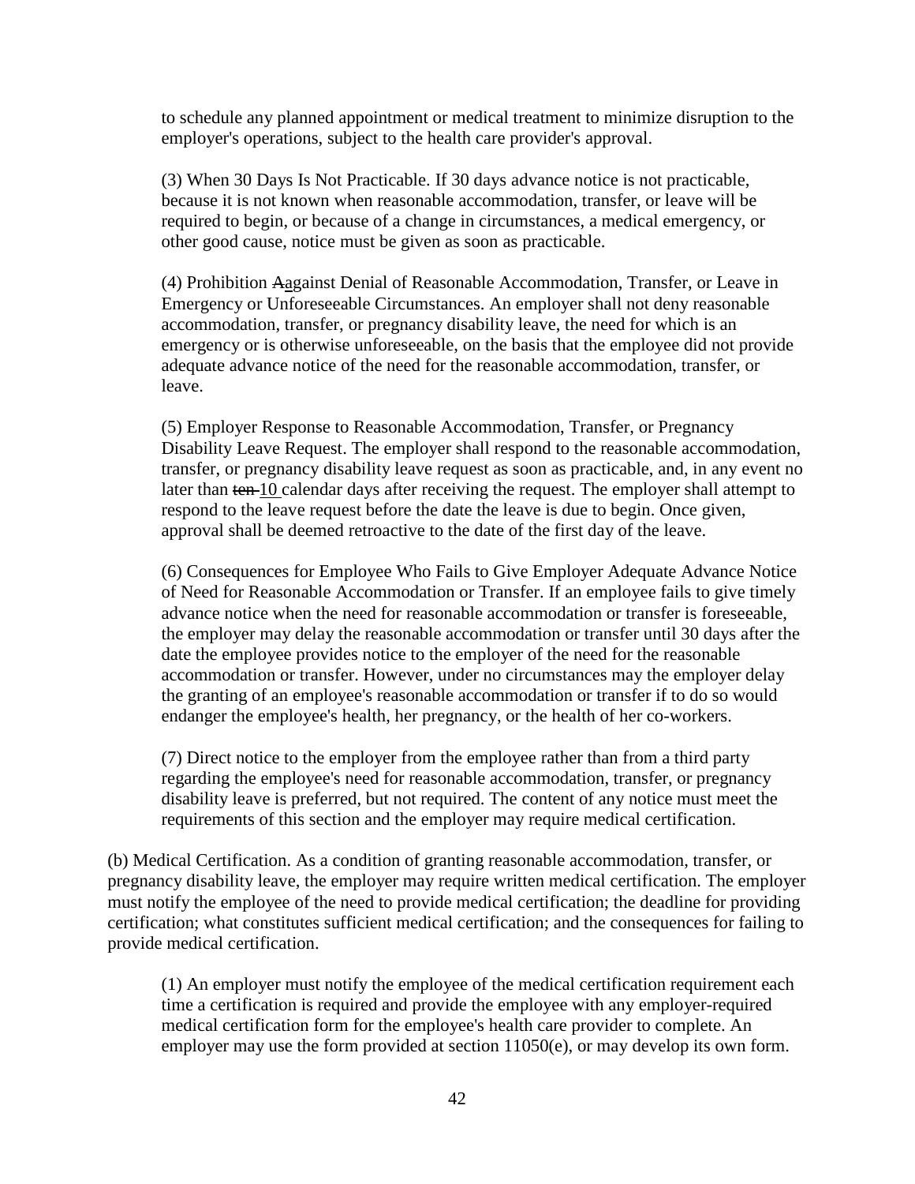to schedule any planned appointment or medical treatment to minimize disruption to the employer's operations, subject to the health care provider's approval.

(3) When 30 Days Is Not Practicable. If 30 days advance notice is not practicable, because it is not known when reasonable accommodation, transfer, or leave will be required to begin, or because of a change in circumstances, a medical emergency, or other good cause, notice must be given as soon as practicable.

(4) Prohibition ~~A~~against Denial of Reasonable Accommodation, Transfer, or Leave in Emergency or Unforeseeable Circumstances. An employer shall not deny reasonable accommodation, transfer, or pregnancy disability leave, the need for which is an emergency or is otherwise unforeseeable, on the basis that the employee did not provide adequate advance notice of the need for the reasonable accommodation, transfer, or leave.

(5) Employer Response to Reasonable Accommodation, Transfer, or Pregnancy Disability Leave Request. The employer shall respond to the reasonable accommodation, transfer, or pregnancy disability leave request as soon as practicable, and, in any event no later than ~~ten~~ 10 calendar days after receiving the request. The employer shall attempt to respond to the leave request before the date the leave is due to begin. Once given, approval shall be deemed retroactive to the date of the first day of the leave.

(6) Consequences for Employee Who Fails to Give Employer Adequate Advance Notice of Need for Reasonable Accommodation or Transfer. If an employee fails to give timely advance notice when the need for reasonable accommodation or transfer is foreseeable, the employer may delay the reasonable accommodation or transfer until 30 days after the date the employee provides notice to the employer of the need for the reasonable accommodation or transfer. However, under no circumstances may the employer delay the granting of an employee's reasonable accommodation or transfer if to do so would endanger the employee's health, her pregnancy, or the health of her co-workers.

(7) Direct notice to the employer from the employee rather than from a third party regarding the employee's need for reasonable accommodation, transfer, or pregnancy disability leave is preferred, but not required. The content of any notice must meet the requirements of this section and the employer may require medical certification.

(b) Medical Certification. As a condition of granting reasonable accommodation, transfer, or pregnancy disability leave, the employer may require written medical certification. The employer must notify the employee of the need to provide medical certification; the deadline for providing certification; what constitutes sufficient medical certification; and the consequences for failing to provide medical certification.

(1) An employer must notify the employee of the medical certification requirement each time a certification is required and provide the employee with any employer-required medical certification form for the employee's health care provider to complete. An employer may use the form provided at section 11050(e), or may develop its own form.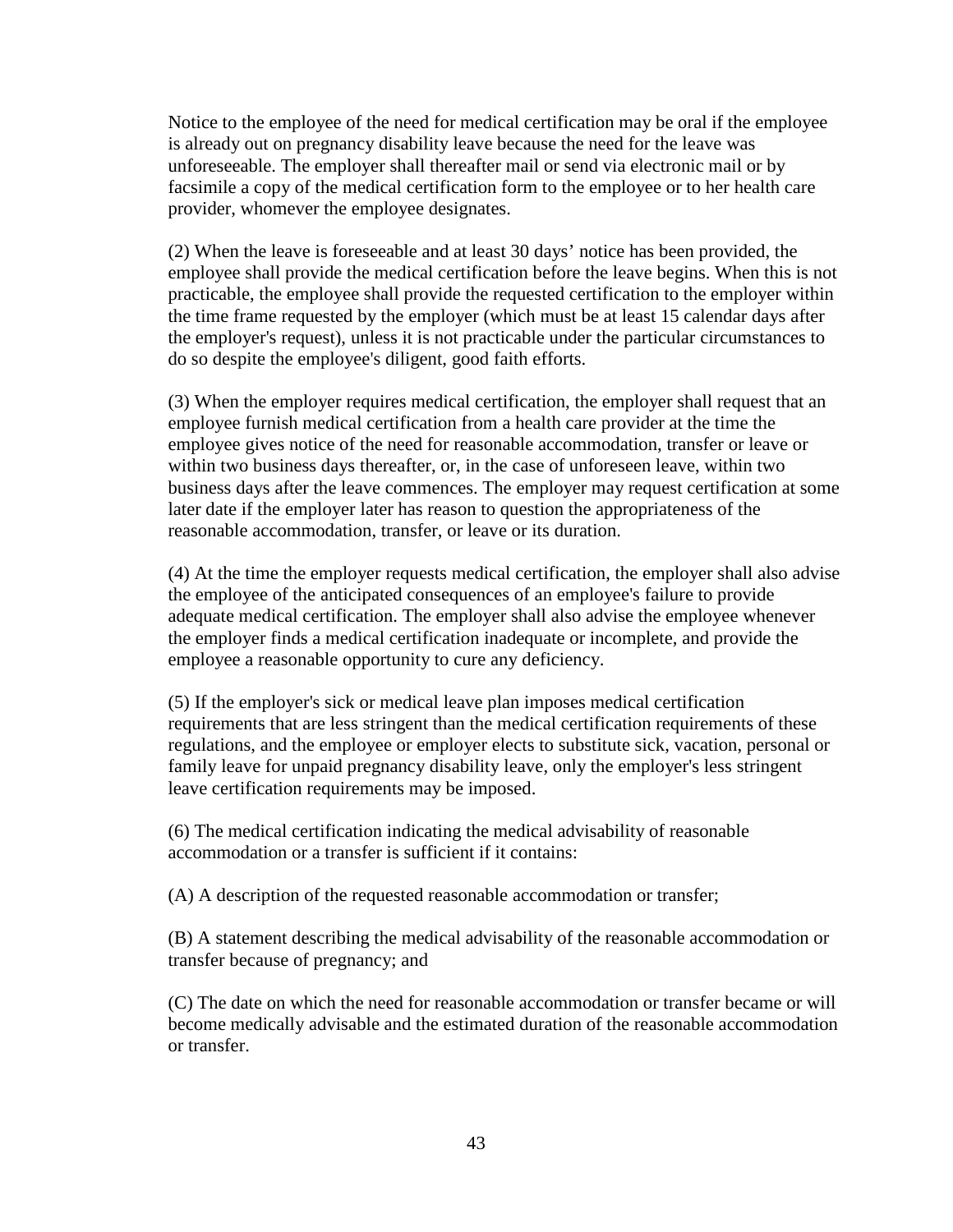Notice to the employee of the need for medical certification may be oral if the employee is already out on pregnancy disability leave because the need for the leave was unforeseeable. The employer shall thereafter mail or send via electronic mail or by facsimile a copy of the medical certification form to the employee or to her health care provider, whomever the employee designates.

(2) When the leave is foreseeable and at least 30 days' notice has been provided, the employee shall provide the medical certification before the leave begins. When this is not practicable, the employee shall provide the requested certification to the employer within the time frame requested by the employer (which must be at least 15 calendar days after the employer's request), unless it is not practicable under the particular circumstances to do so despite the employee's diligent, good faith efforts.

(3) When the employer requires medical certification, the employer shall request that an employee furnish medical certification from a health care provider at the time the employee gives notice of the need for reasonable accommodation, transfer or leave or within two business days thereafter, or, in the case of unforeseen leave, within two business days after the leave commences. The employer may request certification at some later date if the employer later has reason to question the appropriateness of the reasonable accommodation, transfer, or leave or its duration.

(4) At the time the employer requests medical certification, the employer shall also advise the employee of the anticipated consequences of an employee's failure to provide adequate medical certification. The employer shall also advise the employee whenever the employer finds a medical certification inadequate or incomplete, and provide the employee a reasonable opportunity to cure any deficiency.

(5) If the employer's sick or medical leave plan imposes medical certification requirements that are less stringent than the medical certification requirements of these regulations, and the employee or employer elects to substitute sick, vacation, personal or family leave for unpaid pregnancy disability leave, only the employer's less stringent leave certification requirements may be imposed.

(6) The medical certification indicating the medical advisability of reasonable accommodation or a transfer is sufficient if it contains:

(A) A description of the requested reasonable accommodation or transfer;

(B) A statement describing the medical advisability of the reasonable accommodation or transfer because of pregnancy; and

(C) The date on which the need for reasonable accommodation or transfer became or will become medically advisable and the estimated duration of the reasonable accommodation or transfer.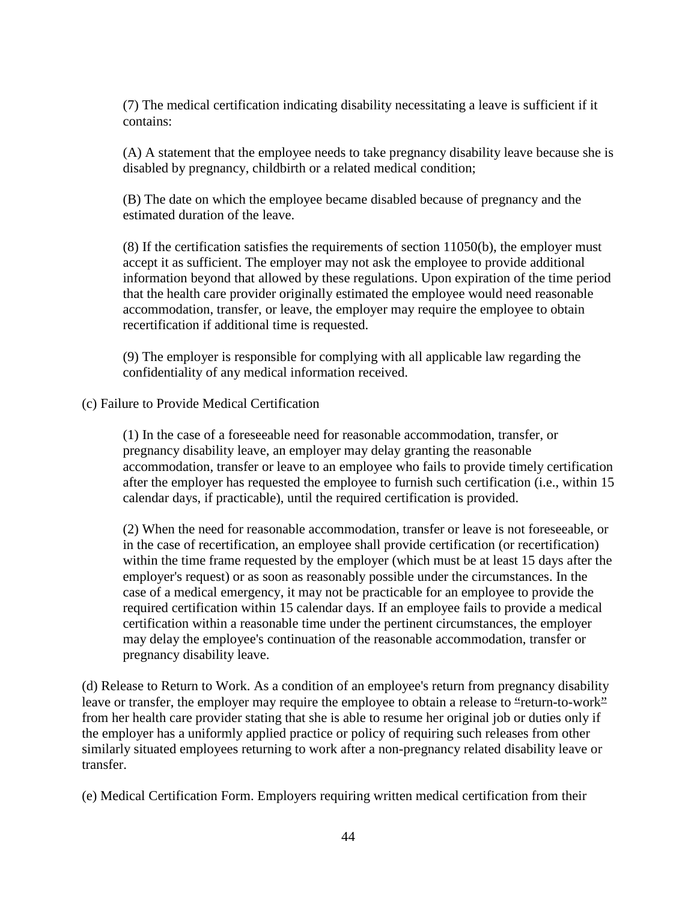(7) The medical certification indicating disability necessitating a leave is sufficient if it contains:

(A) A statement that the employee needs to take pregnancy disability leave because she is disabled by pregnancy, childbirth or a related medical condition;

(B) The date on which the employee became disabled because of pregnancy and the estimated duration of the leave.

(8) If the certification satisfies the requirements of section 11050(b), the employer must accept it as sufficient. The employer may not ask the employee to provide additional information beyond that allowed by these regulations. Upon expiration of the time period that the health care provider originally estimated the employee would need reasonable accommodation, transfer, or leave, the employer may require the employee to obtain recertification if additional time is requested.

(9) The employer is responsible for complying with all applicable law regarding the confidentiality of any medical information received.

(c) Failure to Provide Medical Certification

(1) In the case of a foreseeable need for reasonable accommodation, transfer, or pregnancy disability leave, an employer may delay granting the reasonable accommodation, transfer or leave to an employee who fails to provide timely certification after the employer has requested the employee to furnish such certification (i.e., within 15 calendar days, if practicable), until the required certification is provided.

(2) When the need for reasonable accommodation, transfer or leave is not foreseeable, or in the case of recertification, an employee shall provide certification (or recertification) within the time frame requested by the employer (which must be at least 15 days after the employer's request) or as soon as reasonably possible under the circumstances. In the case of a medical emergency, it may not be practicable for an employee to provide the required certification within 15 calendar days. If an employee fails to provide a medical certification within a reasonable time under the pertinent circumstances, the employer may delay the employee's continuation of the reasonable accommodation, transfer or pregnancy disability leave.

(d) Release to Return to Work. As a condition of an employee's return from pregnancy disability leave or transfer, the employer may require the employee to obtain a release to "return-to-work" from her health care provider stating that she is able to resume her original job or duties only if the employer has a uniformly applied practice or policy of requiring such releases from other similarly situated employees returning to work after a non-pregnancy related disability leave or transfer.

(e) Medical Certification Form. Employers requiring written medical certification from their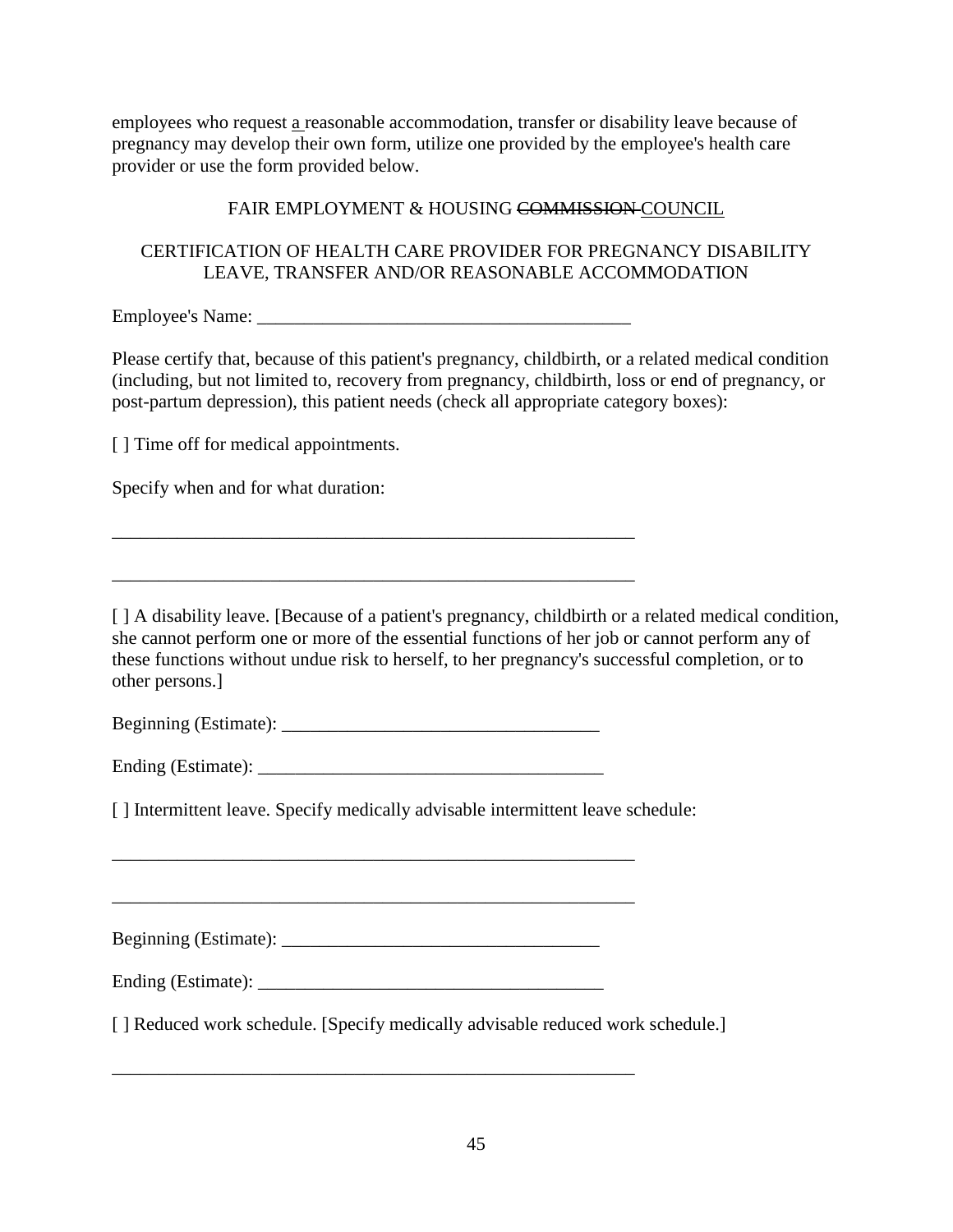employees who request a reasonable accommodation, transfer or disability leave because of pregnancy may develop their own form, utilize one provided by the employee's health care provider or use the form provided below.

FAIR EMPLOYMENT & HOUSING ~~COMMISSION~~ COUNCIL

CERTIFICATION OF HEALTH CARE PROVIDER FOR PREGNANCY DISABILITY LEAVE, TRANSFER AND/OR REASONABLE ACCOMMODATION

Employee's Name: ________________________________________

Please certify that, because of this patient's pregnancy, childbirth, or a related medical condition (including, but not limited to, recovery from pregnancy, childbirth, loss or end of pregnancy, or post-partum depression), this patient needs (check all appropriate category boxes):

[ ] Time off for medical appointments.

Specify when and for what duration:

__________________________________________________________

__________________________________________________________

[ ] A disability leave. [Because of a patient's pregnancy, childbirth or a related medical condition, she cannot perform one or more of the essential functions of her job or cannot perform any of these functions without undue risk to herself, to her pregnancy's successful completion, or to other persons.]

Beginning (Estimate): __________________________________

Ending (Estimate): ____________________________________

[ ] Intermittent leave. Specify medically advisable intermittent leave schedule:

__________________________________________________________

__________________________________________________________

Beginning (Estimate): __________________________________

Ending (Estimate): ____________________________________

[ ] Reduced work schedule. [Specify medically advisable reduced work schedule.]

__________________________________________________________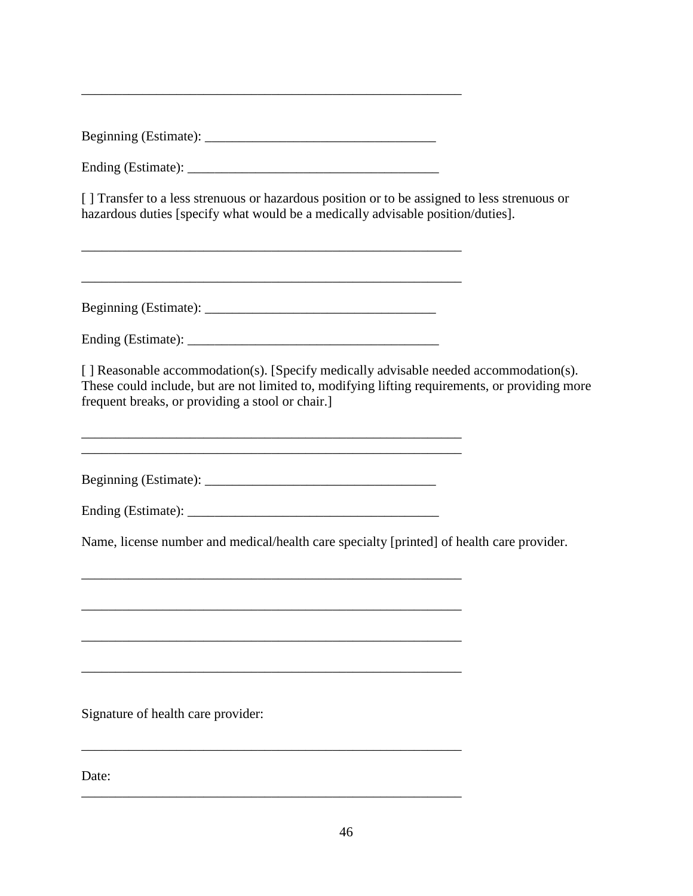\_\_\_\_\_\_\_\_\_\_\_\_\_\_\_\_\_\_\_\_\_\_\_\_\_\_\_\_\_\_\_\_\_\_\_\_\_\_\_\_\_\_\_\_\_\_\_\_\_\_\_\_\_\_\_\_\_\_

Beginning (Estimate): \_\_\_\_\_\_\_\_\_\_\_\_\_\_\_\_\_\_\_\_\_\_\_\_\_\_\_\_\_\_\_\_\_\_\_

Ending (Estimate): \_\_\_\_\_\_\_\_\_\_\_\_\_\_\_\_\_\_\_\_\_\_\_\_\_\_\_\_\_\_\_\_\_\_\_\_\_\_

[ ] Transfer to a less strenuous or hazardous position or to be assigned to less strenuous or hazardous duties [specify what would be a medically advisable position/duties].

\_\_\_\_\_\_\_\_\_\_\_\_\_\_\_\_\_\_\_\_\_\_\_\_\_\_\_\_\_\_\_\_\_\_\_\_\_\_\_\_\_\_\_\_\_\_\_\_\_\_\_\_\_\_\_\_\_\_

\_\_\_\_\_\_\_\_\_\_\_\_\_\_\_\_\_\_\_\_\_\_\_\_\_\_\_\_\_\_\_\_\_\_\_\_\_\_\_\_\_\_\_\_\_\_\_\_\_\_\_\_\_\_\_\_\_\_

Beginning (Estimate): \_\_\_\_\_\_\_\_\_\_\_\_\_\_\_\_\_\_\_\_\_\_\_\_\_\_\_\_\_\_\_\_\_\_\_

Ending (Estimate): \_\_\_\_\_\_\_\_\_\_\_\_\_\_\_\_\_\_\_\_\_\_\_\_\_\_\_\_\_\_\_\_\_\_\_\_\_\_

[ ] Reasonable accommodation(s). [Specify medically advisable needed accommodation(s). These could include, but are not limited to, modifying lifting requirements, or providing more frequent breaks, or providing a stool or chair.]

\_\_\_\_\_\_\_\_\_\_\_\_\_\_\_\_\_\_\_\_\_\_\_\_\_\_\_\_\_\_\_\_\_\_\_\_\_\_\_\_\_\_\_\_\_\_\_\_\_\_\_\_\_\_\_\_\_\_

\_\_\_\_\_\_\_\_\_\_\_\_\_\_\_\_\_\_\_\_\_\_\_\_\_\_\_\_\_\_\_\_\_\_\_\_\_\_\_\_\_\_\_\_\_\_\_\_\_\_\_\_\_\_\_\_\_\_

Beginning (Estimate): \_\_\_\_\_\_\_\_\_\_\_\_\_\_\_\_\_\_\_\_\_\_\_\_\_\_\_\_\_\_\_\_\_\_\_

Ending (Estimate): \_\_\_\_\_\_\_\_\_\_\_\_\_\_\_\_\_\_\_\_\_\_\_\_\_\_\_\_\_\_\_\_\_\_\_\_\_\_

Name, license number and medical/health care specialty [printed] of health care provider.

\_\_\_\_\_\_\_\_\_\_\_\_\_\_\_\_\_\_\_\_\_\_\_\_\_\_\_\_\_\_\_\_\_\_\_\_\_\_\_\_\_\_\_\_\_\_\_\_\_\_\_\_\_\_\_\_\_\_

\_\_\_\_\_\_\_\_\_\_\_\_\_\_\_\_\_\_\_\_\_\_\_\_\_\_\_\_\_\_\_\_\_\_\_\_\_\_\_\_\_\_\_\_\_\_\_\_\_\_\_\_\_\_\_\_\_\_

\_\_\_\_\_\_\_\_\_\_\_\_\_\_\_\_\_\_\_\_\_\_\_\_\_\_\_\_\_\_\_\_\_\_\_\_\_\_\_\_\_\_\_\_\_\_\_\_\_\_\_\_\_\_\_\_\_\_

\_\_\_\_\_\_\_\_\_\_\_\_\_\_\_\_\_\_\_\_\_\_\_\_\_\_\_\_\_\_\_\_\_\_\_\_\_\_\_\_\_\_\_\_\_\_\_\_\_\_\_\_\_\_\_\_\_\_

Signature of health care provider:

\_\_\_\_\_\_\_\_\_\_\_\_\_\_\_\_\_\_\_\_\_\_\_\_\_\_\_\_\_\_\_\_\_\_\_\_\_\_\_\_\_\_\_\_\_\_\_\_\_\_\_\_\_\_\_\_\_\_

Date:

\_\_\_\_\_\_\_\_\_\_\_\_\_\_\_\_\_\_\_\_\_\_\_\_\_\_\_\_\_\_\_\_\_\_\_\_\_\_\_\_\_\_\_\_\_\_\_\_\_\_\_\_\_\_\_\_\_\_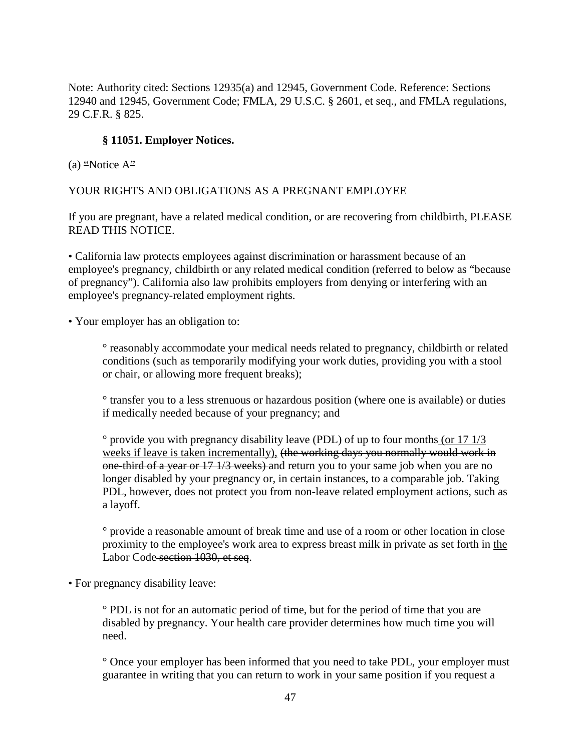Note: Authority cited: Sections 12935(a) and 12945, Government Code. Reference: Sections 12940 and 12945, Government Code; FMLA, 29 U.S.C. § 2601, et seq., and FMLA regulations, 29 C.F.R. § 825.

**§ 11051. Employer Notices.**

(a) "Notice A"

YOUR RIGHTS AND OBLIGATIONS AS A PREGNANT EMPLOYEE

If you are pregnant, have a related medical condition, or are recovering from childbirth, PLEASE READ THIS NOTICE.

• California law protects employees against discrimination or harassment because of an employee's pregnancy, childbirth or any related medical condition (referred to below as "because of pregnancy"). California also law prohibits employers from denying or interfering with an employee's pregnancy-related employment rights.

• Your employer has an obligation to:

> ° reasonably accommodate your medical needs related to pregnancy, childbirth or related conditions (such as temporarily modifying your work duties, providing you with a stool or chair, or allowing more frequent breaks);
>
> ° transfer you to a less strenuous or hazardous position (where one is available) or duties if medically needed because of your pregnancy; and
>
> ° provide you with pregnancy disability leave (PDL) of up to four months (or 17 1/3 weeks if leave is taken incrementally), ~~(the working days you normally would work in one-third of a year or 17 1/3 weeks)~~ and return you to your same job when you are no longer disabled by your pregnancy or, in certain instances, to a comparable job. Taking PDL, however, does not protect you from non-leave related employment actions, such as a layoff.
>
> ° provide a reasonable amount of break time and use of a room or other location in close proximity to the employee's work area to express breast milk in private as set forth in the Labor Code ~~section 1030, et seq~~.

• For pregnancy disability leave:

> ° PDL is not for an automatic period of time, but for the period of time that you are disabled by pregnancy. Your health care provider determines how much time you will need.
>
> ° Once your employer has been informed that you need to take PDL, your employer must guarantee in writing that you can return to work in your same position if you request a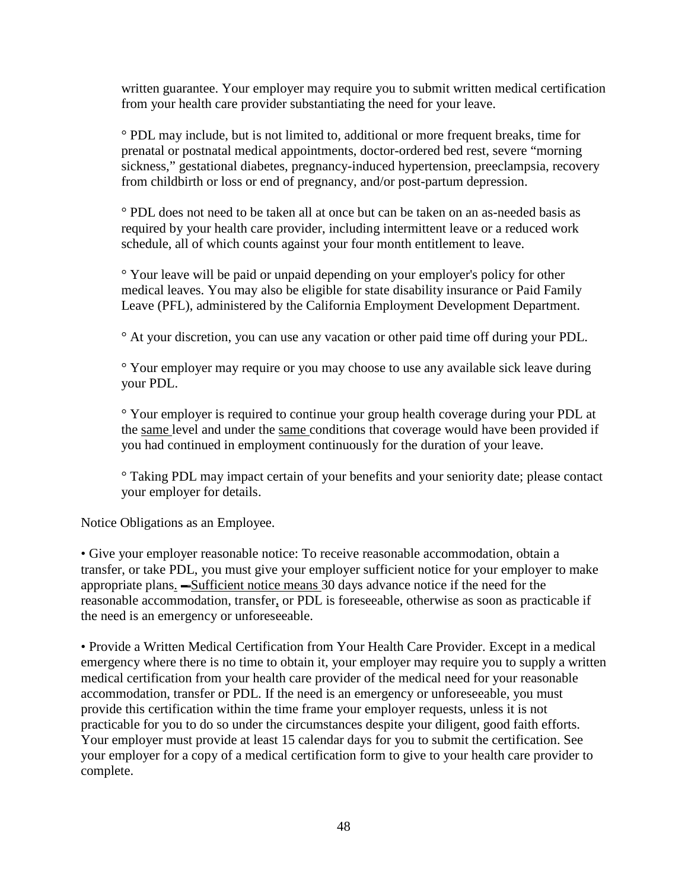written guarantee. Your employer may require you to submit written medical certification from your health care provider substantiating the need for your leave.

° PDL may include, but is not limited to, additional or more frequent breaks, time for prenatal or postnatal medical appointments, doctor-ordered bed rest, severe "morning sickness," gestational diabetes, pregnancy-induced hypertension, preeclampsia, recovery from childbirth or loss or end of pregnancy, and/or post-partum depression.

° PDL does not need to be taken all at once but can be taken on an as-needed basis as required by your health care provider, including intermittent leave or a reduced work schedule, all of which counts against your four month entitlement to leave.

° Your leave will be paid or unpaid depending on your employer's policy for other medical leaves. You may also be eligible for state disability insurance or Paid Family Leave (PFL), administered by the California Employment Development Department.

° At your discretion, you can use any vacation or other paid time off during your PDL.

° Your employer may require or you may choose to use any available sick leave during your PDL.

° Your employer is required to continue your group health coverage during your PDL at the same level and under the same conditions that coverage would have been provided if you had continued in employment continuously for the duration of your leave.

° Taking PDL may impact certain of your benefits and your seniority date; please contact your employer for details.

Notice Obligations as an Employee.

• Give your employer reasonable notice: To receive reasonable accommodation, obtain a transfer, or take PDL, you must give your employer sufficient notice for your employer to make appropriate plans. Sufficient notice means 30 days advance notice if the need for the reasonable accommodation, transfer, or PDL is foreseeable, otherwise as soon as practicable if the need is an emergency or unforeseeable.

• Provide a Written Medical Certification from Your Health Care Provider. Except in a medical emergency where there is no time to obtain it, your employer may require you to supply a written medical certification from your health care provider of the medical need for your reasonable accommodation, transfer or PDL. If the need is an emergency or unforeseeable, you must provide this certification within the time frame your employer requests, unless it is not practicable for you to do so under the circumstances despite your diligent, good faith efforts. Your employer must provide at least 15 calendar days for you to submit the certification. See your employer for a copy of a medical certification form to give to your health care provider to complete.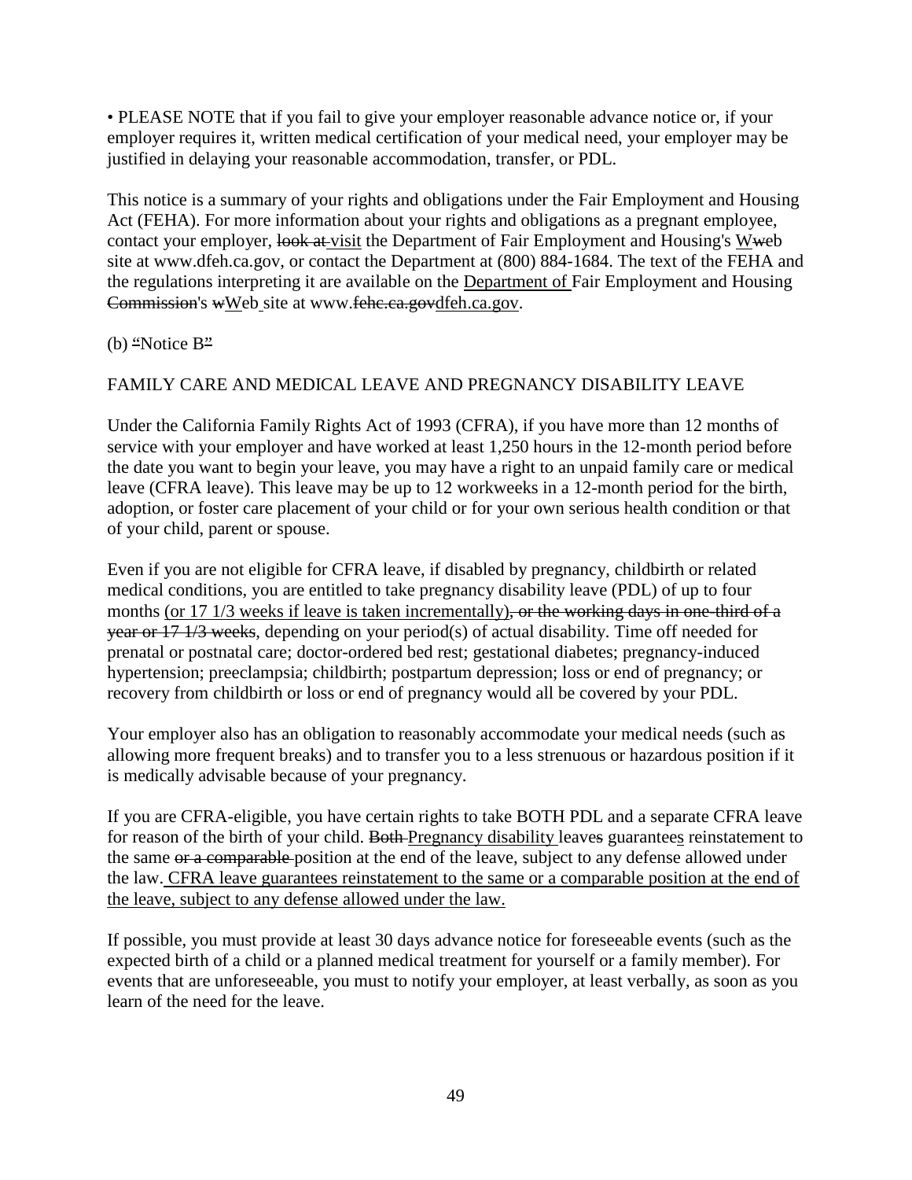• PLEASE NOTE that if you fail to give your employer reasonable advance notice or, if your employer requires it, written medical certification of your medical need, your employer may be justified in delaying your reasonable accommodation, transfer, or PDL.

This notice is a summary of your rights and obligations under the Fair Employment and Housing Act (FEHA). For more information about your rights and obligations as a pregnant employee, contact your employer, ~~look at~~ <u>visit</u> the Department of Fair Employment and Housing's <u>W</u>~~w~~eb site at www.dfeh.ca.gov, or contact the Department at (800) 884-1684. The text of the FEHA and the regulations interpreting it are available on the <u>Department of</u> Fair Employment and Housing ~~Commission~~'s ~~w~~<u>W</u>eb site at www.~~fehc.ca.gov~~<u>dfeh.ca.gov</u>.

(b) <u>"</u>Notice B<u>"</u>

FAMILY CARE AND MEDICAL LEAVE AND PREGNANCY DISABILITY LEAVE

Under the California Family Rights Act of 1993 (CFRA), if you have more than 12 months of service with your employer and have worked at least 1,250 hours in the 12-month period before the date you want to begin your leave, you may have a right to an unpaid family care or medical leave (CFRA leave). This leave may be up to 12 workweeks in a 12-month period for the birth, adoption, or foster care placement of your child or for your own serious health condition or that of your child, parent or spouse.

Even if you are not eligible for CFRA leave, if disabled by pregnancy, childbirth or related medical conditions, you are entitled to take pregnancy disability leave (PDL) of up to four months <u>(or 17 1/3 weeks if leave is taken incrementally)</u>~~, or the working days in one-third of a year or 17 1/3 weeks~~, depending on your period(s) of actual disability. Time off needed for prenatal or postnatal care; doctor-ordered bed rest; gestational diabetes; pregnancy-induced hypertension; preeclampsia; childbirth; postpartum depression; loss or end of pregnancy; or recovery from childbirth or loss or end of pregnancy would all be covered by your PDL.

Your employer also has an obligation to reasonably accommodate your medical needs (such as allowing more frequent breaks) and to transfer you to a less strenuous or hazardous position if it is medically advisable because of your pregnancy.

If you are CFRA-eligible, you have certain rights to take BOTH PDL and a separate CFRA leave for reason of the birth of your child. ~~Both~~ <u>Pregnancy disability</u> leave~~s~~ guarantee<u>s</u> reinstatement to the same ~~or a comparable~~ position at the end of the leave, subject to any defense allowed under the law. <u>CFRA leave guarantees reinstatement to the same or a comparable position at the end of the leave, subject to any defense allowed under the law.</u>

If possible, you must provide at least 30 days advance notice for foreseeable events (such as the expected birth of a child or a planned medical treatment for yourself or a family member). For events that are unforeseeable, you must to notify your employer, at least verbally, as soon as you learn of the need for the leave.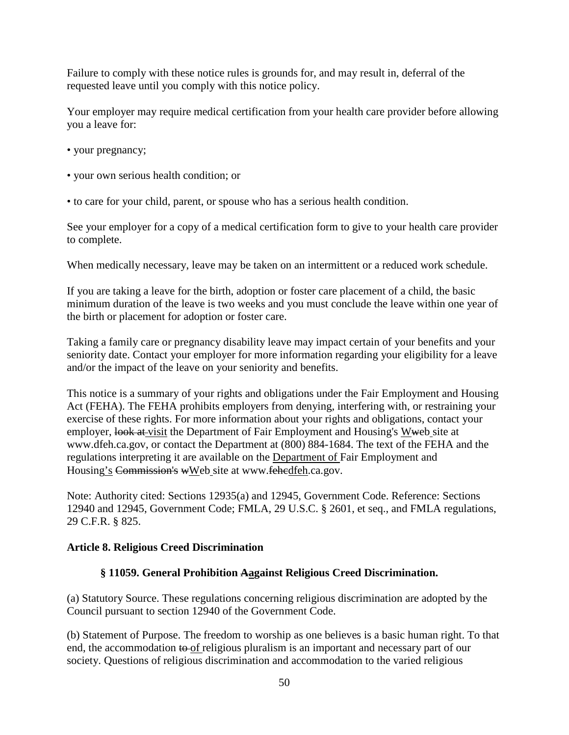Failure to comply with these notice rules is grounds for, and may result in, deferral of the requested leave until you comply with this notice policy.

Your employer may require medical certification from your health care provider before allowing you a leave for:

• your pregnancy;

• your own serious health condition; or

• to care for your child, parent, or spouse who has a serious health condition.

See your employer for a copy of a medical certification form to give to your health care provider to complete.

When medically necessary, leave may be taken on an intermittent or a reduced work schedule.

If you are taking a leave for the birth, adoption or foster care placement of a child, the basic minimum duration of the leave is two weeks and you must conclude the leave within one year of the birth or placement for adoption or foster care.

Taking a family care or pregnancy disability leave may impact certain of your benefits and your seniority date. Contact your employer for more information regarding your eligibility for a leave and/or the impact of the leave on your seniority and benefits.

This notice is a summary of your rights and obligations under the Fair Employment and Housing Act (FEHA). The FEHA prohibits employers from denying, interfering with, or restraining your exercise of these rights. For more information about your rights and obligations, contact your employer, ~~look at~~ <u>visit</u> the Department of Fair Employment and Housing's <u>W</u>~~w~~eb site at www.dfeh.ca.gov, or contact the Department at (800) 884-1684. The text of the FEHA and the regulations interpreting it are available on the <u>Department of</u> Fair Employment and Housing<u>'s</u> ~~Commission's~~ ~~w~~<u>W</u>eb site at www.~~fehc~~<u>dfeh</u>.ca.gov.

Note: Authority cited: Sections 12935(a) and 12945, Government Code. Reference: Sections 12940 and 12945, Government Code; FMLA, 29 U.S.C. § 2601, et seq., and FMLA regulations, 29 C.F.R. § 825.

### Article 8. Religious Creed Discrimination

#### § 11059. General Prohibition ~~A~~<u>a</u>gainst Religious Creed Discrimination.

(a) Statutory Source. These regulations concerning religious discrimination are adopted by the Council pursuant to section 12940 of the Government Code.

(b) Statement of Purpose. The freedom to worship as one believes is a basic human right. To that end, the accommodation ~~to~~ <u>of</u> religious pluralism is an important and necessary part of our society. Questions of religious discrimination and accommodation to the varied religious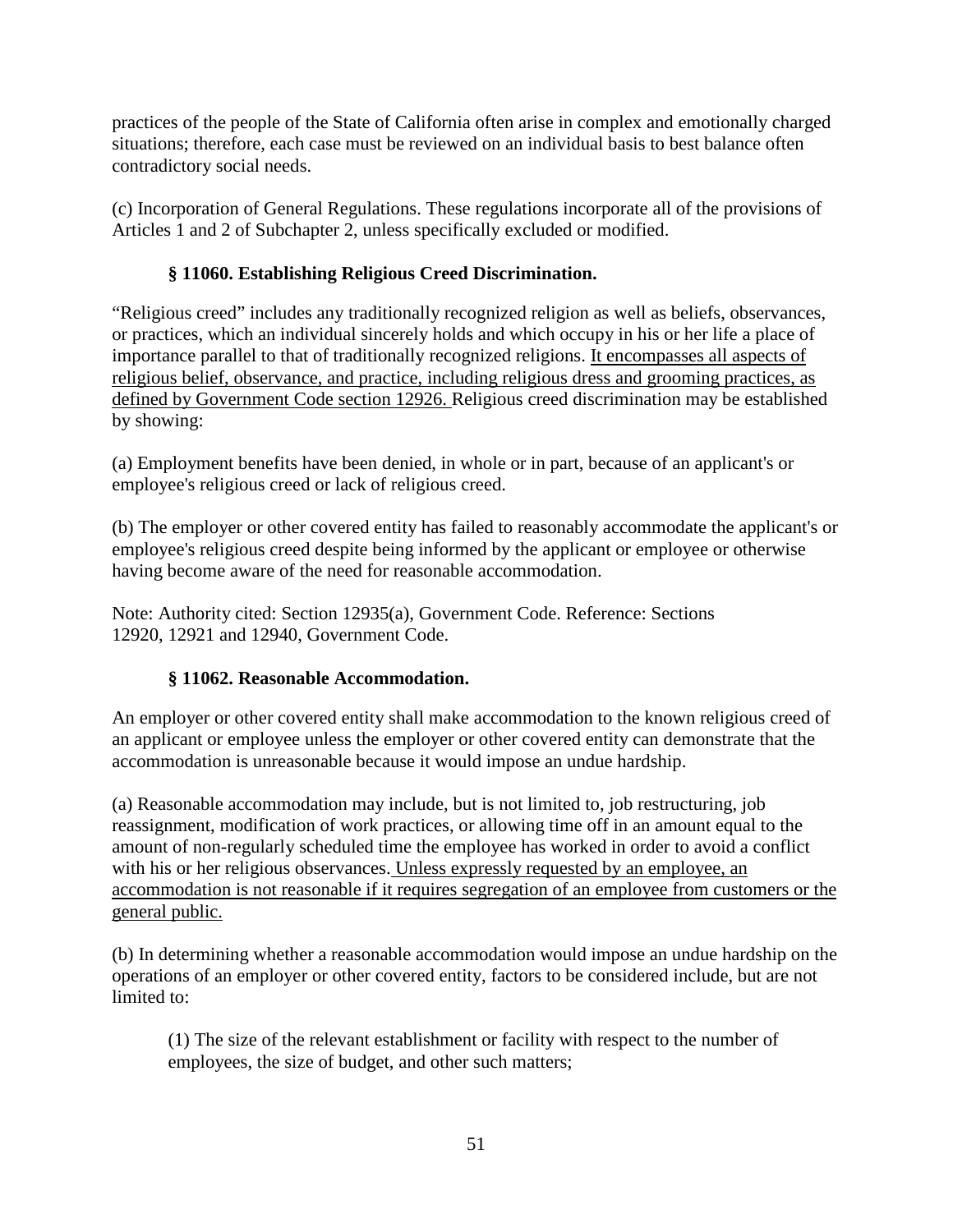practices of the people of the State of California often arise in complex and emotionally charged situations; therefore, each case must be reviewed on an individual basis to best balance often contradictory social needs.

(c) Incorporation of General Regulations. These regulations incorporate all of the provisions of Articles 1 and 2 of Subchapter 2, unless specifically excluded or modified.

### § 11060. Establishing Religious Creed Discrimination.

"Religious creed" includes any traditionally recognized religion as well as beliefs, observances, or practices, which an individual sincerely holds and which occupy in his or her life a place of importance parallel to that of traditionally recognized religions. <u>It encompasses all aspects of religious belief, observance, and practice, including religious dress and grooming practices, as defined by Government Code section 12926.</u> Religious creed discrimination may be established by showing:

(a) Employment benefits have been denied, in whole or in part, because of an applicant's or employee's religious creed or lack of religious creed.

(b) The employer or other covered entity has failed to reasonably accommodate the applicant's or employee's religious creed despite being informed by the applicant or employee or otherwise having become aware of the need for reasonable accommodation.

Note: Authority cited: Section 12935(a), Government Code. Reference: Sections 12920, 12921 and 12940, Government Code.

### § 11062. Reasonable Accommodation.

An employer or other covered entity shall make accommodation to the known religious creed of an applicant or employee unless the employer or other covered entity can demonstrate that the accommodation is unreasonable because it would impose an undue hardship.

(a) Reasonable accommodation may include, but is not limited to, job restructuring, job reassignment, modification of work practices, or allowing time off in an amount equal to the amount of non-regularly scheduled time the employee has worked in order to avoid a conflict with his or her religious observances. <u>Unless expressly requested by an employee, an accommodation is not reasonable if it requires segregation of an employee from customers or the general public.</u>

(b) In determining whether a reasonable accommodation would impose an undue hardship on the operations of an employer or other covered entity, factors to be considered include, but are not limited to:

(1) The size of the relevant establishment or facility with respect to the number of employees, the size of budget, and other such matters;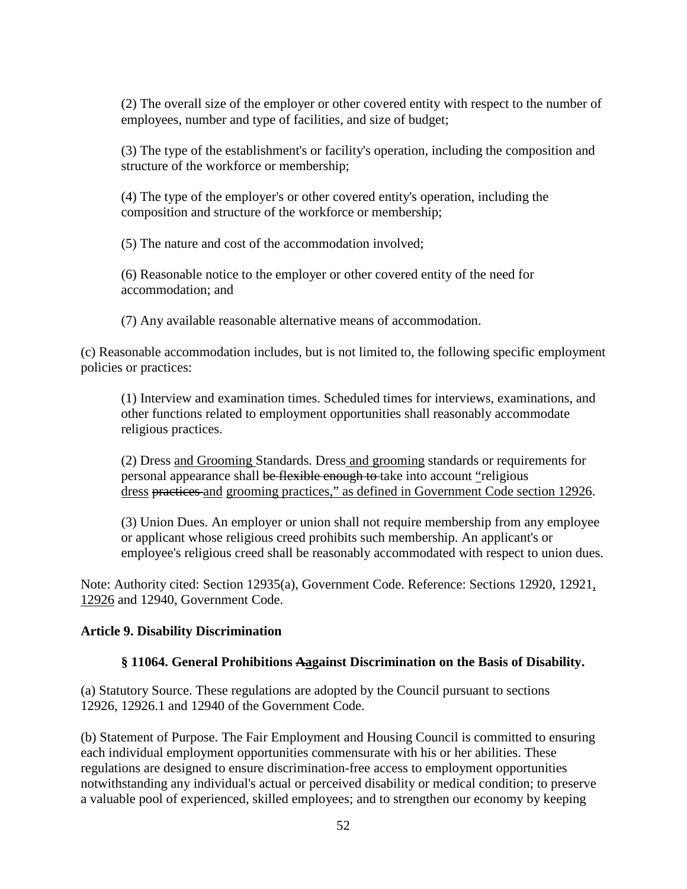(2) The overall size of the employer or other covered entity with respect to the number of employees, number and type of facilities, and size of budget;

(3) The type of the establishment's or facility's operation, including the composition and structure of the workforce or membership;

(4) The type of the employer's or other covered entity's operation, including the composition and structure of the workforce or membership;

(5) The nature and cost of the accommodation involved;

(6) Reasonable notice to the employer or other covered entity of the need for accommodation; and

(7) Any available reasonable alternative means of accommodation.

(c) Reasonable accommodation includes, but is not limited to, the following specific employment policies or practices:

(1) Interview and examination times. Scheduled times for interviews, examinations, and other functions related to employment opportunities shall reasonably accommodate religious practices.

(2) Dress <u>and Grooming</u> Standards. Dress <u>and grooming</u> standards or requirements for personal appearance shall ~~be flexible enough to~~ take into account <u>"</u>religious <u>dress</u> ~~practices~~ <u>and grooming practices," as defined in Government Code section 12926</u>.

(3) Union Dues. An employer or union shall not require membership from any employee or applicant whose religious creed prohibits such membership. An applicant's or employee's religious creed shall be reasonably accommodated with respect to union dues.

Note: Authority cited: Section 12935(a), Government Code. Reference: Sections 12920, 12921<u>, 12926</u> and 12940, Government Code.

**Article 9. Disability Discrimination**

**§ 11064. General Prohibitions ~~A~~<u>a</u>gainst Discrimination on the Basis of Disability.**

(a) Statutory Source. These regulations are adopted by the Council pursuant to sections 12926, 12926.1 and 12940 of the Government Code.

(b) Statement of Purpose. The Fair Employment and Housing Council is committed to ensuring each individual employment opportunities commensurate with his or her abilities. These regulations are designed to ensure discrimination-free access to employment opportunities notwithstanding any individual's actual or perceived disability or medical condition; to preserve a valuable pool of experienced, skilled employees; and to strengthen our economy by keeping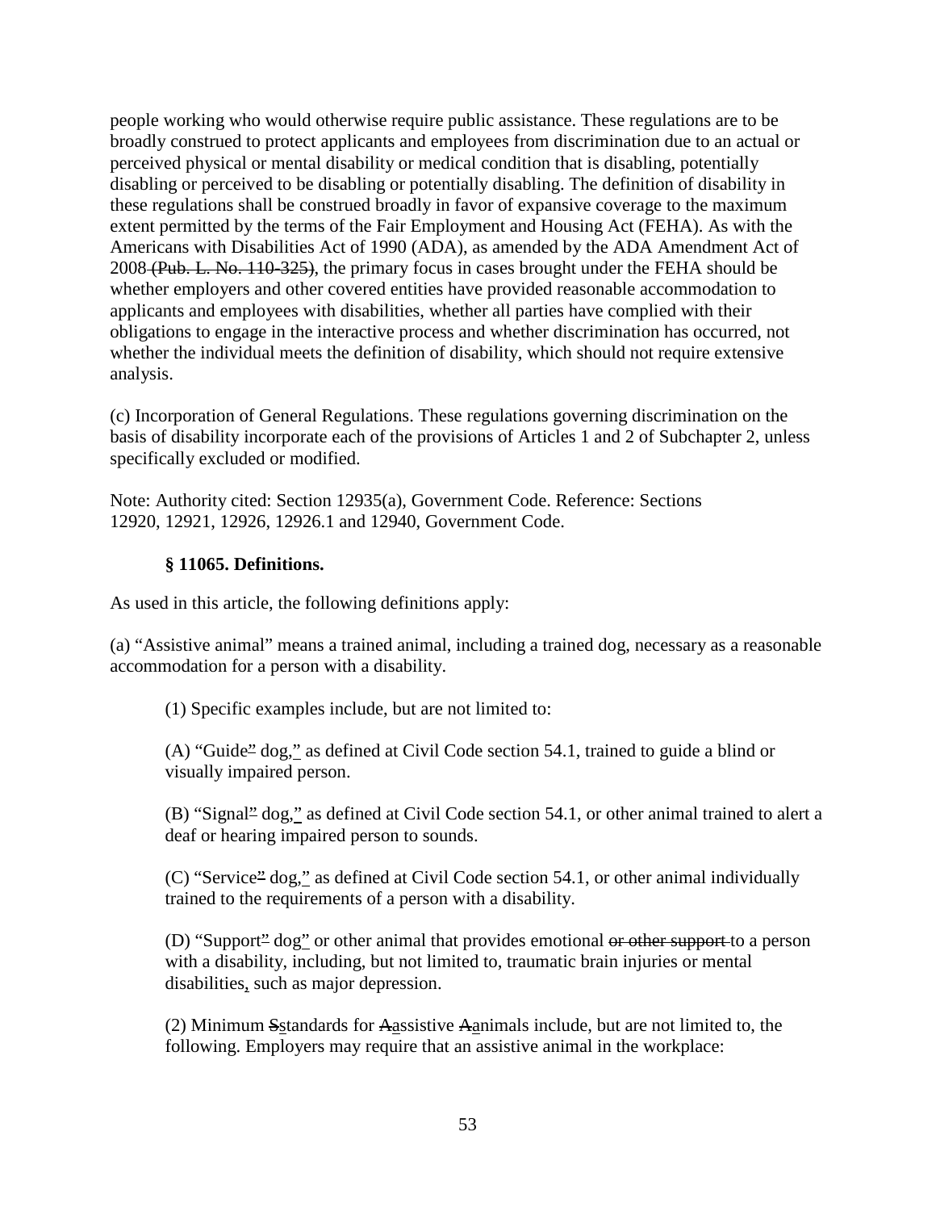people working who would otherwise require public assistance. These regulations are to be broadly construed to protect applicants and employees from discrimination due to an actual or perceived physical or mental disability or medical condition that is disabling, potentially disabling or perceived to be disabling or potentially disabling. The definition of disability in these regulations shall be construed broadly in favor of expansive coverage to the maximum extent permitted by the terms of the Fair Employment and Housing Act (FEHA). As with the Americans with Disabilities Act of 1990 (ADA), as amended by the ADA Amendment Act of 2008 ~~(Pub. L. No. 110-325)~~, the primary focus in cases brought under the FEHA should be whether employers and other covered entities have provided reasonable accommodation to applicants and employees with disabilities, whether all parties have complied with their obligations to engage in the interactive process and whether discrimination has occurred, not whether the individual meets the definition of disability, which should not require extensive analysis.

(c) Incorporation of General Regulations. These regulations governing discrimination on the basis of disability incorporate each of the provisions of Articles 1 and 2 of Subchapter 2, unless specifically excluded or modified.

Note: Authority cited: Section 12935(a), Government Code. Reference: Sections 12920, 12921, 12926, 12926.1 and 12940, Government Code.

**§ 11065. Definitions.**

As used in this article, the following definitions apply:

(a) "Assistive animal" means a trained animal, including a trained dog, necessary as a reasonable accommodation for a person with a disability.

(1) Specific examples include, but are not limited to:

(A) "Guide~~"~~ dog," as defined at Civil Code section 54.1, trained to guide a blind or visually impaired person.

(B) "Signal~~"~~ dog," as defined at Civil Code section 54.1, or other animal trained to alert a deaf or hearing impaired person to sounds.

(C) "Service~~"~~ dog," as defined at Civil Code section 54.1, or other animal individually trained to the requirements of a person with a disability.

(D) "Support~~"~~ dog" or other animal that provides emotional ~~or other support~~ to a person with a disability, including, but not limited to, traumatic brain injuries or mental disabilities, such as major depression.

(2) Minimum ~~S~~standards for ~~A~~assistive ~~A~~animals include, but are not limited to, the following. Employers may require that an assistive animal in the workplace: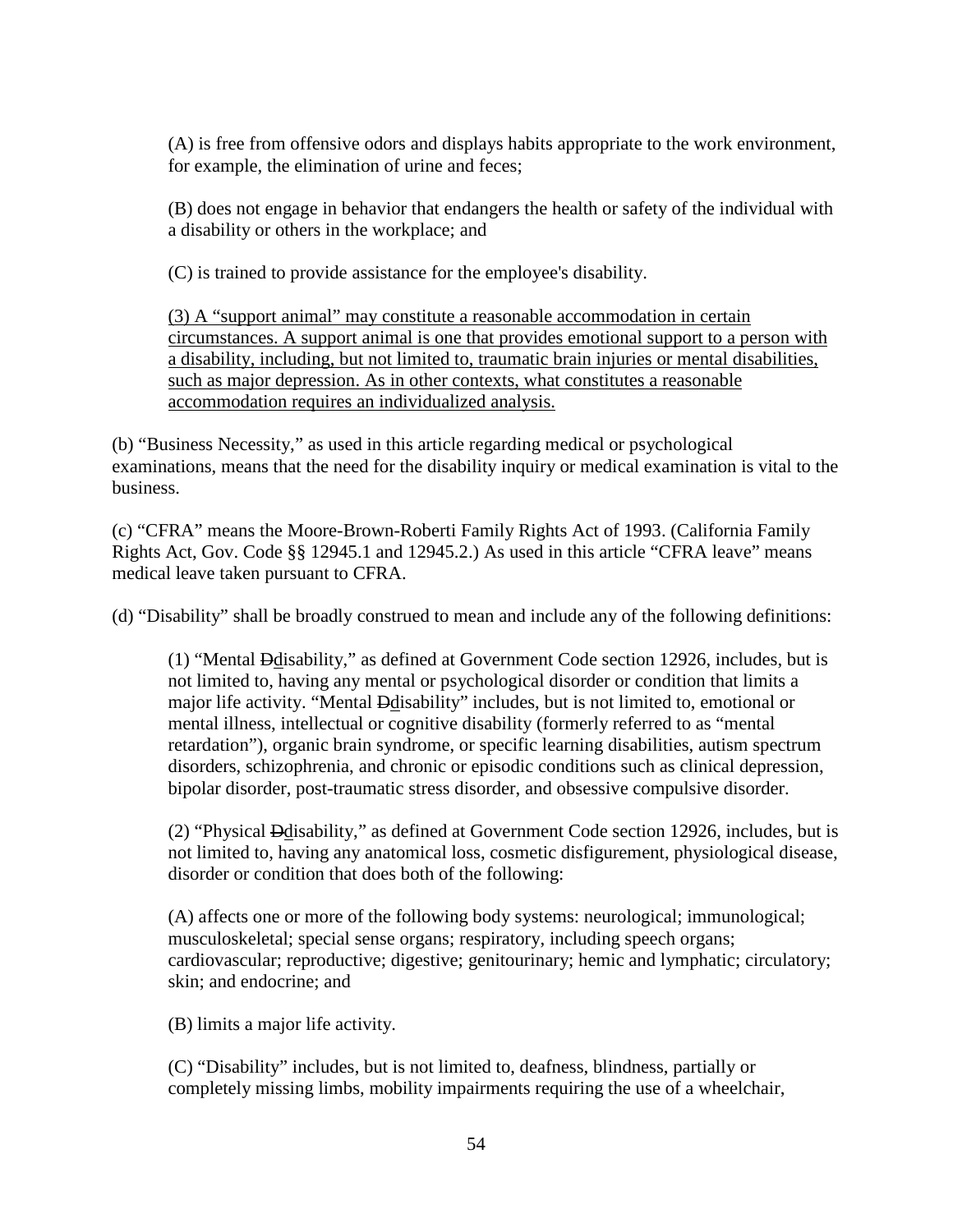(A) is free from offensive odors and displays habits appropriate to the work environment, for example, the elimination of urine and feces;

(B) does not engage in behavior that endangers the health or safety of the individual with a disability or others in the workplace; and

(C) is trained to provide assistance for the employee's disability.

<u>(3) A "support animal" may constitute a reasonable accommodation in certain circumstances. A support animal is one that provides emotional support to a person with a disability, including, but not limited to, traumatic brain injuries or mental disabilities, such as major depression. As in other contexts, what constitutes a reasonable accommodation requires an individualized analysis.</u>

(b) "Business Necessity," as used in this article regarding medical or psychological examinations, means that the need for the disability inquiry or medical examination is vital to the business.

(c) "CFRA" means the Moore-Brown-Roberti Family Rights Act of 1993. (California Family Rights Act, Gov. Code §§ 12945.1 and 12945.2.) As used in this article "CFRA leave" means medical leave taken pursuant to CFRA.

(d) "Disability" shall be broadly construed to mean and include any of the following definitions:

(1) "Mental ~~D~~<u>d</u>isability," as defined at Government Code section 12926, includes, but is not limited to, having any mental or psychological disorder or condition that limits a major life activity. "Mental ~~D~~<u>d</u>isability" includes, but is not limited to, emotional or mental illness, intellectual or cognitive disability (formerly referred to as "mental retardation"), organic brain syndrome, or specific learning disabilities, autism spectrum disorders, schizophrenia, and chronic or episodic conditions such as clinical depression, bipolar disorder, post-traumatic stress disorder, and obsessive compulsive disorder.

(2) "Physical ~~D~~<u>d</u>isability," as defined at Government Code section 12926, includes, but is not limited to, having any anatomical loss, cosmetic disfigurement, physiological disease, disorder or condition that does both of the following:

(A) affects one or more of the following body systems: neurological; immunological; musculoskeletal; special sense organs; respiratory, including speech organs; cardiovascular; reproductive; digestive; genitourinary; hemic and lymphatic; circulatory; skin; and endocrine; and

(B) limits a major life activity.

(C) "Disability" includes, but is not limited to, deafness, blindness, partially or completely missing limbs, mobility impairments requiring the use of a wheelchair,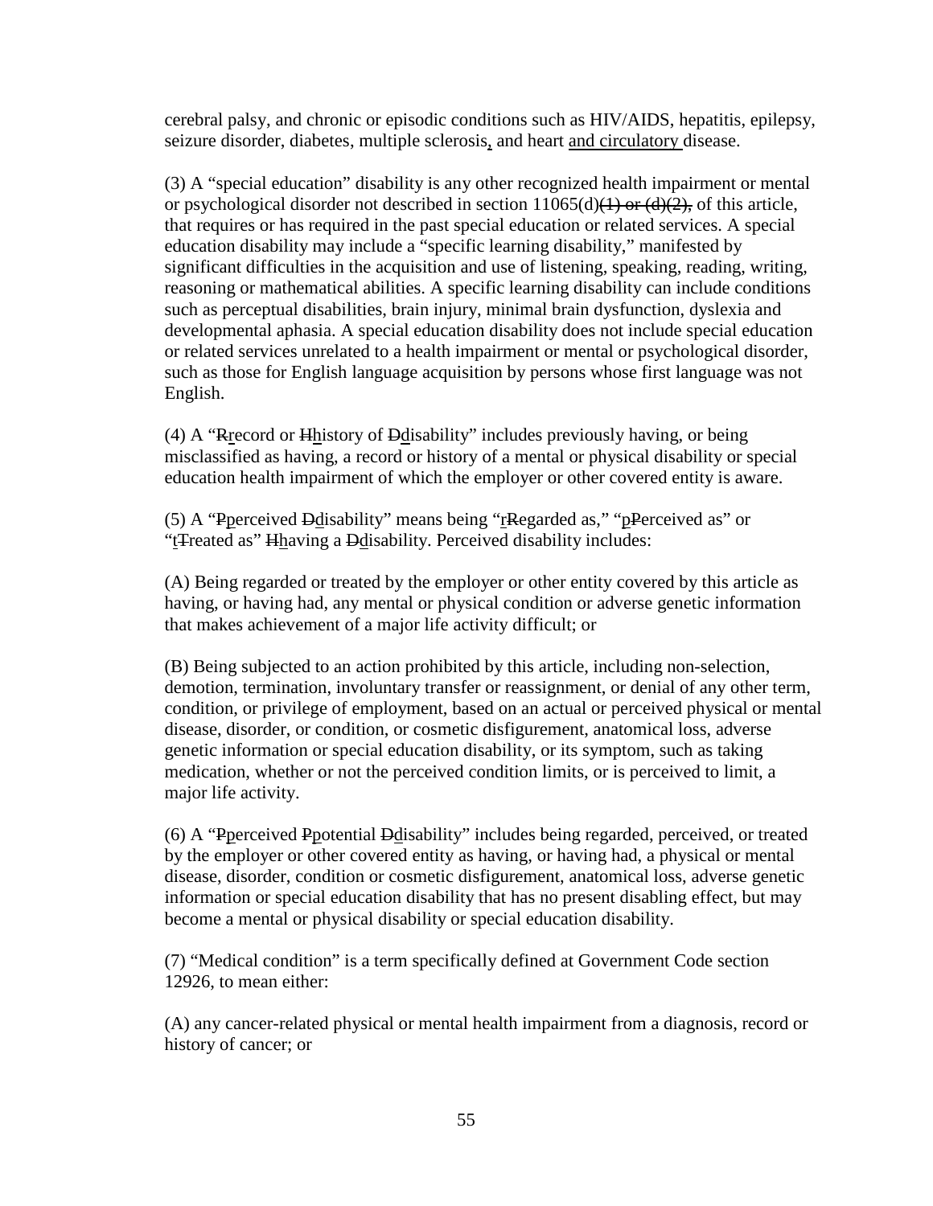cerebral palsy, and chronic or episodic conditions such as HIV/AIDS, hepatitis, epilepsy, seizure disorder, diabetes, multiple sclerosis, and heart and circulatory disease.

(3) A "special education" disability is any other recognized health impairment or mental or psychological disorder not described in section 11065(d)~~(1) or (d)(2),~~ of this article, that requires or has required in the past special education or related services. A special education disability may include a "specific learning disability," manifested by significant difficulties in the acquisition and use of listening, speaking, reading, writing, reasoning or mathematical abilities. A specific learning disability can include conditions such as perceptual disabilities, brain injury, minimal brain dysfunction, dyslexia and developmental aphasia. A special education disability does not include special education or related services unrelated to a health impairment or mental or psychological disorder, such as those for English language acquisition by persons whose first language was not English.

(4) A "~~R~~record or ~~H~~history of ~~D~~disability" includes previously having, or being misclassified as having, a record or history of a mental or physical disability or special education health impairment of which the employer or other covered entity is aware.

(5) A "~~P~~perceived ~~D~~disability" means being "r~~R~~egarded as," "p~~P~~erceived as" or "t~~T~~reated as" ~~H~~having a ~~D~~disability. Perceived disability includes:

(A) Being regarded or treated by the employer or other entity covered by this article as having, or having had, any mental or physical condition or adverse genetic information that makes achievement of a major life activity difficult; or

(B) Being subjected to an action prohibited by this article, including non-selection, demotion, termination, involuntary transfer or reassignment, or denial of any other term, condition, or privilege of employment, based on an actual or perceived physical or mental disease, disorder, or condition, or cosmetic disfigurement, anatomical loss, adverse genetic information or special education disability, or its symptom, such as taking medication, whether or not the perceived condition limits, or is perceived to limit, a major life activity.

(6) A "~~P~~perceived ~~P~~potential ~~D~~disability" includes being regarded, perceived, or treated by the employer or other covered entity as having, or having had, a physical or mental disease, disorder, condition or cosmetic disfigurement, anatomical loss, adverse genetic information or special education disability that has no present disabling effect, but may become a mental or physical disability or special education disability.

(7) "Medical condition" is a term specifically defined at Government Code section 12926, to mean either:

(A) any cancer-related physical or mental health impairment from a diagnosis, record or history of cancer; or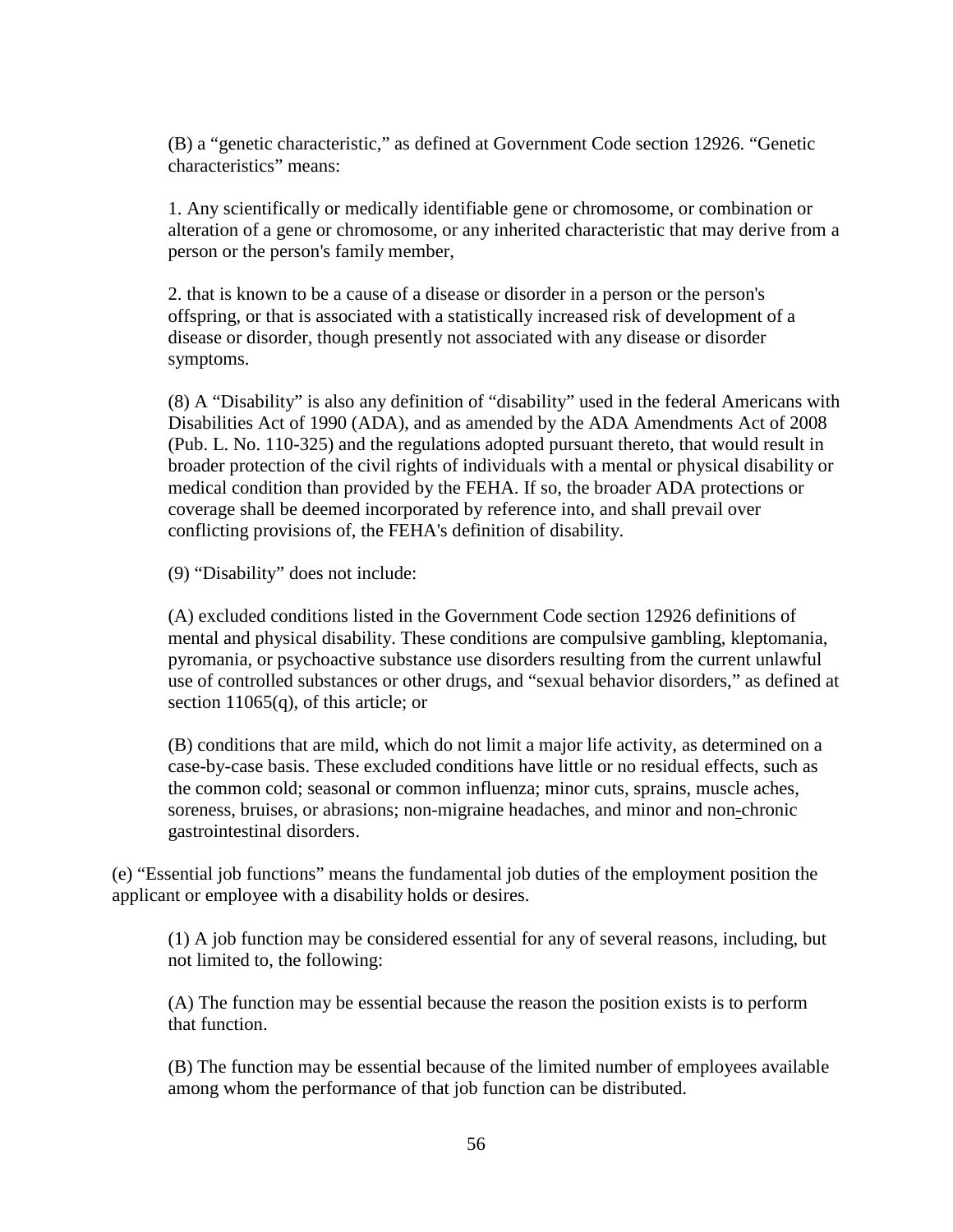(B) a "genetic characteristic," as defined at Government Code section 12926. "Genetic characteristics" means:

1. Any scientifically or medically identifiable gene or chromosome, or combination or alteration of a gene or chromosome, or any inherited characteristic that may derive from a person or the person's family member,

2. that is known to be a cause of a disease or disorder in a person or the person's offspring, or that is associated with a statistically increased risk of development of a disease or disorder, though presently not associated with any disease or disorder symptoms.

(8) A "Disability" is also any definition of "disability" used in the federal Americans with Disabilities Act of 1990 (ADA), and as amended by the ADA Amendments Act of 2008 (Pub. L. No. 110-325) and the regulations adopted pursuant thereto, that would result in broader protection of the civil rights of individuals with a mental or physical disability or medical condition than provided by the FEHA. If so, the broader ADA protections or coverage shall be deemed incorporated by reference into, and shall prevail over conflicting provisions of, the FEHA's definition of disability.

(9) "Disability" does not include:

(A) excluded conditions listed in the Government Code section 12926 definitions of mental and physical disability. These conditions are compulsive gambling, kleptomania, pyromania, or psychoactive substance use disorders resulting from the current unlawful use of controlled substances or other drugs, and "sexual behavior disorders," as defined at section 11065(q), of this article; or

(B) conditions that are mild, which do not limit a major life activity, as determined on a case-by-case basis. These excluded conditions have little or no residual effects, such as the common cold; seasonal or common influenza; minor cuts, sprains, muscle aches, soreness, bruises, or abrasions; non-migraine headaches, and minor and non-chronic gastrointestinal disorders.

(e) "Essential job functions" means the fundamental job duties of the employment position the applicant or employee with a disability holds or desires.

(1) A job function may be considered essential for any of several reasons, including, but not limited to, the following:

(A) The function may be essential because the reason the position exists is to perform that function.

(B) The function may be essential because of the limited number of employees available among whom the performance of that job function can be distributed.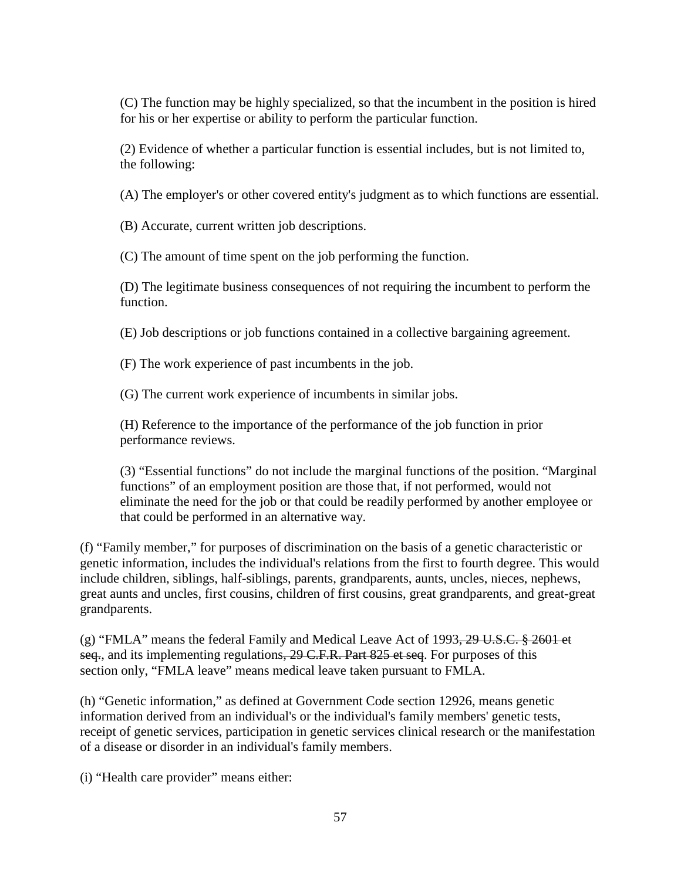(C) The function may be highly specialized, so that the incumbent in the position is hired for his or her expertise or ability to perform the particular function.

(2) Evidence of whether a particular function is essential includes, but is not limited to, the following:

(A) The employer's or other covered entity's judgment as to which functions are essential.

(B) Accurate, current written job descriptions.

(C) The amount of time spent on the job performing the function.

(D) The legitimate business consequences of not requiring the incumbent to perform the function.

(E) Job descriptions or job functions contained in a collective bargaining agreement.

(F) The work experience of past incumbents in the job.

(G) The current work experience of incumbents in similar jobs.

(H) Reference to the importance of the performance of the job function in prior performance reviews.

(3) "Essential functions" do not include the marginal functions of the position. "Marginal functions" of an employment position are those that, if not performed, would not eliminate the need for the job or that could be readily performed by another employee or that could be performed in an alternative way.

(f) "Family member," for purposes of discrimination on the basis of a genetic characteristic or genetic information, includes the individual's relations from the first to fourth degree. This would include children, siblings, half-siblings, parents, grandparents, aunts, uncles, nieces, nephews, great aunts and uncles, first cousins, children of first cousins, great grandparents, and great-great grandparents.

(g) "FMLA" means the federal Family and Medical Leave Act of 1993~~, 29 U.S.C. § 2601 et seq.~~, and its implementing regulations~~, 29 C.F.R. Part 825 et seq~~. For purposes of this section only, "FMLA leave" means medical leave taken pursuant to FMLA.

(h) "Genetic information," as defined at Government Code section 12926, means genetic information derived from an individual's or the individual's family members' genetic tests, receipt of genetic services, participation in genetic services clinical research or the manifestation of a disease or disorder in an individual's family members.

(i) "Health care provider" means either: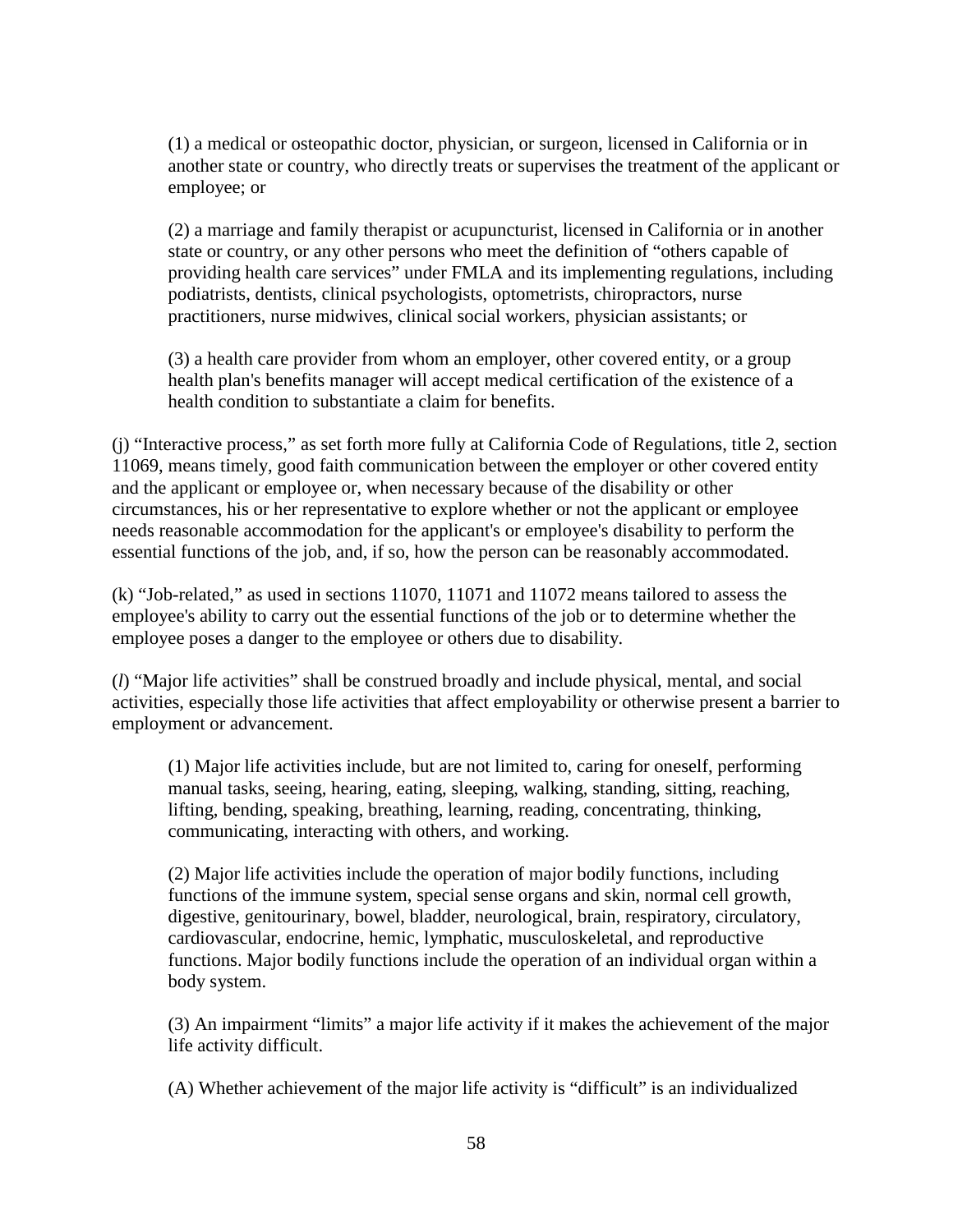(1) a medical or osteopathic doctor, physician, or surgeon, licensed in California or in another state or country, who directly treats or supervises the treatment of the applicant or employee; or

(2) a marriage and family therapist or acupuncturist, licensed in California or in another state or country, or any other persons who meet the definition of "others capable of providing health care services" under FMLA and its implementing regulations, including podiatrists, dentists, clinical psychologists, optometrists, chiropractors, nurse practitioners, nurse midwives, clinical social workers, physician assistants; or

(3) a health care provider from whom an employer, other covered entity, or a group health plan's benefits manager will accept medical certification of the existence of a health condition to substantiate a claim for benefits.

(j) "Interactive process," as set forth more fully at California Code of Regulations, title 2, section 11069, means timely, good faith communication between the employer or other covered entity and the applicant or employee or, when necessary because of the disability or other circumstances, his or her representative to explore whether or not the applicant or employee needs reasonable accommodation for the applicant's or employee's disability to perform the essential functions of the job, and, if so, how the person can be reasonably accommodated.

(k) "Job-related," as used in sections 11070, 11071 and 11072 means tailored to assess the employee's ability to carry out the essential functions of the job or to determine whether the employee poses a danger to the employee or others due to disability.

(*l*) "Major life activities" shall be construed broadly and include physical, mental, and social activities, especially those life activities that affect employability or otherwise present a barrier to employment or advancement.

(1) Major life activities include, but are not limited to, caring for oneself, performing manual tasks, seeing, hearing, eating, sleeping, walking, standing, sitting, reaching, lifting, bending, speaking, breathing, learning, reading, concentrating, thinking, communicating, interacting with others, and working.

(2) Major life activities include the operation of major bodily functions, including functions of the immune system, special sense organs and skin, normal cell growth, digestive, genitourinary, bowel, bladder, neurological, brain, respiratory, circulatory, cardiovascular, endocrine, hemic, lymphatic, musculoskeletal, and reproductive functions. Major bodily functions include the operation of an individual organ within a body system.

(3) An impairment "limits" a major life activity if it makes the achievement of the major life activity difficult.

(A) Whether achievement of the major life activity is "difficult" is an individualized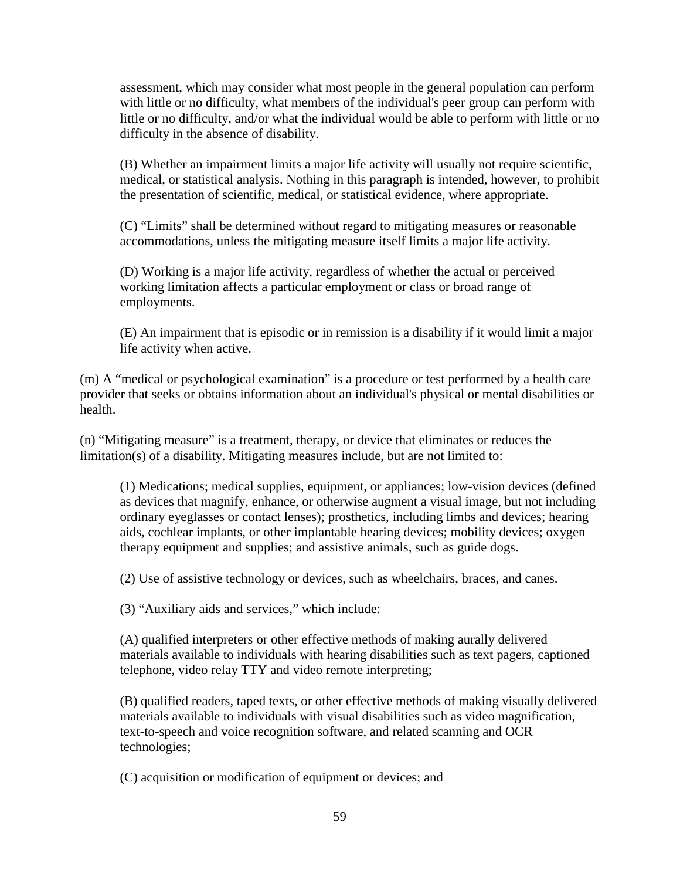assessment, which may consider what most people in the general population can perform with little or no difficulty, what members of the individual's peer group can perform with little or no difficulty, and/or what the individual would be able to perform with little or no difficulty in the absence of disability.

(B) Whether an impairment limits a major life activity will usually not require scientific, medical, or statistical analysis. Nothing in this paragraph is intended, however, to prohibit the presentation of scientific, medical, or statistical evidence, where appropriate.

(C) "Limits" shall be determined without regard to mitigating measures or reasonable accommodations, unless the mitigating measure itself limits a major life activity.

(D) Working is a major life activity, regardless of whether the actual or perceived working limitation affects a particular employment or class or broad range of employments.

(E) An impairment that is episodic or in remission is a disability if it would limit a major life activity when active.

(m) A "medical or psychological examination" is a procedure or test performed by a health care provider that seeks or obtains information about an individual's physical or mental disabilities or health.

(n) "Mitigating measure" is a treatment, therapy, or device that eliminates or reduces the limitation(s) of a disability. Mitigating measures include, but are not limited to:

(1) Medications; medical supplies, equipment, or appliances; low-vision devices (defined as devices that magnify, enhance, or otherwise augment a visual image, but not including ordinary eyeglasses or contact lenses); prosthetics, including limbs and devices; hearing aids, cochlear implants, or other implantable hearing devices; mobility devices; oxygen therapy equipment and supplies; and assistive animals, such as guide dogs.

(2) Use of assistive technology or devices, such as wheelchairs, braces, and canes.

(3) "Auxiliary aids and services," which include:

(A) qualified interpreters or other effective methods of making aurally delivered materials available to individuals with hearing disabilities such as text pagers, captioned telephone, video relay TTY and video remote interpreting;

(B) qualified readers, taped texts, or other effective methods of making visually delivered materials available to individuals with visual disabilities such as video magnification, text-to-speech and voice recognition software, and related scanning and OCR technologies;

(C) acquisition or modification of equipment or devices; and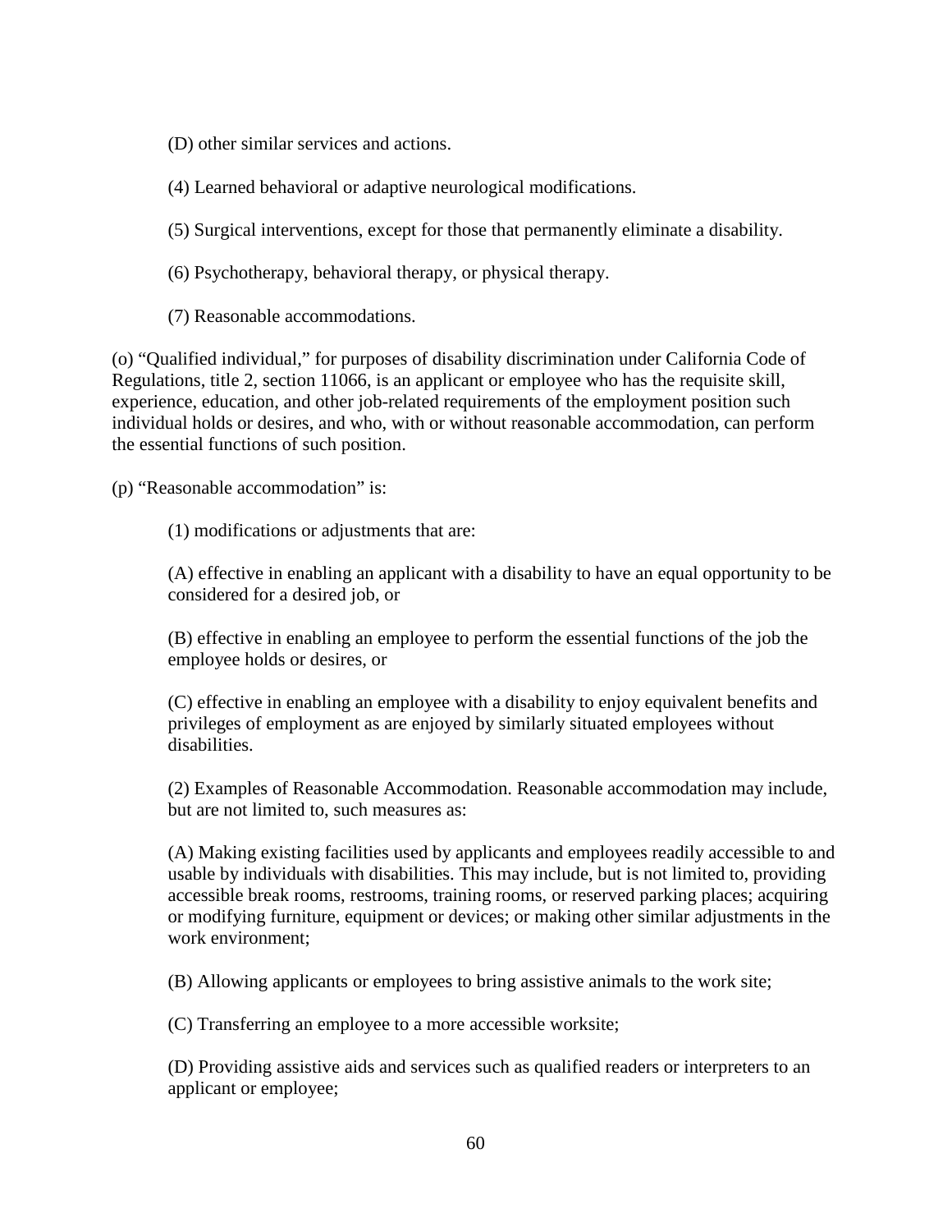(D) other similar services and actions.

(4) Learned behavioral or adaptive neurological modifications.

(5) Surgical interventions, except for those that permanently eliminate a disability.

(6) Psychotherapy, behavioral therapy, or physical therapy.

(7) Reasonable accommodations.

(o) “Qualified individual,” for purposes of disability discrimination under California Code of Regulations, title 2, section 11066, is an applicant or employee who has the requisite skill, experience, education, and other job-related requirements of the employment position such individual holds or desires, and who, with or without reasonable accommodation, can perform the essential functions of such position.

(p) “Reasonable accommodation” is:

(1) modifications or adjustments that are:

(A) effective in enabling an applicant with a disability to have an equal opportunity to be considered for a desired job, or

(B) effective in enabling an employee to perform the essential functions of the job the employee holds or desires, or

(C) effective in enabling an employee with a disability to enjoy equivalent benefits and privileges of employment as are enjoyed by similarly situated employees without disabilities.

(2) Examples of Reasonable Accommodation. Reasonable accommodation may include, but are not limited to, such measures as:

(A) Making existing facilities used by applicants and employees readily accessible to and usable by individuals with disabilities. This may include, but is not limited to, providing accessible break rooms, restrooms, training rooms, or reserved parking places; acquiring or modifying furniture, equipment or devices; or making other similar adjustments in the work environment;

(B) Allowing applicants or employees to bring assistive animals to the work site;

(C) Transferring an employee to a more accessible worksite;

(D) Providing assistive aids and services such as qualified readers or interpreters to an applicant or employee;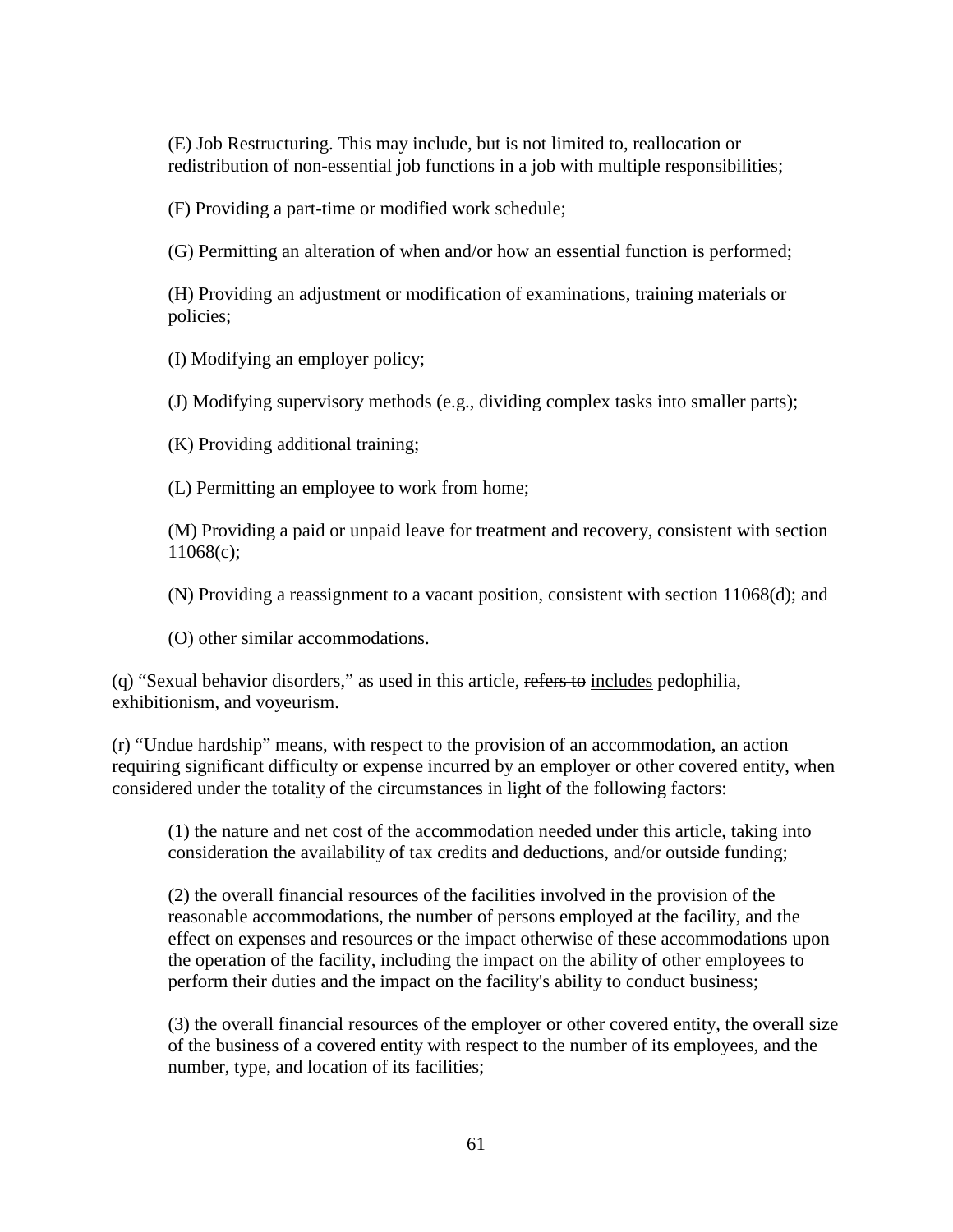(E) Job Restructuring. This may include, but is not limited to, reallocation or redistribution of non-essential job functions in a job with multiple responsibilities;

(F) Providing a part-time or modified work schedule;

(G) Permitting an alteration of when and/or how an essential function is performed;

(H) Providing an adjustment or modification of examinations, training materials or policies;

(I) Modifying an employer policy;

(J) Modifying supervisory methods (e.g., dividing complex tasks into smaller parts);

(K) Providing additional training;

(L) Permitting an employee to work from home;

(M) Providing a paid or unpaid leave for treatment and recovery, consistent with section 11068(c);

(N) Providing a reassignment to a vacant position, consistent with section 11068(d); and

(O) other similar accommodations.

(q) "Sexual behavior disorders," as used in this article, ~~refers to~~ <u>includes</u> pedophilia, exhibitionism, and voyeurism.

(r) "Undue hardship" means, with respect to the provision of an accommodation, an action requiring significant difficulty or expense incurred by an employer or other covered entity, when considered under the totality of the circumstances in light of the following factors:

(1) the nature and net cost of the accommodation needed under this article, taking into consideration the availability of tax credits and deductions, and/or outside funding;

(2) the overall financial resources of the facilities involved in the provision of the reasonable accommodations, the number of persons employed at the facility, and the effect on expenses and resources or the impact otherwise of these accommodations upon the operation of the facility, including the impact on the ability of other employees to perform their duties and the impact on the facility's ability to conduct business;

(3) the overall financial resources of the employer or other covered entity, the overall size of the business of a covered entity with respect to the number of its employees, and the number, type, and location of its facilities;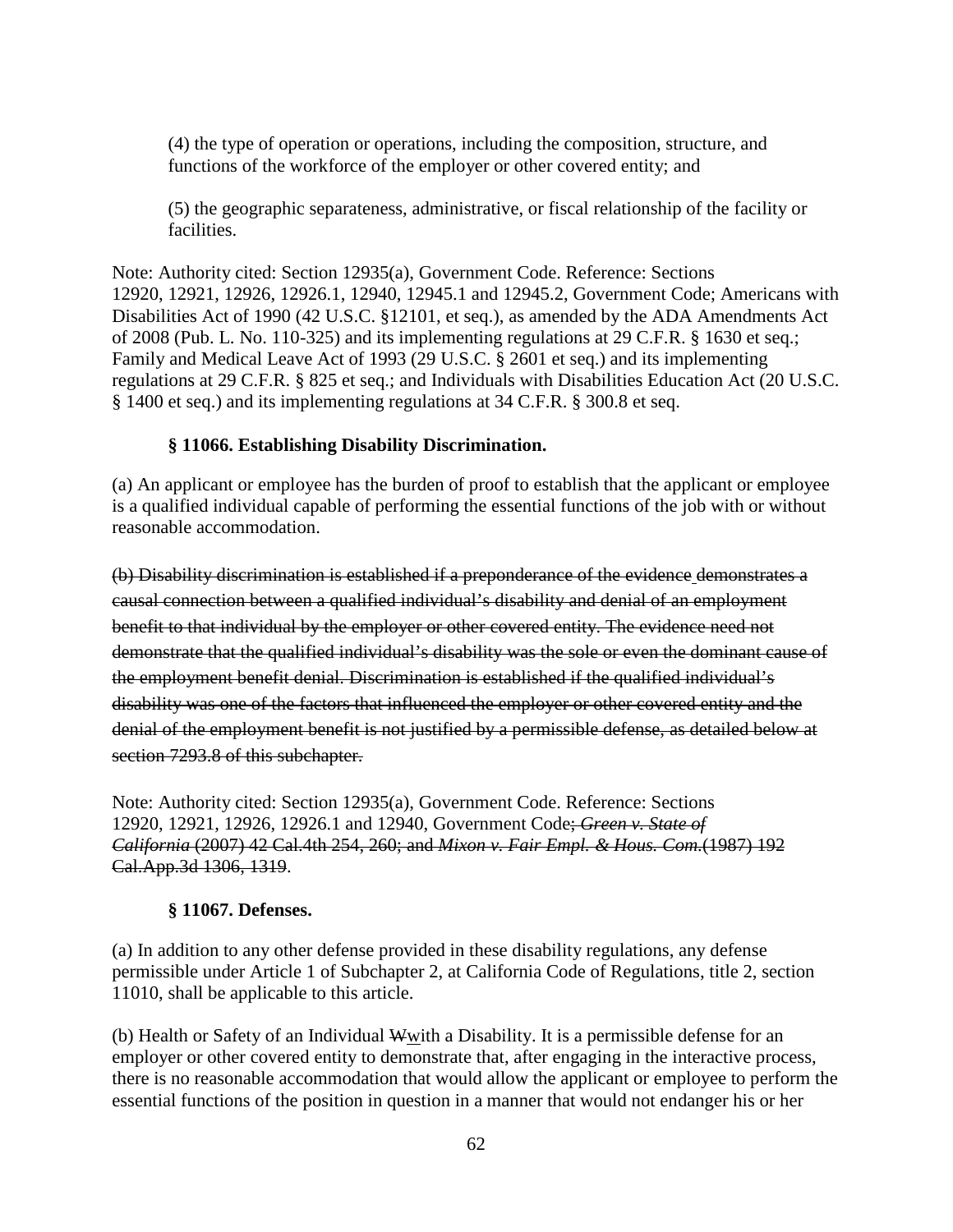(4) the type of operation or operations, including the composition, structure, and functions of the workforce of the employer or other covered entity; and

(5) the geographic separateness, administrative, or fiscal relationship of the facility or facilities.

Note: Authority cited: Section 12935(a), Government Code. Reference: Sections 12920, 12921, 12926, 12926.1, 12940, 12945.1 and 12945.2, Government Code; Americans with Disabilities Act of 1990 (42 U.S.C. §12101, et seq.), as amended by the ADA Amendments Act of 2008 (Pub. L. No. 110-325) and its implementing regulations at 29 C.F.R. § 1630 et seq.; Family and Medical Leave Act of 1993 (29 U.S.C. § 2601 et seq.) and its implementing regulations at 29 C.F.R. § 825 et seq.; and Individuals with Disabilities Education Act (20 U.S.C. § 1400 et seq.) and its implementing regulations at 34 C.F.R. § 300.8 et seq.

### § 11066. Establishing Disability Discrimination.

(a) An applicant or employee has the burden of proof to establish that the applicant or employee is a qualified individual capable of performing the essential functions of the job with or without reasonable accommodation.

~~(b) Disability discrimination is established if a preponderance of the evidence demonstrates a causal connection between a qualified individual's disability and denial of an employment benefit to that individual by the employer or other covered entity. The evidence need not demonstrate that the qualified individual's disability was the sole or even the dominant cause of the employment benefit denial. Discrimination is established if the qualified individual's disability was one of the factors that influenced the employer or other covered entity and the denial of the employment benefit is not justified by a permissible defense, as detailed below at section 7293.8 of this subchapter.~~

Note: Authority cited: Section 12935(a), Government Code. Reference: Sections 12920, 12921, 12926, 12926.1 and 12940, Government Code~~; *Green v. State of California* (2007) 42 Cal.4th 254, 260; and *Mixon v. Fair Empl. & Hous. Com.*(1987) 192 Cal.App.3d 1306, 1319~~.

### § 11067. Defenses.

(a) In addition to any other defense provided in these disability regulations, any defense permissible under Article 1 of Subchapter 2, at California Code of Regulations, title 2, section 11010, shall be applicable to this article.

(b) Health or Safety of an Individual ~~W~~with a Disability. It is a permissible defense for an employer or other covered entity to demonstrate that, after engaging in the interactive process, there is no reasonable accommodation that would allow the applicant or employee to perform the essential functions of the position in question in a manner that would not endanger his or her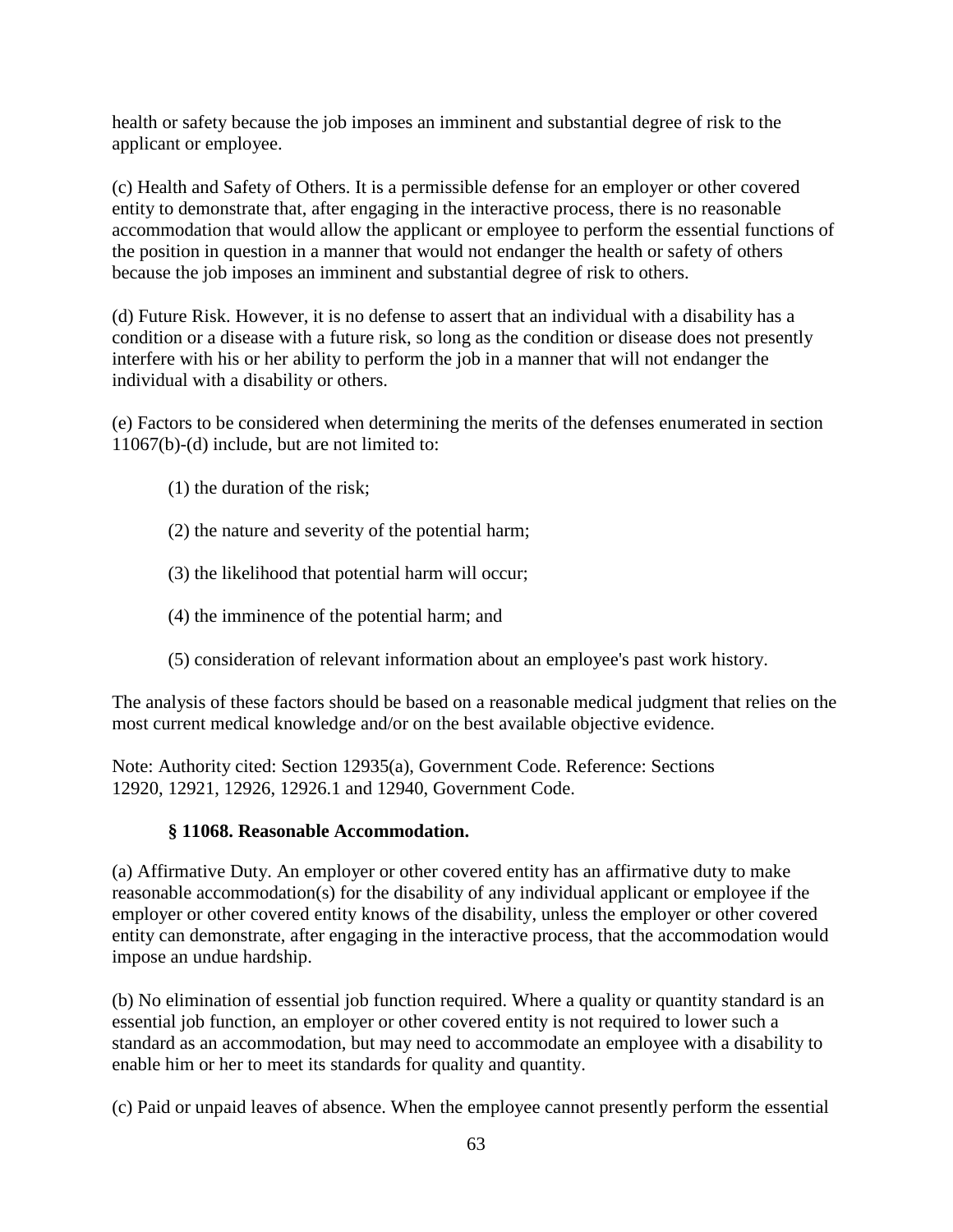health or safety because the job imposes an imminent and substantial degree of risk to the applicant or employee.

(c) Health and Safety of Others. It is a permissible defense for an employer or other covered entity to demonstrate that, after engaging in the interactive process, there is no reasonable accommodation that would allow the applicant or employee to perform the essential functions of the position in question in a manner that would not endanger the health or safety of others because the job imposes an imminent and substantial degree of risk to others.

(d) Future Risk. However, it is no defense to assert that an individual with a disability has a condition or a disease with a future risk, so long as the condition or disease does not presently interfere with his or her ability to perform the job in a manner that will not endanger the individual with a disability or others.

(e) Factors to be considered when determining the merits of the defenses enumerated in section 11067(b)-(d) include, but are not limited to:

(1) the duration of the risk;

(2) the nature and severity of the potential harm;

(3) the likelihood that potential harm will occur;

(4) the imminence of the potential harm; and

(5) consideration of relevant information about an employee's past work history.

The analysis of these factors should be based on a reasonable medical judgment that relies on the most current medical knowledge and/or on the best available objective evidence.

Note: Authority cited: Section 12935(a), Government Code. Reference: Sections 12920, 12921, 12926, 12926.1 and 12940, Government Code.

### § 11068. Reasonable Accommodation.

(a) Affirmative Duty. An employer or other covered entity has an affirmative duty to make reasonable accommodation(s) for the disability of any individual applicant or employee if the employer or other covered entity knows of the disability, unless the employer or other covered entity can demonstrate, after engaging in the interactive process, that the accommodation would impose an undue hardship.

(b) No elimination of essential job function required. Where a quality or quantity standard is an essential job function, an employer or other covered entity is not required to lower such a standard as an accommodation, but may need to accommodate an employee with a disability to enable him or her to meet its standards for quality and quantity.

(c) Paid or unpaid leaves of absence. When the employee cannot presently perform the essential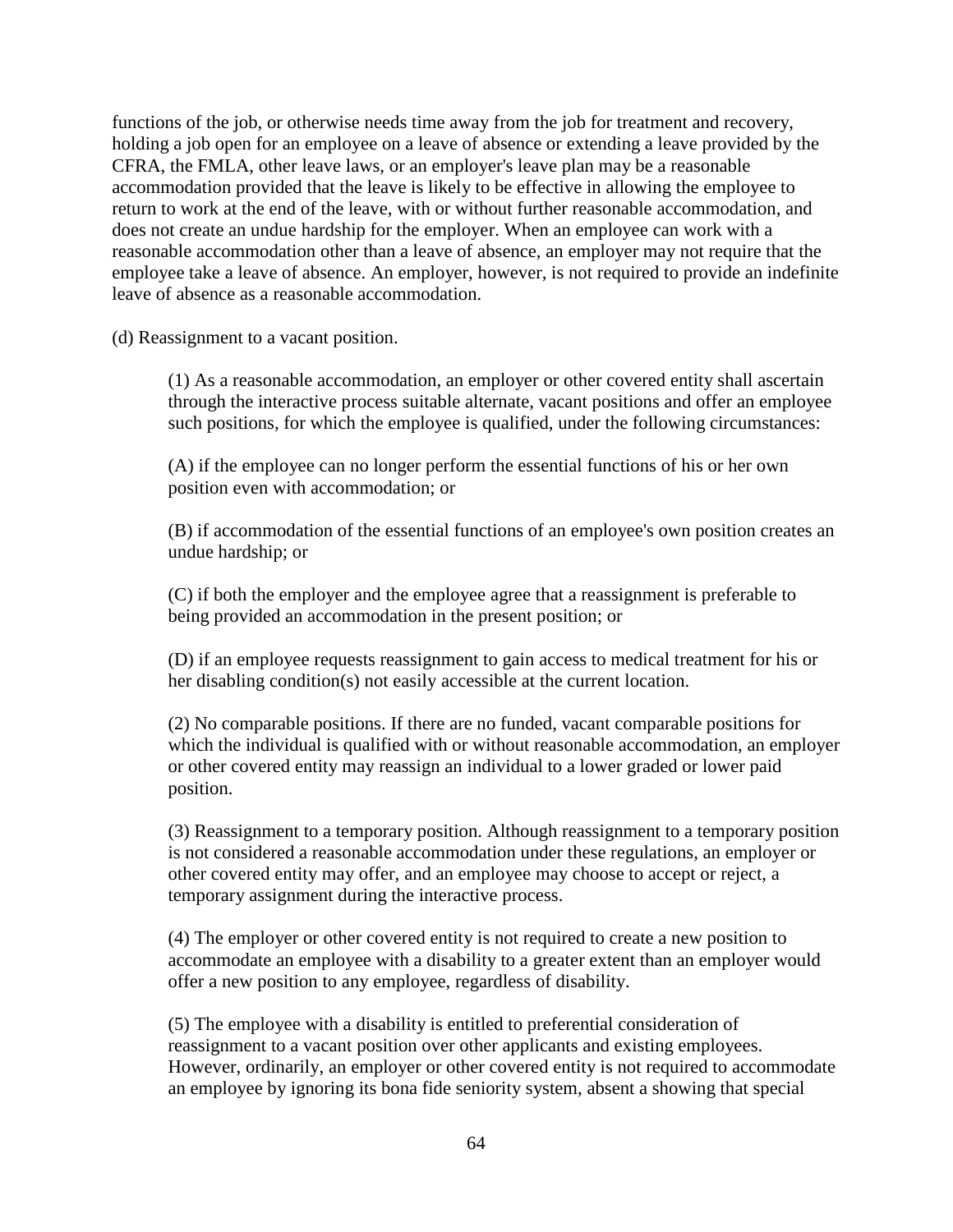functions of the job, or otherwise needs time away from the job for treatment and recovery, holding a job open for an employee on a leave of absence or extending a leave provided by the CFRA, the FMLA, other leave laws, or an employer's leave plan may be a reasonable accommodation provided that the leave is likely to be effective in allowing the employee to return to work at the end of the leave, with or without further reasonable accommodation, and does not create an undue hardship for the employer. When an employee can work with a reasonable accommodation other than a leave of absence, an employer may not require that the employee take a leave of absence. An employer, however, is not required to provide an indefinite leave of absence as a reasonable accommodation.

(d) Reassignment to a vacant position.

(1) As a reasonable accommodation, an employer or other covered entity shall ascertain through the interactive process suitable alternate, vacant positions and offer an employee such positions, for which the employee is qualified, under the following circumstances:

(A) if the employee can no longer perform the essential functions of his or her own position even with accommodation; or

(B) if accommodation of the essential functions of an employee's own position creates an undue hardship; or

(C) if both the employer and the employee agree that a reassignment is preferable to being provided an accommodation in the present position; or

(D) if an employee requests reassignment to gain access to medical treatment for his or her disabling condition(s) not easily accessible at the current location.

(2) No comparable positions. If there are no funded, vacant comparable positions for which the individual is qualified with or without reasonable accommodation, an employer or other covered entity may reassign an individual to a lower graded or lower paid position.

(3) Reassignment to a temporary position. Although reassignment to a temporary position is not considered a reasonable accommodation under these regulations, an employer or other covered entity may offer, and an employee may choose to accept or reject, a temporary assignment during the interactive process.

(4) The employer or other covered entity is not required to create a new position to accommodate an employee with a disability to a greater extent than an employer would offer a new position to any employee, regardless of disability.

(5) The employee with a disability is entitled to preferential consideration of reassignment to a vacant position over other applicants and existing employees. However, ordinarily, an employer or other covered entity is not required to accommodate an employee by ignoring its bona fide seniority system, absent a showing that special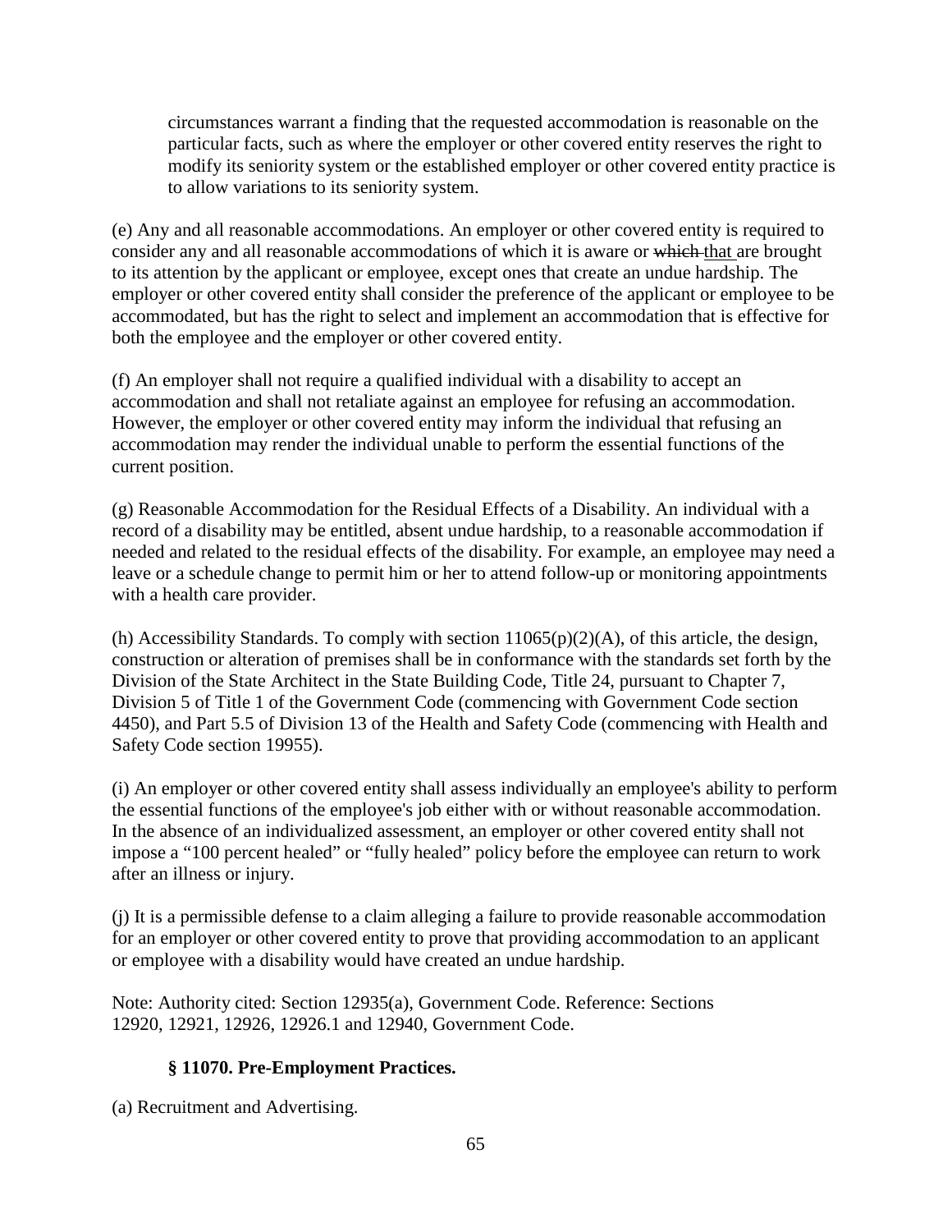circumstances warrant a finding that the requested accommodation is reasonable on the particular facts, such as where the employer or other covered entity reserves the right to modify its seniority system or the established employer or other covered entity practice is to allow variations to its seniority system.

(e) Any and all reasonable accommodations. An employer or other covered entity is required to consider any and all reasonable accommodations of which it is aware or ~~which~~ that are brought to its attention by the applicant or employee, except ones that create an undue hardship. The employer or other covered entity shall consider the preference of the applicant or employee to be accommodated, but has the right to select and implement an accommodation that is effective for both the employee and the employer or other covered entity.

(f) An employer shall not require a qualified individual with a disability to accept an accommodation and shall not retaliate against an employee for refusing an accommodation. However, the employer or other covered entity may inform the individual that refusing an accommodation may render the individual unable to perform the essential functions of the current position.

(g) Reasonable Accommodation for the Residual Effects of a Disability. An individual with a record of a disability may be entitled, absent undue hardship, to a reasonable accommodation if needed and related to the residual effects of the disability. For example, an employee may need a leave or a schedule change to permit him or her to attend follow-up or monitoring appointments with a health care provider.

(h) Accessibility Standards. To comply with section 11065(p)(2)(A), of this article, the design, construction or alteration of premises shall be in conformance with the standards set forth by the Division of the State Architect in the State Building Code, Title 24, pursuant to Chapter 7, Division 5 of Title 1 of the Government Code (commencing with Government Code section 4450), and Part 5.5 of Division 13 of the Health and Safety Code (commencing with Health and Safety Code section 19955).

(i) An employer or other covered entity shall assess individually an employee's ability to perform the essential functions of the employee's job either with or without reasonable accommodation. In the absence of an individualized assessment, an employer or other covered entity shall not impose a "100 percent healed" or "fully healed" policy before the employee can return to work after an illness or injury.

(j) It is a permissible defense to a claim alleging a failure to provide reasonable accommodation for an employer or other covered entity to prove that providing accommodation to an applicant or employee with a disability would have created an undue hardship.

Note: Authority cited: Section 12935(a), Government Code. Reference: Sections 12920, 12921, 12926, 12926.1 and 12940, Government Code.

### § 11070. Pre-Employment Practices.

(a) Recruitment and Advertising.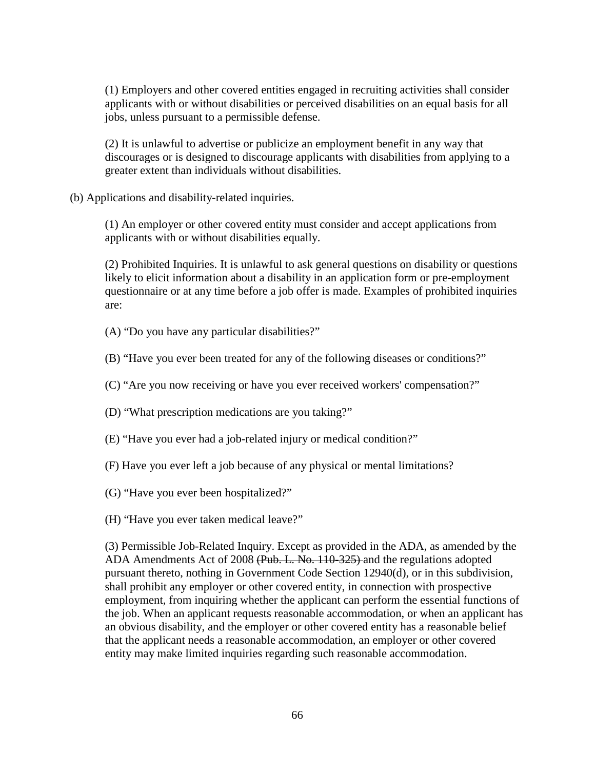(1) Employers and other covered entities engaged in recruiting activities shall consider applicants with or without disabilities or perceived disabilities on an equal basis for all jobs, unless pursuant to a permissible defense.

(2) It is unlawful to advertise or publicize an employment benefit in any way that discourages or is designed to discourage applicants with disabilities from applying to a greater extent than individuals without disabilities.

(b) Applications and disability-related inquiries.

(1) An employer or other covered entity must consider and accept applications from applicants with or without disabilities equally.

(2) Prohibited Inquiries. It is unlawful to ask general questions on disability or questions likely to elicit information about a disability in an application form or pre-employment questionnaire or at any time before a job offer is made. Examples of prohibited inquiries are:

(A) "Do you have any particular disabilities?"

(B) "Have you ever been treated for any of the following diseases or conditions?"

(C) "Are you now receiving or have you ever received workers' compensation?"

(D) "What prescription medications are you taking?"

(E) "Have you ever had a job-related injury or medical condition?"

(F) Have you ever left a job because of any physical or mental limitations?

(G) "Have you ever been hospitalized?"

(H) "Have you ever taken medical leave?"

(3) Permissible Job-Related Inquiry. Except as provided in the ADA, as amended by the ADA Amendments Act of 2008 ~~(Pub. L. No. 110-325)~~ and the regulations adopted pursuant thereto, nothing in Government Code Section 12940(d), or in this subdivision, shall prohibit any employer or other covered entity, in connection with prospective employment, from inquiring whether the applicant can perform the essential functions of the job. When an applicant requests reasonable accommodation, or when an applicant has an obvious disability, and the employer or other covered entity has a reasonable belief that the applicant needs a reasonable accommodation, an employer or other covered entity may make limited inquiries regarding such reasonable accommodation.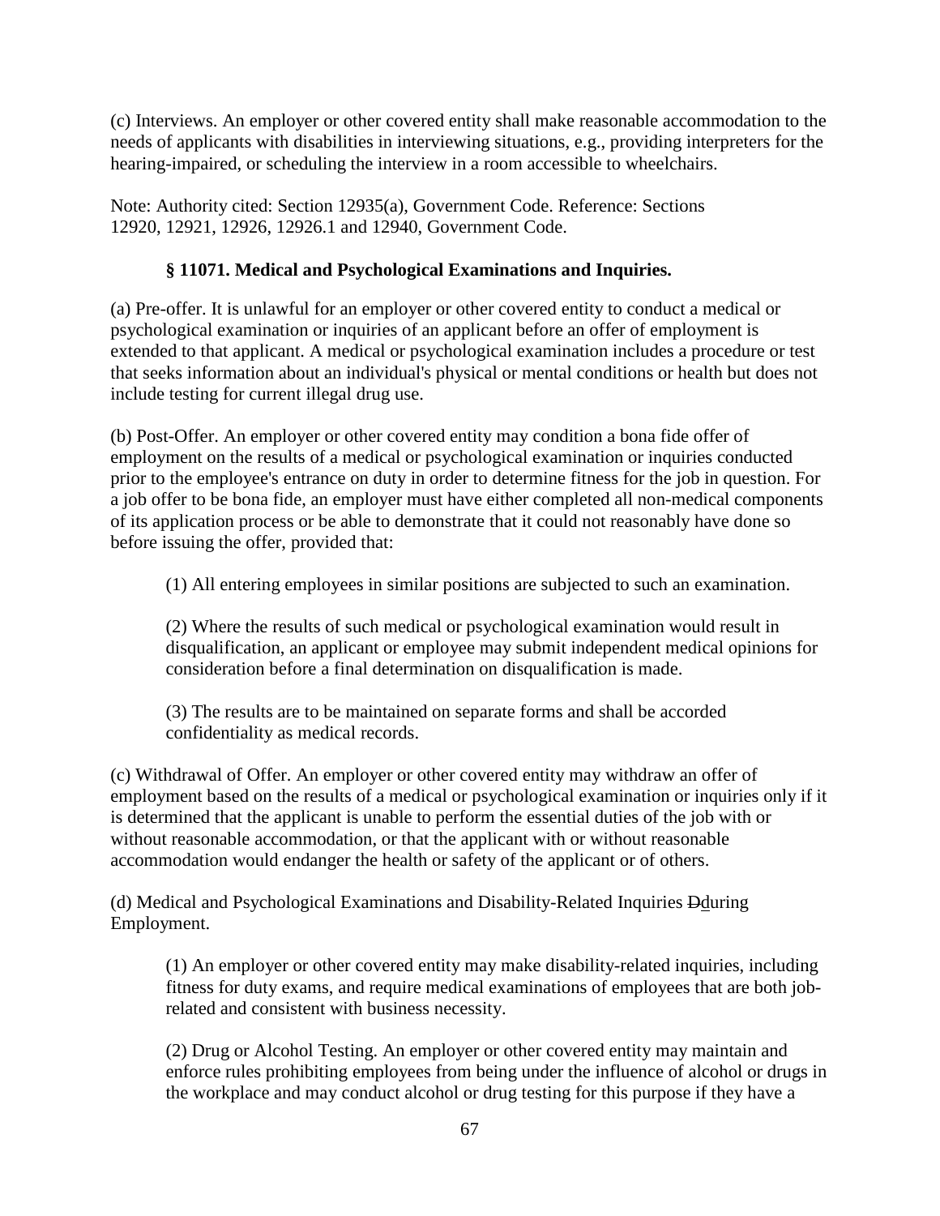(c) Interviews. An employer or other covered entity shall make reasonable accommodation to the needs of applicants with disabilities in interviewing situations, e.g., providing interpreters for the hearing-impaired, or scheduling the interview in a room accessible to wheelchairs.

Note: Authority cited: Section 12935(a), Government Code. Reference: Sections 12920, 12921, 12926, 12926.1 and 12940, Government Code.

### § 11071. Medical and Psychological Examinations and Inquiries.

(a) Pre-offer. It is unlawful for an employer or other covered entity to conduct a medical or psychological examination or inquiries of an applicant before an offer of employment is extended to that applicant. A medical or psychological examination includes a procedure or test that seeks information about an individual's physical or mental conditions or health but does not include testing for current illegal drug use.

(b) Post-Offer. An employer or other covered entity may condition a bona fide offer of employment on the results of a medical or psychological examination or inquiries conducted prior to the employee's entrance on duty in order to determine fitness for the job in question. For a job offer to be bona fide, an employer must have either completed all non-medical components of its application process or be able to demonstrate that it could not reasonably have done so before issuing the offer, provided that:

(1) All entering employees in similar positions are subjected to such an examination.

(2) Where the results of such medical or psychological examination would result in disqualification, an applicant or employee may submit independent medical opinions for consideration before a final determination on disqualification is made.

(3) The results are to be maintained on separate forms and shall be accorded confidentiality as medical records.

(c) Withdrawal of Offer. An employer or other covered entity may withdraw an offer of employment based on the results of a medical or psychological examination or inquiries only if it is determined that the applicant is unable to perform the essential duties of the job with or without reasonable accommodation, or that the applicant with or without reasonable accommodation would endanger the health or safety of the applicant or of others.

(d) Medical and Psychological Examinations and Disability-Related Inquiries ~~D~~during Employment.

(1) An employer or other covered entity may make disability-related inquiries, including fitness for duty exams, and require medical examinations of employees that are both job-related and consistent with business necessity.

(2) Drug or Alcohol Testing. An employer or other covered entity may maintain and enforce rules prohibiting employees from being under the influence of alcohol or drugs in the workplace and may conduct alcohol or drug testing for this purpose if they have a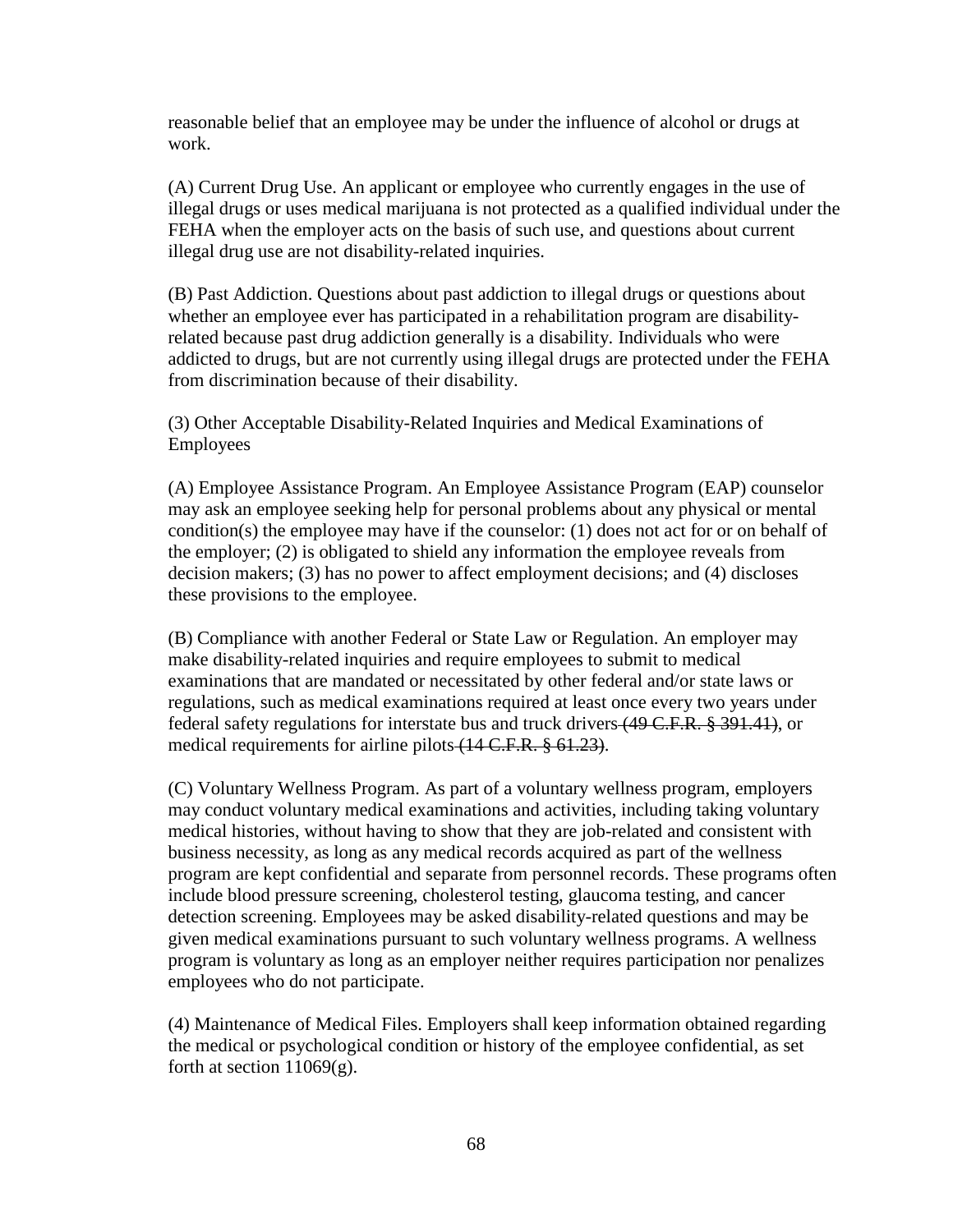reasonable belief that an employee may be under the influence of alcohol or drugs at work.

(A) Current Drug Use. An applicant or employee who currently engages in the use of illegal drugs or uses medical marijuana is not protected as a qualified individual under the FEHA when the employer acts on the basis of such use, and questions about current illegal drug use are not disability-related inquiries.

(B) Past Addiction. Questions about past addiction to illegal drugs or questions about whether an employee ever has participated in a rehabilitation program are disability-related because past drug addiction generally is a disability. Individuals who were addicted to drugs, but are not currently using illegal drugs are protected under the FEHA from discrimination because of their disability.

(3) Other Acceptable Disability-Related Inquiries and Medical Examinations of Employees

(A) Employee Assistance Program. An Employee Assistance Program (EAP) counselor may ask an employee seeking help for personal problems about any physical or mental condition(s) the employee may have if the counselor: (1) does not act for or on behalf of the employer; (2) is obligated to shield any information the employee reveals from decision makers; (3) has no power to affect employment decisions; and (4) discloses these provisions to the employee.

(B) Compliance with another Federal or State Law or Regulation. An employer may make disability-related inquiries and require employees to submit to medical examinations that are mandated or necessitated by other federal and/or state laws or regulations, such as medical examinations required at least once every two years under federal safety regulations for interstate bus and truck drivers ~~(49 C.F.R. § 391.41)~~, or medical requirements for airline pilots ~~(14 C.F.R. § 61.23)~~.

(C) Voluntary Wellness Program. As part of a voluntary wellness program, employers may conduct voluntary medical examinations and activities, including taking voluntary medical histories, without having to show that they are job-related and consistent with business necessity, as long as any medical records acquired as part of the wellness program are kept confidential and separate from personnel records. These programs often include blood pressure screening, cholesterol testing, glaucoma testing, and cancer detection screening. Employees may be asked disability-related questions and may be given medical examinations pursuant to such voluntary wellness programs. A wellness program is voluntary as long as an employer neither requires participation nor penalizes employees who do not participate.

(4) Maintenance of Medical Files. Employers shall keep information obtained regarding the medical or psychological condition or history of the employee confidential, as set forth at section 11069(g).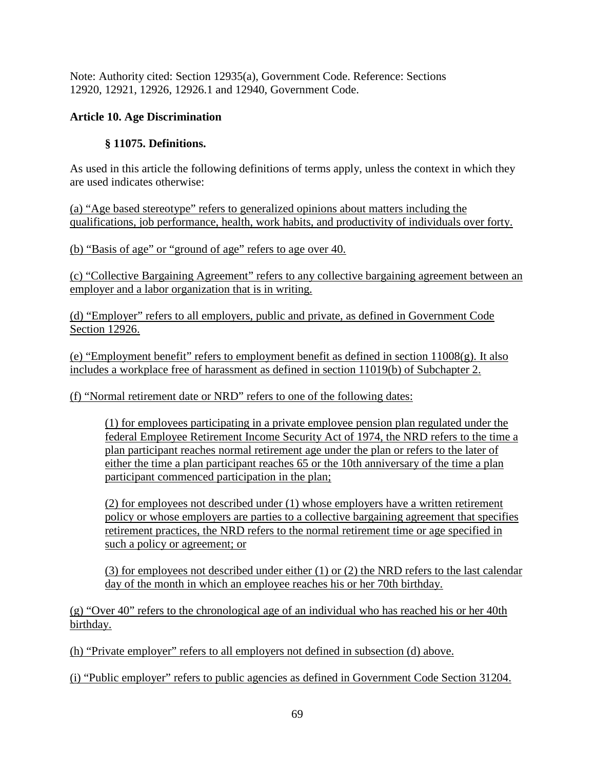Note: Authority cited: Section 12935(a), Government Code. Reference: Sections 12920, 12921, 12926, 12926.1 and 12940, Government Code.

## Article 10. Age Discrimination

### § 11075. Definitions.

As used in this article the following definitions of terms apply, unless the context in which they are used indicates otherwise:

(a) "Age based stereotype" refers to generalized opinions about matters including the qualifications, job performance, health, work habits, and productivity of individuals over forty.

(b) "Basis of age" or "ground of age" refers to age over 40.

(c) "Collective Bargaining Agreement" refers to any collective bargaining agreement between an employer and a labor organization that is in writing.

(d) "Employer" refers to all employers, public and private, as defined in Government Code Section 12926.

(e) "Employment benefit" refers to employment benefit as defined in section 11008(g). It also includes a workplace free of harassment as defined in section 11019(b) of Subchapter 2.

(f) "Normal retirement date or NRD" refers to one of the following dates:

> (1) for employees participating in a private employee pension plan regulated under the federal Employee Retirement Income Security Act of 1974, the NRD refers to the time a plan participant reaches normal retirement age under the plan or refers to the later of either the time a plan participant reaches 65 or the 10th anniversary of the time a plan participant commenced participation in the plan;
>
> (2) for employees not described under (1) whose employers have a written retirement policy or whose employers are parties to a collective bargaining agreement that specifies retirement practices, the NRD refers to the normal retirement time or age specified in such a policy or agreement; or
>
> (3) for employees not described under either (1) or (2) the NRD refers to the last calendar day of the month in which an employee reaches his or her 70th birthday.

(g) "Over 40" refers to the chronological age of an individual who has reached his or her 40th birthday.

(h) "Private employer" refers to all employers not defined in subsection (d) above.

(i) "Public employer" refers to public agencies as defined in Government Code Section 31204.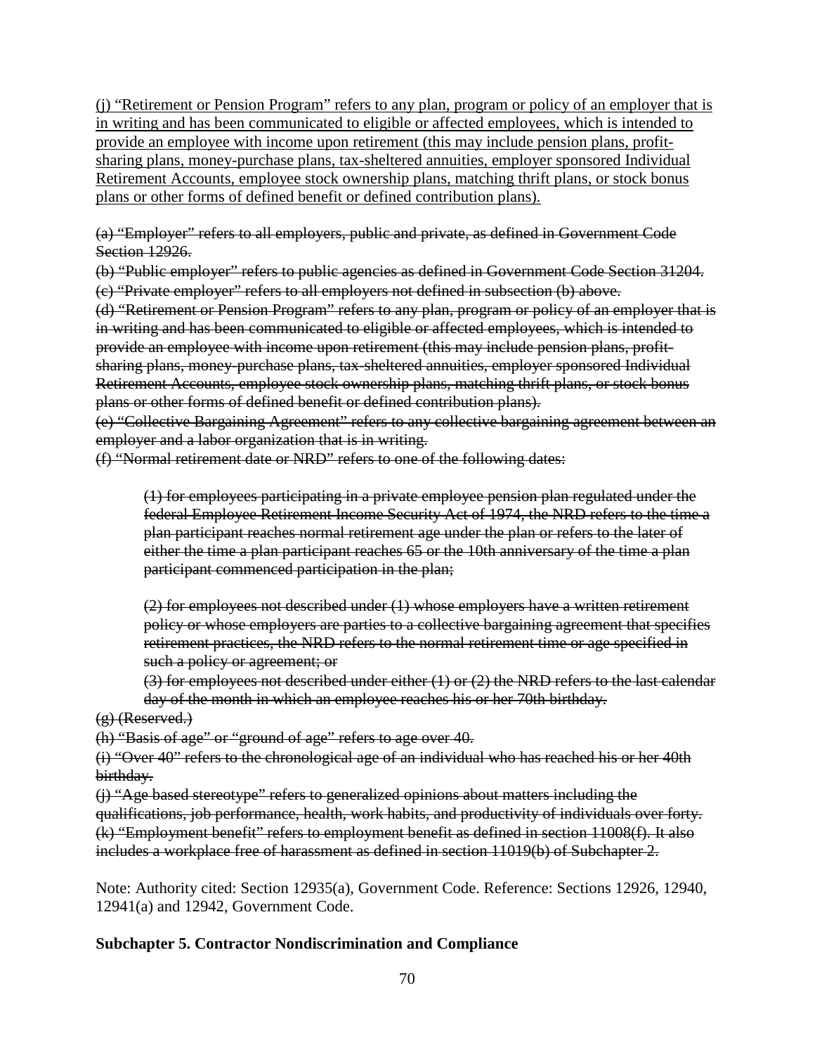<u>(j) "Retirement or Pension Program" refers to any plan, program or policy of an employer that is in writing and has been communicated to eligible or affected employees, which is intended to provide an employee with income upon retirement (this may include pension plans, profit-sharing plans, money-purchase plans, tax-sheltered annuities, employer sponsored Individual Retirement Accounts, employee stock ownership plans, matching thrift plans, or stock bonus plans or other forms of defined benefit or defined contribution plans).</u>

~~(a) "Employer" refers to all employers, public and private, as defined in Government Code Section 12926.~~

~~(b) "Public employer" refers to public agencies as defined in Government Code Section 31204.~~

~~(c) "Private employer" refers to all employers not defined in subsection (b) above.~~

~~(d) "Retirement or Pension Program" refers to any plan, program or policy of an employer that is in writing and has been communicated to eligible or affected employees, which is intended to provide an employee with income upon retirement (this may include pension plans, profit-sharing plans, money-purchase plans, tax-sheltered annuities, employer sponsored Individual Retirement Accounts, employee stock ownership plans, matching thrift plans, or stock bonus plans or other forms of defined benefit or defined contribution plans).~~

~~(e) "Collective Bargaining Agreement" refers to any collective bargaining agreement between an employer and a labor organization that is in writing.~~

~~(f) "Normal retirement date or NRD" refers to one of the following dates:~~

> ~~(1) for employees participating in a private employee pension plan regulated under the federal Employee Retirement Income Security Act of 1974, the NRD refers to the time a plan participant reaches normal retirement age under the plan or refers to the later of either the time a plan participant reaches 65 or the 10th anniversary of the time a plan participant commenced participation in the plan;~~
>
> ~~(2) for employees not described under (1) whose employers have a written retirement policy or whose employers are parties to a collective bargaining agreement that specifies retirement practices, the NRD refers to the normal retirement time or age specified in such a policy or agreement; or~~
>
> ~~(3) for employees not described under either (1) or (2) the NRD refers to the last calendar day of the month in which an employee reaches his or her 70th birthday.~~

~~(g) (Reserved.)~~

~~(h) "Basis of age" or "ground of age" refers to age over 40.~~

~~(i) "Over 40" refers to the chronological age of an individual who has reached his or her 40th birthday.~~

~~(j) "Age based stereotype" refers to generalized opinions about matters including the qualifications, job performance, health, work habits, and productivity of individuals over forty.~~

~~(k) "Employment benefit" refers to employment benefit as defined in section 11008(f). It also includes a workplace free of harassment as defined in section 11019(b) of Subchapter 2.~~

Note: Authority cited: Section 12935(a), Government Code. Reference: Sections 12926, 12940, 12941(a) and 12942, Government Code.

**Subchapter 5. Contractor Nondiscrimination and Compliance**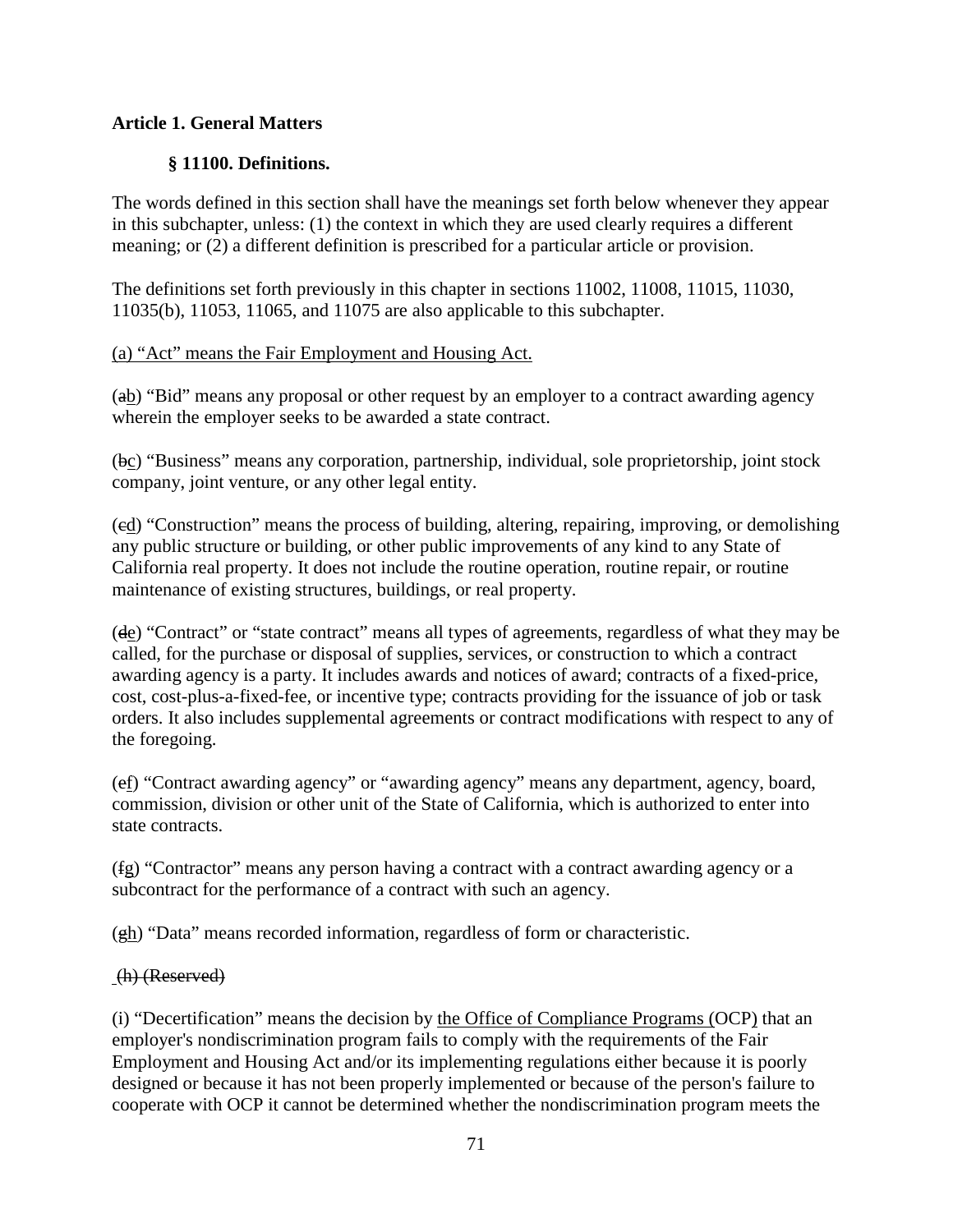**Article 1. General Matters**

**§ 11100. Definitions.**

The words defined in this section shall have the meanings set forth below whenever they appear in this subchapter, unless: (1) the context in which they are used clearly requires a different meaning; or (2) a different definition is prescribed for a particular article or provision.

The definitions set forth previously in this chapter in sections 11002, 11008, 11015, 11030, 11035(b), 11053, 11065, and 11075 are also applicable to this subchapter.

<u>(a) “Act” means the Fair Employment and Housing Act.</u>

(~~a~~<u>b</u>) “Bid” means any proposal or other request by an employer to a contract awarding agency wherein the employer seeks to be awarded a state contract.

(~~b~~<u>c</u>) “Business” means any corporation, partnership, individual, sole proprietorship, joint stock company, joint venture, or any other legal entity.

(~~c~~<u>d</u>) “Construction” means the process of building, altering, repairing, improving, or demolishing any public structure or building, or other public improvements of any kind to any State of California real property. It does not include the routine operation, routine repair, or routine maintenance of existing structures, buildings, or real property.

(~~d~~<u>e</u>) “Contract” or “state contract” means all types of agreements, regardless of what they may be called, for the purchase or disposal of supplies, services, or construction to which a contract awarding agency is a party. It includes awards and notices of award; contracts of a fixed-price, cost, cost-plus-a-fixed-fee, or incentive type; contracts providing for the issuance of job or task orders. It also includes supplemental agreements or contract modifications with respect to any of the foregoing.

(~~e~~<u>f</u>) “Contract awarding agency” or “awarding agency” means any department, agency, board, commission, division or other unit of the State of California, which is authorized to enter into state contracts.

(~~f~~<u>g</u>) “Contractor” means any person having a contract with a contract awarding agency or a subcontract for the performance of a contract with such an agency.

(~~g~~<u>h</u>) “Data” means recorded information, regardless of form or characteristic.

~~(h) (Reserved)~~

(i) “Decertification” means the decision by <u>the Office of Compliance Programs (</u>OCP<u>)</u> that an employer's nondiscrimination program fails to comply with the requirements of the Fair Employment and Housing Act and/or its implementing regulations either because it is poorly designed or because it has not been properly implemented or because of the person's failure to cooperate with OCP it cannot be determined whether the nondiscrimination program meets the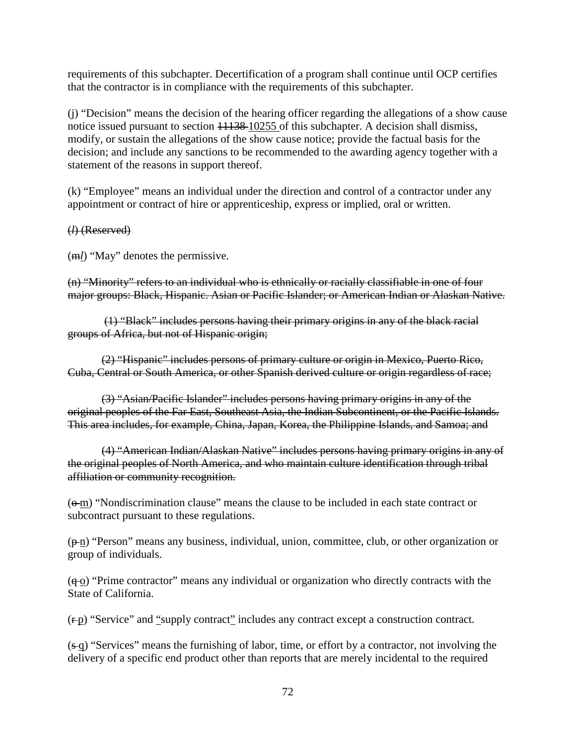requirements of this subchapter. Decertification of a program shall continue until OCP certifies that the contractor is in compliance with the requirements of this subchapter.

(j) "Decision" means the decision of the hearing officer regarding the allegations of a show cause notice issued pursuant to section ~~11138~~ <u>10255</u> of this subchapter. A decision shall dismiss, modify, or sustain the allegations of the show cause notice; provide the factual basis for the decision; and include any sanctions to be recommended to the awarding agency together with a statement of the reasons in support thereof.

(k) "Employee" means an individual under the direction and control of a contractor under any appointment or contract of hire or apprenticeship, express or implied, oral or written.

~~(*l*) (Reserved)~~

(~~m~~<u>*l*</u>) "May" denotes the permissive.

~~(n) "Minority" refers to an individual who is ethnically or racially classifiable in one of four major groups: Black, Hispanic. Asian or Pacific Islander; or American Indian or Alaskan Native.~~

~~(1) "Black" includes persons having their primary origins in any of the black racial groups of Africa, but not of Hispanic origin;~~

~~(2) "Hispanic" includes persons of primary culture or origin in Mexico, Puerto Rico, Cuba, Central or South America, or other Spanish derived culture or origin regardless of race;~~

~~(3) "Asian/Pacific Islander" includes persons having primary origins in any of the original peoples of the Far East, Southeast Asia, the Indian Subcontinent, or the Pacific Islands. This area includes, for example, China, Japan, Korea, the Philippine Islands, and Samoa; and~~

~~(4) "American Indian/Alaskan Native" includes persons having primary origins in any of the original peoples of North America, and who maintain culture identification through tribal affiliation or community recognition.~~

(~~o~~ <u>m</u>) "Nondiscrimination clause" means the clause to be included in each state contract or subcontract pursuant to these regulations.

(~~p~~ <u>n</u>) "Person" means any business, individual, union, committee, club, or other organization or group of individuals.

(~~q~~ <u>o</u>) "Prime contractor" means any individual or organization who directly contracts with the State of California.

(~~r~~ <u>p</u>) "Service" and <u>"</u>supply contract<u>"</u> includes any contract except a construction contract.

(~~s~~ <u>q</u>) "Services" means the furnishing of labor, time, or effort by a contractor, not involving the delivery of a specific end product other than reports that are merely incidental to the required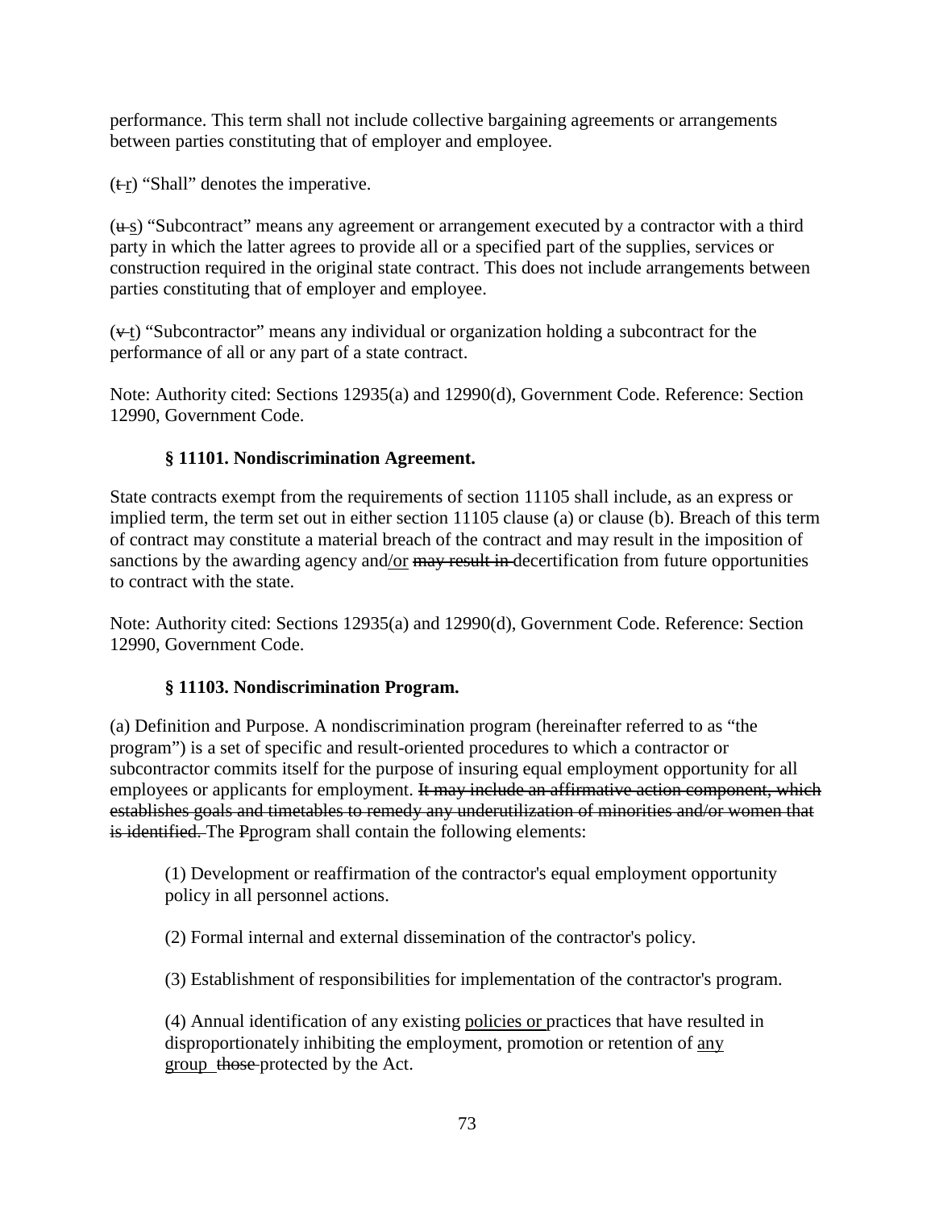performance. This term shall not include collective bargaining agreements or arrangements between parties constituting that of employer and employee.

(~~t~~ <u>r</u>) “Shall” denotes the imperative.

(~~u~~ <u>s</u>) “Subcontract” means any agreement or arrangement executed by a contractor with a third party in which the latter agrees to provide all or a specified part of the supplies, services or construction required in the original state contract. This does not include arrangements between parties constituting that of employer and employee.

(~~v~~ <u>t</u>) “Subcontractor” means any individual or organization holding a subcontract for the performance of all or any part of a state contract.

Note: Authority cited: Sections 12935(a) and 12990(d), Government Code. Reference: Section 12990, Government Code.

### § 11101. Nondiscrimination Agreement.

State contracts exempt from the requirements of section 11105 shall include, as an express or implied term, the term set out in either section 11105 clause (a) or clause (b). Breach of this term of contract may constitute a material breach of the contract and may result in the imposition of sanctions by the awarding agency and<u>/or</u> ~~may result in~~ decertification from future opportunities to contract with the state.

Note: Authority cited: Sections 12935(a) and 12990(d), Government Code. Reference: Section 12990, Government Code.

### § 11103. Nondiscrimination Program.

(a) Definition and Purpose. A nondiscrimination program (hereinafter referred to as “the program”) is a set of specific and result-oriented procedures to which a contractor or subcontractor commits itself for the purpose of insuring equal employment opportunity for all employees or applicants for employment. ~~It may include an affirmative action component, which establishes goals and timetables to remedy any underutilization of minorities and/or women that is identified.~~ The ~~P~~<u>p</u>rogram shall contain the following elements:

(1) Development or reaffirmation of the contractor's equal employment opportunity policy in all personnel actions.

(2) Formal internal and external dissemination of the contractor's policy.

(3) Establishment of responsibilities for implementation of the contractor's program.

(4) Annual identification of any existing <u>policies or</u> practices that have resulted in disproportionately inhibiting the employment, promotion or retention of <u>any group</u> ~~those~~ protected by the Act.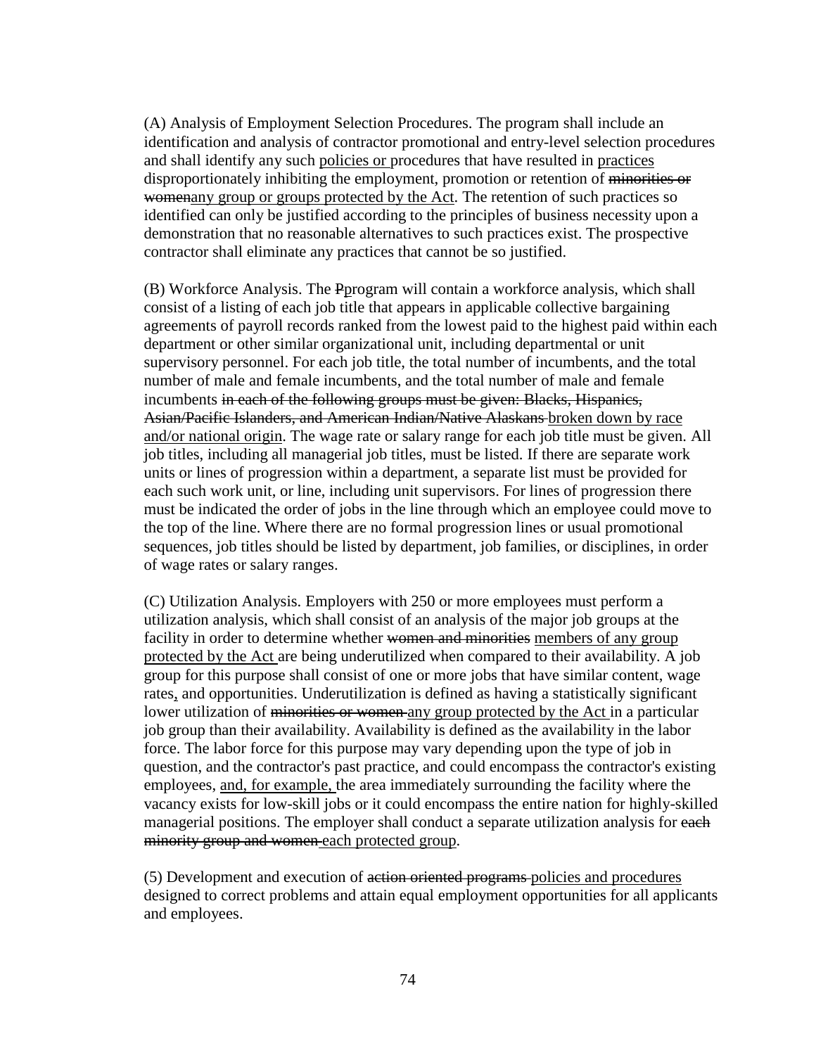(A) Analysis of Employment Selection Procedures. The program shall include an identification and analysis of contractor promotional and entry-level selection procedures and shall identify any such <u>policies or</u> procedures that have resulted in <u>practices</u> disproportionately inhibiting the employment, promotion or retention of ~~minorities or women~~<u>any group or groups protected by the Act</u>. The retention of such practices so identified can only be justified according to the principles of business necessity upon a demonstration that no reasonable alternatives to such practices exist. The prospective contractor shall eliminate any practices that cannot be so justified.

(B) Workforce Analysis. The ~~P~~program will contain a workforce analysis, which shall consist of a listing of each job title that appears in applicable collective bargaining agreements of payroll records ranked from the lowest paid to the highest paid within each department or other similar organizational unit, including departmental or unit supervisory personnel. For each job title, the total number of incumbents, and the total number of male and female incumbents, and the total number of male and female incumbents ~~in each of the following groups must be given: Blacks, Hispanics, Asian/Pacific Islanders, and American Indian/Native Alaskans~~ <u>broken down by race and/or national origin</u>. The wage rate or salary range for each job title must be given. All job titles, including all managerial job titles, must be listed. If there are separate work units or lines of progression within a department, a separate list must be provided for each such work unit, or line, including unit supervisors. For lines of progression there must be indicated the order of jobs in the line through which an employee could move to the top of the line. Where there are no formal progression lines or usual promotional sequences, job titles should be listed by department, job families, or disciplines, in order of wage rates or salary ranges.

(C) Utilization Analysis. Employers with 250 or more employees must perform a utilization analysis, which shall consist of an analysis of the major job groups at the facility in order to determine whether ~~women and minorities~~ <u>members of any group protected by the Act</u> are being underutilized when compared to their availability. A job group for this purpose shall consist of one or more jobs that have similar content, wage rates<u>,</u> and opportunities. Underutilization is defined as having a statistically significant lower utilization of ~~minorities or women~~ <u>any group protected by the Act</u> in a particular job group than their availability. Availability is defined as the availability in the labor force. The labor force for this purpose may vary depending upon the type of job in question, and the contractor's past practice, and could encompass the contractor's existing employees, <u>and, for example,</u> the area immediately surrounding the facility where the vacancy exists for low-skill jobs or it could encompass the entire nation for highly-skilled managerial positions. The employer shall conduct a separate utilization analysis for ~~each minority group and women~~ <u>each protected group</u>.

(5) Development and execution of ~~action oriented programs~~ <u>policies and procedures</u> designed to correct problems and attain equal employment opportunities for all applicants and employees.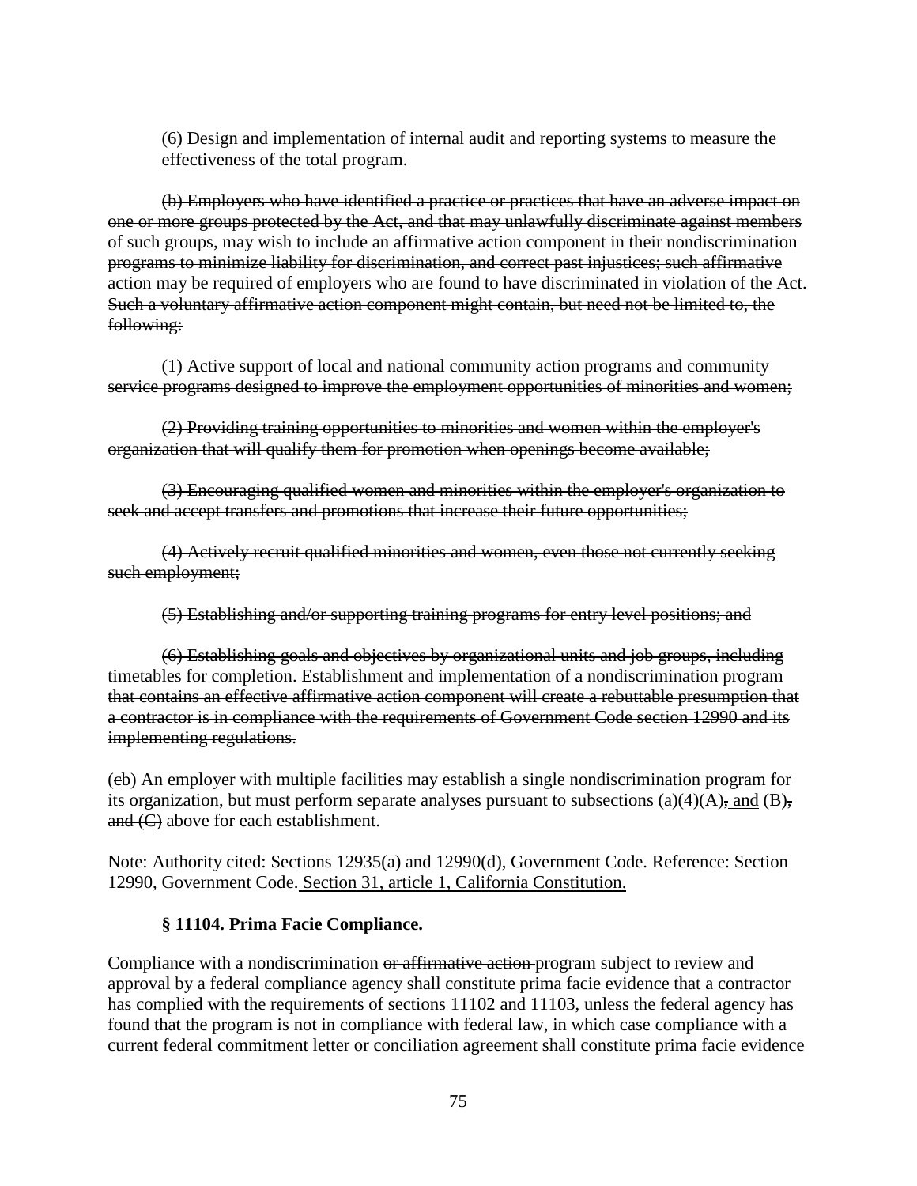(6) Design and implementation of internal audit and reporting systems to measure the effectiveness of the total program.

~~(b) Employers who have identified a practice or practices that have an adverse impact on one or more groups protected by the Act, and that may unlawfully discriminate against members of such groups, may wish to include an affirmative action component in their nondiscrimination programs to minimize liability for discrimination, and correct past injustices; such affirmative action may be required of employers who are found to have discriminated in violation of the Act. Such a voluntary affirmative action component might contain, but need not be limited to, the following:~~

~~(1) Active support of local and national community action programs and community service programs designed to improve the employment opportunities of minorities and women;~~

~~(2) Providing training opportunities to minorities and women within the employer's organization that will qualify them for promotion when openings become available;~~

~~(3) Encouraging qualified women and minorities within the employer's organization to seek and accept transfers and promotions that increase their future opportunities;~~

~~(4) Actively recruit qualified minorities and women, even those not currently seeking such employment;~~

~~(5) Establishing and/or supporting training programs for entry level positions; and~~

~~(6) Establishing goals and objectives by organizational units and job groups, including timetables for completion. Establishment and implementation of a nondiscrimination program that contains an effective affirmative action component will create a rebuttable presumption that a contractor is in compliance with the requirements of Government Code section 12990 and its implementing regulations.~~

(~~c~~<u>b</u>) An employer with multiple facilities may establish a single nondiscrimination program for its organization, but must perform separate analyses pursuant to subsections (a)(4)(A)~~,~~<u> and</u> (B)~~, and (C)~~ above for each establishment.

Note: Authority cited: Sections 12935(a) and 12990(d), Government Code. Reference: Section 12990, Government Code.<u> Section 31, article 1, California Constitution.</u>

### § 11104. Primа Facie Compliance.

Compliance with a nondiscrimination ~~or affirmative action~~ program subject to review and approval by a federal compliance agency shall constitute prima facie evidence that a contractor has complied with the requirements of sections 11102 and 11103, unless the federal agency has found that the program is not in compliance with federal law, in which case compliance with a current federal commitment letter or conciliation agreement shall constitute prima facie evidence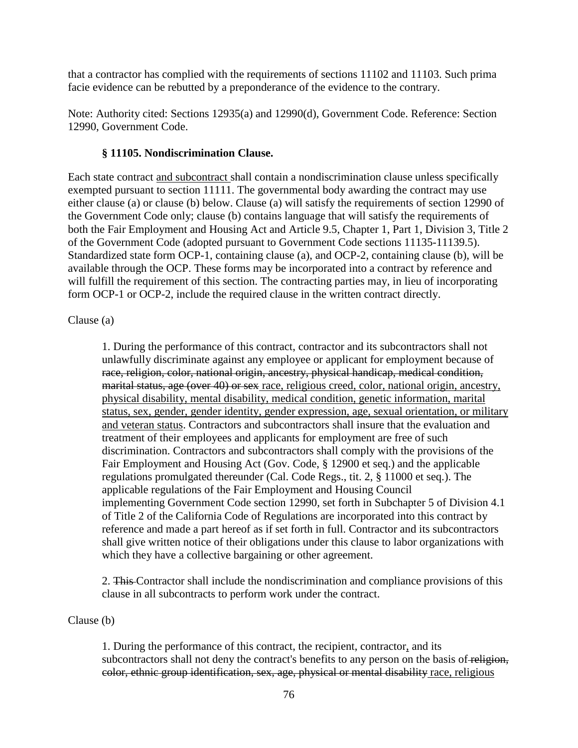that a contractor has complied with the requirements of sections 11102 and 11103. Such prima facie evidence can be rebutted by a preponderance of the evidence to the contrary.

Note: Authority cited: Sections 12935(a) and 12990(d), Government Code. Reference: Section 12990, Government Code.

**§ 11105. Nondiscrimination Clause.**

Each state contract <u>and subcontract </u>shall contain a nondiscrimination clause unless specifically exempted pursuant to section 11111. The governmental body awarding the contract may use either clause (a) or clause (b) below. Clause (a) will satisfy the requirements of section 12990 of the Government Code only; clause (b) contains language that will satisfy the requirements of both the Fair Employment and Housing Act and Article 9.5, Chapter 1, Part 1, Division 3, Title 2 of the Government Code (adopted pursuant to Government Code sections 11135-11139.5). Standardized state form OCP-1, containing clause (a), and OCP-2, containing clause (b), will be available through the OCP. These forms may be incorporated into a contract by reference and will fulfill the requirement of this section. The contracting parties may, in lieu of incorporating form OCP-1 or OCP-2, include the required clause in the written contract directly.

Clause (a)

> 1. During the performance of this contract, contractor and its subcontractors shall not unlawfully discriminate against any employee or applicant for employment because of ~~race, religion, color, national origin, ancestry, physical handicap, medical condition, marital status, age (over 40) or sex~~ <u>race, religious creed, color, national origin, ancestry, physical disability, mental disability, medical condition, genetic information, marital status, sex, gender, gender identity, gender expression, age, sexual orientation, or military and veteran status</u>. Contractors and subcontractors shall insure that the evaluation and treatment of their employees and applicants for employment are free of such discrimination. Contractors and subcontractors shall comply with the provisions of the Fair Employment and Housing Act (Gov. Code, § 12900 et seq.) and the applicable regulations promulgated thereunder (Cal. Code Regs., tit. 2, § 11000 et seq.). The applicable regulations of the Fair Employment and Housing Council implementing Government Code section 12990, set forth in Subchapter 5 of Division 4.1 of Title 2 of the California Code of Regulations are incorporated into this contract by reference and made a part hereof as if set forth in full. Contractor and its subcontractors shall give written notice of their obligations under this clause to labor organizations with which they have a collective bargaining or other agreement.
>
> 2. ~~This~~ Contractor shall include the nondiscrimination and compliance provisions of this clause in all subcontracts to perform work under the contract.

Clause (b)

> 1. During the performance of this contract, the recipient, contractor<u>,</u> and its subcontractors shall not deny the contract's benefits to any person on the basis of ~~religion, color, ethnic group identification, sex, age, physical or mental disability~~ <u>race, religious</u>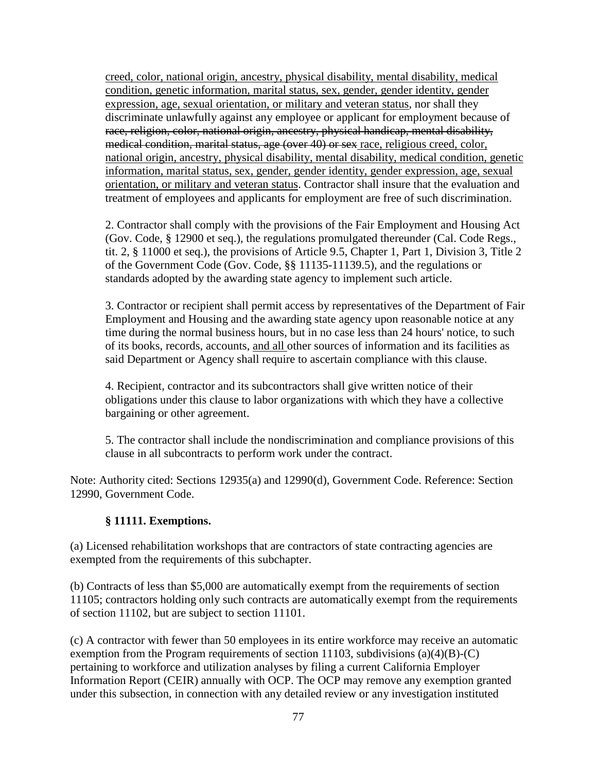creed, color, national origin, ancestry, physical disability, mental disability, medical condition, genetic information, marital status, sex, gender, gender identity, gender expression, age, sexual orientation, or military and veteran status, nor shall they discriminate unlawfully against any employee or applicant for employment because of ~~race, religion, color, national origin, ancestry, physical handicap, mental disability, medical condition, marital status, age (over 40) or sex~~ race, religious creed, color, national origin, ancestry, physical disability, mental disability, medical condition, genetic information, marital status, sex, gender, gender identity, gender expression, age, sexual orientation, or military and veteran status. Contractor shall insure that the evaluation and treatment of employees and applicants for employment are free of such discrimination.

2. Contractor shall comply with the provisions of the Fair Employment and Housing Act (Gov. Code, § 12900 et seq.), the regulations promulgated thereunder (Cal. Code Regs., tit. 2, § 11000 et seq.), the provisions of Article 9.5, Chapter 1, Part 1, Division 3, Title 2 of the Government Code (Gov. Code, §§ 11135-11139.5), and the regulations or standards adopted by the awarding state agency to implement such article.

3. Contractor or recipient shall permit access by representatives of the Department of Fair Employment and Housing and the awarding state agency upon reasonable notice at any time during the normal business hours, but in no case less than 24 hours' notice, to such of its books, records, accounts, and all other sources of information and its facilities as said Department or Agency shall require to ascertain compliance with this clause.

4. Recipient, contractor and its subcontractors shall give written notice of their obligations under this clause to labor organizations with which they have a collective bargaining or other agreement.

5. The contractor shall include the nondiscrimination and compliance provisions of this clause in all subcontracts to perform work under the contract.

Note: Authority cited: Sections 12935(a) and 12990(d), Government Code. Reference: Section 12990, Government Code.

### § 11111. Exemptions.

(a) Licensed rehabilitation workshops that are contractors of state contracting agencies are exempted from the requirements of this subchapter.

(b) Contracts of less than $5,000 are automatically exempt from the requirements of section 11105; contractors holding only such contracts are automatically exempt from the requirements of section 11102, but are subject to section 11101.

(c) A contractor with fewer than 50 employees in its entire workforce may receive an automatic exemption from the Program requirements of section 11103, subdivisions (a)(4)(B)-(C) pertaining to workforce and utilization analyses by filing a current California Employer Information Report (CEIR) annually with OCP. The OCP may remove any exemption granted under this subsection, in connection with any detailed review or any investigation instituted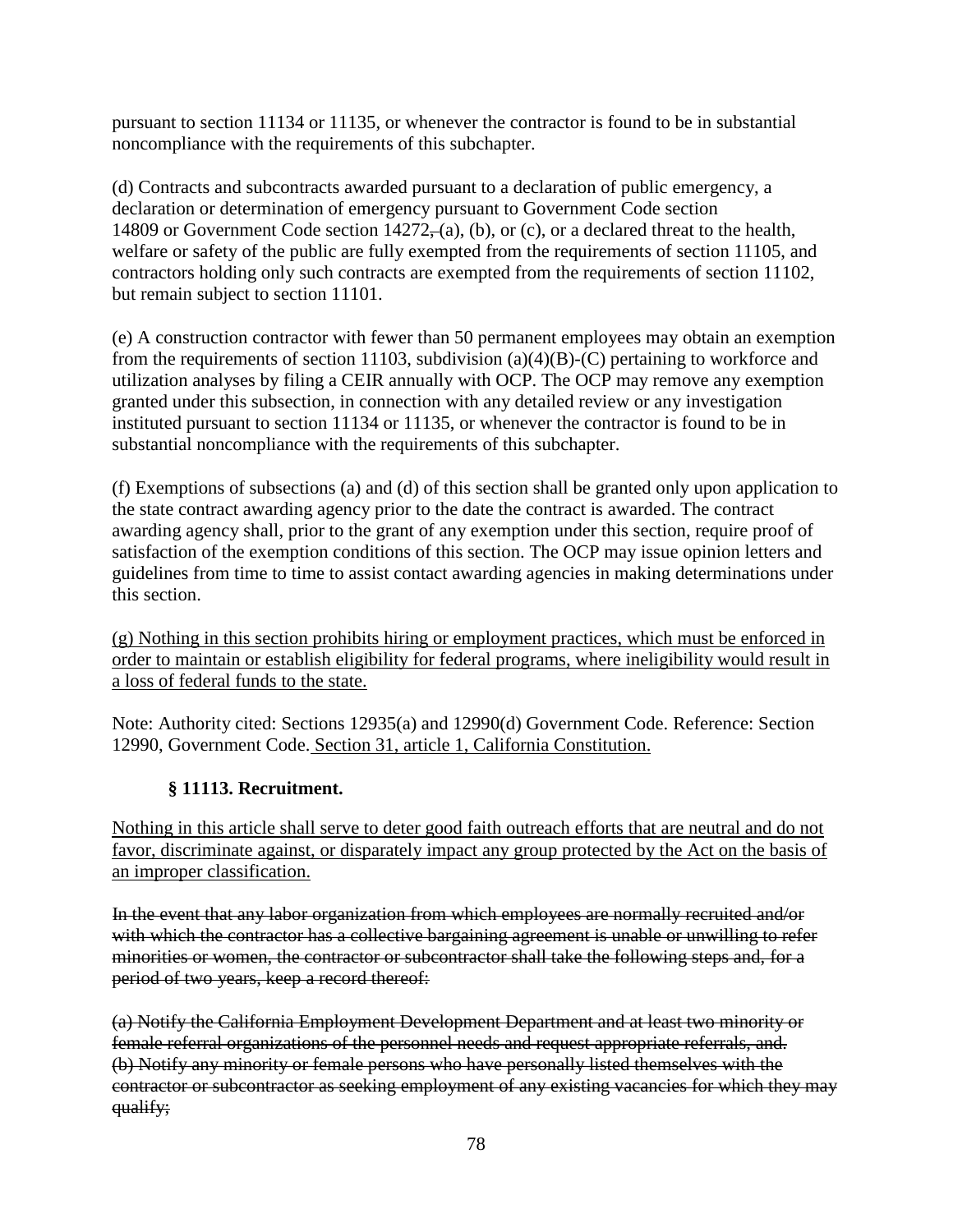pursuant to section 11134 or 11135, or whenever the contractor is found to be in substantial noncompliance with the requirements of this subchapter.

(d) Contracts and subcontracts awarded pursuant to a declaration of public emergency, a declaration or determination of emergency pursuant to Government Code section 14809 or Government Code section 14272~~,~~ (a), (b), or (c), or a declared threat to the health, welfare or safety of the public are fully exempted from the requirements of section 11105, and contractors holding only such contracts are exempted from the requirements of section 11102, but remain subject to section 11101.

(e) A construction contractor with fewer than 50 permanent employees may obtain an exemption from the requirements of section 11103, subdivision (a)(4)(B)-(C) pertaining to workforce and utilization analyses by filing a CEIR annually with OCP. The OCP may remove any exemption granted under this subsection, in connection with any detailed review or any investigation instituted pursuant to section 11134 or 11135, or whenever the contractor is found to be in substantial noncompliance with the requirements of this subchapter.

(f) Exemptions of subsections (a) and (d) of this section shall be granted only upon application to the state contract awarding agency prior to the date the contract is awarded. The contract awarding agency shall, prior to the grant of any exemption under this section, require proof of satisfaction of the exemption conditions of this section. The OCP may issue opinion letters and guidelines from time to time to assist contact awarding agencies in making determinations under this section.

<u>(g) Nothing in this section prohibits hiring or employment practices, which must be enforced in order to maintain or establish eligibility for federal programs, where ineligibility would result in a loss of federal funds to the state.</u>

Note: Authority cited: Sections 12935(a) and 12990(d) Government Code. Reference: Section 12990, Government Code.<u> Section 31, article 1, California Constitution.</u>

### § 11113. Recruitment.

<u>Nothing in this article shall serve to deter good faith outreach efforts that are neutral and do not favor, discriminate against, or disparately impact any group protected by the Act on the basis of an improper classification.</u>

~~In the event that any labor organization from which employees are normally recruited and/or with which the contractor has a collective bargaining agreement is unable or unwilling to refer minorities or women, the contractor or subcontractor shall take the following steps and, for a period of two years, keep a record thereof:~~

~~(a) Notify the California Employment Development Department and at least two minority or female referral organizations of the personnel needs and request appropriate referrals, and.~~
~~(b) Notify any minority or female persons who have personally listed themselves with the contractor or subcontractor as seeking employment of any existing vacancies for which they may qualify;~~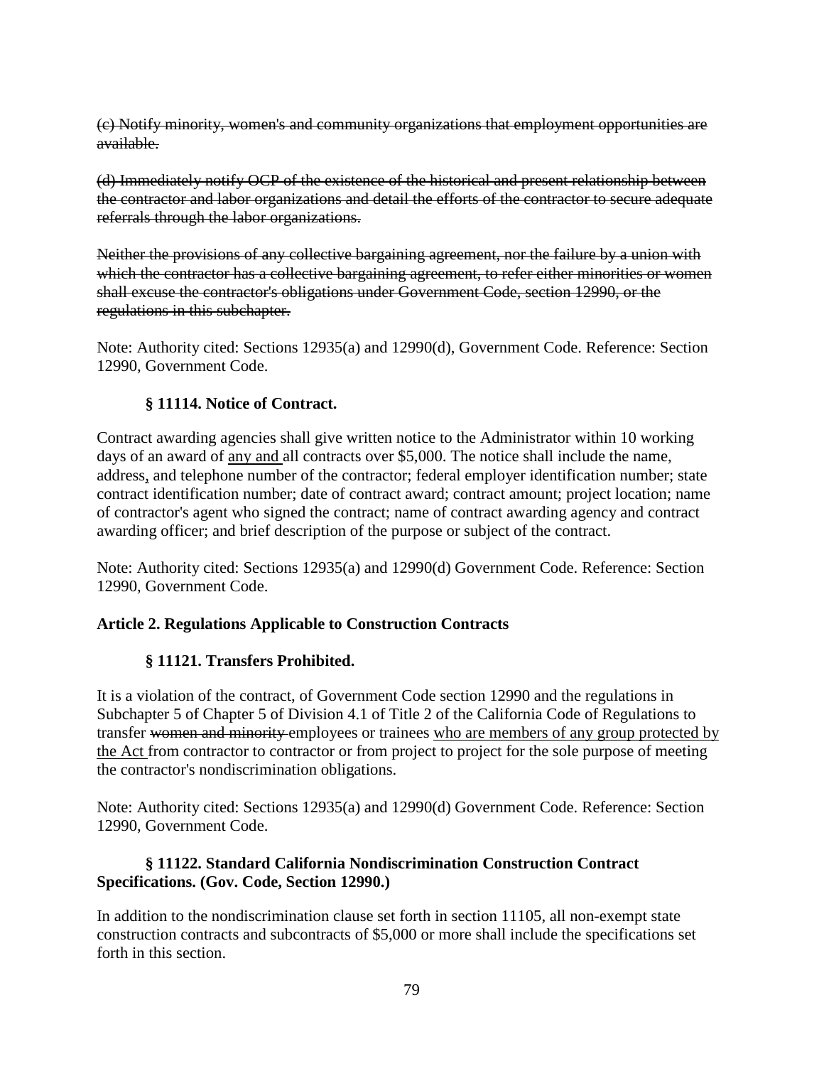~~(c) Notify minority, women's and community organizations that employment opportunities are available.~~

~~(d) Immediately notify OCP of the existence of the historical and present relationship between the contractor and labor organizations and detail the efforts of the contractor to secure adequate referrals through the labor organizations.~~

~~Neither the provisions of any collective bargaining agreement, nor the failure by a union with which the contractor has a collective bargaining agreement, to refer either minorities or women shall excuse the contractor's obligations under Government Code, section 12990, or the regulations in this subchapter.~~

Note: Authority cited: Sections 12935(a) and 12990(d), Government Code. Reference: Section 12990, Government Code.

### § 11114. Notice of Contract.

Contract awarding agencies shall give written notice to the Administrator within 10 working days of an award of <u>any and</u> all contracts over $5,000. The notice shall include the name, address<u>,</u> and telephone number of the contractor; federal employer identification number; state contract identification number; date of contract award; contract amount; project location; name of contractor's agent who signed the contract; name of contract awarding agency and contract awarding officer; and brief description of the purpose or subject of the contract.

Note: Authority cited: Sections 12935(a) and 12990(d) Government Code. Reference: Section 12990, Government Code.

## Article 2. Regulations Applicable to Construction Contracts

### § 11121. Transfers Prohibited.

It is a violation of the contract, of Government Code section 12990 and the regulations in Subchapter 5 of Chapter 5 of Division 4.1 of Title 2 of the California Code of Regulations to transfer ~~women and minority~~ employees or trainees <u>who are members of any group protected by the Act</u> from contractor to contractor or from project to project for the sole purpose of meeting the contractor's nondiscrimination obligations.

Note: Authority cited: Sections 12935(a) and 12990(d) Government Code. Reference: Section 12990, Government Code.

### § 11122. Standard California Nondiscrimination Construction Contract Specifications. (Gov. Code, Section 12990.)

In addition to the nondiscrimination clause set forth in section 11105, all non-exempt state construction contracts and subcontracts of $5,000 or more shall include the specifications set forth in this section.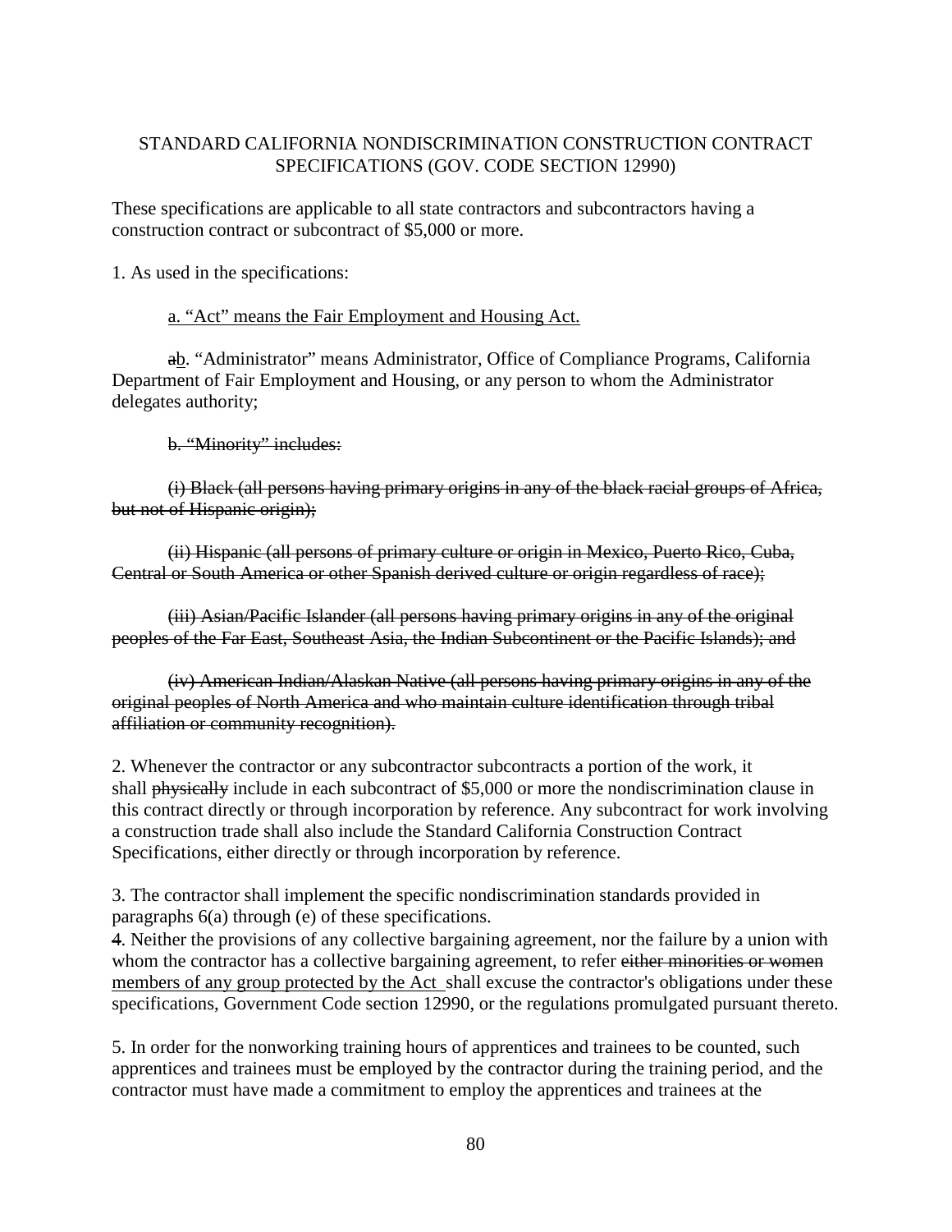STANDARD CALIFORNIA NONDISCRIMINATION CONSTRUCTION CONTRACT SPECIFICATIONS (GOV. CODE SECTION 12990)

These specifications are applicable to all state contractors and subcontractors having a construction contract or subcontract of $5,000 or more.

1. As used in the specifications:

<u>a. "Act" means the Fair Employment and Housing Act.</u>

~~a~~<u>b</u>. "Administrator" means Administrator, Office of Compliance Programs, California Department of Fair Employment and Housing, or any person to whom the Administrator delegates authority;

~~b. "Minority" includes:~~

~~(i) Black (all persons having primary origins in any of the black racial groups of Africa, but not of Hispanic origin);~~

~~(ii) Hispanic (all persons of primary culture or origin in Mexico, Puerto Rico, Cuba, Central or South America or other Spanish derived culture or origin regardless of race);~~

~~(iii) Asian/Pacific Islander (all persons having primary origins in any of the original peoples of the Far East, Southeast Asia, the Indian Subcontinent or the Pacific Islands); and~~

~~(iv) American Indian/Alaskan Native (all persons having primary origins in any of the original peoples of North America and who maintain culture identification through tribal affiliation or community recognition).~~

2. Whenever the contractor or any subcontractor subcontracts a portion of the work, it shall ~~physically~~ include in each subcontract of $5,000 or more the nondiscrimination clause in this contract directly or through incorporation by reference. Any subcontract for work involving a construction trade shall also include the Standard California Construction Contract Specifications, either directly or through incorporation by reference.

3. The contractor shall implement the specific nondiscrimination standards provided in paragraphs 6(a) through (e) of these specifications.

4. Neither the provisions of any collective bargaining agreement, nor the failure by a union with whom the contractor has a collective bargaining agreement, to refer ~~either minorities or women~~ <u>members of any group protected by the Act</u> shall excuse the contractor's obligations under these specifications, Government Code section 12990, or the regulations promulgated pursuant thereto.

5. In order for the nonworking training hours of apprentices and trainees to be counted, such apprentices and trainees must be employed by the contractor during the training period, and the contractor must have made a commitment to employ the apprentices and trainees at the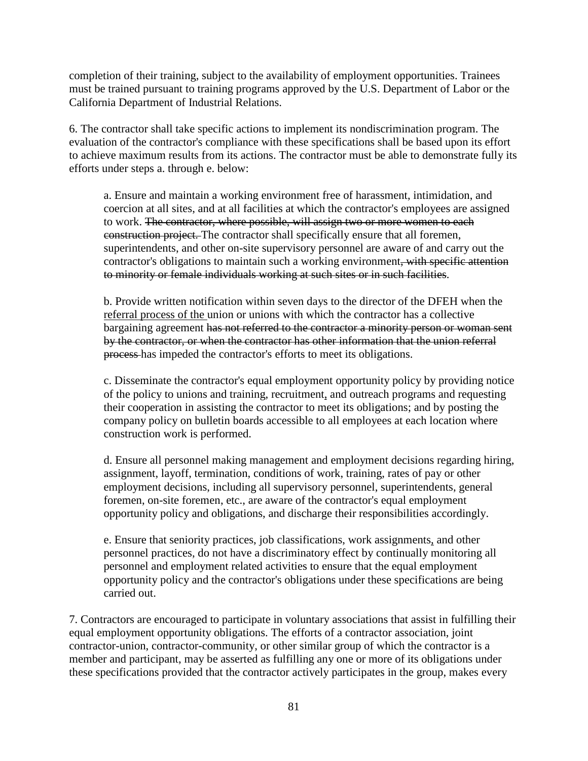completion of their training, subject to the availability of employment opportunities. Trainees must be trained pursuant to training programs approved by the U.S. Department of Labor or the California Department of Industrial Relations.

6. The contractor shall take specific actions to implement its nondiscrimination program. The evaluation of the contractor's compliance with these specifications shall be based upon its effort to achieve maximum results from its actions. The contractor must be able to demonstrate fully its efforts under steps a. through e. below:

a. Ensure and maintain a working environment free of harassment, intimidation, and coercion at all sites, and at all facilities at which the contractor's employees are assigned to work. ~~The contractor, where possible, will assign two or more women to each construction project.~~ The contractor shall specifically ensure that all foremen, superintendents, and other on-site supervisory personnel are aware of and carry out the contractor's obligations to maintain such a working environment~~, with specific attention to minority or female individuals working at such sites or in such facilities~~.

b. Provide written notification within seven days to the director of the DFEH when the referral process of the union or unions with which the contractor has a collective bargaining agreement ~~has not referred to the contractor a minority person or woman sent by the contractor, or when the contractor has other information that the union referral process~~ has impeded the contractor's efforts to meet its obligations.

c. Disseminate the contractor's equal employment opportunity policy by providing notice of the policy to unions and training, recruitment, and outreach programs and requesting their cooperation in assisting the contractor to meet its obligations; and by posting the company policy on bulletin boards accessible to all employees at each location where construction work is performed.

d. Ensure all personnel making management and employment decisions regarding hiring, assignment, layoff, termination, conditions of work, training, rates of pay or other employment decisions, including all supervisory personnel, superintendents, general foremen, on-site foremen, etc., are aware of the contractor's equal employment opportunity policy and obligations, and discharge their responsibilities accordingly.

e. Ensure that seniority practices, job classifications, work assignments, and other personnel practices, do not have a discriminatory effect by continually monitoring all personnel and employment related activities to ensure that the equal employment opportunity policy and the contractor's obligations under these specifications are being carried out.

7. Contractors are encouraged to participate in voluntary associations that assist in fulfilling their equal employment opportunity obligations. The efforts of a contractor association, joint contractor-union, contractor-community, or other similar group of which the contractor is a member and participant, may be asserted as fulfilling any one or more of its obligations under these specifications provided that the contractor actively participates in the group, makes every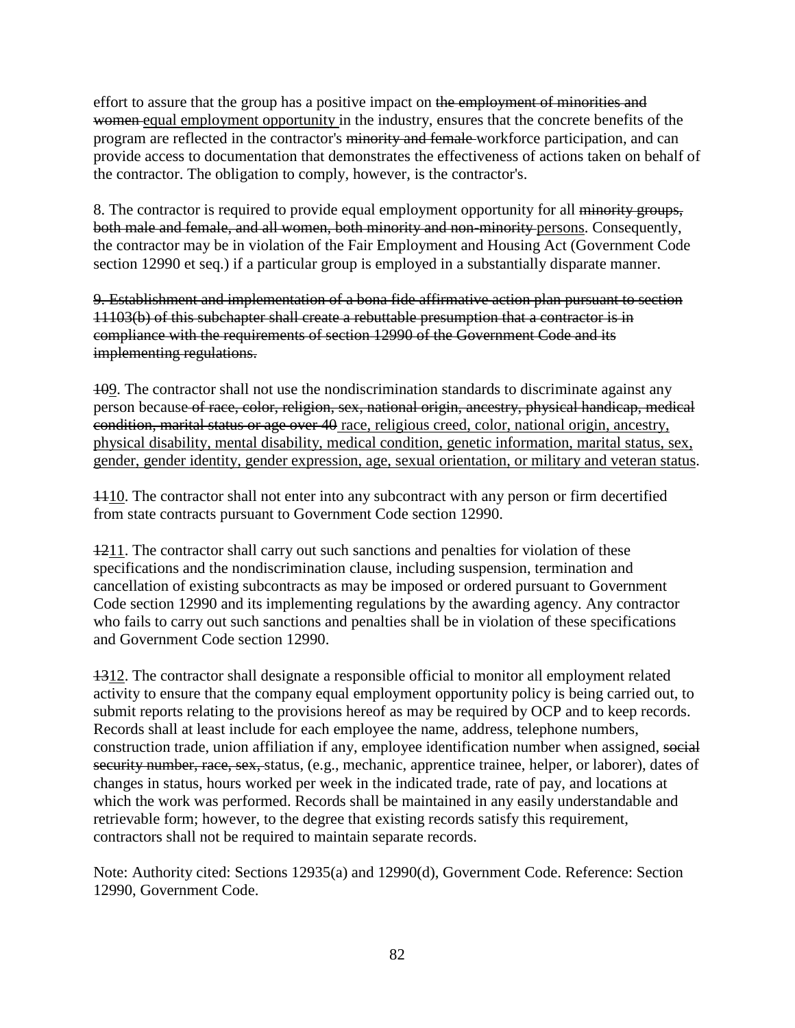effort to assure that the group has a positive impact on ~~the employment of minorities and women~~ <u>equal employment opportunity</u> in the industry, ensures that the concrete benefits of the program are reflected in the contractor's ~~minority and female~~ workforce participation, and can provide access to documentation that demonstrates the effectiveness of actions taken on behalf of the contractor. The obligation to comply, however, is the contractor's.

8. The contractor is required to provide equal employment opportunity for all ~~minority groups, both male and female, and all women, both minority and non-minority~~ <u>persons</u>. Consequently, the contractor may be in violation of the Fair Employment and Housing Act (Government Code section 12990 et seq.) if a particular group is employed in a substantially disparate manner.

~~9. Establishment and implementation of a bona fide affirmative action plan pursuant to section 11103(b) of this subchapter shall create a rebuttable presumption that a contractor is in compliance with the requirements of section 12990 of the Government Code and its implementing regulations.~~

~~10~~<u>9</u>. The contractor shall not use the nondiscrimination standards to discriminate against any person because ~~of race, color, religion, sex, national origin, ancestry, physical handicap, medical condition, marital status or age over 40~~ <u>race, religious creed, color, national origin, ancestry, physical disability, mental disability, medical condition, genetic information, marital status, sex, gender, gender identity, gender expression, age, sexual orientation, or military and veteran status</u>.

~~11~~<u>10</u>. The contractor shall not enter into any subcontract with any person or firm decertified from state contracts pursuant to Government Code section 12990.

~~12~~<u>11</u>. The contractor shall carry out such sanctions and penalties for violation of these specifications and the nondiscrimination clause, including suspension, termination and cancellation of existing subcontracts as may be imposed or ordered pursuant to Government Code section 12990 and its implementing regulations by the awarding agency. Any contractor who fails to carry out such sanctions and penalties shall be in violation of these specifications and Government Code section 12990.

~~13~~<u>12</u>. The contractor shall designate a responsible official to monitor all employment related activity to ensure that the company equal employment opportunity policy is being carried out, to submit reports relating to the provisions hereof as may be required by OCP and to keep records. Records shall at least include for each employee the name, address, telephone numbers, construction trade, union affiliation if any, employee identification number when assigned, ~~social security number, race, sex,~~ status, (e.g., mechanic, apprentice trainee, helper, or laborer), dates of changes in status, hours worked per week in the indicated trade, rate of pay, and locations at which the work was performed. Records shall be maintained in any easily understandable and retrievable form; however, to the degree that existing records satisfy this requirement, contractors shall not be required to maintain separate records.

Note: Authority cited: Sections 12935(a) and 12990(d), Government Code. Reference: Section 12990, Government Code.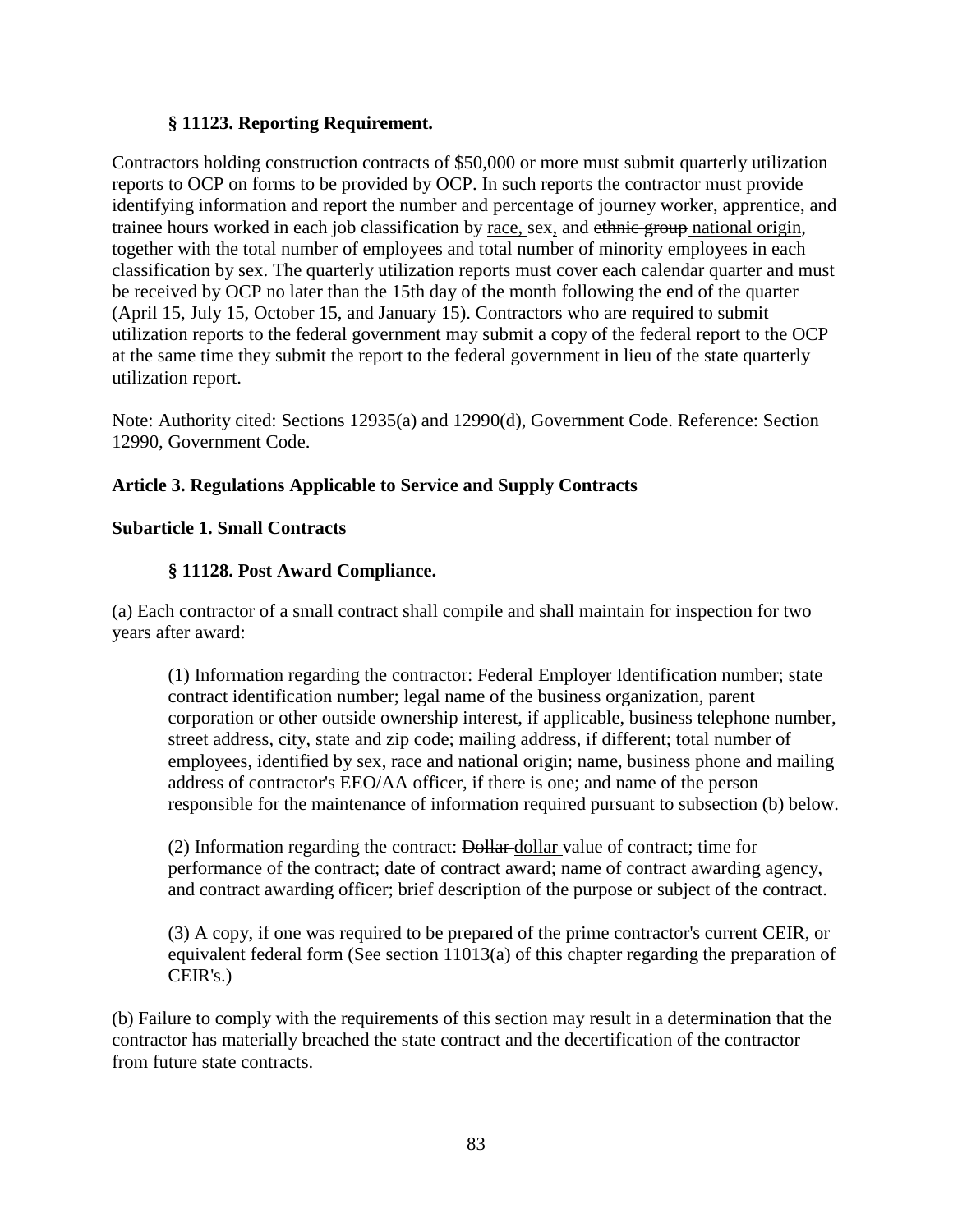### § 11123. Reporting Requirement.

Contractors holding construction contracts of $50,000 or more must submit quarterly utilization reports to OCP on forms to be provided by OCP. In such reports the contractor must provide identifying information and report the number and percentage of journey worker, apprentice, and trainee hours worked in each job classification by <u>race,</u> sex<u>,</u> and ~~ethnic group~~ <u>national origin</u>, together with the total number of employees and total number of minority employees in each classification by sex. The quarterly utilization reports must cover each calendar quarter and must be received by OCP no later than the 15th day of the month following the end of the quarter (April 15, July 15, October 15, and January 15). Contractors who are required to submit utilization reports to the federal government may submit a copy of the federal report to the OCP at the same time they submit the report to the federal government in lieu of the state quarterly utilization report.

Note: Authority cited: Sections 12935(a) and 12990(d), Government Code. Reference: Section 12990, Government Code.

## Article 3. Regulations Applicable to Service and Supply Contracts

### Subarticle 1. Small Contracts

### § 11128. Post Award Compliance.

(a) Each contractor of a small contract shall compile and shall maintain for inspection for two years after award:

(1) Information regarding the contractor: Federal Employer Identification number; state contract identification number; legal name of the business organization, parent corporation or other outside ownership interest, if applicable, business telephone number, street address, city, state and zip code; mailing address, if different; total number of employees, identified by sex, race and national origin; name, business phone and mailing address of contractor's EEO/AA officer, if there is one; and name of the person responsible for the maintenance of information required pursuant to subsection (b) below.

(2) Information regarding the contract: ~~Dollar~~ <u>dollar</u> value of contract; time for performance of the contract; date of contract award; name of contract awarding agency, and contract awarding officer; brief description of the purpose or subject of the contract.

(3) A copy, if one was required to be prepared of the prime contractor's current CEIR, or equivalent federal form (See section 11013(a) of this chapter regarding the preparation of CEIR's.)

(b) Failure to comply with the requirements of this section may result in a determination that the contractor has materially breached the state contract and the decertification of the contractor from future state contracts.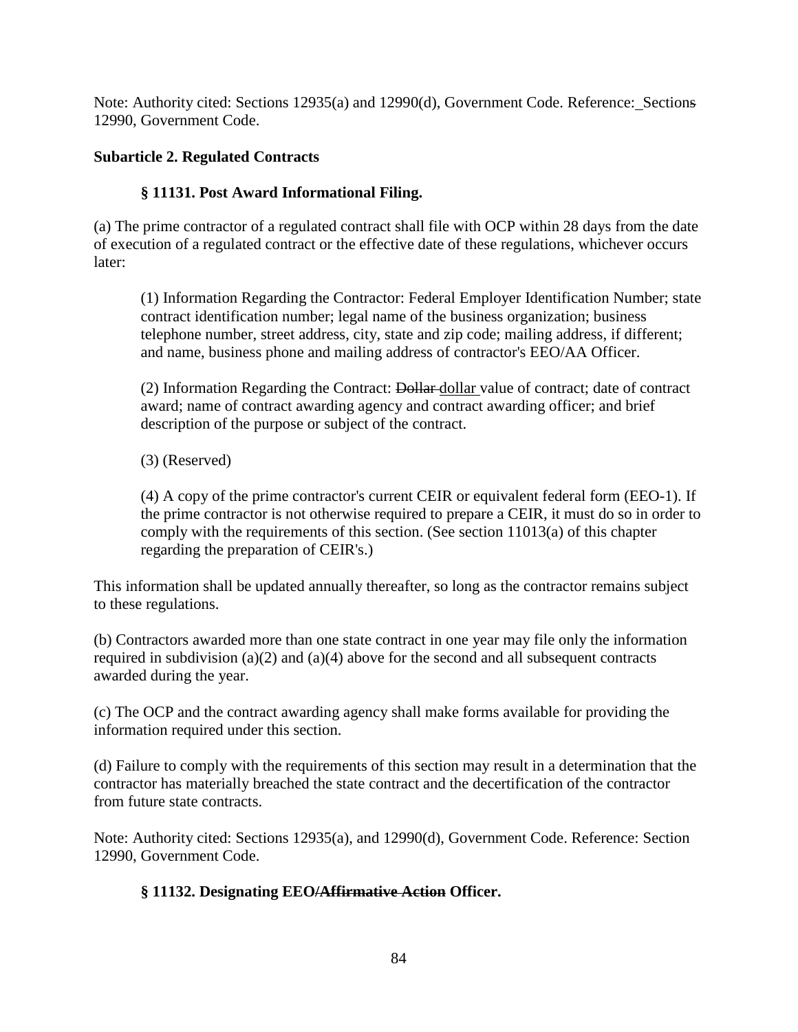Note: Authority cited: Sections 12935(a) and 12990(d), Government Code. Reference: Sections 12990, Government Code.

**Subarticle 2. Regulated Contracts**

**§ 11131. Post Award Informational Filing.**

(a) The prime contractor of a regulated contract shall file with OCP within 28 days from the date of execution of a regulated contract or the effective date of these regulations, whichever occurs later:

(1) Information Regarding the Contractor: Federal Employer Identification Number; state contract identification number; legal name of the business organization; business telephone number, street address, city, state and zip code; mailing address, if different; and name, business phone and mailing address of contractor's EEO/AA Officer.

(2) Information Regarding the Contract: ~~Dollar~~ dollar value of contract; date of contract award; name of contract awarding agency and contract awarding officer; and brief description of the purpose or subject of the contract.

(3) (Reserved)

(4) A copy of the prime contractor's current CEIR or equivalent federal form (EEO-1). If the prime contractor is not otherwise required to prepare a CEIR, it must do so in order to comply with the requirements of this section. (See section 11013(a) of this chapter regarding the preparation of CEIR's.)

This information shall be updated annually thereafter, so long as the contractor remains subject to these regulations.

(b) Contractors awarded more than one state contract in one year may file only the information required in subdivision (a)(2) and (a)(4) above for the second and all subsequent contracts awarded during the year.

(c) The OCP and the contract awarding agency shall make forms available for providing the information required under this section.

(d) Failure to comply with the requirements of this section may result in a determination that the contractor has materially breached the state contract and the decertification of the contractor from future state contracts.

Note: Authority cited: Sections 12935(a), and 12990(d), Government Code. Reference: Section 12990, Government Code.

**§ 11132. Designating EEO~~/Affirmative Action~~ Officer.**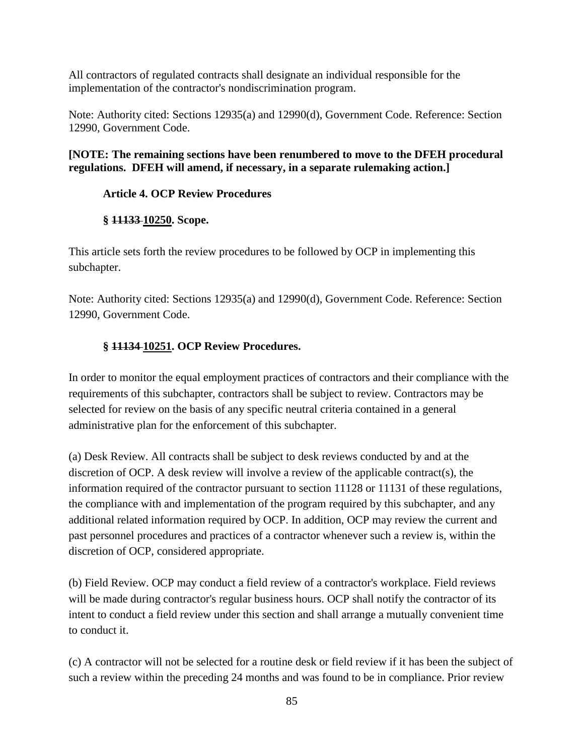All contractors of regulated contracts shall designate an individual responsible for the implementation of the contractor's nondiscrimination program.

Note: Authority cited: Sections 12935(a) and 12990(d), Government Code. Reference: Section 12990, Government Code.

**[NOTE: The remaining sections have been renumbered to move to the DFEH procedural regulations. DFEH will amend, if necessary, in a separate rulemaking action.]**

**Article 4. OCP Review Procedures**

**§ ~~11133~~ <u>10250</u>. Scope.**

This article sets forth the review procedures to be followed by OCP in implementing this subchapter.

Note: Authority cited: Sections 12935(a) and 12990(d), Government Code. Reference: Section 12990, Government Code.

**§ ~~11134~~ <u>10251</u>. OCP Review Procedures.**

In order to monitor the equal employment practices of contractors and their compliance with the requirements of this subchapter, contractors shall be subject to review. Contractors may be selected for review on the basis of any specific neutral criteria contained in a general administrative plan for the enforcement of this subchapter.

(a) Desk Review. All contracts shall be subject to desk reviews conducted by and at the discretion of OCP. A desk review will involve a review of the applicable contract(s), the information required of the contractor pursuant to section 11128 or 11131 of these regulations, the compliance with and implementation of the program required by this subchapter, and any additional related information required by OCP. In addition, OCP may review the current and past personnel procedures and practices of a contractor whenever such a review is, within the discretion of OCP, considered appropriate.

(b) Field Review. OCP may conduct a field review of a contractor's workplace. Field reviews will be made during contractor's regular business hours. OCP shall notify the contractor of its intent to conduct a field review under this section and shall arrange a mutually convenient time to conduct it.

(c) A contractor will not be selected for a routine desk or field review if it has been the subject of such a review within the preceding 24 months and was found to be in compliance. Prior review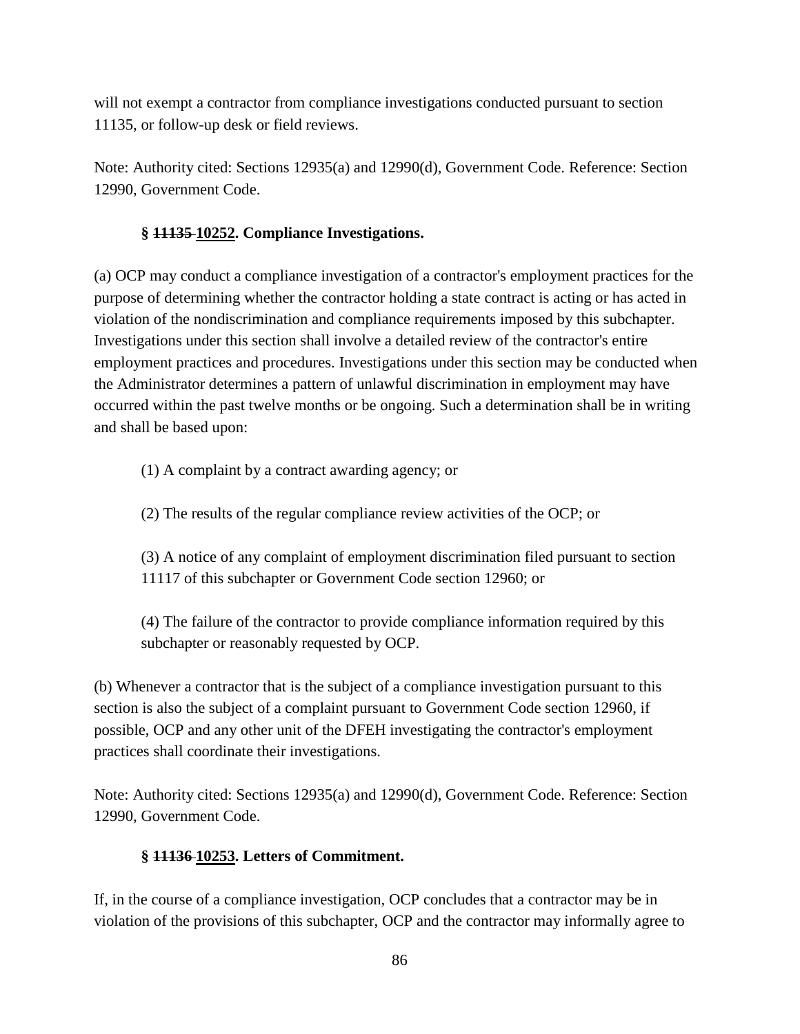will not exempt a contractor from compliance investigations conducted pursuant to section 11135, or follow-up desk or field reviews.

Note: Authority cited: Sections 12935(a) and 12990(d), Government Code. Reference: Section 12990, Government Code.

**§ ~~11135~~ <u>10252</u>. Compliance Investigations.**

(a) OCP may conduct a compliance investigation of a contractor's employment practices for the purpose of determining whether the contractor holding a state contract is acting or has acted in violation of the nondiscrimination and compliance requirements imposed by this subchapter. Investigations under this section shall involve a detailed review of the contractor's entire employment practices and procedures. Investigations under this section may be conducted when the Administrator determines a pattern of unlawful discrimination in employment may have occurred within the past twelve months or be ongoing. Such a determination shall be in writing and shall be based upon:

(1) A complaint by a contract awarding agency; or

(2) The results of the regular compliance review activities of the OCP; or

(3) A notice of any complaint of employment discrimination filed pursuant to section 11117 of this subchapter or Government Code section 12960; or

(4) The failure of the contractor to provide compliance information required by this subchapter or reasonably requested by OCP.

(b) Whenever a contractor that is the subject of a compliance investigation pursuant to this section is also the subject of a complaint pursuant to Government Code section 12960, if possible, OCP and any other unit of the DFEH investigating the contractor's employment practices shall coordinate their investigations.

Note: Authority cited: Sections 12935(a) and 12990(d), Government Code. Reference: Section 12990, Government Code.

**§ ~~11136~~ <u>10253</u>. Letters of Commitment.**

If, in the course of a compliance investigation, OCP concludes that a contractor may be in violation of the provisions of this subchapter, OCP and the contractor may informally agree to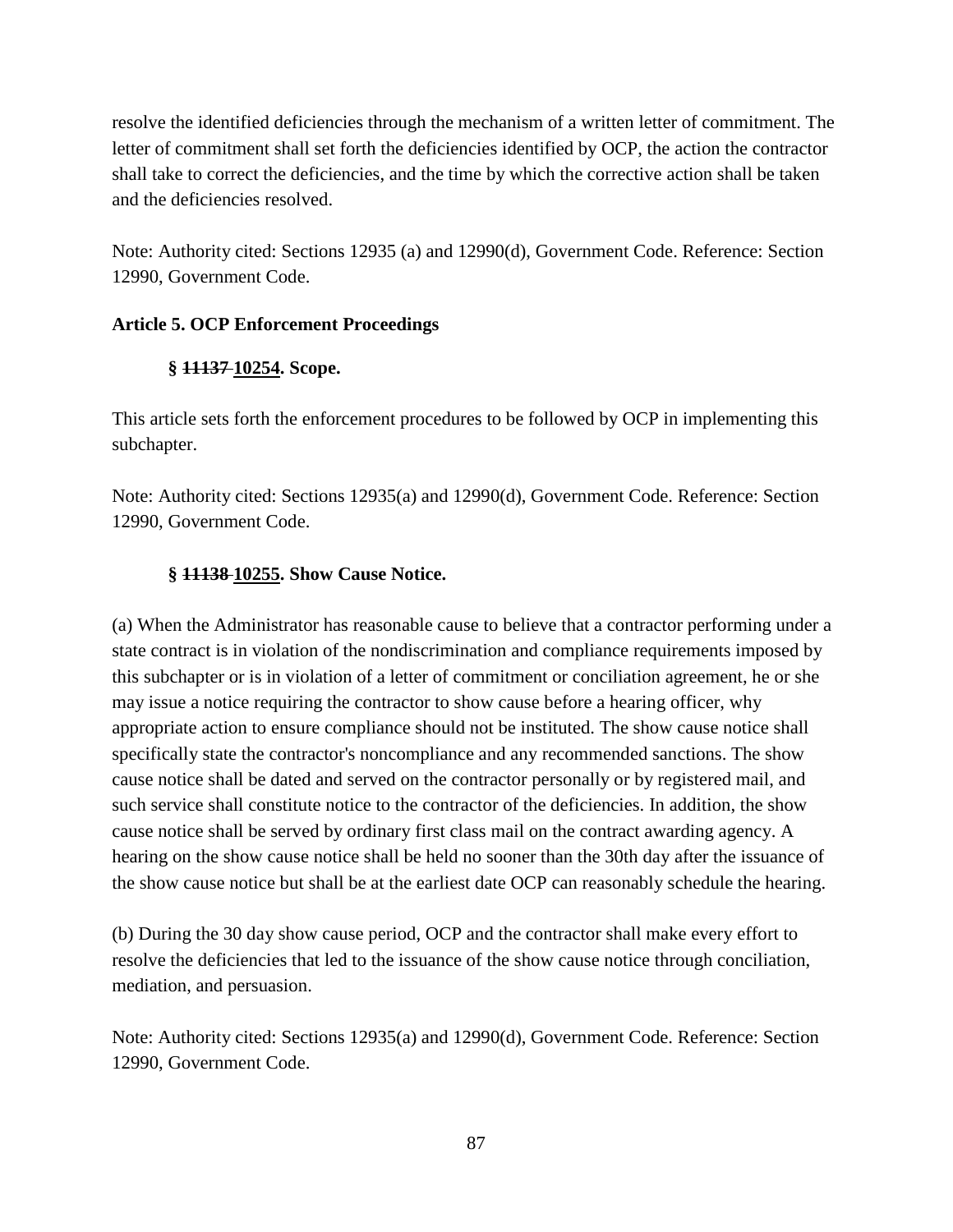resolve the identified deficiencies through the mechanism of a written letter of commitment. The letter of commitment shall set forth the deficiencies identified by OCP, the action the contractor shall take to correct the deficiencies, and the time by which the corrective action shall be taken and the deficiencies resolved.

Note: Authority cited: Sections 12935 (a) and 12990(d), Government Code. Reference: Section 12990, Government Code.

### Article 5. OCP Enforcement Proceedings

#### § ~~11137~~ <u>10254</u>. Scope.

This article sets forth the enforcement procedures to be followed by OCP in implementing this subchapter.

Note: Authority cited: Sections 12935(a) and 12990(d), Government Code. Reference: Section 12990, Government Code.

#### § ~~11138~~ <u>10255</u>. Show Cause Notice.

(a) When the Administrator has reasonable cause to believe that a contractor performing under a state contract is in violation of the nondiscrimination and compliance requirements imposed by this subchapter or is in violation of a letter of commitment or conciliation agreement, he or she may issue a notice requiring the contractor to show cause before a hearing officer, why appropriate action to ensure compliance should not be instituted. The show cause notice shall specifically state the contractor's noncompliance and any recommended sanctions. The show cause notice shall be dated and served on the contractor personally or by registered mail, and such service shall constitute notice to the contractor of the deficiencies. In addition, the show cause notice shall be served by ordinary first class mail on the contract awarding agency. A hearing on the show cause notice shall be held no sooner than the 30th day after the issuance of the show cause notice but shall be at the earliest date OCP can reasonably schedule the hearing.

(b) During the 30 day show cause period, OCP and the contractor shall make every effort to resolve the deficiencies that led to the issuance of the show cause notice through conciliation, mediation, and persuasion.

Note: Authority cited: Sections 12935(a) and 12990(d), Government Code. Reference: Section 12990, Government Code.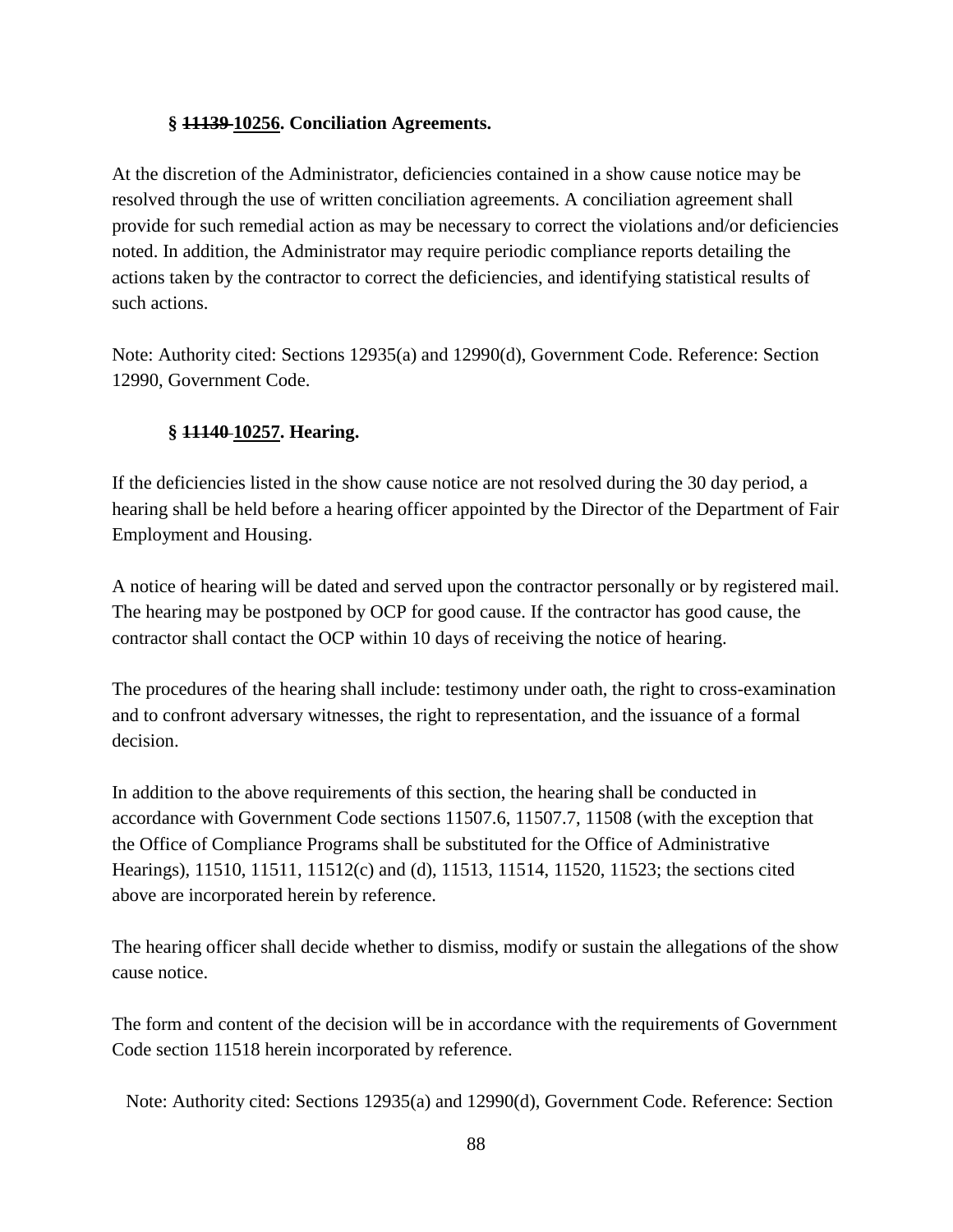### § ~~11139~~ 10256. Conciliation Agreements.

At the discretion of the Administrator, deficiencies contained in a show cause notice may be resolved through the use of written conciliation agreements. A conciliation agreement shall provide for such remedial action as may be necessary to correct the violations and/or deficiencies noted. In addition, the Administrator may require periodic compliance reports detailing the actions taken by the contractor to correct the deficiencies, and identifying statistical results of such actions.

Note: Authority cited: Sections 12935(a) and 12990(d), Government Code. Reference: Section 12990, Government Code.

### § ~~11140~~ 10257. Hearing.

If the deficiencies listed in the show cause notice are not resolved during the 30 day period, a hearing shall be held before a hearing officer appointed by the Director of the Department of Fair Employment and Housing.

A notice of hearing will be dated and served upon the contractor personally or by registered mail. The hearing may be postponed by OCP for good cause. If the contractor has good cause, the contractor shall contact the OCP within 10 days of receiving the notice of hearing.

The procedures of the hearing shall include: testimony under oath, the right to cross-examination and to confront adversary witnesses, the right to representation, and the issuance of a formal decision.

In addition to the above requirements of this section, the hearing shall be conducted in accordance with Government Code sections 11507.6, 11507.7, 11508 (with the exception that the Office of Compliance Programs shall be substituted for the Office of Administrative Hearings), 11510, 11511, 11512(c) and (d), 11513, 11514, 11520, 11523; the sections cited above are incorporated herein by reference.

The hearing officer shall decide whether to dismiss, modify or sustain the allegations of the show cause notice.

The form and content of the decision will be in accordance with the requirements of Government Code section 11518 herein incorporated by reference.

Note: Authority cited: Sections 12935(a) and 12990(d), Government Code. Reference: Section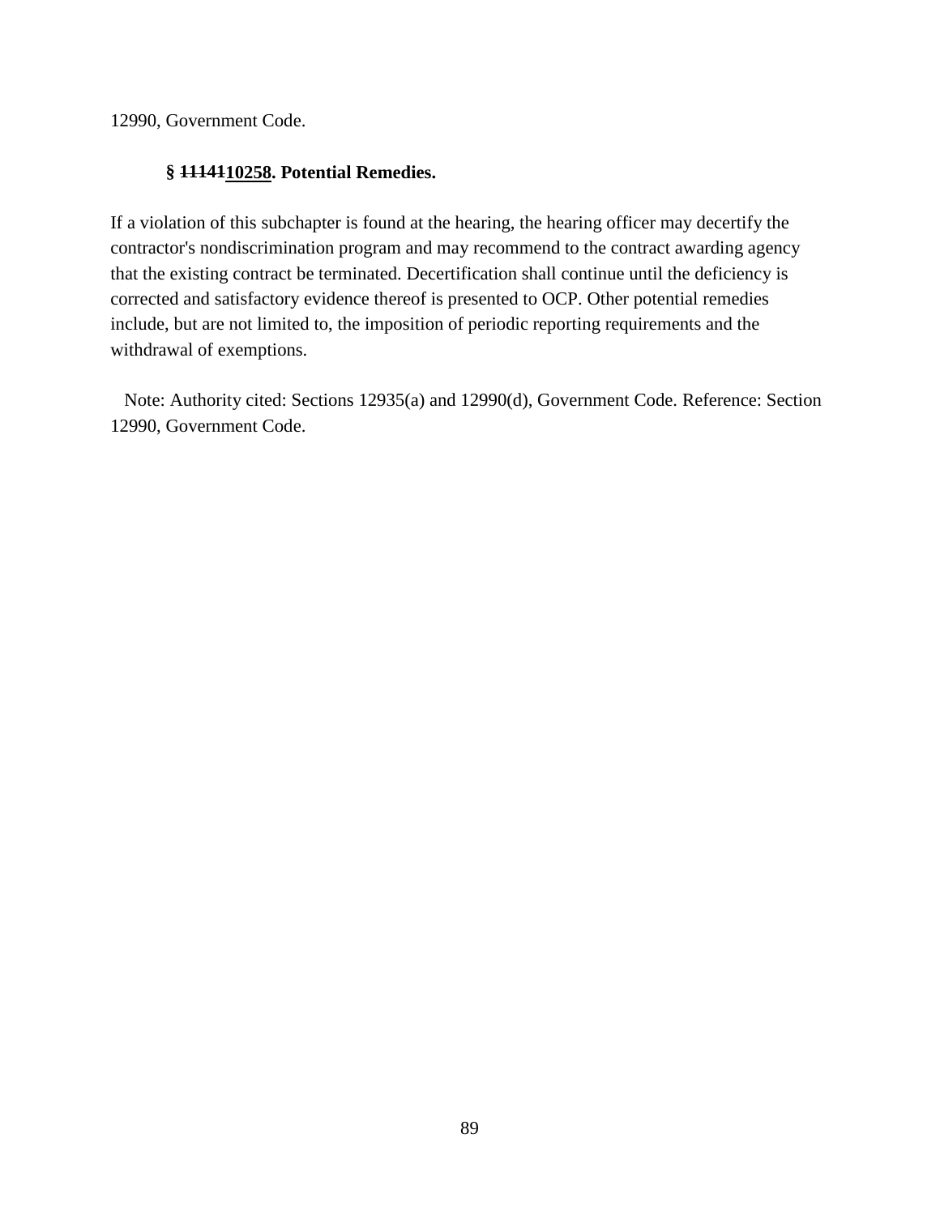12990, Government Code.

**§ ~~11141~~<u>10258</u>. Potential Remedies.**

If a violation of this subchapter is found at the hearing, the hearing officer may decertify the contractor's nondiscrimination program and may recommend to the contract awarding agency that the existing contract be terminated. Decertification shall continue until the deficiency is corrected and satisfactory evidence thereof is presented to OCP. Other potential remedies include, but are not limited to, the imposition of periodic reporting requirements and the withdrawal of exemptions.

Note: Authority cited: Sections 12935(a) and 12990(d), Government Code. Reference: Section 12990, Government Code.